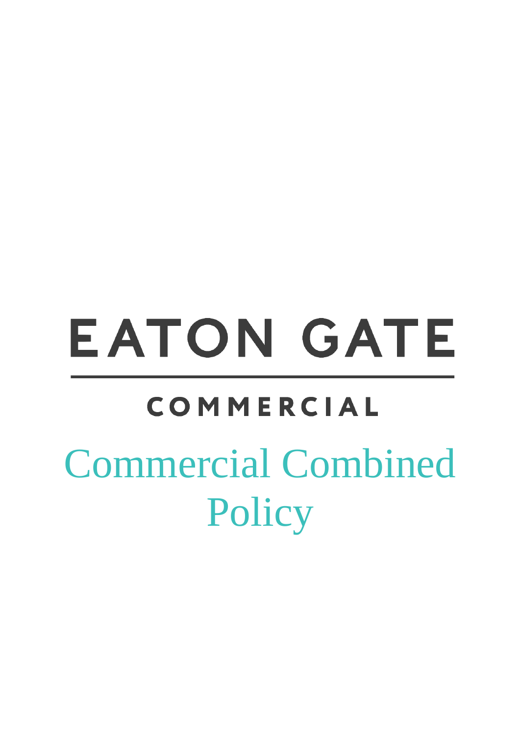# EATON GATE

## COMMERCIAL

# Commercial Combined Policy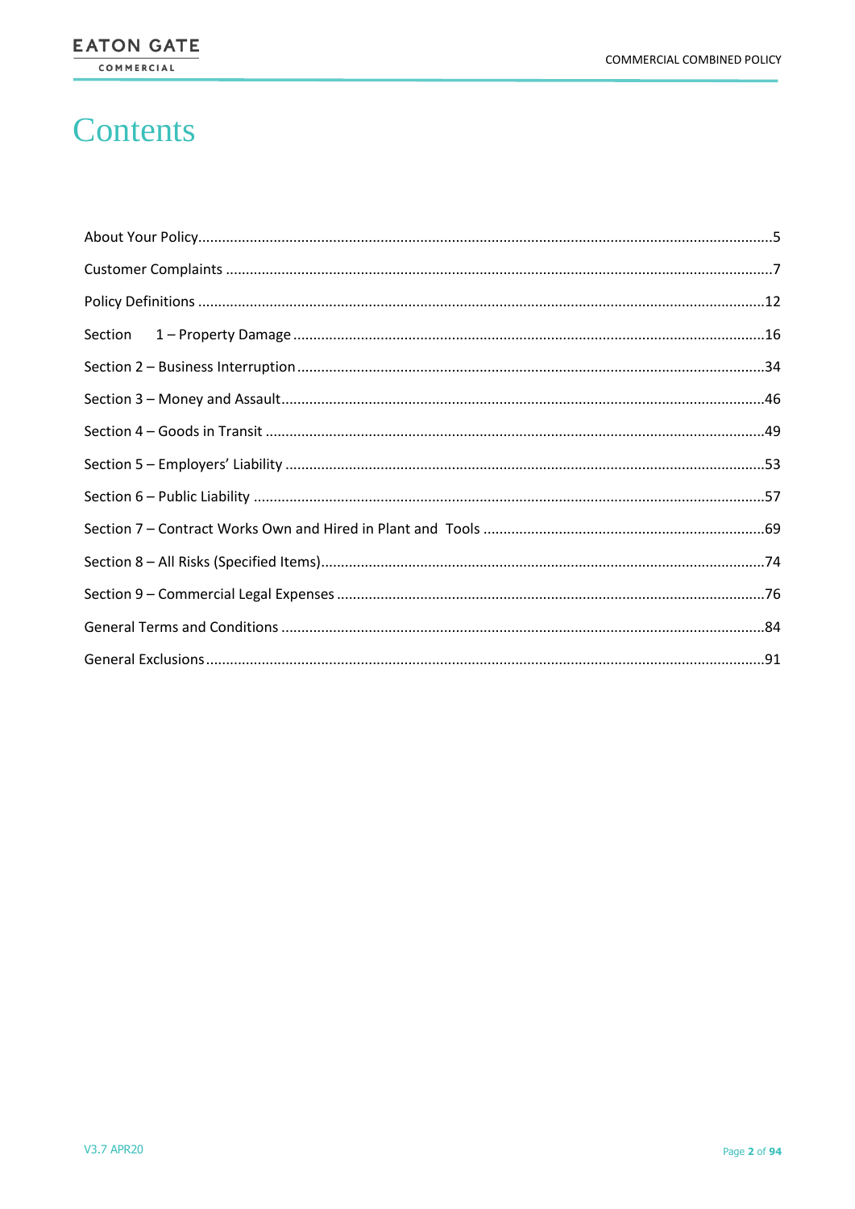# Contents

| | |
|---|---|
| About Your Policy | 5 |
| Customer Complaints | 7 |
| Policy Definitions | 12 |
| Section 1 – Property Damage | 16 |
| Section 2 – Business Interruption | 34 |
| Section 3 – Money and Assault | 46 |
| Section 4 – Goods in Transit | 49 |
| Section 5 – Employers' Liability | 53 |
| Section 6 – Public Liability | 57 |
| Section 7 – Contract Works Own and Hired in Plant and Tools | 69 |
| Section 8 – All Risks (Specified Items) | 74 |
| Section 9 – Commercial Legal Expenses | 76 |
| General Terms and Conditions | 84 |
| General Exclusions | 91 |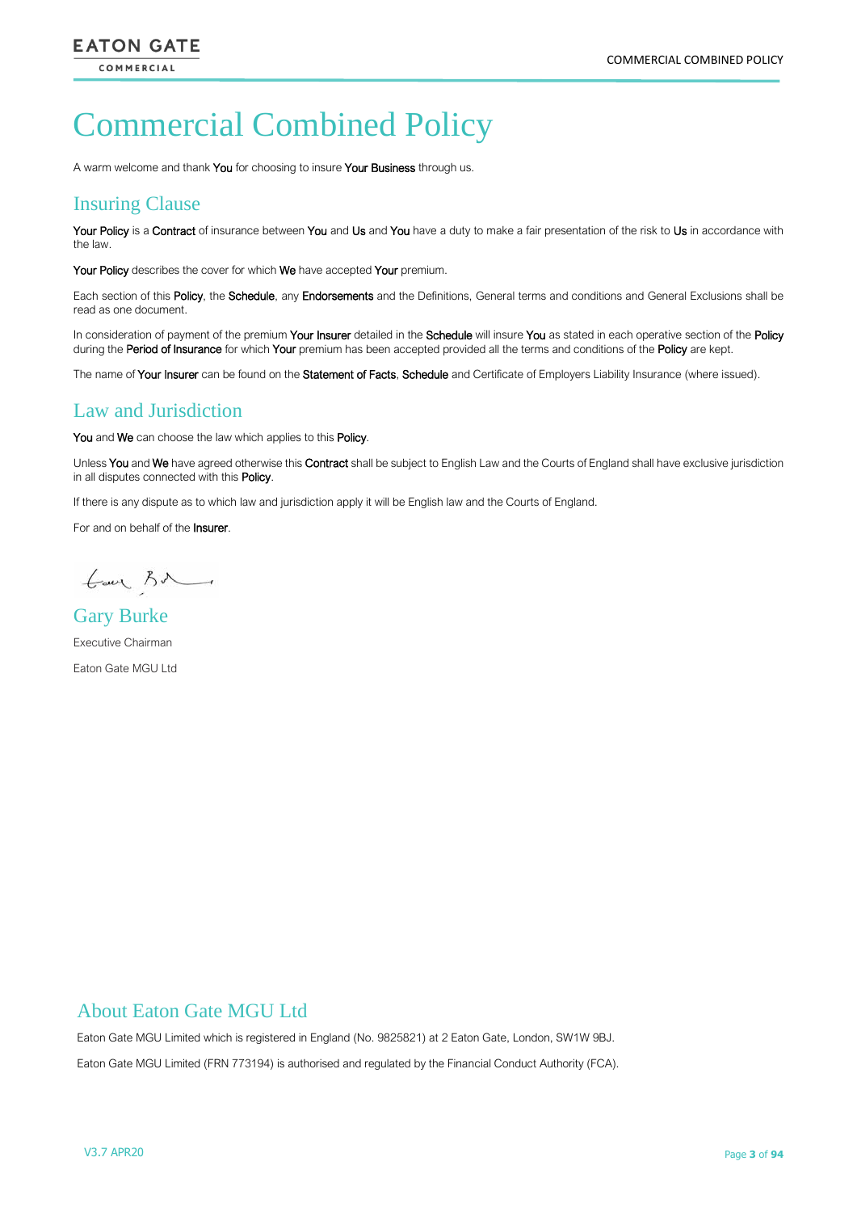# Commercial Combined Policy

A warm welcome and thank You for choosing to insure Your Business through us.

## Insuring Clause

Your Policy is a Contract of insurance between You and Us and You have a duty to make a fair presentation of the risk to Us in accordance with the law.

Your Policy describes the cover for which We have accepted Your premium.

Each section of this Policy, the Schedule, any Endorsements and the Definitions, General terms and conditions and General Exclusions shall be read as one document.

In consideration of payment of the premium Your Insurer detailed in the Schedule will insure You as stated in each operative section of the Policy during the Period of Insurance for which Your premium has been accepted provided all the terms and conditions of the Policy are kept.

The name of Your Insurer can be found on the Statement of Facts, Schedule and Certificate of Employers Liability Insurance (where issued).

## Law and Jurisdiction

You and We can choose the law which applies to this Policy.

Unless You and We have agreed otherwise this Contract shall be subject to English Law and the Courts of England shall have exclusive jurisdiction in all disputes connected with this Policy.

If there is any dispute as to which law and jurisdiction apply it will be English law and the Courts of England.

For and on behalf of the Insurer.

## Gary Burke

Executive Chairman

Eaton Gate MGU Ltd

## About Eaton Gate MGU Ltd

Eaton Gate MGU Limited which is registered in England (No. 9825821) at 2 Eaton Gate, London, SW1W 9BJ.

Eaton Gate MGU Limited (FRN 773194) is authorised and regulated by the Financial Conduct Authority (FCA).

V3.7 APR20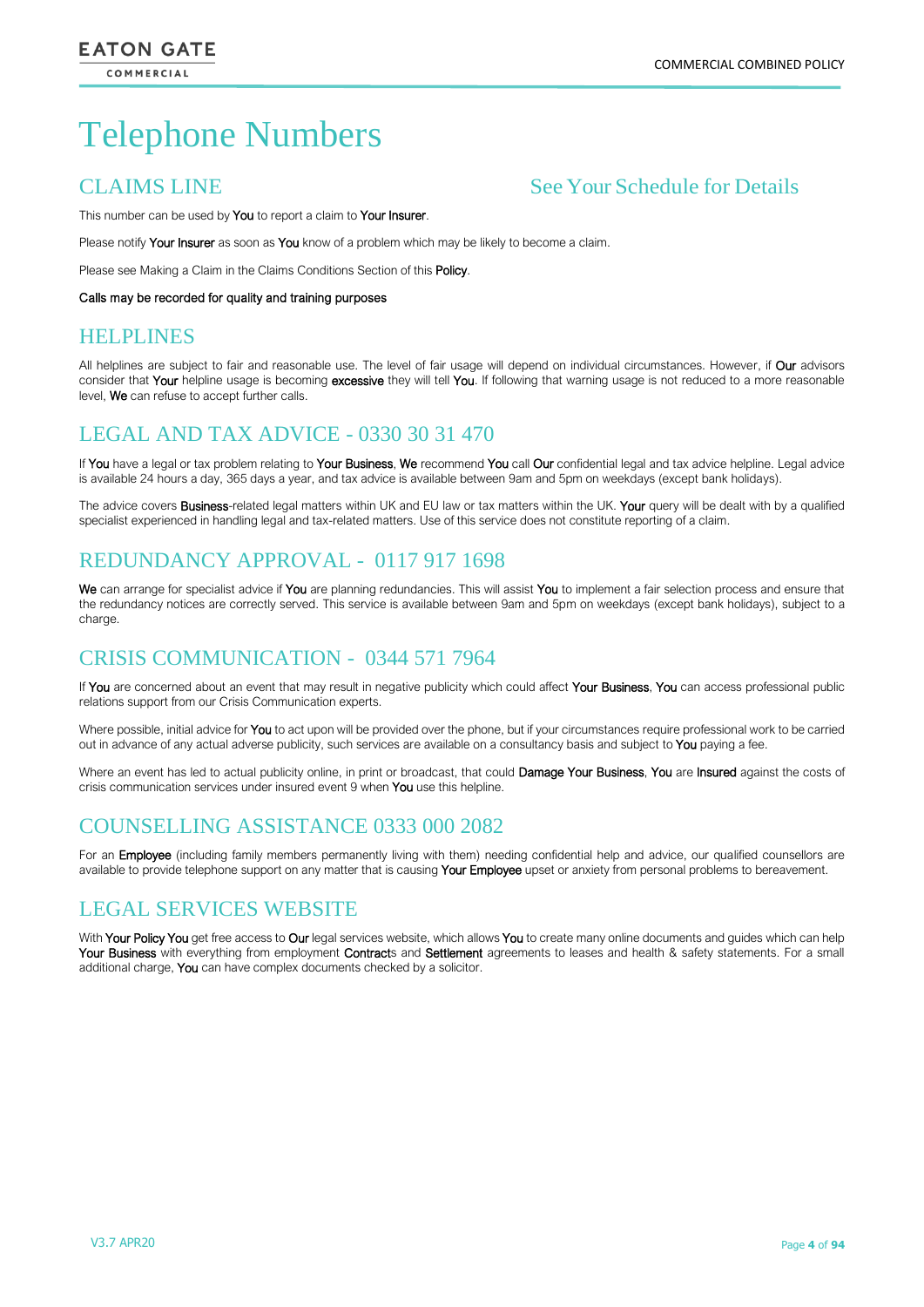# Telephone Numbers

## CLAIMS LINE — See Your Schedule for Details

This number can be used by **You** to report a claim to **Your Insurer**.

Please notify **Your Insurer** as soon as **You** know of a problem which may be likely to become a claim.

Please see Making a Claim in the Claims Conditions Section of this **Policy**.

Calls may be recorded for quality and training purposes

## HELPLINES

All helplines are subject to fair and reasonable use. The level of fair usage will depend on individual circumstances. However, if **Our** advisors consider that **Your** helpline usage is becoming **excessive** they will tell **You**. If following that warning usage is not reduced to a more reasonable level, **We** can refuse to accept further calls.

## LEGAL AND TAX ADVICE - 0330 30 31 470

If **You** have a legal or tax problem relating to **Your Business**, **We** recommend **You** call **Our** confidential legal and tax advice helpline. Legal advice is available 24 hours a day, 365 days a year, and tax advice is available between 9am and 5pm on weekdays (except bank holidays).

The advice covers **Business**-related legal matters within UK and EU law or tax matters within the UK. **Your** query will be dealt with by a qualified specialist experienced in handling legal and tax-related matters. Use of this service does not constitute reporting of a claim.

## REDUNDANCY APPROVAL - 0117 917 1698

**We** can arrange for specialist advice if **You** are planning redundancies. This will assist **You** to implement a fair selection process and ensure that the redundancy notices are correctly served. This service is available between 9am and 5pm on weekdays (except bank holidays), subject to a charge.

## CRISIS COMMUNICATION - 0344 571 7964

If **You** are concerned about an event that may result in negative publicity which could affect **Your Business**, **You** can access professional public relations support from our Crisis Communication experts.

Where possible, initial advice for **You** to act upon will be provided over the phone, but if your circumstances require professional work to be carried out in advance of any actual adverse publicity, such services are available on a consultancy basis and subject to **You** paying a fee.

Where an event has led to actual publicity online, in print or broadcast, that could **Damage Your Business**, **You** are **Insured** against the costs of crisis communication services under insured event 9 when **You** use this helpline.

## COUNSELLING ASSISTANCE 0333 000 2082

For an **Employee** (including family members permanently living with them) needing confidential help and advice, our qualified counsellors are available to provide telephone support on any matter that is causing **Your Employee** upset or anxiety from personal problems to bereavement.

## LEGAL SERVICES WEBSITE

With **Your Policy You** get free access to **Our** legal services website, which allows **You** to create many online documents and guides which can help **Your Business** with everything from employment **Contract**s and **Settlement** agreements to leases and health & safety statements. For a small additional charge, **You** can have complex documents checked by a solicitor.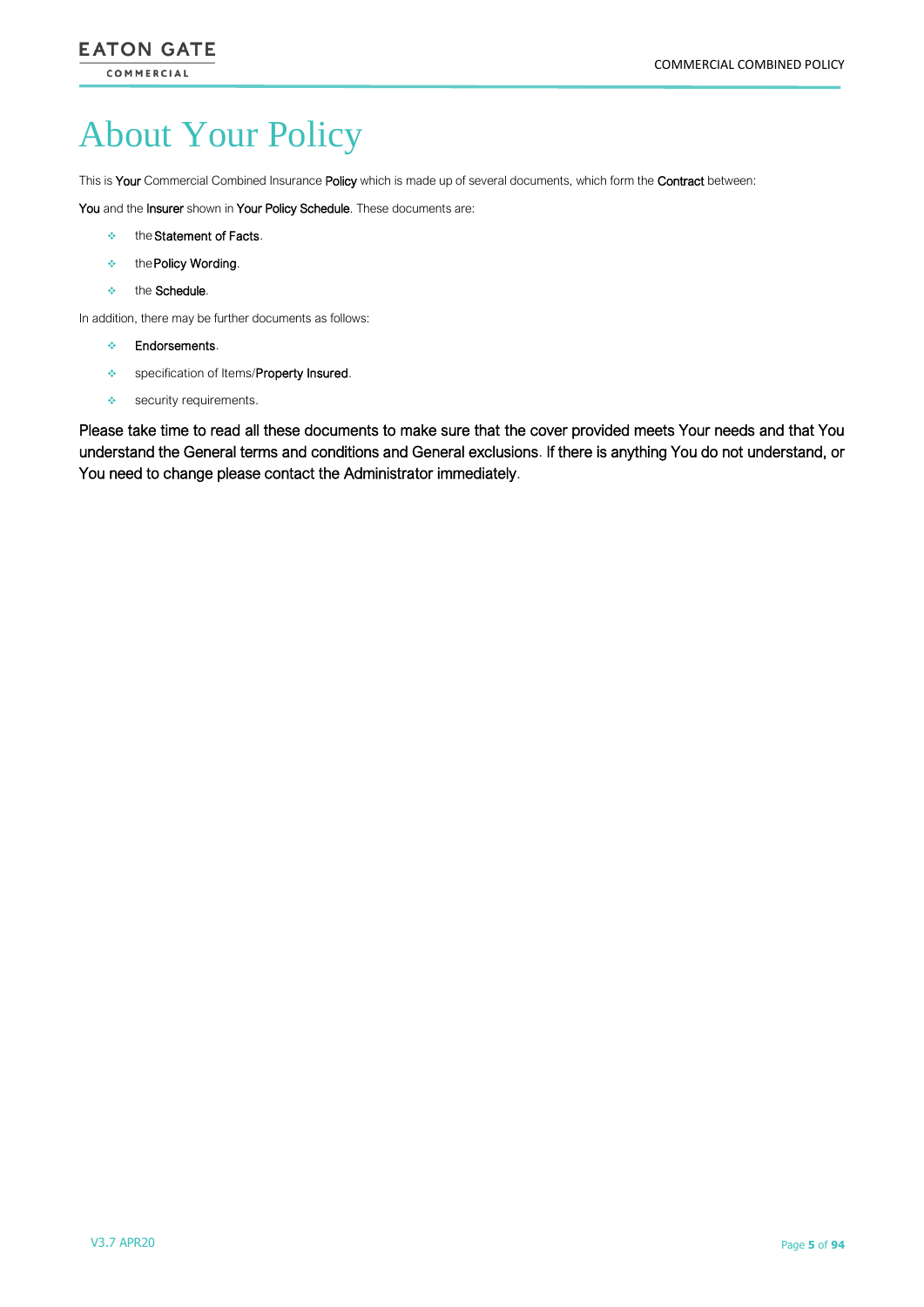# About Your Policy

This is **Your** Commercial Combined Insurance **Policy** which is made up of several documents, which form the **Contract** between:

**You** and the **Insurer** shown in **Your Policy Schedule**. These documents are:

- the **Statement of Facts**.
- the **Policy Wording**.
- the **Schedule**.

In addition, there may be further documents as follows:

- **Endorsements**.
- specification of Items/**Property Insured**.
- security requirements.

Please take time to read all these documents to make sure that the cover provided meets Your needs and that You understand the General terms and conditions and General exclusions. If there is anything You do not understand, or You need to change please contact the Administrator immediately.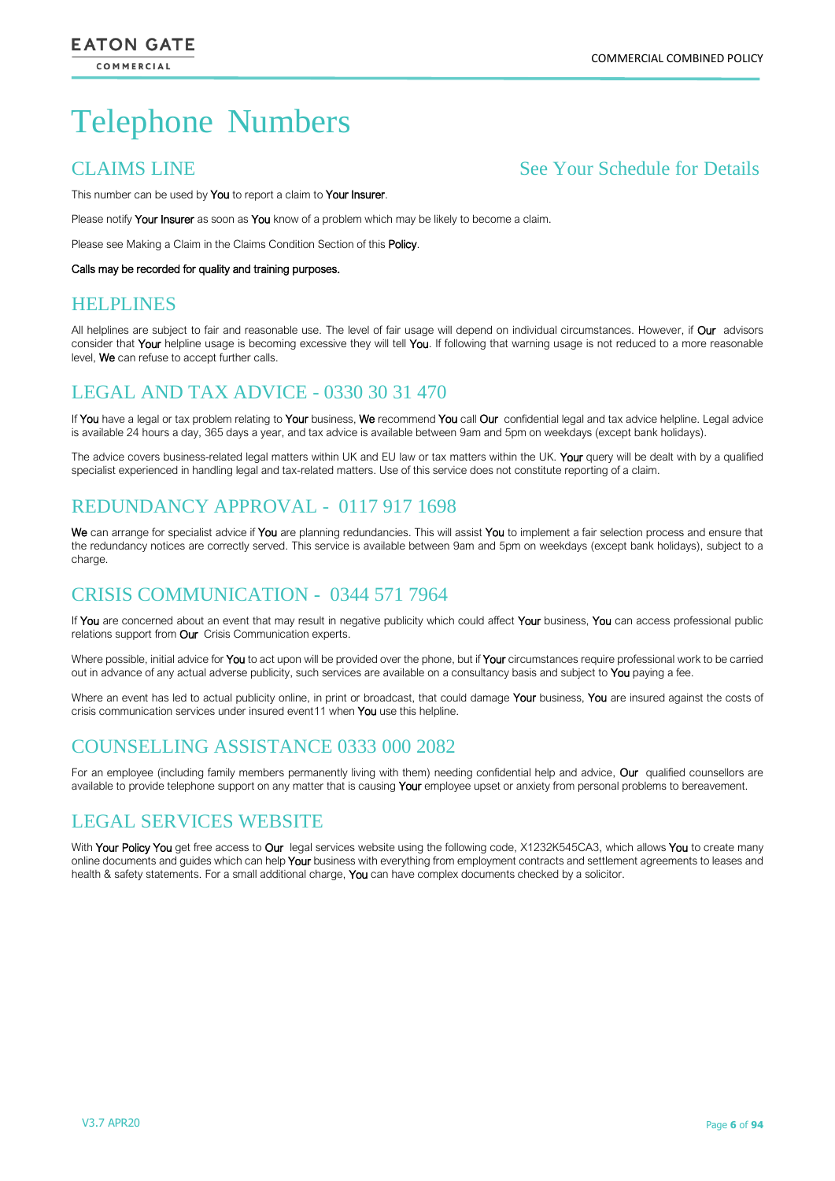# Telephone Numbers

## CLAIMS LINE — See Your Schedule for Details

This number can be used by You to report a claim to Your Insurer.

Please notify Your Insurer as soon as You know of a problem which may be likely to become a claim.

Please see Making a Claim in the Claims Condition Section of this Policy.

Calls may be recorded for quality and training purposes.

## HELPLINES

All helplines are subject to fair and reasonable use. The level of fair usage will depend on individual circumstances. However, if Our advisors consider that Your helpline usage is becoming excessive they will tell You. If following that warning usage is not reduced to a more reasonable level, We can refuse to accept further calls.

## LEGAL AND TAX ADVICE - 0330 30 31 470

If You have a legal or tax problem relating to Your business, We recommend You call Our confidential legal and tax advice helpline. Legal advice is available 24 hours a day, 365 days a year, and tax advice is available between 9am and 5pm on weekdays (except bank holidays).

The advice covers business-related legal matters within UK and EU law or tax matters within the UK. Your query will be dealt with by a qualified specialist experienced in handling legal and tax-related matters. Use of this service does not constitute reporting of a claim.

## REDUNDANCY APPROVAL - 0117 917 1698

We can arrange for specialist advice if You are planning redundancies. This will assist You to implement a fair selection process and ensure that the redundancy notices are correctly served. This service is available between 9am and 5pm on weekdays (except bank holidays), subject to a charge.

## CRISIS COMMUNICATION - 0344 571 7964

If You are concerned about an event that may result in negative publicity which could affect Your business, You can access professional public relations support from Our Crisis Communication experts.

Where possible, initial advice for You to act upon will be provided over the phone, but if Your circumstances require professional work to be carried out in advance of any actual adverse publicity, such services are available on a consultancy basis and subject to You paying a fee.

Where an event has led to actual publicity online, in print or broadcast, that could damage Your business, You are insured against the costs of crisis communication services under insured event11 when You use this helpline.

## COUNSELLING ASSISTANCE 0333 000 2082

For an employee (including family members permanently living with them) needing confidential help and advice, Our qualified counsellors are available to provide telephone support on any matter that is causing Your employee upset or anxiety from personal problems to bereavement.

## LEGAL SERVICES WEBSITE

With Your Policy You get free access to Our legal services website using the following code, X1232K545CA3, which allows You to create many online documents and guides which can help Your business with everything from employment contracts and settlement agreements to leases and health & safety statements. For a small additional charge, You can have complex documents checked by a solicitor.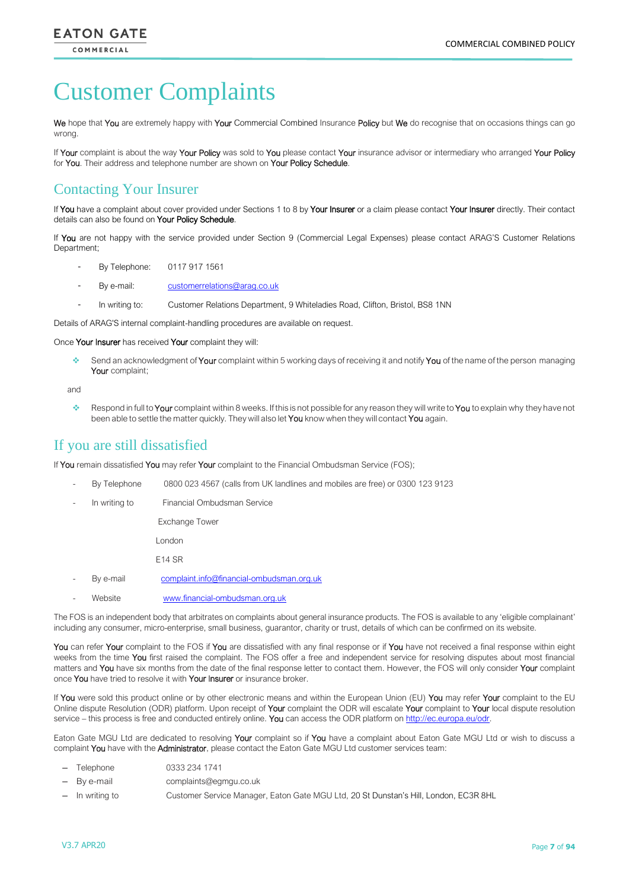# Customer Complaints

We hope that You are extremely happy with Your Commercial Combined Insurance Policy but We do recognise that on occasions things can go wrong.

If Your complaint is about the way Your Policy was sold to You please contact Your insurance advisor or intermediary who arranged Your Policy for You. Their address and telephone number are shown on Your Policy Schedule.

## Contacting Your Insurer

If You have a complaint about cover provided under Sections 1 to 8 by Your Insurer or a claim please contact Your Insurer directly. Their contact details can also be found on Your Policy Schedule.

If You are not happy with the service provided under Section 9 (Commercial Legal Expenses) please contact ARAG'S Customer Relations Department;

- By Telephone: 0117 917 1561
- By e-mail: customerrelations@arag.co.uk
- In writing to: Customer Relations Department, 9 Whiteladies Road, Clifton, Bristol, BS8 1NN

Details of ARAG'S internal complaint-handling procedures are available on request.

Once Your Insurer has received Your complaint they will:

- Send an acknowledgment of Your complaint within 5 working days of receiving it and notify You of the name of the person managing Your complaint;

and

- Respond in full to Your complaint within 8 weeks. If this is not possible for any reason they will write to You to explain why they have not been able to settle the matter quickly. They will also let You know when they will contact You again.

## If you are still dissatisfied

If You remain dissatisfied You may refer Your complaint to the Financial Ombudsman Service (FOS);

- By Telephone 0800 023 4567 (calls from UK landlines and mobiles are free) or 0300 123 9123
- In writing to Financial Ombudsman Service
  Exchange Tower
  London
  E14 SR
- By e-mail complaint.info@financial-ombudsman.org.uk
- Website www.financial-ombudsman.org.uk

The FOS is an independent body that arbitrates on complaints about general insurance products. The FOS is available to any 'eligible complainant' including any consumer, micro-enterprise, small business, guarantor, charity or trust, details of which can be confirmed on its website.

You can refer Your complaint to the FOS if You are dissatisfied with any final response or if You have not received a final response within eight weeks from the time You first raised the complaint. The FOS offer a free and independent service for resolving disputes about most financial matters and You have six months from the date of the final response letter to contact them. However, the FOS will only consider Your complaint once You have tried to resolve it with Your Insurer or insurance broker.

If You were sold this product online or by other electronic means and within the European Union (EU) You may refer Your complaint to the EU Online dispute Resolution (ODR) platform. Upon receipt of Your complaint the ODR will escalate Your complaint to Your local dispute resolution service – this process is free and conducted entirely online. You can access the ODR platform on http://ec.europa.eu/odr.

Eaton Gate MGU Ltd are dedicated to resolving Your complaint so if You have a complaint about Eaton Gate MGU Ltd or wish to discuss a complaint You have with the Administrator, please contact the Eaton Gate MGU Ltd customer services team:

- Telephone 0333 234 1741
- By e-mail complaints@egmgu.co.uk
- In writing to Customer Service Manager, Eaton Gate MGU Ltd, 20 St Dunstan's Hill, London, EC3R 8HL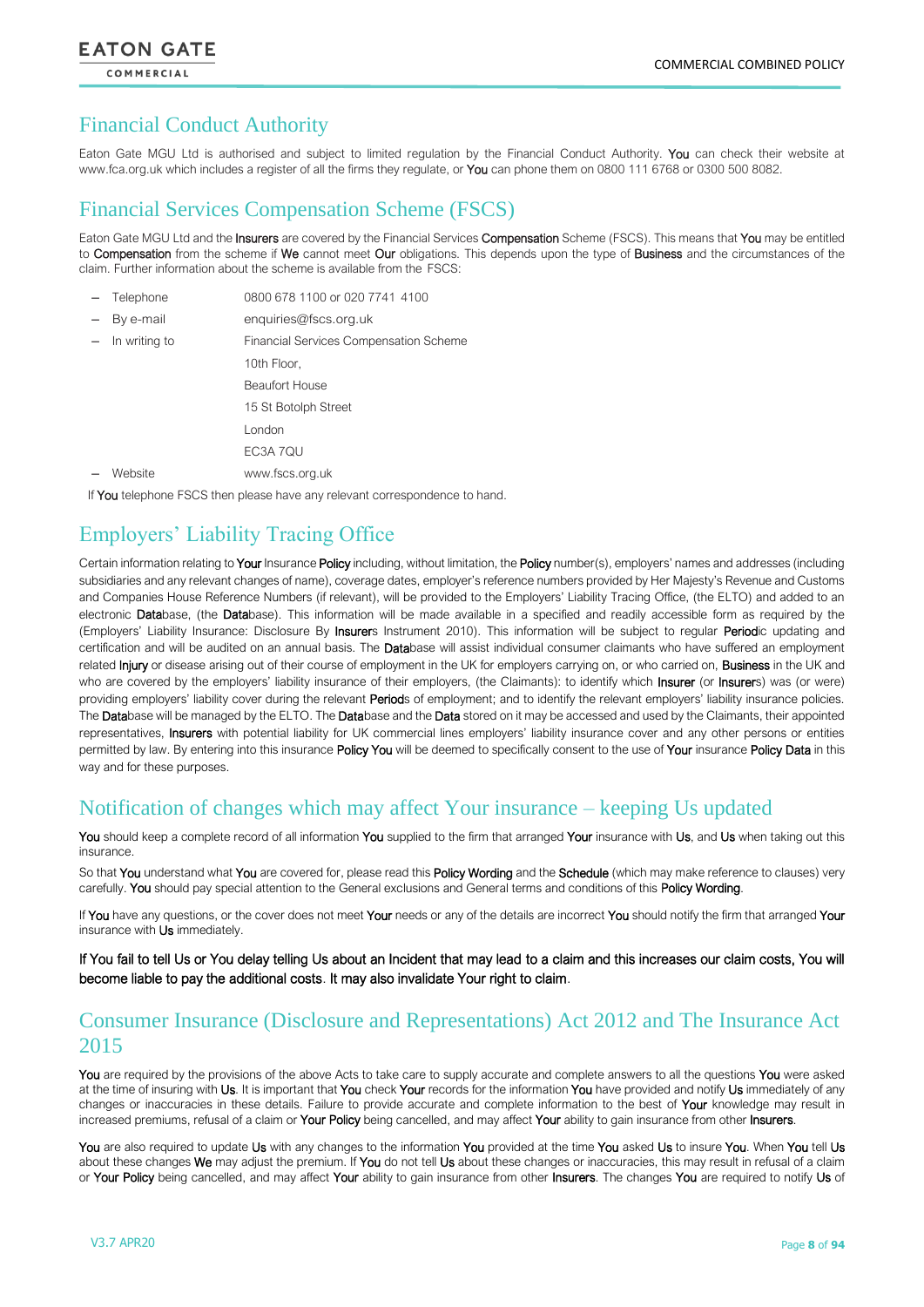## Financial Conduct Authority

Eaton Gate MGU Ltd is authorised and subject to limited regulation by the Financial Conduct Authority. You can check their website at www.fca.org.uk which includes a register of all the firms they regulate, or You can phone them on 0800 111 6768 or 0300 500 8082.

## Financial Services Compensation Scheme (FSCS)

Eaton Gate MGU Ltd and the Insurers are covered by the Financial Services Compensation Scheme (FSCS). This means that You may be entitled to Compensation from the scheme if We cannot meet Our obligations. This depends upon the type of Business and the circumstances of the claim. Further information about the scheme is available from the FSCS:

- Telephone 0800 678 1100 or 020 7741 4100
- By e-mail enquiries@fscs.org.uk
- In writing to Financial Services Compensation Scheme
  10th Floor,
  Beaufort House
  15 St Botolph Street
  London
  EC3A 7QU
- Website www.fscs.org.uk

If You telephone FSCS then please have any relevant correspondence to hand.

## Employers' Liability Tracing Office

Certain information relating to Your Insurance Policy including, without limitation, the Policy number(s), employers' names and addresses (including subsidiaries and any relevant changes of name), coverage dates, employer's reference numbers provided by Her Majesty's Revenue and Customs and Companies House Reference Numbers (if relevant), will be provided to the Employers' Liability Tracing Office, (the ELTO) and added to an electronic Database, (the Database). This information will be made available in a specified and readily accessible form as required by the (Employers' Liability Insurance: Disclosure By Insurers Instrument 2010). This information will be subject to regular Periodic updating and certification and will be audited on an annual basis. The Database will assist individual consumer claimants who have suffered an employment related Injury or disease arising out of their course of employment in the UK for employers carrying on, or who carried on, Business in the UK and who are covered by the employers' liability insurance of their employers, (the Claimants): to identify which Insurer (or Insurers) was (or were) providing employers' liability cover during the relevant Periods of employment; and to identify the relevant employers' liability insurance policies. The Database will be managed by the ELTO. The Database and the Data stored on it may be accessed and used by the Claimants, their appointed representatives, Insurers with potential liability for UK commercial lines employers' liability insurance cover and any other persons or entities permitted by law. By entering into this insurance Policy You will be deemed to specifically consent to the use of Your insurance Policy Data in this way and for these purposes.

## Notification of changes which may affect Your insurance – keeping Us updated

You should keep a complete record of all information You supplied to the firm that arranged Your insurance with Us, and Us when taking out this insurance.

So that You understand what You are covered for, please read this Policy Wording and the Schedule (which may make reference to clauses) very carefully. You should pay special attention to the General exclusions and General terms and conditions of this Policy Wording.

If You have any questions, or the cover does not meet Your needs or any of the details are incorrect You should notify the firm that arranged Your insurance with Us immediately.

If You fail to tell Us or You delay telling Us about an Incident that may lead to a claim and this increases our claim costs, You will become liable to pay the additional costs. It may also invalidate Your right to claim.

## Consumer Insurance (Disclosure and Representations) Act 2012 and The Insurance Act 2015

You are required by the provisions of the above Acts to take care to supply accurate and complete answers to all the questions You were asked at the time of insuring with Us. It is important that You check Your records for the information You have provided and notify Us immediately of any changes or inaccuracies in these details. Failure to provide accurate and complete information to the best of Your knowledge may result in increased premiums, refusal of a claim or Your Policy being cancelled, and may affect Your ability to gain insurance from other Insurers.

You are also required to update Us with any changes to the information You provided at the time You asked Us to insure You. When You tell Us about these changes We may adjust the premium. If You do not tell Us about these changes or inaccuracies, this may result in refusal of a claim or Your Policy being cancelled, and may affect Your ability to gain insurance from other Insurers. The changes You are required to notify Us of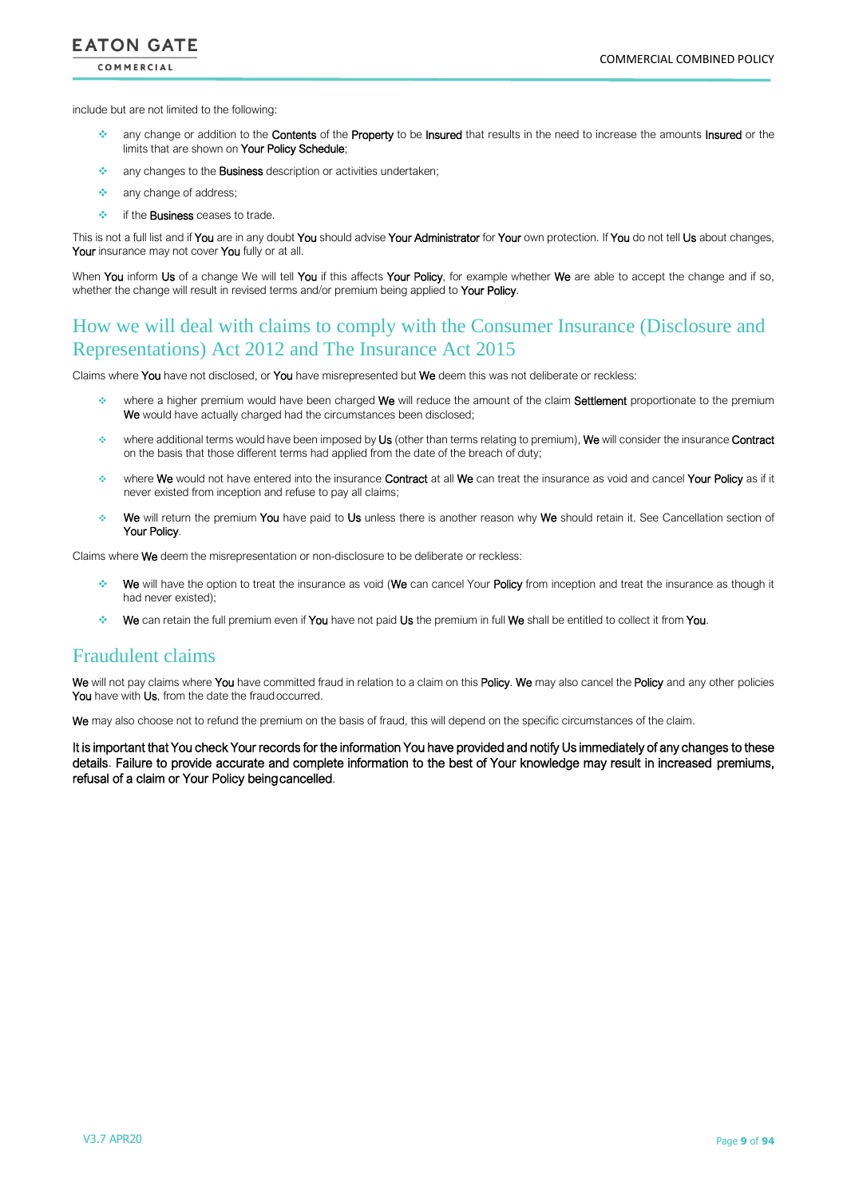include but are not limited to the following:

- any change or addition to the Contents of the Property to be Insured that results in the need to increase the amounts Insured or the limits that are shown on Your Policy Schedule;
- any changes to the Business description or activities undertaken;
- any change of address;
- if the Business ceases to trade.

This is not a full list and if You are in any doubt You should advise Your Administrator for Your own protection. If You do not tell Us about changes, Your insurance may not cover You fully or at all.

When You inform Us of a change We will tell You if this affects Your Policy, for example whether We are able to accept the change and if so, whether the change will result in revised terms and/or premium being applied to Your Policy.

## How we will deal with claims to comply with the Consumer Insurance (Disclosure and Representations) Act 2012 and The Insurance Act 2015

Claims where You have not disclosed, or You have misrepresented but We deem this was not deliberate or reckless:

- where a higher premium would have been charged We will reduce the amount of the claim Settlement proportionate to the premium We would have actually charged had the circumstances been disclosed;
- where additional terms would have been imposed by Us (other than terms relating to premium), We will consider the insurance Contract on the basis that those different terms had applied from the date of the breach of duty;
- where We would not have entered into the insurance Contract at all We can treat the insurance as void and cancel Your Policy as if it never existed from inception and refuse to pay all claims;
- We will return the premium You have paid to Us unless there is another reason why We should retain it. See Cancellation section of Your Policy.

Claims where We deem the misrepresentation or non-disclosure to be deliberate or reckless:

- We will have the option to treat the insurance as void (We can cancel Your Policy from inception and treat the insurance as though it had never existed);
- We can retain the full premium even if You have not paid Us the premium in full We shall be entitled to collect it from You.

## Fraudulent claims

We will not pay claims where You have committed fraud in relation to a claim on this Policy. We may also cancel the Policy and any other policies You have with Us, from the date the fraud occurred.

We may also choose not to refund the premium on the basis of fraud, this will depend on the specific circumstances of the claim.

It is important that You check Your records for the information You have provided and notify Us immediately of any changes to these details. Failure to provide accurate and complete information to the best of Your knowledge may result in increased premiums, refusal of a claim or Your Policy being cancelled.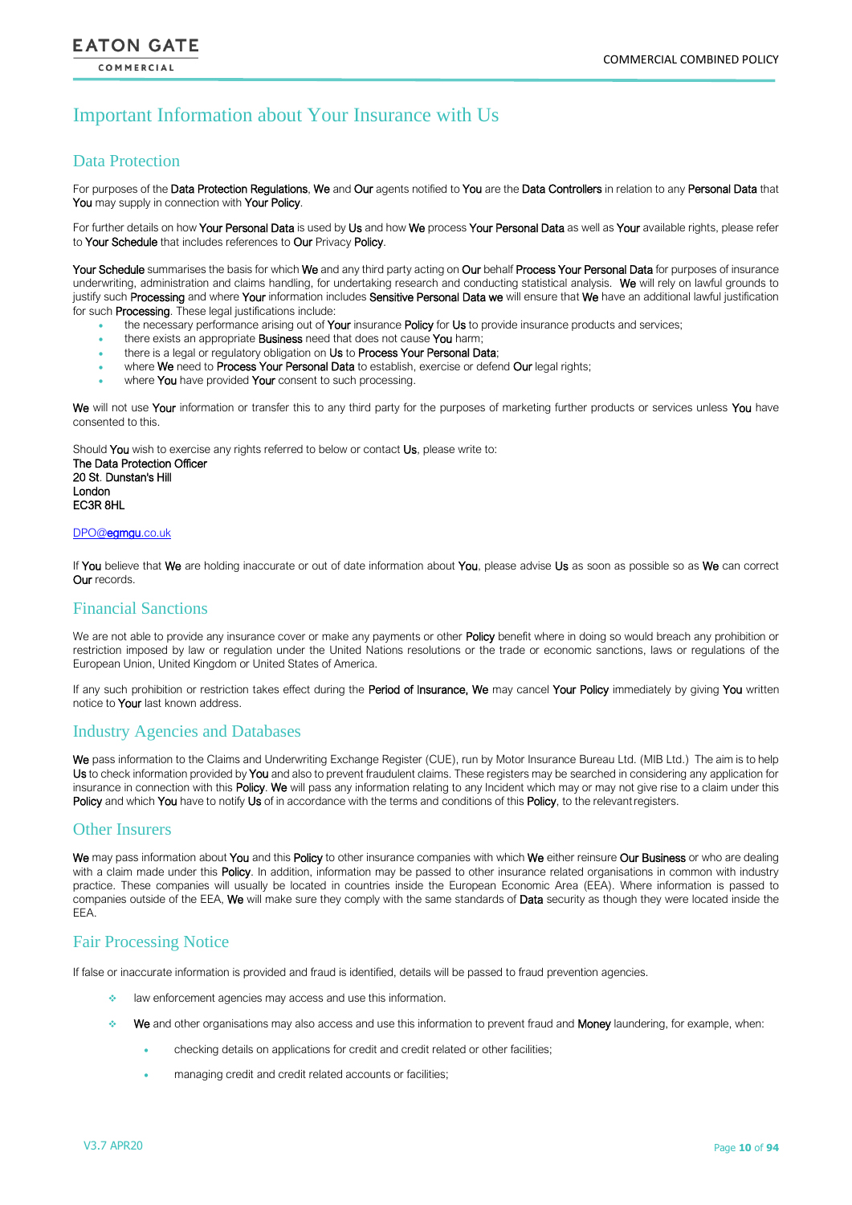# Important Information about Your Insurance with Us

## Data Protection

For purposes of the Data Protection Regulations, We and Our agents notified to You are the Data Controllers in relation to any Personal Data that You may supply in connection with Your Policy.

For further details on how Your Personal Data is used by Us and how We process Your Personal Data as well as Your available rights, please refer to Your Schedule that includes references to Our Privacy Policy.

Your Schedule summarises the basis for which We and any third party acting on Our behalf Process Your Personal Data for purposes of insurance underwriting, administration and claims handling, for undertaking research and conducting statistical analysis. We will rely on lawful grounds to justify such Processing and where Your information includes Sensitive Personal Data we will ensure that We have an additional lawful justification for such Processing. These legal justifications include:

- the necessary performance arising out of Your insurance Policy for Us to provide insurance products and services;
- there exists an appropriate Business need that does not cause You harm;
- there is a legal or regulatory obligation on Us to Process Your Personal Data;
- where We need to Process Your Personal Data to establish, exercise or defend Our legal rights;
- where You have provided Your consent to such processing.

We will not use Your information or transfer this to any third party for the purposes of marketing further products or services unless You have consented to this.

Should You wish to exercise any rights referred to below or contact Us, please write to:
The Data Protection Officer
20 St. Dunstan's Hill
London
EC3R 8HL

DPO@egmgu.co.uk

If You believe that We are holding inaccurate or out of date information about You, please advise Us as soon as possible so as We can correct Our records.

## Financial Sanctions

We are not able to provide any insurance cover or make any payments or other Policy benefit where in doing so would breach any prohibition or restriction imposed by law or regulation under the United Nations resolutions or the trade or economic sanctions, laws or regulations of the European Union, United Kingdom or United States of America.

If any such prohibition or restriction takes effect during the Period of Insurance, We may cancel Your Policy immediately by giving You written notice to Your last known address.

## Industry Agencies and Databases

We pass information to the Claims and Underwriting Exchange Register (CUE), run by Motor Insurance Bureau Ltd. (MIB Ltd.) The aim is to help Us to check information provided by You and also to prevent fraudulent claims. These registers may be searched in considering any application for insurance in connection with this Policy. We will pass any information relating to any Incident which may or may not give rise to a claim under this Policy and which You have to notify Us of in accordance with the terms and conditions of this Policy, to the relevant registers.

## Other Insurers

We may pass information about You and this Policy to other insurance companies with which We either reinsure Our Business or who are dealing with a claim made under this Policy. In addition, information may be passed to other insurance related organisations in common with industry practice. These companies will usually be located in countries inside the European Economic Area (EEA). Where information is passed to companies outside of the EEA, We will make sure they comply with the same standards of Data security as though they were located inside the EEA.

## Fair Processing Notice

If false or inaccurate information is provided and fraud is identified, details will be passed to fraud prevention agencies.

- law enforcement agencies may access and use this information.
- We and other organisations may also access and use this information to prevent fraud and Money laundering, for example, when:
  - checking details on applications for credit and credit related or other facilities;
  - managing credit and credit related accounts or facilities;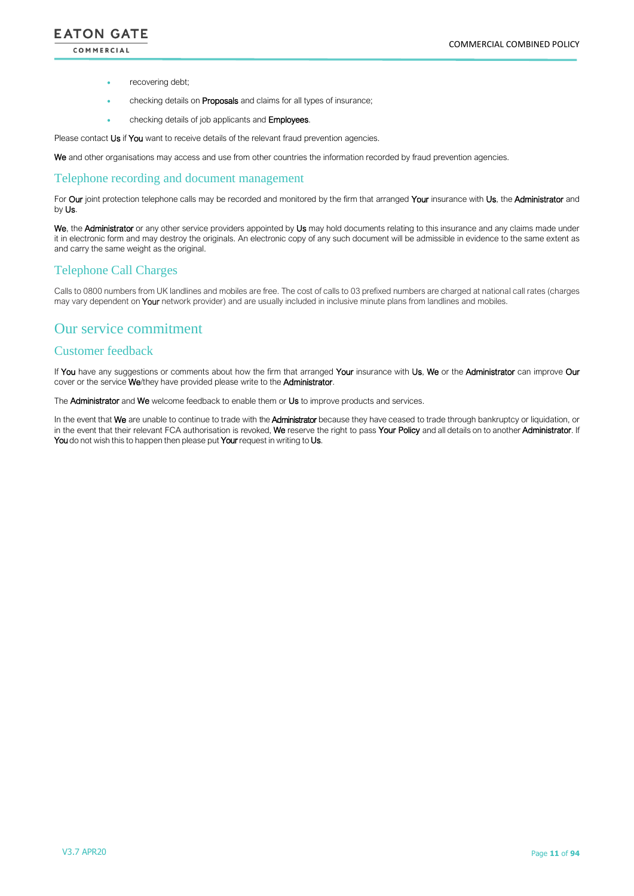- recovering debt;
- checking details on **Proposals** and claims for all types of insurance;
- checking details of job applicants and **Employees**.

Please contact **Us** if **You** want to receive details of the relevant fraud prevention agencies.

**We** and other organisations may access and use from other countries the information recorded by fraud prevention agencies.

## Telephone recording and document management

For **Our** joint protection telephone calls may be recorded and monitored by the firm that arranged **Your** insurance with **Us**, the **Administrator** and by **Us**.

**We**, the **Administrator** or any other service providers appointed by **Us** may hold documents relating to this insurance and any claims made under it in electronic form and may destroy the originals. An electronic copy of any such document will be admissible in evidence to the same extent as and carry the same weight as the original.

## Telephone Call Charges

Calls to 0800 numbers from UK landlines and mobiles are free. The cost of calls to 03 prefixed numbers are charged at national call rates (charges may vary dependent on **Your** network provider) and are usually included in inclusive minute plans from landlines and mobiles.

# Our service commitment

## Customer feedback

If **You** have any suggestions or comments about how the firm that arranged **Your** insurance with **Us**, **We** or the **Administrator** can improve **Our** cover or the service **We**/they have provided please write to the **Administrator**.

The **Administrator** and **We** welcome feedback to enable them or **Us** to improve products and services.

In the event that **We** are unable to continue to trade with the **Administrator** because they have ceased to trade through bankruptcy or liquidation, or in the event that their relevant FCA authorisation is revoked, **We** reserve the right to pass **Your Policy** and all details on to another **Administrator**. If **You** do not wish this to happen then please put **Your** request in writing to **Us**.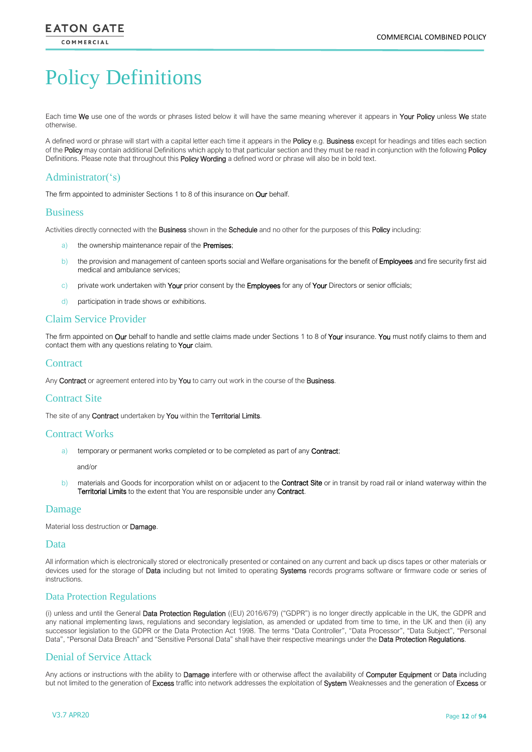# Policy Definitions

Each time **We** use one of the words or phrases listed below it will have the same meaning wherever it appears in **Your Policy** unless **We** state otherwise.

A defined word or phrase will start with a capital letter each time it appears in the **Policy** e.g. **Business** except for headings and titles each section of the **Policy** may contain additional Definitions which apply to that particular section and they must be read in conjunction with the following **Policy** Definitions. Please note that throughout this **Policy Wording** a defined word or phrase will also be in bold text.

## Administrator('s)

The firm appointed to administer Sections 1 to 8 of this insurance on **Our** behalf.

## Business

Activities directly connected with the **Business** shown in the **Schedule** and no other for the purposes of this **Policy** including:

a) the ownership maintenance repair of the **Premises**;

b) the provision and management of canteen sports social and Welfare organisations for the benefit of **Employees** and fire security first aid medical and ambulance services;

c) private work undertaken with **Your** prior consent by the **Employees** for any of **Your** Directors or senior officials;

d) participation in trade shows or exhibitions.

## Claim Service Provider

The firm appointed on **Our** behalf to handle and settle claims made under Sections 1 to 8 of **Your** insurance. **You** must notify claims to them and contact them with any questions relating to **Your** claim.

## Contract

Any **Contract** or agreement entered into by **You** to carry out work in the course of the **Business**.

## Contract Site

The site of any **Contract** undertaken by **You** within the **Territorial Limits**.

## Contract Works

a) temporary or permanent works completed or to be completed as part of any **Contract**;

and/or

b) materials and Goods for incorporation whilst on or adjacent to the **Contract Site** or in transit by road rail or inland waterway within the **Territorial Limits** to the extent that You are responsible under any **Contract**.

## Damage

Material loss destruction or **Damage**.

## Data

All information which is electronically stored or electronically presented or contained on any current and back up discs tapes or other materials or devices used for the storage of **Data** including but not limited to operating **Systems** records programs software or firmware code or series of instructions.

## Data Protection Regulations

(i) unless and until the General **Data Protection Regulation** ((EU) 2016/679) ("GDPR") is no longer directly applicable in the UK, the GDPR and any national implementing laws, regulations and secondary legislation, as amended or updated from time to time, in the UK and then (ii) any successor legislation to the GDPR or the Data Protection Act 1998. The terms "Data Controller", "Data Processor", "Data Subject", "Personal Data", "Personal Data Breach" and "Sensitive Personal Data" shall have their respective meanings under the **Data Protection Regulations**.

## Denial of Service Attack

Any actions or instructions with the ability to **Damage** interfere with or otherwise affect the availability of **Computer Equipment** or **Data** including but not limited to the generation of **Excess** traffic into network addresses the exploitation of **System** Weaknesses and the generation of **Excess** or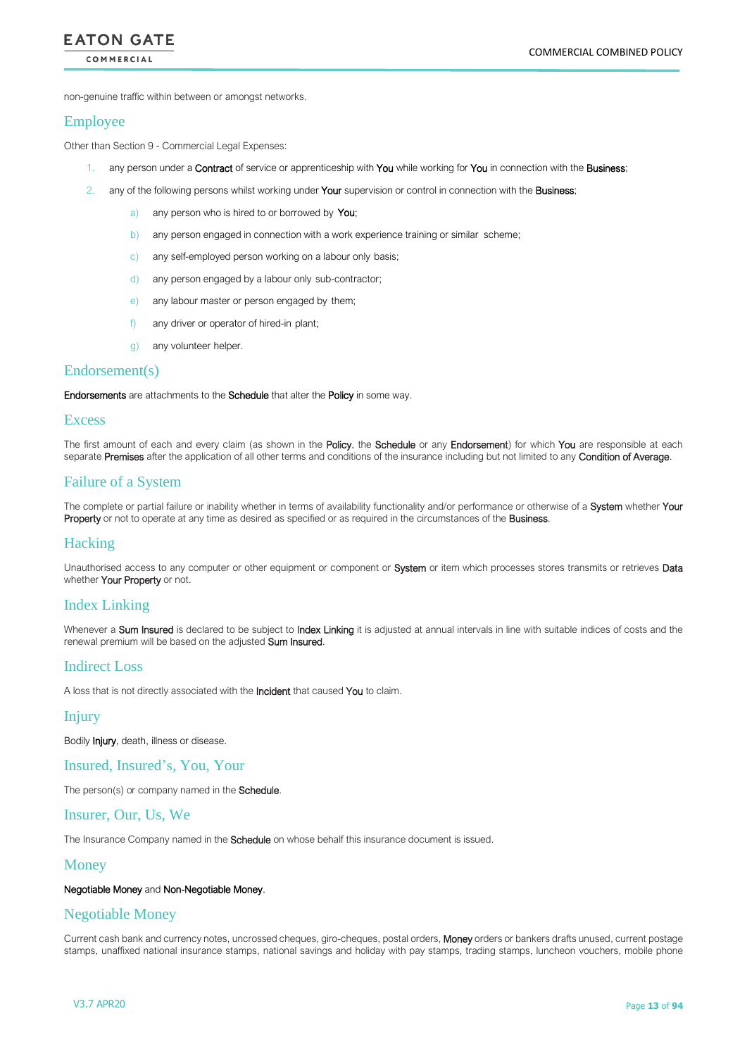non-genuine traffic within between or amongst networks.

## Employee

Other than Section 9 - Commercial Legal Expenses:

1. any person under a **Contract** of service or apprenticeship with **You** while working for **You** in connection with the **Business**;
2. any of the following persons whilst working under **Your** supervision or control in connection with the **Business**;
   a) any person who is hired to or borrowed by **You**;
   b) any person engaged in connection with a work experience training or similar scheme;
   c) any self-employed person working on a labour only basis;
   d) any person engaged by a labour only sub-contractor;
   e) any labour master or person engaged by them;
   f) any driver or operator of hired-in plant;
   g) any volunteer helper.

## Endorsement(s)

**Endorsements** are attachments to the **Schedule** that alter the **Policy** in some way.

## Excess

The first amount of each and every claim (as shown in the **Policy**, the **Schedule** or any **Endorsement**) for which **You** are responsible at each separate **Premises** after the application of all other terms and conditions of the insurance including but not limited to any **Condition of Average**.

## Failure of a System

The complete or partial failure or inability whether in terms of availability functionality and/or performance or otherwise of a **System** whether **Your Property** or not to operate at any time as desired as specified or as required in the circumstances of the **Business**.

## Hacking

Unauthorised access to any computer or other equipment or component or **System** or item which processes stores transmits or retrieves **Data** whether **Your Property** or not.

## Index Linking

Whenever a **Sum Insured** is declared to be subject to **Index Linking** it is adjusted at annual intervals in line with suitable indices of costs and the renewal premium will be based on the adjusted **Sum Insured**.

## Indirect Loss

A loss that is not directly associated with the **Incident** that caused **You** to claim.

## Injury

Bodily **Injury**, death, illness or disease.

## Insured, Insured's, You, Your

The person(s) or company named in the **Schedule**.

## Insurer, Our, Us, We

The Insurance Company named in the **Schedule** on whose behalf this insurance document is issued.

## Money

**Negotiable Money** and **Non-Negotiable Money**.

## Negotiable Money

Current cash bank and currency notes, uncrossed cheques, giro-cheques, postal orders, **Money** orders or bankers drafts unused, current postage stamps, unaffixed national insurance stamps, national savings and holiday with pay stamps, trading stamps, luncheon vouchers, mobile phone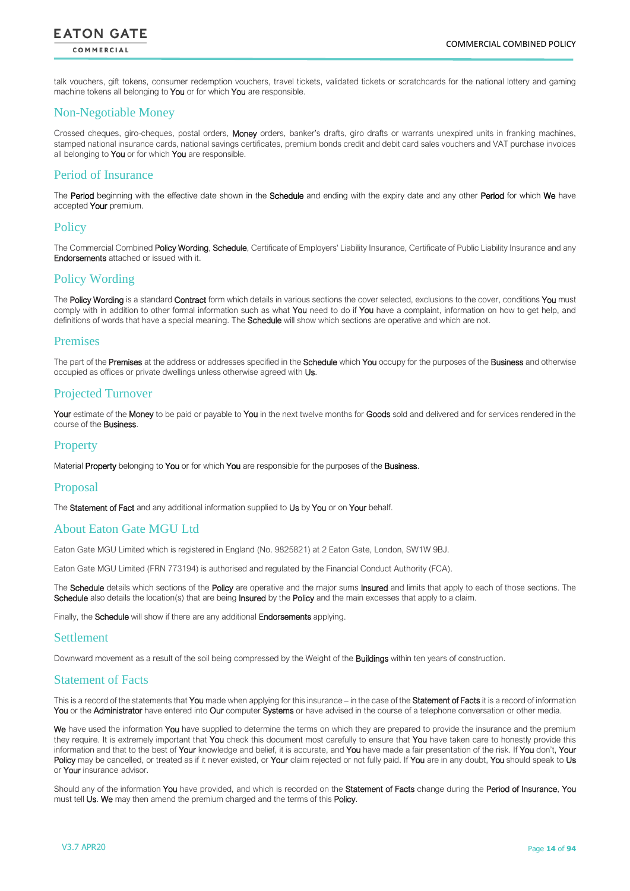talk vouchers, gift tokens, consumer redemption vouchers, travel tickets, validated tickets or scratchcards for the national lottery and gaming machine tokens all belonging to You or for which You are responsible.

## Non-Negotiable Money

Crossed cheques, giro-cheques, postal orders, Money orders, banker's drafts, giro drafts or warrants unexpired units in franking machines, stamped national insurance cards, national savings certificates, premium bonds credit and debit card sales vouchers and VAT purchase invoices all belonging to You or for which You are responsible.

## Period of Insurance

The Period beginning with the effective date shown in the Schedule and ending with the expiry date and any other Period for which We have accepted Your premium.

## Policy

The Commercial Combined Policy Wording, Schedule, Certificate of Employers' Liability Insurance, Certificate of Public Liability Insurance and any Endorsements attached or issued with it.

## Policy Wording

The Policy Wording is a standard Contract form which details in various sections the cover selected, exclusions to the cover, conditions You must comply with in addition to other formal information such as what You need to do if You have a complaint, information on how to get help, and definitions of words that have a special meaning. The Schedule will show which sections are operative and which are not.

## Premises

The part of the Premises at the address or addresses specified in the Schedule which You occupy for the purposes of the Business and otherwise occupied as offices or private dwellings unless otherwise agreed with Us.

## Projected Turnover

Your estimate of the Money to be paid or payable to You in the next twelve months for Goods sold and delivered and for services rendered in the course of the Business.

## Property

Material Property belonging to You or for which You are responsible for the purposes of the Business.

## Proposal

The Statement of Fact and any additional information supplied to Us by You or on Your behalf.

## About Eaton Gate MGU Ltd

Eaton Gate MGU Limited which is registered in England (No. 9825821) at 2 Eaton Gate, London, SW1W 9BJ.

Eaton Gate MGU Limited (FRN 773194) is authorised and regulated by the Financial Conduct Authority (FCA).

The Schedule details which sections of the Policy are operative and the major sums Insured and limits that apply to each of those sections. The Schedule also details the location(s) that are being Insured by the Policy and the main excesses that apply to a claim.

Finally, the Schedule will show if there are any additional Endorsements applying.

## Settlement

Downward movement as a result of the soil being compressed by the Weight of the Buildings within ten years of construction.

## Statement of Facts

This is a record of the statements that You made when applying for this insurance – in the case of the Statement of Facts it is a record of information You or the Administrator have entered into Our computer Systems or have advised in the course of a telephone conversation or other media.

We have used the information You have supplied to determine the terms on which they are prepared to provide the insurance and the premium they require. It is extremely important that You check this document most carefully to ensure that You have taken care to honestly provide this information and that to the best of Your knowledge and belief, it is accurate, and You have made a fair presentation of the risk. If You don't, Your Policy may be cancelled, or treated as if it never existed, or Your claim rejected or not fully paid. If You are in any doubt, You should speak to Us or Your insurance advisor.

Should any of the information You have provided, and which is recorded on the Statement of Facts change during the Period of Insurance, You must tell Us. We may then amend the premium charged and the terms of this Policy.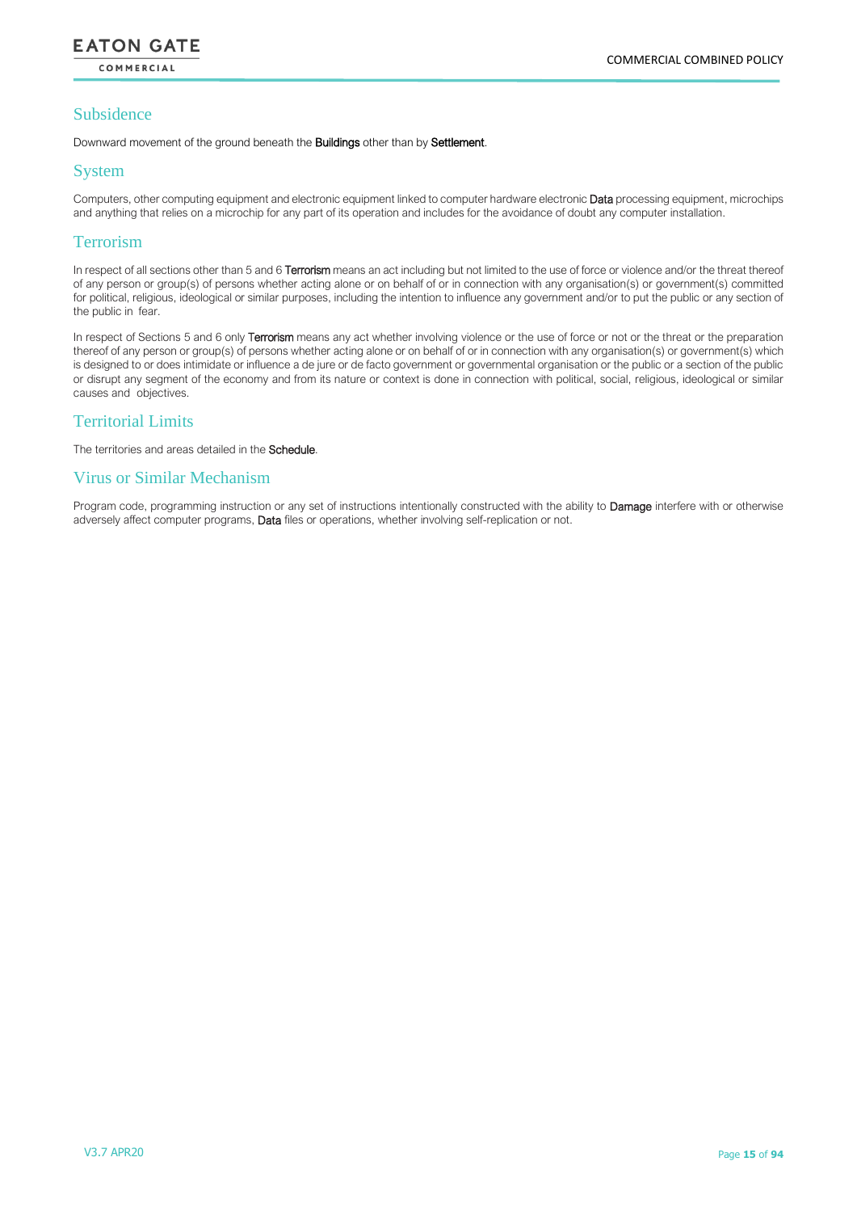## Subsidence

Downward movement of the ground beneath the **Buildings** other than by **Settlement**.

## System

Computers, other computing equipment and electronic equipment linked to computer hardware electronic **Data** processing equipment, microchips and anything that relies on a microchip for any part of its operation and includes for the avoidance of doubt any computer installation.

## Terrorism

In respect of all sections other than 5 and 6 **Terrorism** means an act including but not limited to the use of force or violence and/or the threat thereof of any person or group(s) of persons whether acting alone or on behalf of or in connection with any organisation(s) or government(s) committed for political, religious, ideological or similar purposes, including the intention to influence any government and/or to put the public or any section of the public in fear.

In respect of Sections 5 and 6 only **Terrorism** means any act whether involving violence or the use of force or not or the threat or the preparation thereof of any person or group(s) of persons whether acting alone or on behalf of or in connection with any organisation(s) or government(s) which is designed to or does intimidate or influence a de jure or de facto government or governmental organisation or the public or a section of the public or disrupt any segment of the economy and from its nature or context is done in connection with political, social, religious, ideological or similar causes and objectives.

## Territorial Limits

The territories and areas detailed in the **Schedule**.

## Virus or Similar Mechanism

Program code, programming instruction or any set of instructions intentionally constructed with the ability to **Damage** interfere with or otherwise adversely affect computer programs, **Data** files or operations, whether involving self-replication or not.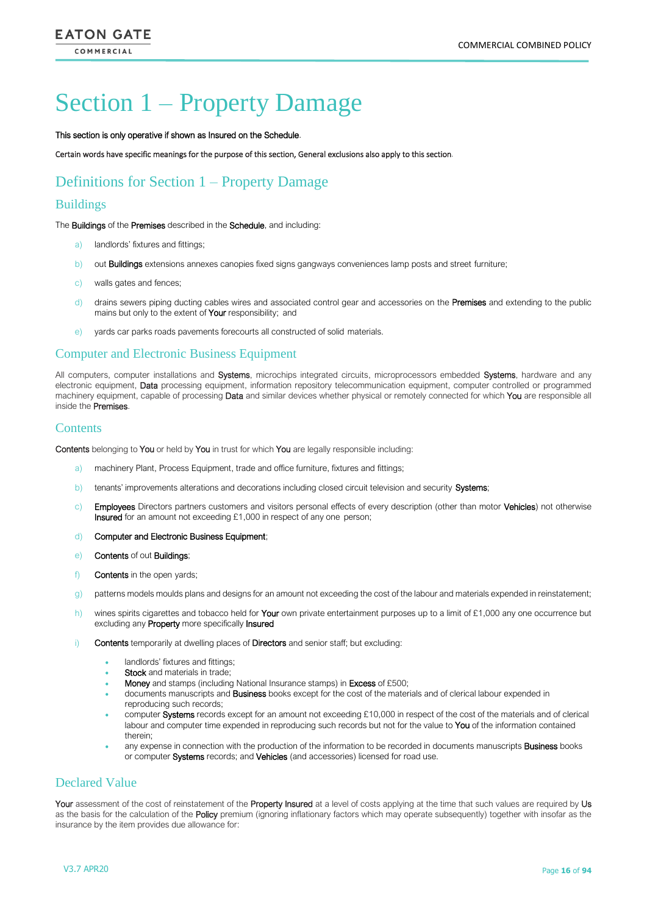# Section 1 – Property Damage

**This section is only operative if shown as Insured on the Schedule.**

Certain words have specific meanings for the purpose of this section, General exclusions also apply to this section.

## Definitions for Section 1 – Property Damage

### Buildings

The **Buildings** of the **Premises** described in the **Schedule**, and including:

a) landlords' fixtures and fittings;

b) out **Buildings** extensions annexes canopies fixed signs gangways conveniences lamp posts and street furniture;

c) walls gates and fences;

d) drains sewers piping ducting cables wires and associated control gear and accessories on the **Premises** and extending to the public mains but only to the extent of **Your** responsibility; and

e) yards car parks roads pavements forecourts all constructed of solid materials.

### Computer and Electronic Business Equipment

All computers, computer installations and **Systems**, microchips integrated circuits, microprocessors embedded **Systems**, hardware and any electronic equipment, **Data** processing equipment, information repository telecommunication equipment, computer controlled or programmed machinery equipment, capable of processing **Data** and similar devices whether physical or remotely connected for which **You** are responsible all inside the **Premises**.

### Contents

**Contents** belonging to **You** or held by **You** in trust for which **You** are legally responsible including:

a) machinery Plant, Process Equipment, trade and office furniture, fixtures and fittings;

b) tenants' improvements alterations and decorations including closed circuit television and security **Systems**;

c) **Employees** Directors partners customers and visitors personal effects of every description (other than motor **Vehicles**) not otherwise **Insured** for an amount not exceeding £1,000 in respect of any one person;

d) **Computer and Electronic Business Equipment**;

e) **Contents** of out **Buildings**;

f) **Contents** in the open yards;

g) patterns models moulds plans and designs for an amount not exceeding the cost of the labour and materials expended in reinstatement;

h) wines spirits cigarettes and tobacco held for **Your** own private entertainment purposes up to a limit of £1,000 any one occurrence but excluding any **Property** more specifically **Insured**

i) **Contents** temporarily at dwelling places of **Directors** and senior staff; but excluding:

- landlords' fixtures and fittings;
- **Stock** and materials in trade;
- **Money** and stamps (including National Insurance stamps) in **Excess** of £500;
- documents manuscripts and **Business** books except for the cost of the materials and of clerical labour expended in reproducing such records;
- computer **Systems** records except for an amount not exceeding £10,000 in respect of the cost of the materials and of clerical labour and computer time expended in reproducing such records but not for the value to **You** of the information contained therein;
- any expense in connection with the production of the information to be recorded in documents manuscripts **Business** books or computer **Systems** records; and **Vehicles** (and accessories) licensed for road use.

### Declared Value

**Your** assessment of the cost of reinstatement of the **Property Insured** at a level of costs applying at the time that such values are required by **Us** as the basis for the calculation of the **Policy** premium (ignoring inflationary factors which may operate subsequently) together with insofar as the insurance by the item provides due allowance for: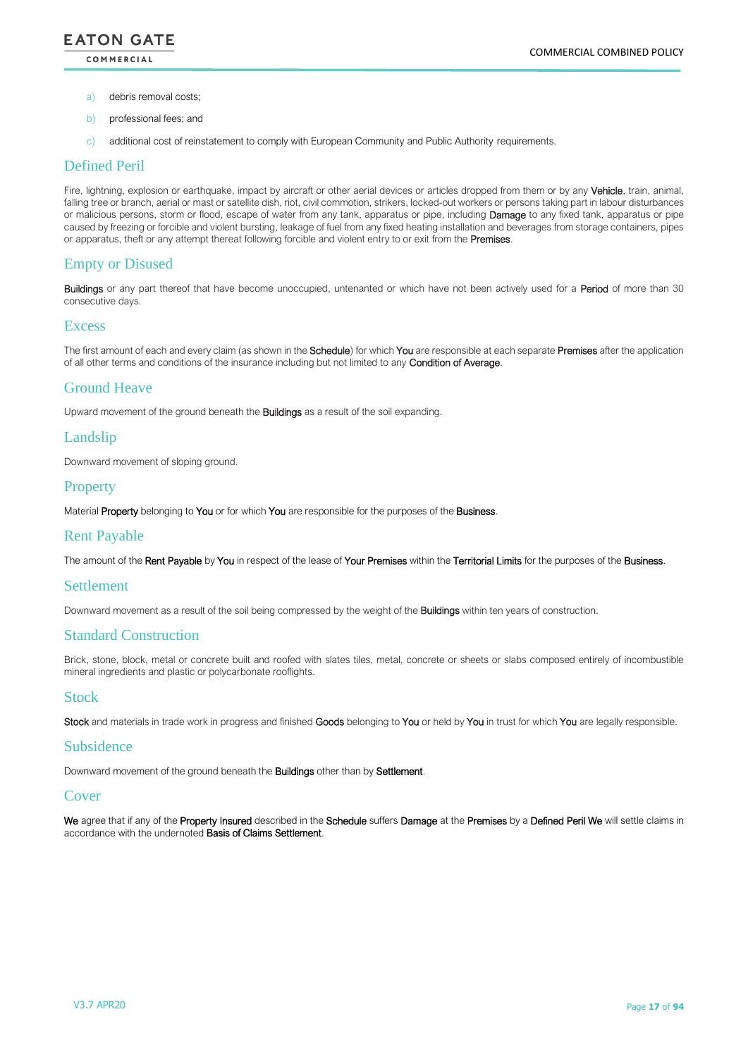a) debris removal costs;

b) professional fees; and

c) additional cost of reinstatement to comply with European Community and Public Authority requirements.

## Defined Peril

Fire, lightning, explosion or earthquake, impact by aircraft or other aerial devices or articles dropped from them or by any **Vehicle**, train, animal, falling tree or branch, aerial or mast or satellite dish, riot, civil commotion, strikers, locked-out workers or persons taking part in labour disturbances or malicious persons, storm or flood, escape of water from any tank, apparatus or pipe, including **Damage** to any fixed tank, apparatus or pipe caused by freezing or forcible and violent bursting, leakage of fuel from any fixed heating installation and beverages from storage containers, pipes or apparatus, theft or any attempt thereat following forcible and violent entry to or exit from the **Premises**.

## Empty or Disused

**Buildings** or any part thereof that have become unoccupied, untenanted or which have not been actively used for a **Period** of more than 30 consecutive days.

## Excess

The first amount of each and every claim (as shown in the **Schedule**) for which **You** are responsible at each separate **Premises** after the application of all other terms and conditions of the insurance including but not limited to any **Condition of Average**.

## Ground Heave

Upward movement of the ground beneath the **Buildings** as a result of the soil expanding.

## Landslip

Downward movement of sloping ground.

## Property

Material **Property** belonging to **You** or for which **You** are responsible for the purposes of the **Business**.

## Rent Payable

The amount of the **Rent Payable** by **You** in respect of the lease of **Your Premises** within the **Territorial Limits** for the purposes of the **Business**.

## Settlement

Downward movement as a result of the soil being compressed by the weight of the **Buildings** within ten years of construction.

## Standard Construction

Brick, stone, block, metal or concrete built and roofed with slates tiles, metal, concrete or sheets or slabs composed entirely of incombustible mineral ingredients and plastic or polycarbonate rooflights.

## Stock

**Stock** and materials in trade work in progress and finished **Goods** belonging to **You** or held by **You** in trust for which **You** are legally responsible.

## Subsidence

Downward movement of the ground beneath the **Buildings** other than by **Settlement**.

## Cover

**We** agree that if any of the **Property Insured** described in the **Schedule** suffers **Damage** at the **Premises** by a **Defined Peril We** will settle claims in accordance with the undernoted **Basis of Claims Settlement**.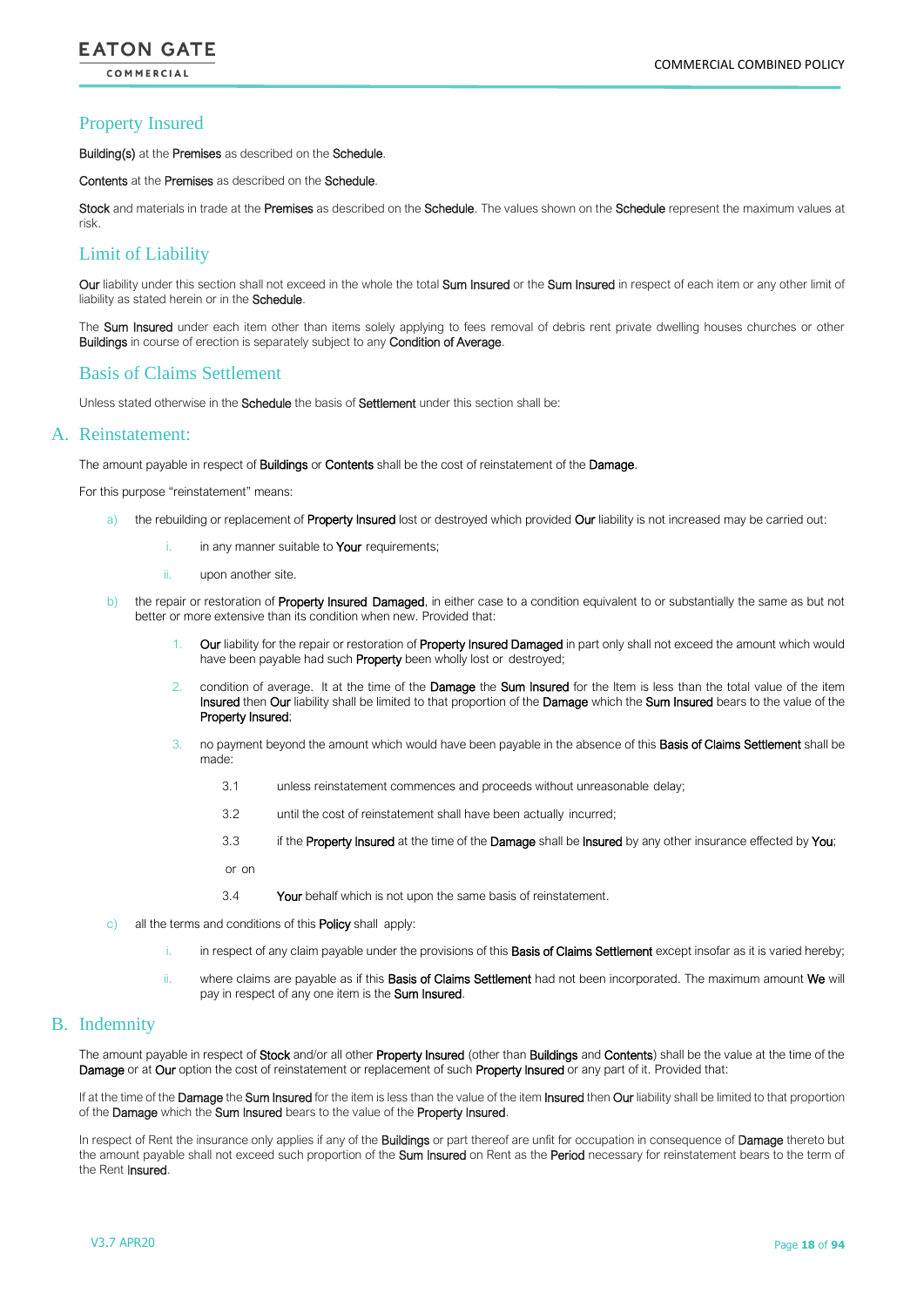## Property Insured

Building(s) at the Premises as described on the Schedule.

Contents at the Premises as described on the Schedule.

Stock and materials in trade at the Premises as described on the Schedule. The values shown on the Schedule represent the maximum values at risk.

## Limit of Liability

Our liability under this section shall not exceed in the whole the total Sum Insured or the Sum Insured in respect of each item or any other limit of liability as stated herein or in the Schedule.

The Sum Insured under each item other than items solely applying to fees removal of debris rent private dwelling houses churches or other Buildings in course of erection is separately subject to any Condition of Average.

## Basis of Claims Settlement

Unless stated otherwise in the Schedule the basis of Settlement under this section shall be:

## A. Reinstatement:

The amount payable in respect of Buildings or Contents shall be the cost of reinstatement of the Damage.

For this purpose "reinstatement" means:

a) the rebuilding or replacement of Property Insured lost or destroyed which provided Our liability is not increased may be carried out:

   i. in any manner suitable to Your requirements;

   ii. upon another site.

b) the repair or restoration of Property Insured Damaged, in either case to a condition equivalent to or substantially the same as but not better or more extensive than its condition when new. Provided that:

   1. Our liability for the repair or restoration of Property Insured Damaged in part only shall not exceed the amount which would have been payable had such Property been wholly lost or destroyed;

   2. condition of average. It at the time of the Damage the Sum Insured for the Item is less than the total value of the item Insured then Our liability shall be limited to that proportion of the Damage which the Sum Insured bears to the value of the Property Insured;

   3. no payment beyond the amount which would have been payable in the absence of this Basis of Claims Settlement shall be made:

      3.1 unless reinstatement commences and proceeds without unreasonable delay;

      3.2 until the cost of reinstatement shall have been actually incurred;

      3.3 if the Property Insured at the time of the Damage shall be Insured by any other insurance effected by You;

      or on

      3.4 Your behalf which is not upon the same basis of reinstatement.

c) all the terms and conditions of this Policy shall apply:

   i. in respect of any claim payable under the provisions of this Basis of Claims Settlement except insofar as it is varied hereby;

   ii. where claims are payable as if this Basis of Claims Settlement had not been incorporated. The maximum amount We will pay in respect of any one item is the Sum Insured.

## B. Indemnity

The amount payable in respect of Stock and/or all other Property Insured (other than Buildings and Contents) shall be the value at the time of the Damage or at Our option the cost of reinstatement or replacement of such Property Insured or any part of it. Provided that:

If at the time of the Damage the Sum Insured for the item is less than the value of the item Insured then Our liability shall be limited to that proportion of the Damage which the Sum Insured bears to the value of the Property Insured.

In respect of Rent the insurance only applies if any of the Buildings or part thereof are unfit for occupation in consequence of Damage thereto but the amount payable shall not exceed such proportion of the Sum Insured on Rent as the Period necessary for reinstatement bears to the term of the Rent Insured.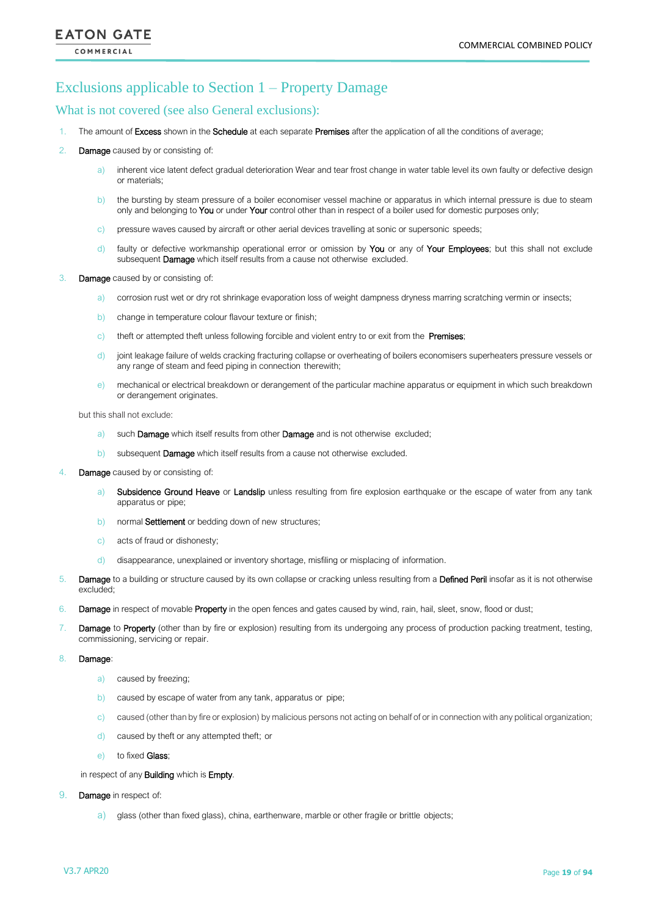# Exclusions applicable to Section 1 – Property Damage

## What is not covered (see also General exclusions):

1. The amount of **Excess** shown in the **Schedule** at each separate **Premises** after the application of all the conditions of average;
2. **Damage** caused by or consisting of:
   a) inherent vice latent defect gradual deterioration Wear and tear frost change in water table level its own faulty or defective design or materials;
   b) the bursting by steam pressure of a boiler economiser vessel machine or apparatus in which internal pressure is due to steam only and belonging to **You** or under **Your** control other than in respect of a boiler used for domestic purposes only;
   c) pressure waves caused by aircraft or other aerial devices travelling at sonic or supersonic speeds;
   d) faulty or defective workmanship operational error or omission by **You** or any of **Your Employees**; but this shall not exclude subsequent **Damage** which itself results from a cause not otherwise excluded.
3. **Damage** caused by or consisting of:
   a) corrosion rust wet or dry rot shrinkage evaporation loss of weight dampness dryness marring scratching vermin or insects;
   b) change in temperature colour flavour texture or finish;
   c) theft or attempted theft unless following forcible and violent entry to or exit from the **Premises**;
   d) joint leakage failure of welds cracking fracturing collapse or overheating of boilers economisers superheaters pressure vessels or any range of steam and feed piping in connection therewith;
   e) mechanical or electrical breakdown or derangement of the particular machine apparatus or equipment in which such breakdown or derangement originates.

   but this shall not exclude:

   a) such **Damage** which itself results from other **Damage** and is not otherwise excluded;
   b) subsequent **Damage** which itself results from a cause not otherwise excluded.
4. **Damage** caused by or consisting of:
   a) **Subsidence Ground Heave** or **Landslip** unless resulting from fire explosion earthquake or the escape of water from any tank apparatus or pipe;
   b) normal **Settlement** or bedding down of new structures;
   c) acts of fraud or dishonesty;
   d) disappearance, unexplained or inventory shortage, misfiling or misplacing of information.
5. **Damage** to a building or structure caused by its own collapse or cracking unless resulting from a **Defined Peril** insofar as it is not otherwise excluded;
6. **Damage** in respect of movable **Property** in the open fences and gates caused by wind, rain, hail, sleet, snow, flood or dust;
7. **Damage** to **Property** (other than by fire or explosion) resulting from its undergoing any process of production packing treatment, testing, commissioning, servicing or repair.
8. **Damage**:
   a) caused by freezing;
   b) caused by escape of water from any tank, apparatus or pipe;
   c) caused (other than by fire or explosion) by malicious persons not acting on behalf of or in connection with any political organization;
   d) caused by theft or any attempted theft; or
   e) to fixed **Glass**;

   in respect of any **Building** which is **Empty**.
9. **Damage** in respect of:
   a) glass (other than fixed glass), china, earthenware, marble or other fragile or brittle objects;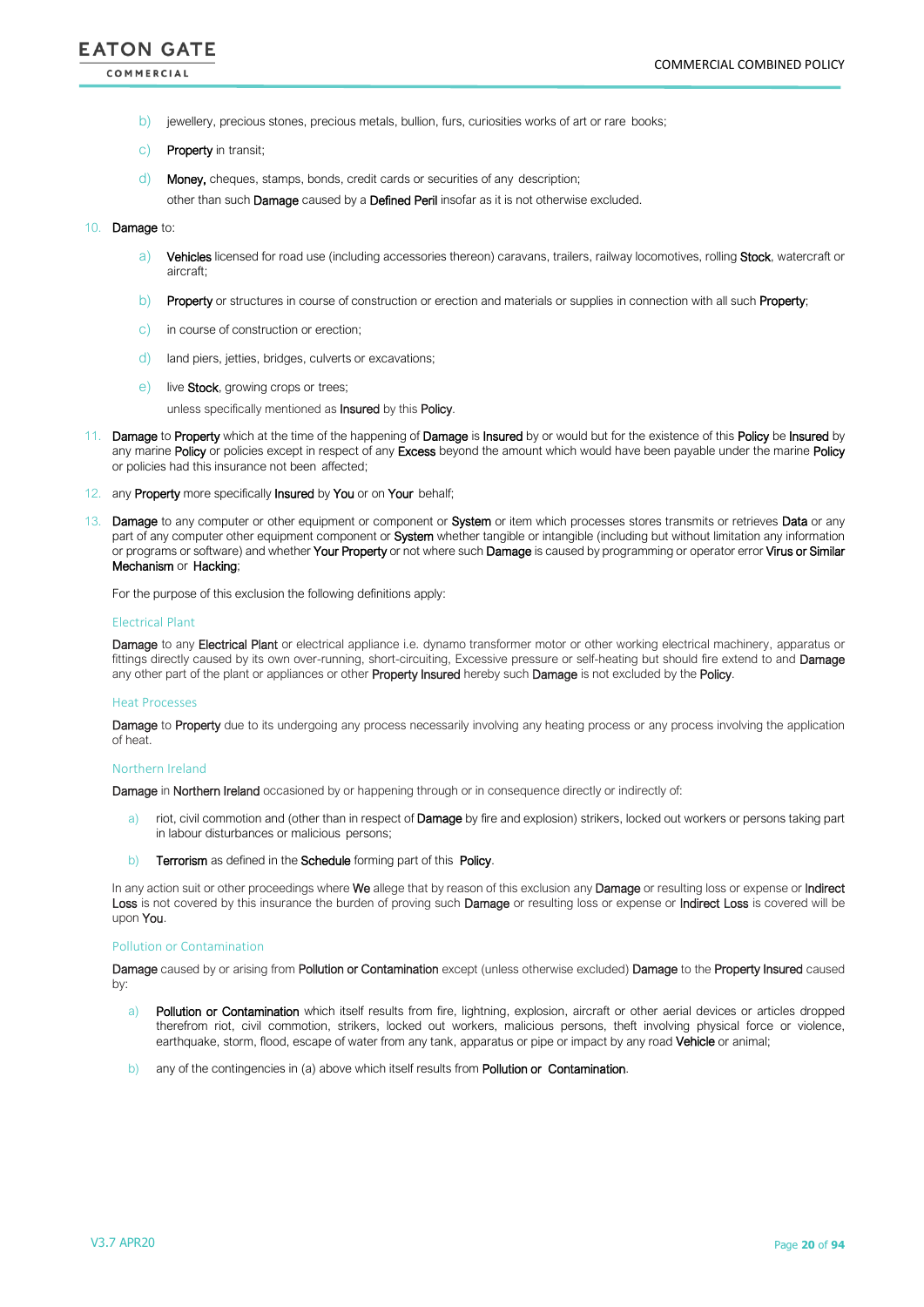b) jewellery, precious stones, precious metals, bullion, furs, curiosities works of art or rare books;

c) **Property** in transit;

d) **Money,** cheques, stamps, bonds, credit cards or securities of any description;

other than such **Damage** caused by a **Defined Peril** insofar as it is not otherwise excluded.

10. **Damage** to:

  a) **Vehicles** licensed for road use (including accessories thereon) caravans, trailers, railway locomotives, rolling **Stock**, watercraft or aircraft;

  b) **Property** or structures in course of construction or erection and materials or supplies in connection with all such **Property**;

  c) in course of construction or erection;

  d) land piers, jetties, bridges, culverts or excavations;

  e) live **Stock**, growing crops or trees;

  unless specifically mentioned as **Insured** by this **Policy**.

11. **Damage** to **Property** which at the time of the happening of **Damage** is **Insured** by or would but for the existence of this **Policy** be **Insured** by any marine **Policy** or policies except in respect of any **Excess** beyond the amount which would have been payable under the marine **Policy** or policies had this insurance not been affected;

12. any **Property** more specifically **Insured** by **You** or on **Your** behalf;

13. **Damage** to any computer or other equipment or component or **System** or item which processes stores transmits or retrieves **Data** or any part of any computer other equipment component or **System** whether tangible or intangible (including but without limitation any information or programs or software) and whether **Your Property** or not where such **Damage** is caused by programming or operator error **Virus or Similar Mechanism** or **Hacking**;

For the purpose of this exclusion the following definitions apply:

### Electrical Plant

**Damage** to any **Electrical Plant** or electrical appliance i.e. dynamo transformer motor or other working electrical machinery, apparatus or fittings directly caused by its own over-running, short-circuiting, Excessive pressure or self-heating but should fire extend to and **Damage** any other part of the plant or appliances or other **Property Insured** hereby such **Damage** is not excluded by the **Policy**.

### Heat Processes

**Damage** to **Property** due to its undergoing any process necessarily involving any heating process or any process involving the application of heat.

### Northern Ireland

**Damage** in **Northern Ireland** occasioned by or happening through or in consequence directly or indirectly of:

a) riot, civil commotion and (other than in respect of **Damage** by fire and explosion) strikers, locked out workers or persons taking part in labour disturbances or malicious persons;

b) **Terrorism** as defined in the **Schedule** forming part of this **Policy**.

In any action suit or other proceedings where **We** allege that by reason of this exclusion any **Damage** or resulting loss or expense or **Indirect Loss** is not covered by this insurance the burden of proving such **Damage** or resulting loss or expense or **Indirect Loss** is covered will be upon **You**.

### Pollution or Contamination

**Damage** caused by or arising from **Pollution or Contamination** except (unless otherwise excluded) **Damage** to the **Property Insured** caused by:

a) **Pollution or Contamination** which itself results from fire, lightning, explosion, aircraft or other aerial devices or articles dropped therefrom riot, civil commotion, strikers, locked out workers, malicious persons, theft involving physical force or violence, earthquake, storm, flood, escape of water from any tank, apparatus or pipe or impact by any road **Vehicle** or animal;

b) any of the contingencies in (a) above which itself results from **Pollution or Contamination**.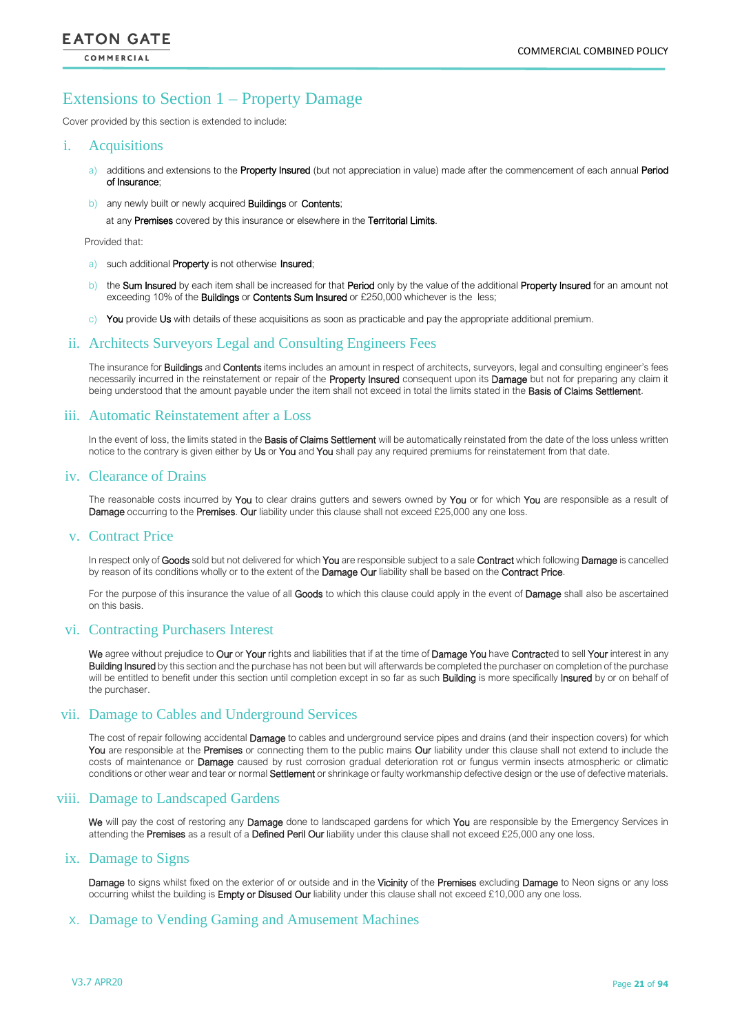# Extensions to Section 1 – Property Damage

Cover provided by this section is extended to include:

## i. Acquisitions

a) additions and extensions to the **Property Insured** (but not appreciation in value) made after the commencement of each annual **Period of Insurance**;

b) any newly built or newly acquired **Buildings** or **Contents**;

at any **Premises** covered by this insurance or elsewhere in the **Territorial Limits**.

Provided that:

a) such additional **Property** is not otherwise **Insured**;

b) the **Sum Insured** by each item shall be increased for that **Period** only by the value of the additional **Property Insured** for an amount not exceeding 10% of the **Buildings** or **Contents Sum Insured** or £250,000 whichever is the less;

c) **You** provide **Us** with details of these acquisitions as soon as practicable and pay the appropriate additional premium.

## ii. Architects Surveyors Legal and Consulting Engineers Fees

The insurance for **Buildings** and **Contents** items includes an amount in respect of architects, surveyors, legal and consulting engineer's fees necessarily incurred in the reinstatement or repair of the **Property Insured** consequent upon its **Damage** but not for preparing any claim it being understood that the amount payable under the item shall not exceed in total the limits stated in the **Basis of Claims Settlement**.

## iii. Automatic Reinstatement after a Loss

In the event of loss, the limits stated in the **Basis of Claims Settlement** will be automatically reinstated from the date of the loss unless written notice to the contrary is given either by **Us** or **You** and **You** shall pay any required premiums for reinstatement from that date.

## iv. Clearance of Drains

The reasonable costs incurred by **You** to clear drains gutters and sewers owned by **You** or for which **You** are responsible as a result of **Damage** occurring to the **Premises**. **Our** liability under this clause shall not exceed £25,000 any one loss.

## v. Contract Price

In respect only of **Goods** sold but not delivered for which **You** are responsible subject to a sale **Contract** which following **Damage** is cancelled by reason of its conditions wholly or to the extent of the **Damage Our** liability shall be based on the **Contract Price**.

For the purpose of this insurance the value of all **Goods** to which this clause could apply in the event of **Damage** shall also be ascertained on this basis.

## vi. Contracting Purchasers Interest

**We** agree without prejudice to **Our** or **Your** rights and liabilities that if at the time of **Damage You** have **Contract**ed to sell **Your** interest in any **Building Insured** by this section and the purchase has not been but will afterwards be completed the purchaser on completion of the purchase will be entitled to benefit under this section until completion except in so far as such **Building** is more specifically **Insured** by or on behalf of the purchaser.

## vii. Damage to Cables and Underground Services

The cost of repair following accidental **Damage** to cables and underground service pipes and drains (and their inspection covers) for which **You** are responsible at the **Premises** or connecting them to the public mains **Our** liability under this clause shall not extend to include the costs of maintenance or **Damage** caused by rust corrosion gradual deterioration rot or fungus vermin insects atmospheric or climatic conditions or other wear and tear or normal **Settlement** or shrinkage or faulty workmanship defective design or the use of defective materials.

## viii. Damage to Landscaped Gardens

**We** will pay the cost of restoring any **Damage** done to landscaped gardens for which **You** are responsible by the Emergency Services in attending the **Premises** as a result of a **Defined Peril Our** liability under this clause shall not exceed £25,000 any one loss.

## ix. Damage to Signs

**Damage** to signs whilst fixed on the exterior of or outside and in the **Vicinity** of the **Premises** excluding **Damage** to Neon signs or any loss occurring whilst the building is **Empty or Disused Our** liability under this clause shall not exceed £10,000 any one loss.

## x. Damage to Vending Gaming and Amusement Machines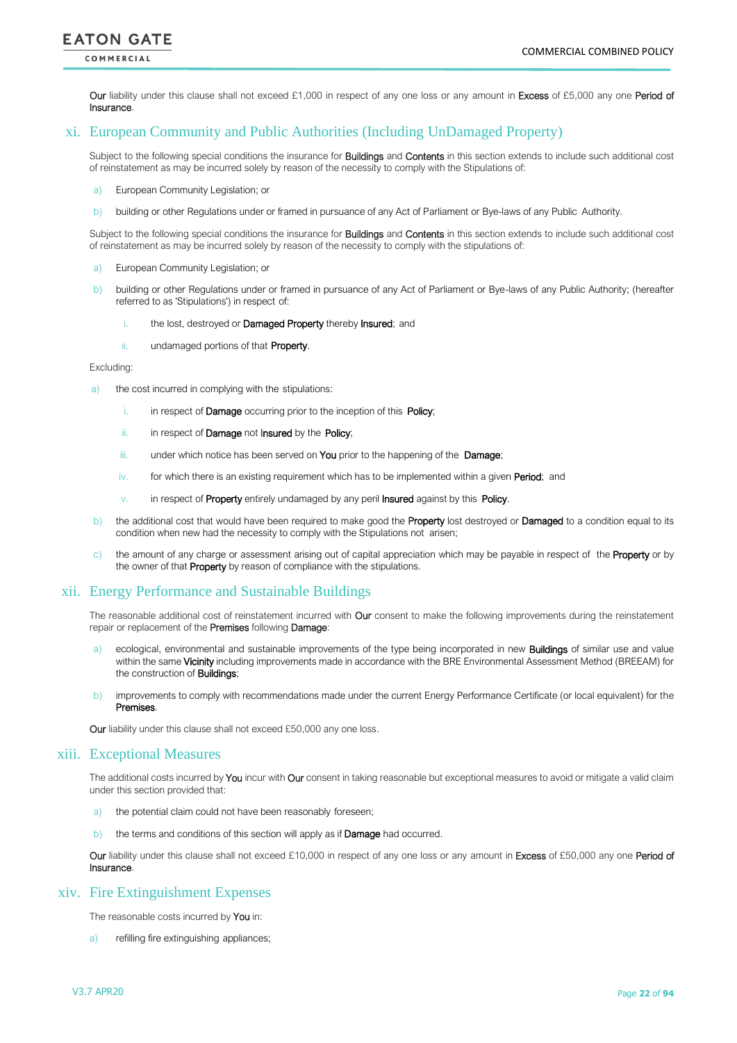**Our** liability under this clause shall not exceed £1,000 in respect of any one loss or any amount in **Excess** of £5,000 any one **Period of Insurance**.

## xi. European Community and Public Authorities (Including UnDamaged Property)

Subject to the following special conditions the insurance for **Buildings** and **Contents** in this section extends to include such additional cost of reinstatement as may be incurred solely by reason of the necessity to comply with the Stipulations of:

a) European Community Legislation; or

b) building or other Regulations under or framed in pursuance of any Act of Parliament or Bye-laws of any Public Authority.

Subject to the following special conditions the insurance for **Buildings** and **Contents** in this section extends to include such additional cost of reinstatement as may be incurred solely by reason of the necessity to comply with the stipulations of:

a) European Community Legislation; or

b) building or other Regulations under or framed in pursuance of any Act of Parliament or Bye-laws of any Public Authority; (hereafter referred to as 'Stipulations') in respect of:

  i. the lost, destroyed or **Damaged Property** thereby **Insured**; and

  ii. undamaged portions of that **Property**.

Excluding:

a) the cost incurred in complying with the stipulations:

  i. in respect of **Damage** occurring prior to the inception of this **Policy**;

  ii. in respect of **Damage** not **Insured** by the **Policy**;

  iii. under which notice has been served on **You** prior to the happening of the **Damage**;

  iv. for which there is an existing requirement which has to be implemented within a given **Period**; and

  v. in respect of **Property** entirely undamaged by any peril **Insured** against by this **Policy**.

b) the additional cost that would have been required to make good the **Property** lost destroyed or **Damaged** to a condition equal to its condition when new had the necessity to comply with the Stipulations not arisen;

c) the amount of any charge or assessment arising out of capital appreciation which may be payable in respect of the **Property** or by the owner of that **Property** by reason of compliance with the stipulations.

## xii. Energy Performance and Sustainable Buildings

The reasonable additional cost of reinstatement incurred with **Our** consent to make the following improvements during the reinstatement repair or replacement of the **Premises** following **Damage**:

a) ecological, environmental and sustainable improvements of the type being incorporated in new **Buildings** of similar use and value within the same **Vicinity** including improvements made in accordance with the BRE Environmental Assessment Method (BREEAM) for the construction of **Buildings**;

b) improvements to comply with recommendations made under the current Energy Performance Certificate (or local equivalent) for the **Premises**.

**Our** liability under this clause shall not exceed £50,000 any one loss.

## xiii. Exceptional Measures

The additional costs incurred by **You** incur with **Our** consent in taking reasonable but exceptional measures to avoid or mitigate a valid claim under this section provided that:

a) the potential claim could not have been reasonably foreseen;

b) the terms and conditions of this section will apply as if **Damage** had occurred.

**Our** liability under this clause shall not exceed £10,000 in respect of any one loss or any amount in **Excess** of £50,000 any one **Period of Insurance**.

## xiv. Fire Extinguishment Expenses

The reasonable costs incurred by **You** in:

a) refilling fire extinguishing appliances;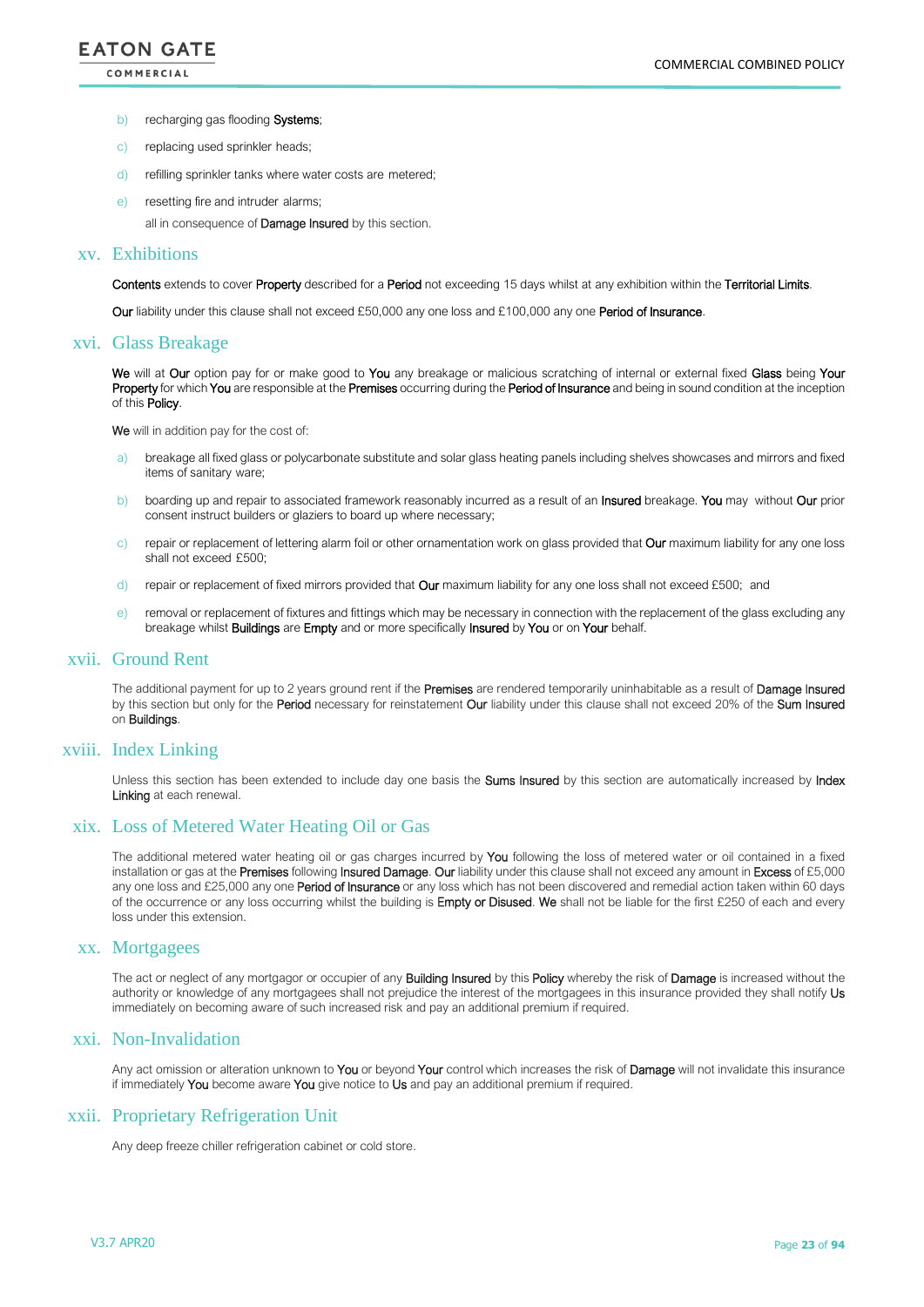b) recharging gas flooding **Systems**;

c) replacing used sprinkler heads;

d) refilling sprinkler tanks where water costs are metered;

e) resetting fire and intruder alarms;

all in consequence of **Damage Insured** by this section.

## xv. Exhibitions

**Contents** extends to cover **Property** described for a **Period** not exceeding 15 days whilst at any exhibition within the **Territorial Limits**.

**Our** liability under this clause shall not exceed £50,000 any one loss and £100,000 any one **Period of Insurance**.

## xvi. Glass Breakage

**We** will at **Our** option pay for or make good to **You** any breakage or malicious scratching of internal or external fixed **Glass** being **Your Property** for which **You** are responsible at the **Premises** occurring during the **Period of Insurance** and being in sound condition at the inception of this **Policy**.

**We** will in addition pay for the cost of:

a) breakage all fixed glass or polycarbonate substitute and solar glass heating panels including shelves showcases and mirrors and fixed items of sanitary ware;

b) boarding up and repair to associated framework reasonably incurred as a result of an **Insured** breakage. **You** may without **Our** prior consent instruct builders or glaziers to board up where necessary;

c) repair or replacement of lettering alarm foil or other ornamentation work on glass provided that **Our** maximum liability for any one loss shall not exceed £500;

d) repair or replacement of fixed mirrors provided that **Our** maximum liability for any one loss shall not exceed £500; and

e) removal or replacement of fixtures and fittings which may be necessary in connection with the replacement of the glass excluding any breakage whilst **Buildings** are **Empty** and or more specifically **Insured** by **You** or on **Your** behalf.

## xvii. Ground Rent

The additional payment for up to 2 years ground rent if the **Premises** are rendered temporarily uninhabitable as a result of **Damage Insured** by this section but only for the **Period** necessary for reinstatement **Our** liability under this clause shall not exceed 20% of the **Sum Insured** on **Buildings**.

## xviii. Index Linking

Unless this section has been extended to include day one basis the **Sums Insured** by this section are automatically increased by **Index Linking** at each renewal.

## xix. Loss of Metered Water Heating Oil or Gas

The additional metered water heating oil or gas charges incurred by **You** following the loss of metered water or oil contained in a fixed installation or gas at the **Premises** following **Insured Damage**. **Our** liability under this clause shall not exceed any amount in **Excess** of £5,000 any one loss and £25,000 any one **Period of Insurance** or any loss which has not been discovered and remedial action taken within 60 days of the occurrence or any loss occurring whilst the building is **Empty or Disused**. **We** shall not be liable for the first £250 of each and every loss under this extension.

## xx. Mortgagees

The act or neglect of any mortgagor or occupier of any **Building Insured** by this **Policy** whereby the risk of **Damage** is increased without the authority or knowledge of any mortgagees shall not prejudice the interest of the mortgagees in this insurance provided they shall notify **Us** immediately on becoming aware of such increased risk and pay an additional premium if required.

## xxi. Non-Invalidation

Any act omission or alteration unknown to **You** or beyond **Your** control which increases the risk of **Damage** will not invalidate this insurance if immediately **You** become aware **You** give notice to **Us** and pay an additional premium if required.

## xxii. Proprietary Refrigeration Unit

Any deep freeze chiller refrigeration cabinet or cold store.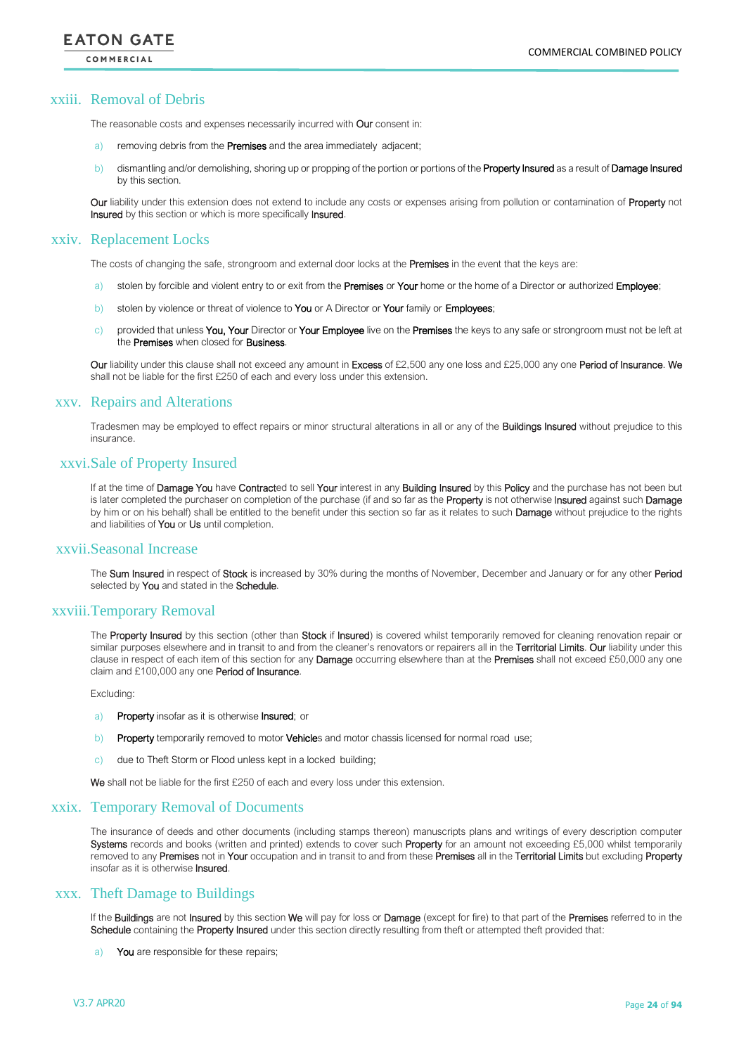## xxiii. Removal of Debris

The reasonable costs and expenses necessarily incurred with Our consent in:

a) removing debris from the Premises and the area immediately adjacent;

b) dismantling and/or demolishing, shoring up or propping of the portion or portions of the Property Insured as a result of Damage Insured by this section.

Our liability under this extension does not extend to include any costs or expenses arising from pollution or contamination of Property not Insured by this section or which is more specifically Insured.

## xxiv. Replacement Locks

The costs of changing the safe, strongroom and external door locks at the Premises in the event that the keys are:

a) stolen by forcible and violent entry to or exit from the Premises or Your home or the home of a Director or authorized Employee;

b) stolen by violence or threat of violence to You or A Director or Your family or Employees;

c) provided that unless You, Your Director or Your Employee live on the Premises the keys to any safe or strongroom must not be left at the Premises when closed for Business.

Our liability under this clause shall not exceed any amount in Excess of £2,500 any one loss and £25,000 any one Period of Insurance. We shall not be liable for the first £250 of each and every loss under this extension.

## xxv. Repairs and Alterations

Tradesmen may be employed to effect repairs or minor structural alterations in all or any of the Buildings Insured without prejudice to this insurance.

## xxvi. Sale of Property Insured

If at the time of Damage You have Contracted to sell Your interest in any Building Insured by this Policy and the purchase has not been but is later completed the purchaser on completion of the purchase (if and so far as the Property is not otherwise Insured against such Damage by him or on his behalf) shall be entitled to the benefit under this section so far as it relates to such Damage without prejudice to the rights and liabilities of You or Us until completion.

## xxvii. Seasonal Increase

The Sum Insured in respect of Stock is increased by 30% during the months of November, December and January or for any other Period selected by You and stated in the Schedule.

## xxviii. Temporary Removal

The Property Insured by this section (other than Stock if Insured) is covered whilst temporarily removed for cleaning renovation repair or similar purposes elsewhere and in transit to and from the cleaner's renovators or repairers all in the Territorial Limits. Our liability under this clause in respect of each item of this section for any Damage occurring elsewhere than at the Premises shall not exceed £50,000 any one claim and £100,000 any one Period of Insurance.

Excluding:

a) Property insofar as it is otherwise Insured; or

b) Property temporarily removed to motor Vehicles and motor chassis licensed for normal road use;

c) due to Theft Storm or Flood unless kept in a locked building;

We shall not be liable for the first £250 of each and every loss under this extension.

## xxix. Temporary Removal of Documents

The insurance of deeds and other documents (including stamps thereon) manuscripts plans and writings of every description computer Systems records and books (written and printed) extends to cover such Property for an amount not exceeding £5,000 whilst temporarily removed to any Premises not in Your occupation and in transit to and from these Premises all in the Territorial Limits but excluding Property insofar as it is otherwise Insured.

## xxx. Theft Damage to Buildings

If the Buildings are not Insured by this section We will pay for loss or Damage (except for fire) to that part of the Premises referred to in the Schedule containing the Property Insured under this section directly resulting from theft or attempted theft provided that:

a) You are responsible for these repairs;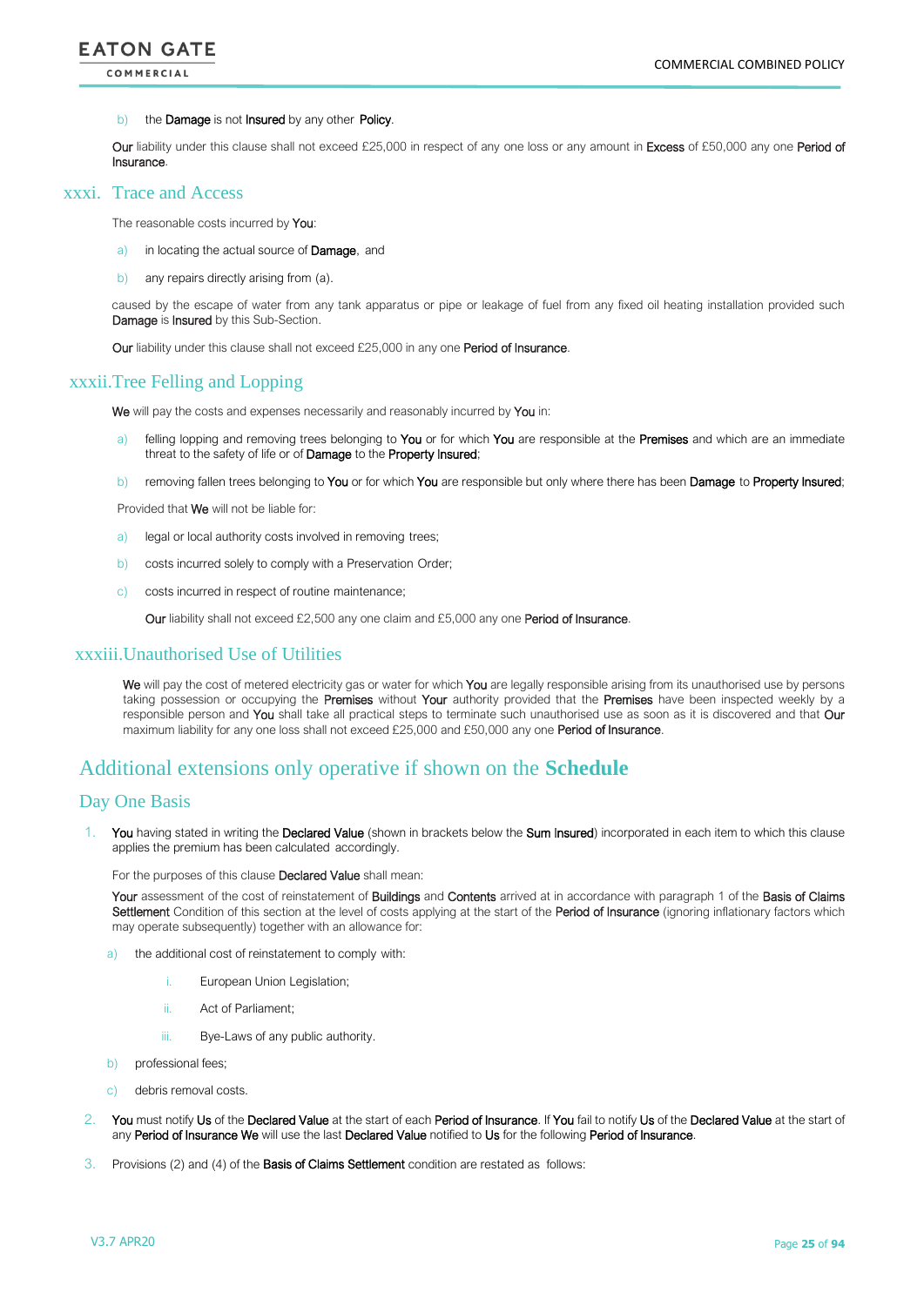b) the **Damage** is not **Insured** by any other **Policy**.

**Our** liability under this clause shall not exceed £25,000 in respect of any one loss or any amount in **Excess** of £50,000 any one **Period of Insurance**.

### xxxi. Trace and Access

The reasonable costs incurred by **You**:

a) in locating the actual source of **Damage**, and

b) any repairs directly arising from (a).

caused by the escape of water from any tank apparatus or pipe or leakage of fuel from any fixed oil heating installation provided such **Damage** is **Insured** by this Sub-Section.

**Our** liability under this clause shall not exceed £25,000 in any one **Period of Insurance**.

### xxxii.Tree Felling and Lopping

**We** will pay the costs and expenses necessarily and reasonably incurred by **You** in:

a) felling lopping and removing trees belonging to **You** or for which **You** are responsible at the **Premises** and which are an immediate threat to the safety of life or of **Damage** to the **Property Insured**;

b) removing fallen trees belonging to **You** or for which **You** are responsible but only where there has been **Damage** to **Property Insured**;

Provided that **We** will not be liable for:

a) legal or local authority costs involved in removing trees;

b) costs incurred solely to comply with a Preservation Order;

c) costs incurred in respect of routine maintenance;

**Our** liability shall not exceed £2,500 any one claim and £5,000 any one **Period of Insurance**.

### xxxiii.Unauthorised Use of Utilities

**We** will pay the cost of metered electricity gas or water for which **You** are legally responsible arising from its unauthorised use by persons taking possession or occupying the **Premises** without **Your** authority provided that the **Premises** have been inspected weekly by a responsible person and **You** shall take all practical steps to terminate such unauthorised use as soon as it is discovered and that **Our** maximum liability for any one loss shall not exceed £25,000 and £50,000 any one **Period of Insurance**.

## Additional extensions only operative if shown on the **Schedule**

### Day One Basis

1. **You** having stated in writing the **Declared Value** (shown in brackets below the **Sum Insured**) incorporated in each item to which this clause applies the premium has been calculated accordingly.

   For the purposes of this clause **Declared Value** shall mean:

   **Your** assessment of the cost of reinstatement of **Buildings** and **Contents** arrived at in accordance with paragraph 1 of the **Basis of Claims Settlement** Condition of this section at the level of costs applying at the start of the **Period of Insurance** (ignoring inflationary factors which may operate subsequently) together with an allowance for:

   a) the additional cost of reinstatement to comply with:

      i. European Union Legislation;

      ii. Act of Parliament;

      iii. Bye-Laws of any public authority.

   b) professional fees;

   c) debris removal costs.

2. **You** must notify **Us** of the **Declared Value** at the start of each **Period of Insurance**. If **You** fail to notify **Us** of the **Declared Value** at the start of any **Period of Insurance We** will use the last **Declared Value** notified to **Us** for the following **Period of Insurance**.

3. Provisions (2) and (4) of the **Basis of Claims Settlement** condition are restated as follows: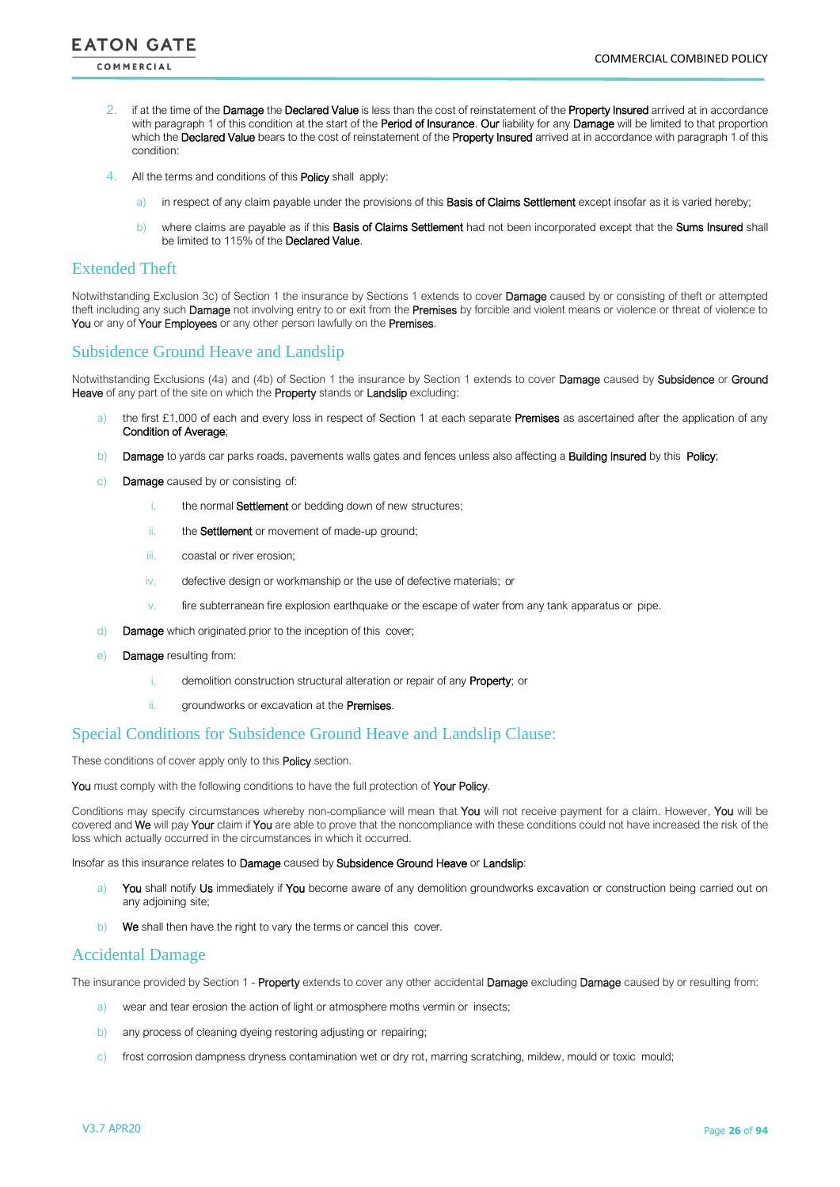2. if at the time of the **Damage** the **Declared Value** is less than the cost of reinstatement of the **Property Insured** arrived at in accordance with paragraph 1 of this condition at the start of the **Period of Insurance**. **Our** liability for any **Damage** will be limited to that proportion which the **Declared Value** bears to the cost of reinstatement of the **Property Insured** arrived at in accordance with paragraph 1 of this condition:

4. All the terms and conditions of this **Policy** shall apply:

   a) in respect of any claim payable under the provisions of this **Basis of Claims Settlement** except insofar as it is varied hereby;

   b) where claims are payable as if this **Basis of Claims Settlement** had not been incorporated except that the **Sums Insured** shall be limited to 115% of the **Declared Value**.

## Extended Theft

Notwithstanding Exclusion 3c) of Section 1 the insurance by Sections 1 extends to cover **Damage** caused by or consisting of theft or attempted theft including any such **Damage** not involving entry to or exit from the **Premises** by forcible and violent means or violence or threat of violence to **You** or any of **Your Employees** or any other person lawfully on the **Premises**.

## Subsidence Ground Heave and Landslip

Notwithstanding Exclusions (4a) and (4b) of Section 1 the insurance by Section 1 extends to cover **Damage** caused by **Subsidence** or **Ground Heave** of any part of the site on which the **Property** stands or **Landslip** excluding:

a) the first £1,000 of each and every loss in respect of Section 1 at each separate **Premises** as ascertained after the application of any **Condition of Average**;

b) **Damage** to yards car parks roads, pavements walls gates and fences unless also affecting a **Building Insured** by this **Policy**;

c) **Damage** caused by or consisting of:

   i. the normal **Settlement** or bedding down of new structures;

   ii. the **Settlement** or movement of made-up ground;

   iii. coastal or river erosion;

   iv. defective design or workmanship or the use of defective materials; or

   v. fire subterranean fire explosion earthquake or the escape of water from any tank apparatus or pipe.

d) **Damage** which originated prior to the inception of this cover;

e) **Damage** resulting from:

   i. demolition construction structural alteration or repair of any **Property**; or

   ii. groundworks or excavation at the **Premises**.

## Special Conditions for Subsidence Ground Heave and Landslip Clause:

These conditions of cover apply only to this **Policy** section.

**You** must comply with the following conditions to have the full protection of **Your Policy**.

Conditions may specify circumstances whereby non-compliance will mean that **You** will not receive payment for a claim. However, **You** will be covered and **We** will pay **Your** claim if **You** are able to prove that the noncompliance with these conditions could not have increased the risk of the loss which actually occurred in the circumstances in which it occurred.

Insofar as this insurance relates to **Damage** caused by **Subsidence Ground Heave** or **Landslip**:

a) **You** shall notify **Us** immediately if **You** become aware of any demolition groundworks excavation or construction being carried out on any adjoining site;

b) **We** shall then have the right to vary the terms or cancel this cover.

## Accidental Damage

The insurance provided by Section 1 - **Property** extends to cover any other accidental **Damage** excluding **Damage** caused by or resulting from:

a) wear and tear erosion the action of light or atmosphere moths vermin or insects;

b) any process of cleaning dyeing restoring adjusting or repairing;

c) frost corrosion dampness dryness contamination wet or dry rot, marring scratching, mildew, mould or toxic mould;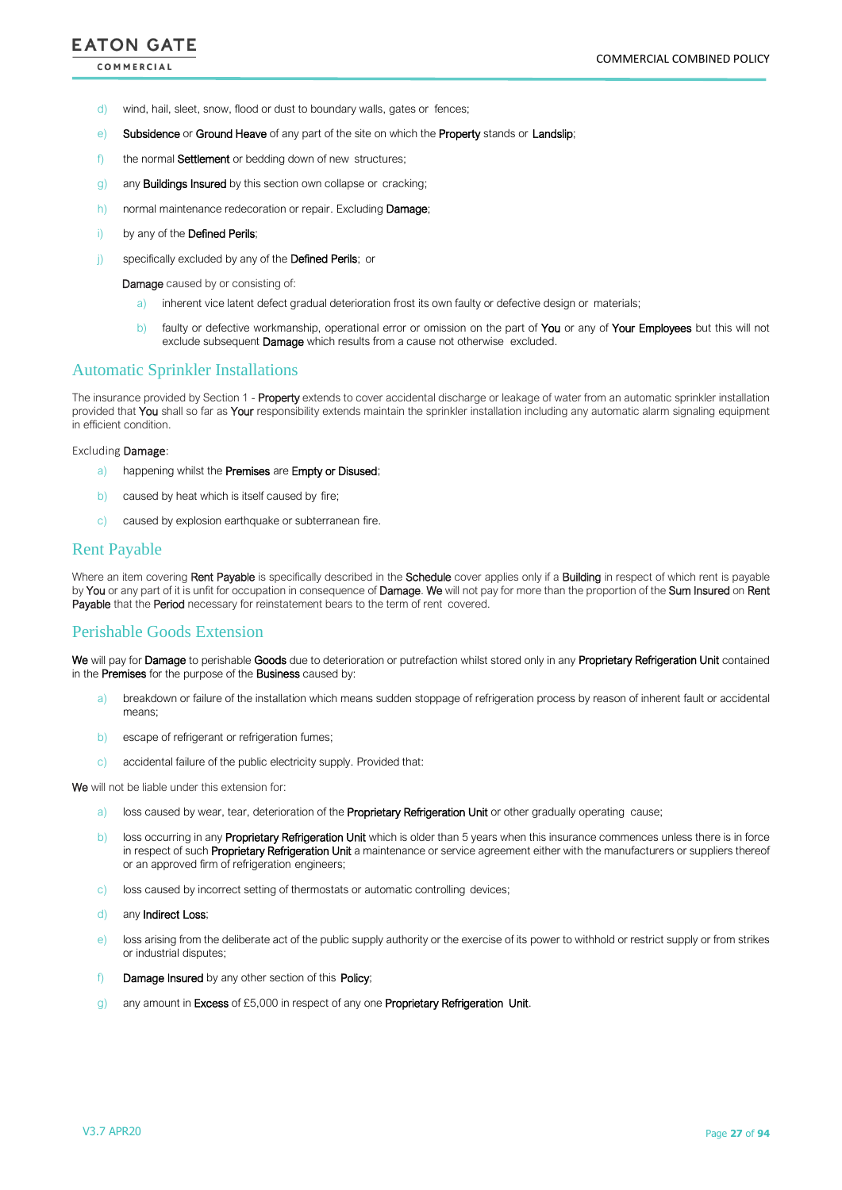d) wind, hail, sleet, snow, flood or dust to boundary walls, gates or fences;

e) **Subsidence** or **Ground Heave** of any part of the site on which the **Property** stands or **Landslip**;

f) the normal **Settlement** or bedding down of new structures;

g) any **Buildings Insured** by this section own collapse or cracking;

h) normal maintenance redecoration or repair. Excluding **Damage**;

i) by any of the **Defined Perils**;

j) specifically excluded by any of the **Defined Perils**; or

**Damage** caused by or consisting of:

a) inherent vice latent defect gradual deterioration frost its own faulty or defective design or materials;

b) faulty or defective workmanship, operational error or omission on the part of **You** or any of **Your Employees** but this will not exclude subsequent **Damage** which results from a cause not otherwise excluded.

## Automatic Sprinkler Installations

The insurance provided by Section 1 - **Property** extends to cover accidental discharge or leakage of water from an automatic sprinkler installation provided that **You** shall so far as **Your** responsibility extends maintain the sprinkler installation including any automatic alarm signaling equipment in efficient condition.

Excluding **Damage**:

a) happening whilst the **Premises** are **Empty or Disused**;

b) caused by heat which is itself caused by fire;

c) caused by explosion earthquake or subterranean fire.

## Rent Payable

Where an item covering **Rent Payable** is specifically described in the **Schedule** cover applies only if a **Building** in respect of which rent is payable by **You** or any part of it is unfit for occupation in consequence of **Damage**. **We** will not pay for more than the proportion of the **Sum Insured** on **Rent Payable** that the **Period** necessary for reinstatement bears to the term of rent covered.

## Perishable Goods Extension

**We** will pay for **Damage** to perishable **Goods** due to deterioration or putrefaction whilst stored only in any **Proprietary Refrigeration Unit** contained in the **Premises** for the purpose of the **Business** caused by:

a) breakdown or failure of the installation which means sudden stoppage of refrigeration process by reason of inherent fault or accidental means;

b) escape of refrigerant or refrigeration fumes;

c) accidental failure of the public electricity supply. Provided that:

**We** will not be liable under this extension for:

a) loss caused by wear, tear, deterioration of the **Proprietary Refrigeration Unit** or other gradually operating cause;

b) loss occurring in any **Proprietary Refrigeration Unit** which is older than 5 years when this insurance commences unless there is in force in respect of such **Proprietary Refrigeration Unit** a maintenance or service agreement either with the manufacturers or suppliers thereof or an approved firm of refrigeration engineers;

c) loss caused by incorrect setting of thermostats or automatic controlling devices;

d) any **Indirect Loss**;

e) loss arising from the deliberate act of the public supply authority or the exercise of its power to withhold or restrict supply or from strikes or industrial disputes;

f) **Damage Insured** by any other section of this **Policy**;

g) any amount in **Excess** of £5,000 in respect of any one **Proprietary Refrigeration Unit**.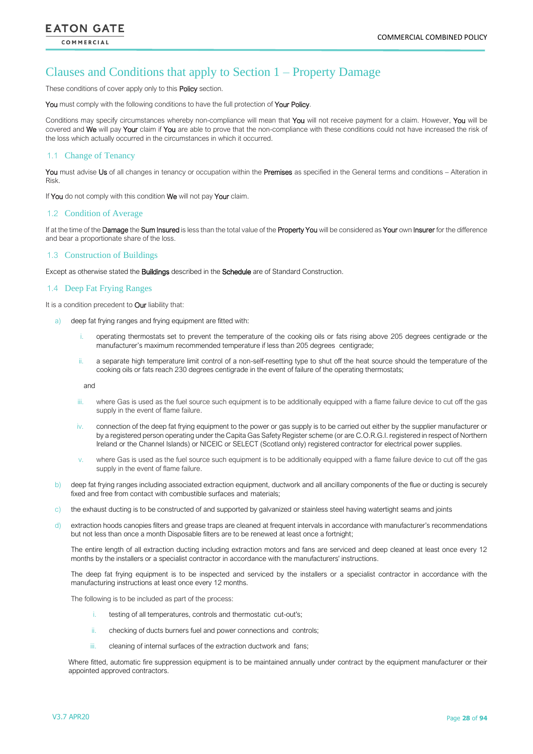# Clauses and Conditions that apply to Section 1 – Property Damage

These conditions of cover apply only to this **Policy** section.

**You** must comply with the following conditions to have the full protection of **Your Policy**.

Conditions may specify circumstances whereby non-compliance will mean that **You** will not receive payment for a claim. However, **You** will be covered and **We** will pay **Your** claim if **You** are able to prove that the non-compliance with these conditions could not have increased the risk of the loss which actually occurred in the circumstances in which it occurred.

## 1.1 Change of Tenancy

**You** must advise **Us** of all changes in tenancy or occupation within the **Premises** as specified in the General terms and conditions – Alteration in Risk.

If **You** do not comply with this condition **We** will not pay **Your** claim.

## 1.2 Condition of Average

If at the time of the **Damage** the **Sum Insured** is less than the total value of the **Property You** will be considered as **Your** own **Insurer** for the difference and bear a proportionate share of the loss.

## 1.3 Construction of Buildings

Except as otherwise stated the **Buildings** described in the **Schedule** are of Standard Construction.

## 1.4 Deep Fat Frying Ranges

It is a condition precedent to **Our** liability that:

a) deep fat frying ranges and frying equipment are fitted with:

   i. operating thermostats set to prevent the temperature of the cooking oils or fats rising above 205 degrees centigrade or the manufacturer's maximum recommended temperature if less than 205 degrees centigrade;

   ii. a separate high temperature limit control of a non-self-resetting type to shut off the heat source should the temperature of the cooking oils or fats reach 230 degrees centigrade in the event of failure of the operating thermostats;

   and

   iii. where Gas is used as the fuel source such equipment is to be additionally equipped with a flame failure device to cut off the gas supply in the event of flame failure.

   iv. connection of the deep fat frying equipment to the power or gas supply is to be carried out either by the supplier manufacturer or by a registered person operating under the Capita Gas Safety Register scheme (or are C.O.R.G.I. registered in respect of Northern Ireland or the Channel Islands) or NICEIC or SELECT (Scotland only) registered contractor for electrical power supplies.

   v. where Gas is used as the fuel source such equipment is to be additionally equipped with a flame failure device to cut off the gas supply in the event of flame failure.

b) deep fat frying ranges including associated extraction equipment, ductwork and all ancillary components of the flue or ducting is securely fixed and free from contact with combustible surfaces and materials;

c) the exhaust ducting is to be constructed of and supported by galvanized or stainless steel having watertight seams and joints

d) extraction hoods canopies filters and grease traps are cleaned at frequent intervals in accordance with manufacturer's recommendations but not less than once a month Disposable filters are to be renewed at least once a fortnight;

   The entire length of all extraction ducting including extraction motors and fans are serviced and deep cleaned at least once every 12 months by the installers or a specialist contractor in accordance with the manufacturers' instructions.

   The deep fat frying equipment is to be inspected and serviced by the installers or a specialist contractor in accordance with the manufacturing instructions at least once every 12 months.

   The following is to be included as part of the process:

   i. testing of all temperatures, controls and thermostatic cut-out's;

   ii. checking of ducts burners fuel and power connections and controls;

   iii. cleaning of internal surfaces of the extraction ductwork and fans;

   Where fitted, automatic fire suppression equipment is to be maintained annually under contract by the equipment manufacturer or their appointed approved contractors.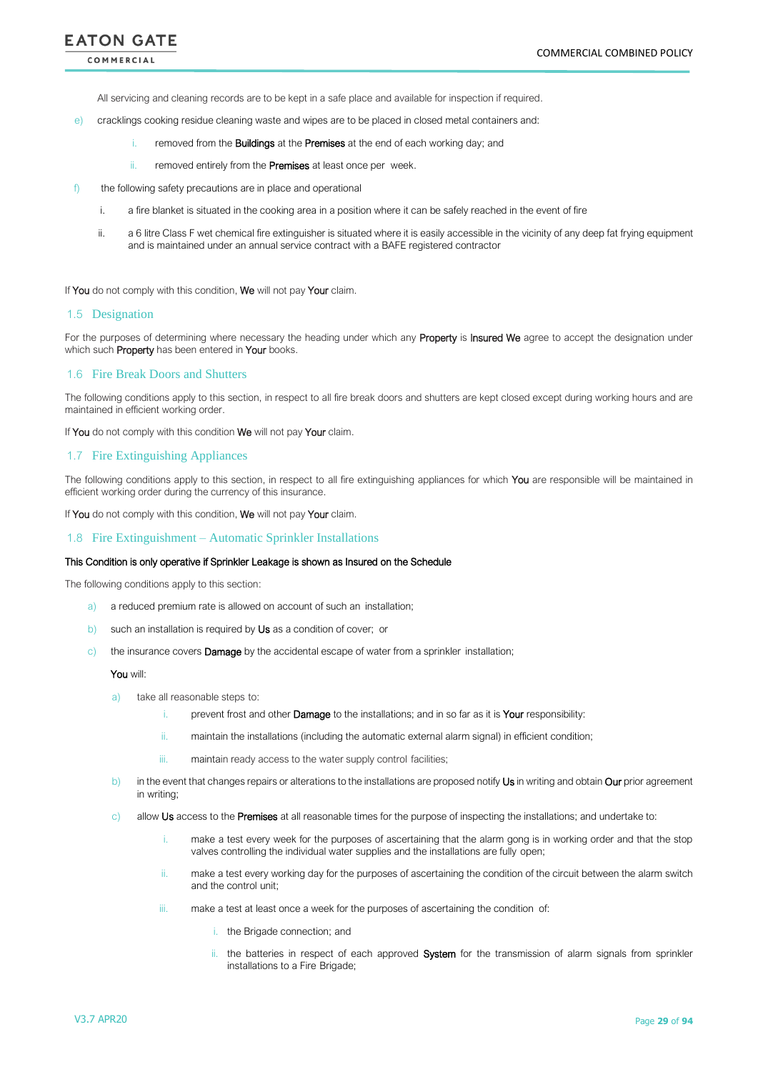All servicing and cleaning records are to be kept in a safe place and available for inspection if required.

e) cracklings cooking residue cleaning waste and wipes are to be placed in closed metal containers and:

    i. removed from the **Buildings** at the **Premises** at the end of each working day; and

    ii. removed entirely from the **Premises** at least once per week.

f) the following safety precautions are in place and operational

    i. a fire blanket is situated in the cooking area in a position where it can be safely reached in the event of fire

    ii. a 6 litre Class F wet chemical fire extinguisher is situated where it is easily accessible in the vicinity of any deep fat frying equipment and is maintained under an annual service contract with a BAFE registered contractor

If **You** do not comply with this condition, **We** will not pay **Your** claim.

## 1.5 Designation

For the purposes of determining where necessary the heading under which any **Property** is **Insured We** agree to accept the designation under which such **Property** has been entered in **Your** books.

## 1.6 Fire Break Doors and Shutters

The following conditions apply to this section, in respect to all fire break doors and shutters are kept closed except during working hours and are maintained in efficient working order.

If **You** do not comply with this condition **We** will not pay **Your** claim.

## 1.7 Fire Extinguishing Appliances

The following conditions apply to this section, in respect to all fire extinguishing appliances for which **You** are responsible will be maintained in efficient working order during the currency of this insurance.

If **You** do not comply with this condition, **We** will not pay **Your** claim.

## 1.8 Fire Extinguishment – Automatic Sprinkler Installations

**This Condition is only operative if Sprinkler Leakage is shown as Insured on the Schedule**

The following conditions apply to this section:

a) a reduced premium rate is allowed on account of such an installation;

b) such an installation is required by **Us** as a condition of cover; or

c) the insurance covers **Damage** by the accidental escape of water from a sprinkler installation;

**You** will:

a) take all reasonable steps to:

    i. prevent frost and other **Damage** to the installations; and in so far as it is **Your** responsibility:

    ii. maintain the installations (including the automatic external alarm signal) in efficient condition;

    iii. maintain ready access to the water supply control facilities;

b) in the event that changes repairs or alterations to the installations are proposed notify **Us** in writing and obtain **Our** prior agreement in writing;

c) allow **Us** access to the **Premises** at all reasonable times for the purpose of inspecting the installations; and undertake to:

    i. make a test every week for the purposes of ascertaining that the alarm gong is in working order and that the stop valves controlling the individual water supplies and the installations are fully open;

    ii. make a test every working day for the purposes of ascertaining the condition of the circuit between the alarm switch and the control unit;

    iii. make a test at least once a week for the purposes of ascertaining the condition of:

        i. the Brigade connection; and

        ii. the batteries in respect of each approved **System** for the transmission of alarm signals from sprinkler installations to a Fire Brigade;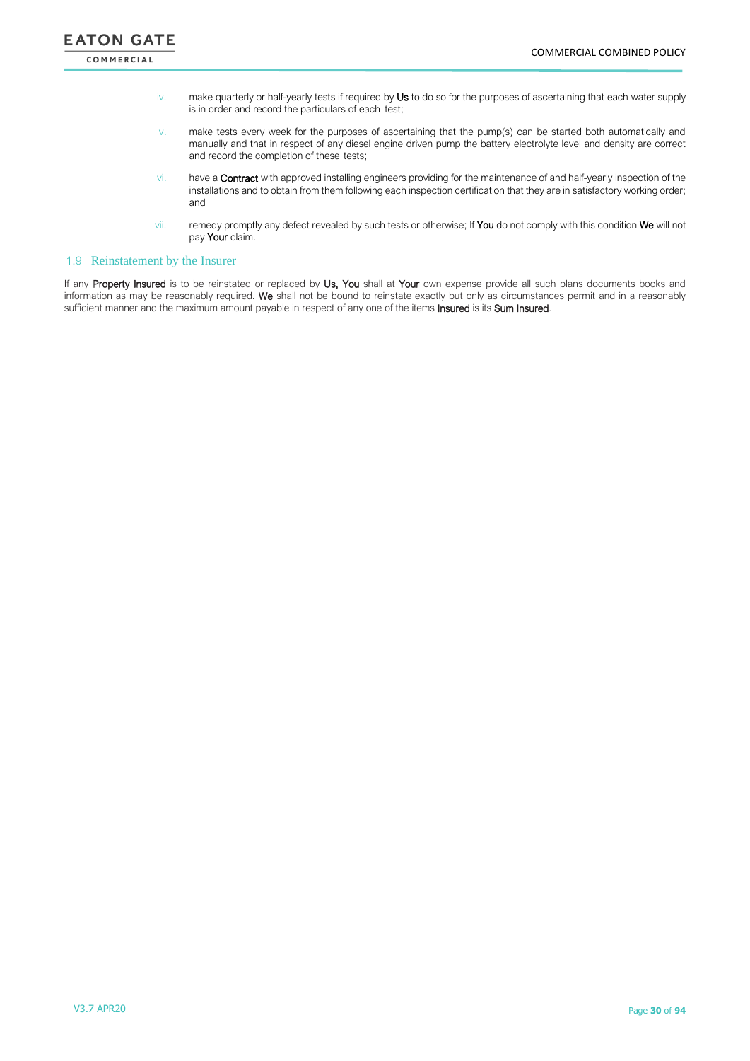iv. make quarterly or half-yearly tests if required by **Us** to do so for the purposes of ascertaining that each water supply is in order and record the particulars of each test;

v. make tests every week for the purposes of ascertaining that the pump(s) can be started both automatically and manually and that in respect of any diesel engine driven pump the battery electrolyte level and density are correct and record the completion of these tests;

vi. have a **Contract** with approved installing engineers providing for the maintenance of and half-yearly inspection of the installations and to obtain from them following each inspection certification that they are in satisfactory working order; and

vii. remedy promptly any defect revealed by such tests or otherwise; If **You** do not comply with this condition **We** will not pay **Your** claim.

## 1.9 Reinstatement by the Insurer

If any **Property Insured** is to be reinstated or replaced by **Us**, **You** shall at **Your** own expense provide all such plans documents books and information as may be reasonably required. **We** shall not be bound to reinstate exactly but only as circumstances permit and in a reasonably sufficient manner and the maximum amount payable in respect of any one of the items **Insured** is its **Sum Insured**.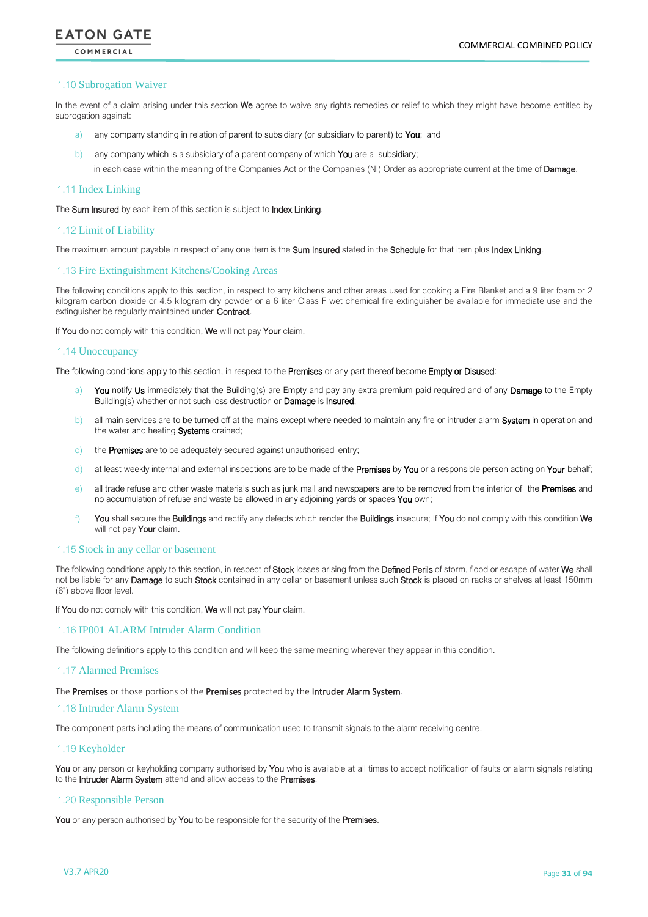## 1.10 Subrogation Waiver

In the event of a claim arising under this section **We** agree to waive any rights remedies or relief to which they might have become entitled by subrogation against:

a) any company standing in relation of parent to subsidiary (or subsidiary to parent) to **You**; and

b) any company which is a subsidiary of a parent company of which **You** are a subsidiary;

in each case within the meaning of the Companies Act or the Companies (NI) Order as appropriate current at the time of **Damage**.

## 1.11 Index Linking

The **Sum Insured** by each item of this section is subject to **Index Linking**.

## 1.12 Limit of Liability

The maximum amount payable in respect of any one item is the **Sum Insured** stated in the **Schedule** for that item plus **Index Linking**.

## 1.13 Fire Extinguishment Kitchens/Cooking Areas

The following conditions apply to this section, in respect to any kitchens and other areas used for cooking a Fire Blanket and a 9 liter foam or 2 kilogram carbon dioxide or 4.5 kilogram dry powder or a 6 liter Class F wet chemical fire extinguisher be available for immediate use and the extinguisher be regularly maintained under **Contract**.

If **You** do not comply with this condition, **We** will not pay **Your** claim.

## 1.14 Unoccupancy

The following conditions apply to this section, in respect to the **Premises** or any part thereof become **Empty or Disused**:

a) **You** notify **Us** immediately that the Building(s) are Empty and pay any extra premium paid required and of any **Damage** to the Empty Building(s) whether or not such loss destruction or **Damage** is **Insured**;

b) all main services are to be turned off at the mains except where needed to maintain any fire or intruder alarm **System** in operation and the water and heating **Systems** drained;

c) the **Premises** are to be adequately secured against unauthorised entry;

d) at least weekly internal and external inspections are to be made of the **Premises** by **You** or a responsible person acting on **Your** behalf;

e) all trade refuse and other waste materials such as junk mail and newspapers are to be removed from the interior of the **Premises** and no accumulation of refuse and waste be allowed in any adjoining yards or spaces **You** own;

f) **You** shall secure the **Buildings** and rectify any defects which render the **Buildings** insecure; If **You** do not comply with this condition **We** will not pay **Your** claim.

## 1.15 Stock in any cellar or basement

The following conditions apply to this section, in respect of **Stock** losses arising from the **Defined Perils** of storm, flood or escape of water **We** shall not be liable for any **Damage** to such **Stock** contained in any cellar or basement unless such **Stock** is placed on racks or shelves at least 150mm (6") above floor level.

If **You** do not comply with this condition, **We** will not pay **Your** claim.

## 1.16 IP001 ALARM Intruder Alarm Condition

The following definitions apply to this condition and will keep the same meaning wherever they appear in this condition.

## 1.17 Alarmed Premises

The **Premises** or those portions of the **Premises** protected by the **Intruder Alarm System**.

## 1.18 Intruder Alarm System

The component parts including the means of communication used to transmit signals to the alarm receiving centre.

## 1.19 Keyholder

**You** or any person or keyholding company authorised by **You** who is available at all times to accept notification of faults or alarm signals relating to the **Intruder Alarm System** attend and allow access to the **Premises**.

## 1.20 Responsible Person

**You** or any person authorised by **You** to be responsible for the security of the **Premises**.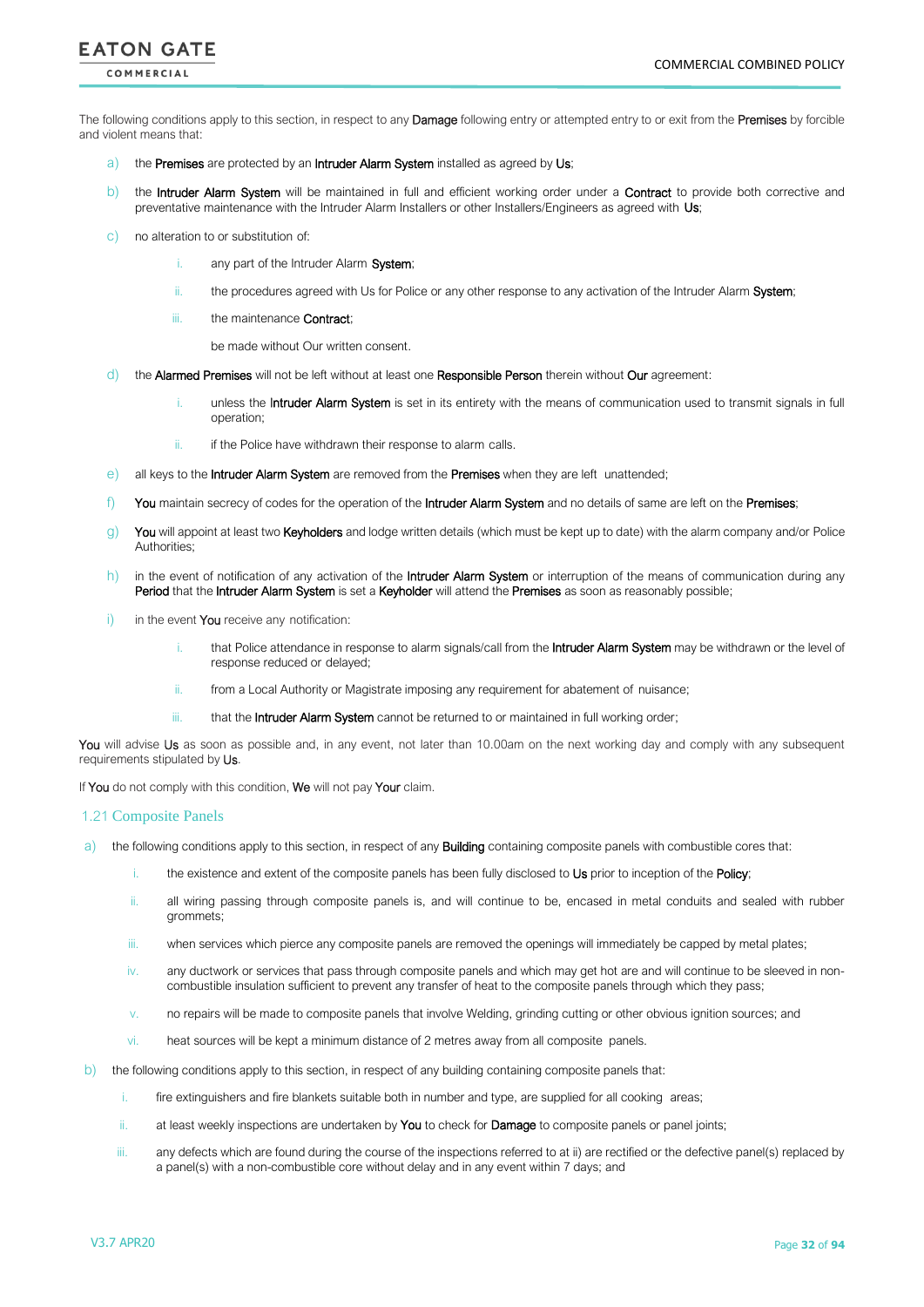The following conditions apply to this section, in respect to any **Damage** following entry or attempted entry to or exit from the **Premises** by forcible and violent means that:

a) the **Premises** are protected by an **Intruder Alarm System** installed as agreed by **Us**;

b) the **Intruder Alarm System** will be maintained in full and efficient working order under a **Contract** to provide both corrective and preventative maintenance with the Intruder Alarm Installers or other Installers/Engineers as agreed with **Us**;

c) no alteration to or substitution of:

   i. any part of the Intruder Alarm **System**;

   ii. the procedures agreed with Us for Police or any other response to any activation of the Intruder Alarm **System**;

   iii. the maintenance **Contract**;

   be made without Our written consent.

d) the **Alarmed Premises** will not be left without at least one **Responsible Person** therein without **Our** agreement:

   i. unless the **Intruder Alarm System** is set in its entirety with the means of communication used to transmit signals in full operation;

   ii. if the Police have withdrawn their response to alarm calls.

e) all keys to the **Intruder Alarm System** are removed from the **Premises** when they are left unattended;

f) **You** maintain secrecy of codes for the operation of the **Intruder Alarm System** and no details of same are left on the **Premises**;

g) **You** will appoint at least two **Keyholders** and lodge written details (which must be kept up to date) with the alarm company and/or Police Authorities;

h) in the event of notification of any activation of the **Intruder Alarm System** or interruption of the means of communication during any **Period** that the **Intruder Alarm System** is set a **Keyholder** will attend the **Premises** as soon as reasonably possible;

i) in the event **You** receive any notification:

   i. that Police attendance in response to alarm signals/call from the **Intruder Alarm System** may be withdrawn or the level of response reduced or delayed;

   ii. from a Local Authority or Magistrate imposing any requirement for abatement of nuisance;

   iii. that the **Intruder Alarm System** cannot be returned to or maintained in full working order;

**You** will advise **Us** as soon as possible and, in any event, not later than 10.00am on the next working day and comply with any subsequent requirements stipulated by **Us**.

If **You** do not comply with this condition, **We** will not pay **Your** claim.

### 1.21 Composite Panels

a) the following conditions apply to this section, in respect of any **Building** containing composite panels with combustible cores that:

   i. the existence and extent of the composite panels has been fully disclosed to **Us** prior to inception of the **Policy**;

   ii. all wiring passing through composite panels is, and will continue to be, encased in metal conduits and sealed with rubber grommets;

   iii. when services which pierce any composite panels are removed the openings will immediately be capped by metal plates;

   iv. any ductwork or services that pass through composite panels and which may get hot are and will continue to be sleeved in non-combustible insulation sufficient to prevent any transfer of heat to the composite panels through which they pass;

   v. no repairs will be made to composite panels that involve Welding, grinding cutting or other obvious ignition sources; and

   vi. heat sources will be kept a minimum distance of 2 metres away from all composite panels.

b) the following conditions apply to this section, in respect of any building containing composite panels that:

   i. fire extinguishers and fire blankets suitable both in number and type, are supplied for all cooking areas;

   ii. at least weekly inspections are undertaken by **You** to check for **Damage** to composite panels or panel joints;

   iii. any defects which are found during the course of the inspections referred to at ii) are rectified or the defective panel(s) replaced by a panel(s) with a non-combustible core without delay and in any event within 7 days; and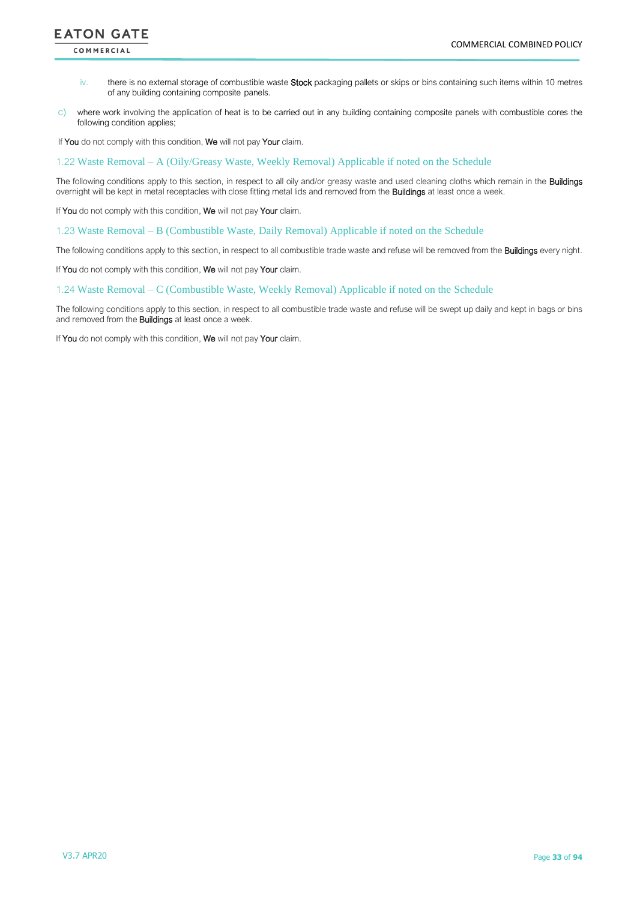iv. there is no external storage of combustible waste **Stock** packaging pallets or skips or bins containing such items within 10 metres of any building containing composite panels.

c) where work involving the application of heat is to be carried out in any building containing composite panels with combustible cores the following condition applies;

If **You** do not comply with this condition, **We** will not pay **Your** claim.

### 1.22 Waste Removal – A (Oily/Greasy Waste, Weekly Removal) Applicable if noted on the Schedule

The following conditions apply to this section, in respect to all oily and/or greasy waste and used cleaning cloths which remain in the **Buildings** overnight will be kept in metal receptacles with close fitting metal lids and removed from the **Buildings** at least once a week.

If **You** do not comply with this condition, **We** will not pay **Your** claim.

### 1.23 Waste Removal – B (Combustible Waste, Daily Removal) Applicable if noted on the Schedule

The following conditions apply to this section, in respect to all combustible trade waste and refuse will be removed from the **Buildings** every night.

If **You** do not comply with this condition, **We** will not pay **Your** claim.

### 1.24 Waste Removal – C (Combustible Waste, Weekly Removal) Applicable if noted on the Schedule

The following conditions apply to this section, in respect to all combustible trade waste and refuse will be swept up daily and kept in bags or bins and removed from the **Buildings** at least once a week.

If **You** do not comply with this condition, **We** will not pay **Your** claim.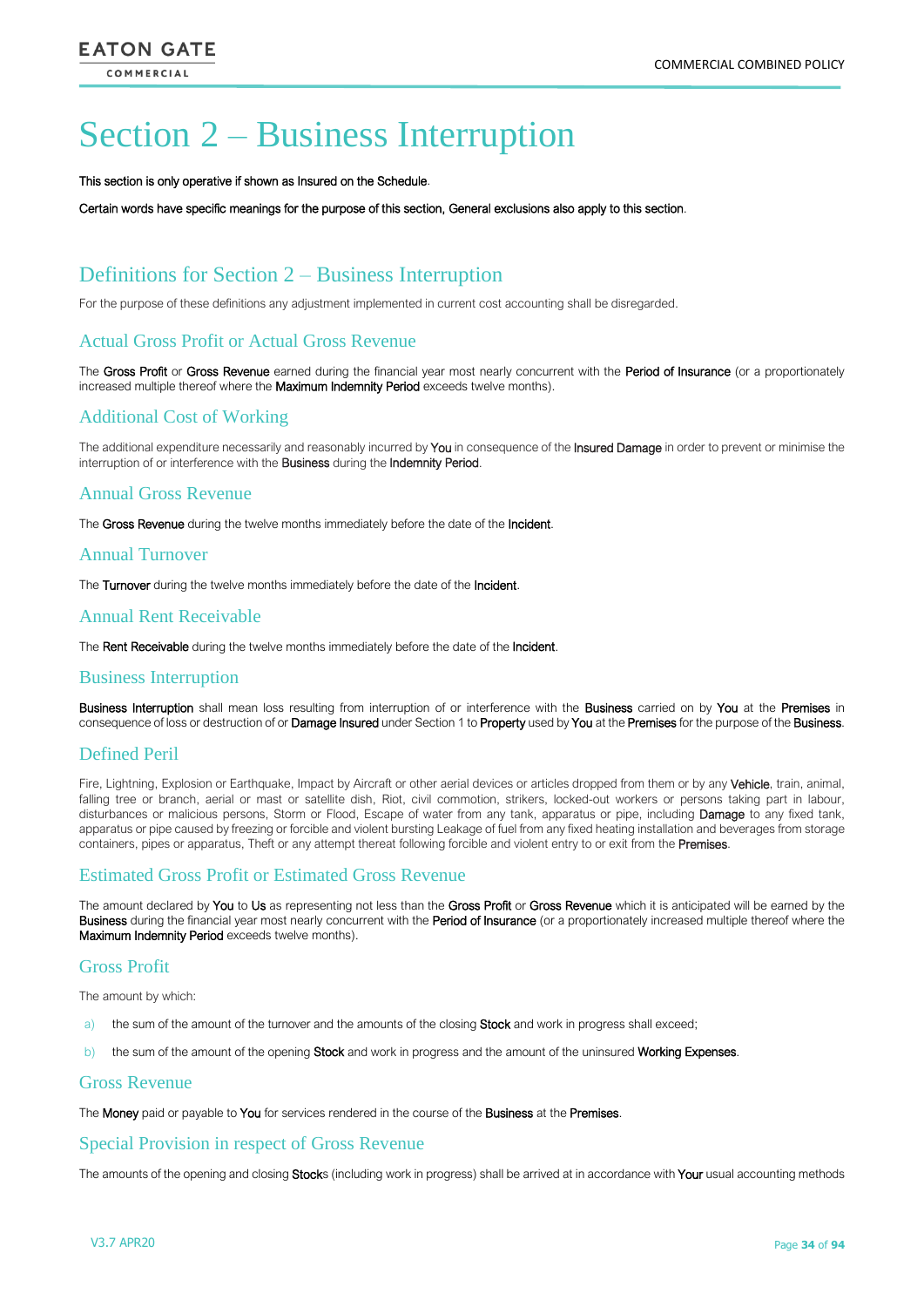# Section 2 – Business Interruption

This section is only operative if shown as Insured on the Schedule.

Certain words have specific meanings for the purpose of this section, General exclusions also apply to this section.

## Definitions for Section 2 – Business Interruption

For the purpose of these definitions any adjustment implemented in current cost accounting shall be disregarded.

### Actual Gross Profit or Actual Gross Revenue

The Gross Profit or Gross Revenue earned during the financial year most nearly concurrent with the Period of Insurance (or a proportionately increased multiple thereof where the Maximum Indemnity Period exceeds twelve months).

### Additional Cost of Working

The additional expenditure necessarily and reasonably incurred by You in consequence of the Insured Damage in order to prevent or minimise the interruption of or interference with the Business during the Indemnity Period.

### Annual Gross Revenue

The Gross Revenue during the twelve months immediately before the date of the Incident.

### Annual Turnover

The Turnover during the twelve months immediately before the date of the Incident.

### Annual Rent Receivable

The Rent Receivable during the twelve months immediately before the date of the Incident.

### Business Interruption

Business Interruption shall mean loss resulting from interruption of or interference with the Business carried on by You at the Premises in consequence of loss or destruction of or Damage Insured under Section 1 to Property used by You at the Premises for the purpose of the Business.

### Defined Peril

Fire, Lightning, Explosion or Earthquake, Impact by Aircraft or other aerial devices or articles dropped from them or by any Vehicle, train, animal, falling tree or branch, aerial or mast or satellite dish, Riot, civil commotion, strikers, locked-out workers or persons taking part in labour, disturbances or malicious persons, Storm or Flood, Escape of water from any tank, apparatus or pipe, including Damage to any fixed tank, apparatus or pipe caused by freezing or forcible and violent bursting Leakage of fuel from any fixed heating installation and beverages from storage containers, pipes or apparatus, Theft or any attempt thereat following forcible and violent entry to or exit from the Premises.

### Estimated Gross Profit or Estimated Gross Revenue

The amount declared by You to Us as representing not less than the Gross Profit or Gross Revenue which it is anticipated will be earned by the Business during the financial year most nearly concurrent with the Period of Insurance (or a proportionately increased multiple thereof where the Maximum Indemnity Period exceeds twelve months).

### Gross Profit

The amount by which:

a) the sum of the amount of the turnover and the amounts of the closing Stock and work in progress shall exceed;

b) the sum of the amount of the opening Stock and work in progress and the amount of the uninsured Working Expenses.

### Gross Revenue

The Money paid or payable to You for services rendered in the course of the Business at the Premises.

### Special Provision in respect of Gross Revenue

The amounts of the opening and closing Stocks (including work in progress) shall be arrived at in accordance with Your usual accounting methods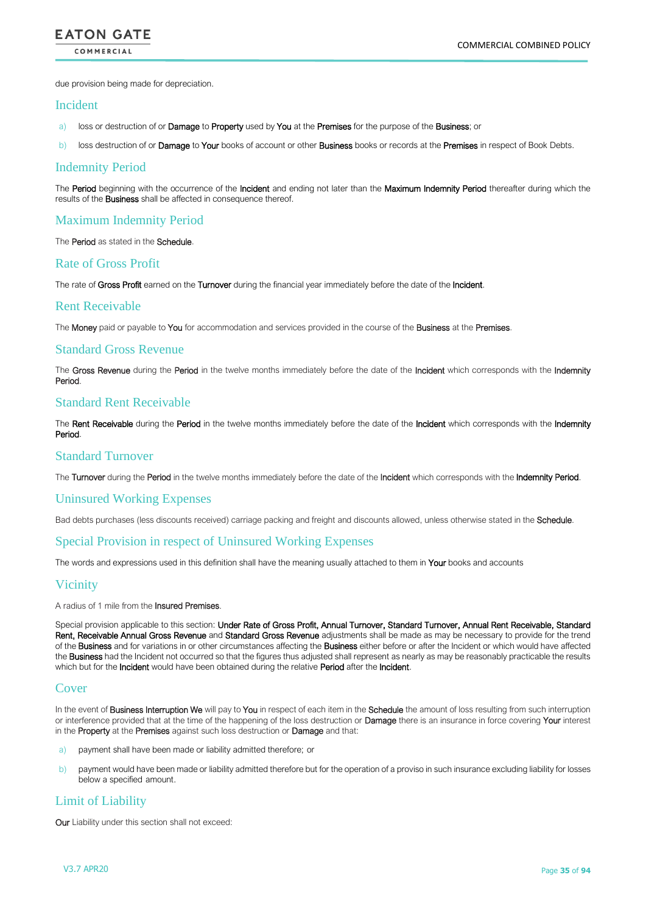due provision being made for depreciation.

## Incident

a) loss or destruction of or **Damage** to **Property** used by **You** at the **Premises** for the purpose of the **Business**; or

b) loss destruction of or **Damage** to **Your** books of account or other **Business** books or records at the **Premises** in respect of Book Debts.

## Indemnity Period

The **Period** beginning with the occurrence of the **Incident** and ending not later than the **Maximum Indemnity Period** thereafter during which the results of the **Business** shall be affected in consequence thereof.

## Maximum Indemnity Period

The **Period** as stated in the **Schedule**.

## Rate of Gross Profit

The rate of **Gross Profit** earned on the **Turnover** during the financial year immediately before the date of the **Incident**.

## Rent Receivable

The **Money** paid or payable to **You** for accommodation and services provided in the course of the **Business** at the **Premises**.

## Standard Gross Revenue

The **Gross Revenue** during the **Period** in the twelve months immediately before the date of the **Incident** which corresponds with the **Indemnity Period**.

## Standard Rent Receivable

The **Rent Receivable** during the **Period** in the twelve months immediately before the date of the **Incident** which corresponds with the **Indemnity Period**.

## Standard Turnover

The **Turnover** during the **Period** in the twelve months immediately before the date of the **Incident** which corresponds with the **Indemnity Period**.

## Uninsured Working Expenses

Bad debts purchases (less discounts received) carriage packing and freight and discounts allowed, unless otherwise stated in the **Schedule**.

## Special Provision in respect of Uninsured Working Expenses

The words and expressions used in this definition shall have the meaning usually attached to them in **Your** books and accounts

## Vicinity

A radius of 1 mile from the **Insured Premises**.

Special provision applicable to this section: **Under Rate of Gross Profit, Annual Turnover, Standard Turnover, Annual Rent Receivable, Standard Rent, Receivable Annual Gross Revenue** and **Standard Gross Revenue** adjustments shall be made as may be necessary to provide for the trend of the **Business** and for variations in or other circumstances affecting the **Business** either before or after the Incident or which would have affected the **Business** had the Incident not occurred so that the figures thus adjusted shall represent as nearly as may be reasonably practicable the results which but for the **Incident** would have been obtained during the relative **Period** after the **Incident**.

## Cover

In the event of **Business Interruption We** will pay to **You** in respect of each item in the **Schedule** the amount of loss resulting from such interruption or interference provided that at the time of the happening of the loss destruction or **Damage** there is an insurance in force covering **Your** interest in the **Property** at the **Premises** against such loss destruction or **Damage** and that:

a) payment shall have been made or liability admitted therefore; or

b) payment would have been made or liability admitted therefore but for the operation of a proviso in such insurance excluding liability for losses below a specified amount.

## Limit of Liability

**Our** Liability under this section shall not exceed: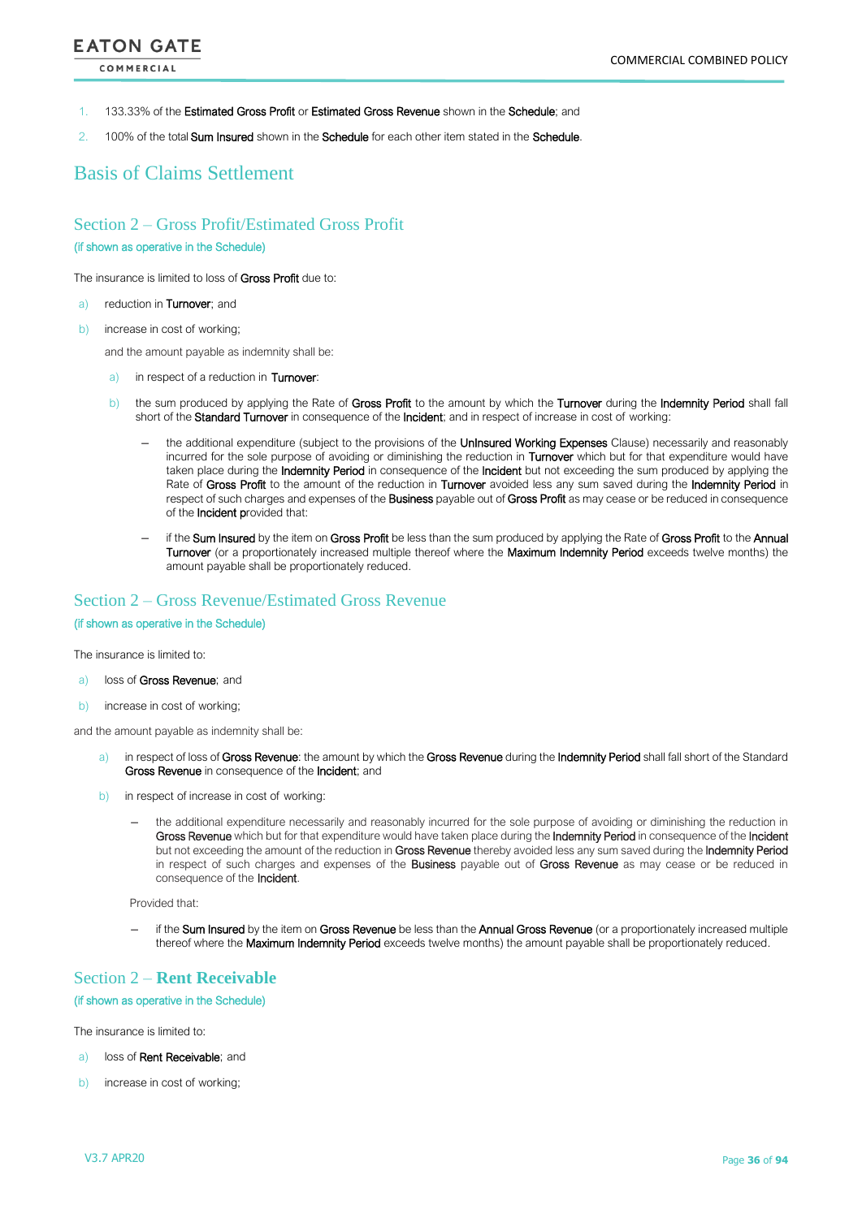1. 133.33% of the Estimated Gross Profit or Estimated Gross Revenue shown in the Schedule; and
2. 100% of the total Sum Insured shown in the Schedule for each other item stated in the Schedule.

# Basis of Claims Settlement

## Section 2 – Gross Profit/Estimated Gross Profit

(if shown as operative in the Schedule)

The insurance is limited to loss of Gross Profit due to:

a) reduction in Turnover; and
b) increase in cost of working;

and the amount payable as indemnity shall be:

a) in respect of a reduction in Turnover:
b) the sum produced by applying the Rate of Gross Profit to the amount by which the Turnover during the Indemnity Period shall fall short of the Standard Turnover in consequence of the Incident; and in respect of increase in cost of working:
   - the additional expenditure (subject to the provisions of the UnInsured Working Expenses Clause) necessarily and reasonably incurred for the sole purpose of avoiding or diminishing the reduction in Turnover which but for that expenditure would have taken place during the Indemnity Period in consequence of the Incident but not exceeding the sum produced by applying the Rate of Gross Profit to the amount of the reduction in Turnover avoided less any sum saved during the Indemnity Period in respect of such charges and expenses of the Business payable out of Gross Profit as may cease or be reduced in consequence of the Incident provided that:
   - if the Sum Insured by the item on Gross Profit be less than the sum produced by applying the Rate of Gross Profit to the Annual Turnover (or a proportionately increased multiple thereof where the Maximum Indemnity Period exceeds twelve months) the amount payable shall be proportionately reduced.

## Section 2 – Gross Revenue/Estimated Gross Revenue

(if shown as operative in the Schedule)

The insurance is limited to:

a) loss of Gross Revenue; and
b) increase in cost of working;

and the amount payable as indemnity shall be:

a) in respect of loss of Gross Revenue: the amount by which the Gross Revenue during the Indemnity Period shall fall short of the Standard Gross Revenue in consequence of the Incident; and
b) in respect of increase in cost of working:
   - the additional expenditure necessarily and reasonably incurred for the sole purpose of avoiding or diminishing the reduction in Gross Revenue which but for that expenditure would have taken place during the Indemnity Period in consequence of the Incident but not exceeding the amount of the reduction in Gross Revenue thereby avoided less any sum saved during the Indemnity Period in respect of such charges and expenses of the Business payable out of Gross Revenue as may cease or be reduced in consequence of the Incident.

   Provided that:

   - if the Sum Insured by the item on Gross Revenue be less than the Annual Gross Revenue (or a proportionately increased multiple thereof where the Maximum Indemnity Period exceeds twelve months) the amount payable shall be proportionately reduced.

## Section 2 – **Rent Receivable**

(if shown as operative in the Schedule)

The insurance is limited to:

a) loss of Rent Receivable; and
b) increase in cost of working;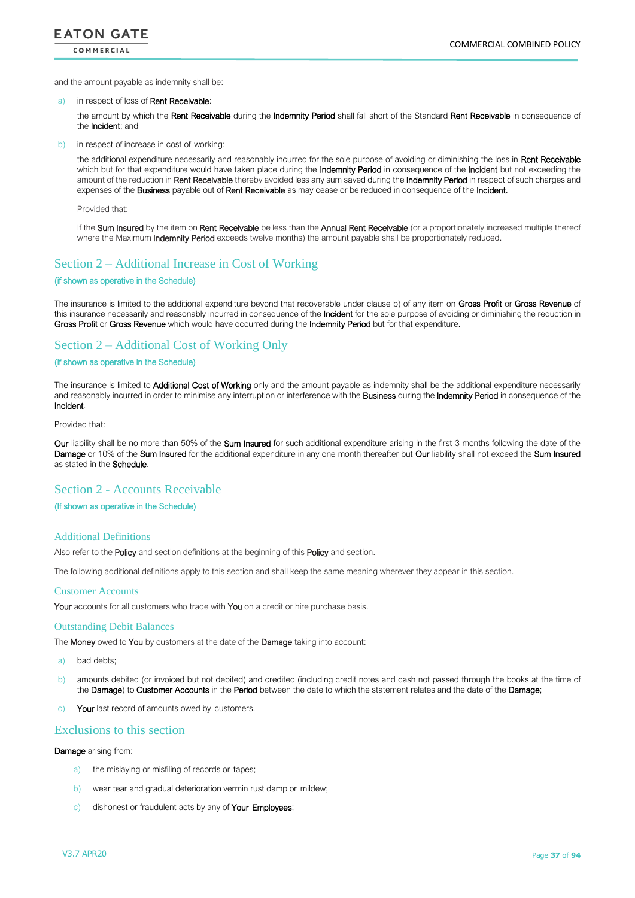and the amount payable as indemnity shall be:

a) in respect of loss of Rent Receivable:

   the amount by which the Rent Receivable during the Indemnity Period shall fall short of the Standard Rent Receivable in consequence of the Incident; and

b) in respect of increase in cost of working:

   the additional expenditure necessarily and reasonably incurred for the sole purpose of avoiding or diminishing the loss in Rent Receivable which but for that expenditure would have taken place during the Indemnity Period in consequence of the Incident but not exceeding the amount of the reduction in Rent Receivable thereby avoided less any sum saved during the Indemnity Period in respect of such charges and expenses of the Business payable out of Rent Receivable as may cease or be reduced in consequence of the Incident.

   Provided that:

   If the Sum Insured by the item on Rent Receivable be less than the Annual Rent Receivable (or a proportionately increased multiple thereof where the Maximum Indemnity Period exceeds twelve months) the amount payable shall be proportionately reduced.

## Section 2 – Additional Increase in Cost of Working

(if shown as operative in the Schedule)

The insurance is limited to the additional expenditure beyond that recoverable under clause b) of any item on Gross Profit or Gross Revenue of this insurance necessarily and reasonably incurred in consequence of the Incident for the sole purpose of avoiding or diminishing the reduction in Gross Profit or Gross Revenue which would have occurred during the Indemnity Period but for that expenditure.

## Section 2 – Additional Cost of Working Only

(if shown as operative in the Schedule)

The insurance is limited to Additional Cost of Working only and the amount payable as indemnity shall be the additional expenditure necessarily and reasonably incurred in order to minimise any interruption or interference with the Business during the Indemnity Period in consequence of the Incident.

Provided that:

Our liability shall be no more than 50% of the Sum Insured for such additional expenditure arising in the first 3 months following the date of the Damage or 10% of the Sum Insured for the additional expenditure in any one month thereafter but Our liability shall not exceed the Sum Insured as stated in the Schedule.

## Section 2 - Accounts Receivable

(If shown as operative in the Schedule)

### Additional Definitions

Also refer to the Policy and section definitions at the beginning of this Policy and section.

The following additional definitions apply to this section and shall keep the same meaning wherever they appear in this section.

#### Customer Accounts

Your accounts for all customers who trade with You on a credit or hire purchase basis.

#### Outstanding Debit Balances

The Money owed to You by customers at the date of the Damage taking into account:

a) bad debts;
b) amounts debited (or invoiced but not debited) and credited (including credit notes and cash not passed through the books at the time of the Damage) to Customer Accounts in the Period between the date to which the statement relates and the date of the Damage;
c) Your last record of amounts owed by customers.

## Exclusions to this section

Damage arising from:

a) the mislaying or misfiling of records or tapes;
b) wear tear and gradual deterioration vermin rust damp or mildew;
c) dishonest or fraudulent acts by any of Your Employees;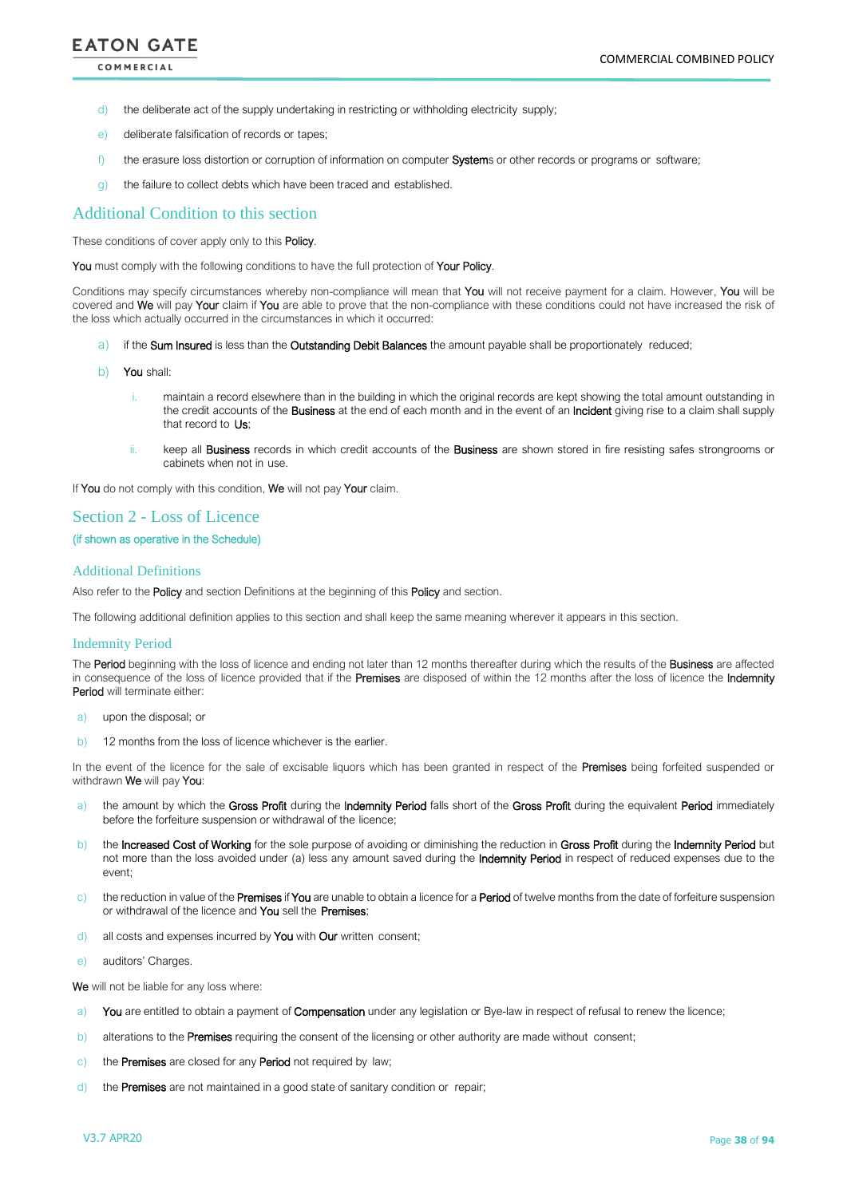d) the deliberate act of the supply undertaking in restricting or withholding electricity supply;

e) deliberate falsification of records or tapes;

f) the erasure loss distortion or corruption of information on computer **System**s or other records or programs or software;

g) the failure to collect debts which have been traced and established.

## Additional Condition to this section

These conditions of cover apply only to this **Policy**.

**You** must comply with the following conditions to have the full protection of **Your Policy**.

Conditions may specify circumstances whereby non-compliance will mean that **You** will not receive payment for a claim. However, **You** will be covered and **We** will pay **Your** claim if **You** are able to prove that the non-compliance with these conditions could not have increased the risk of the loss which actually occurred in the circumstances in which it occurred:

a) if the **Sum Insured** is less than the **Outstanding Debit Balances** the amount payable shall be proportionately reduced;

b) **You** shall:

   i. maintain a record elsewhere than in the building in which the original records are kept showing the total amount outstanding in the credit accounts of the **Business** at the end of each month and in the event of an **Incident** giving rise to a claim shall supply that record to **Us**;

   ii. keep all **Business** records in which credit accounts of the **Business** are shown stored in fire resisting safes strongrooms or cabinets when not in use.

If **You** do not comply with this condition, **We** will not pay **Your** claim.

## Section 2 - Loss of Licence

(if shown as operative in the Schedule)

### Additional Definitions

Also refer to the **Policy** and section Definitions at the beginning of this **Policy** and section.

The following additional definition applies to this section and shall keep the same meaning wherever it appears in this section.

### Indemnity Period

The **Period** beginning with the loss of licence and ending not later than 12 months thereafter during which the results of the **Business** are affected in consequence of the loss of licence provided that if the **Premises** are disposed of within the 12 months after the loss of licence the **Indemnity Period** will terminate either:

a) upon the disposal; or

b) 12 months from the loss of licence whichever is the earlier.

In the event of the licence for the sale of excisable liquors which has been granted in respect of the **Premises** being forfeited suspended or withdrawn **We** will pay **You**:

a) the amount by which the **Gross Profit** during the **Indemnity Period** falls short of the **Gross Profit** during the equivalent **Period** immediately before the forfeiture suspension or withdrawal of the licence;

b) the **Increased Cost of Working** for the sole purpose of avoiding or diminishing the reduction in **Gross Profit** during the **Indemnity Period** but not more than the loss avoided under (a) less any amount saved during the **Indemnity Period** in respect of reduced expenses due to the event;

c) the reduction in value of the **Premises** if **You** are unable to obtain a licence for a **Period** of twelve months from the date of forfeiture suspension or withdrawal of the licence and **You** sell the **Premises**;

d) all costs and expenses incurred by **You** with **Our** written consent;

e) auditors' Charges.

**We** will not be liable for any loss where:

a) **You** are entitled to obtain a payment of **Compensation** under any legislation or Bye-law in respect of refusal to renew the licence;

b) alterations to the **Premises** requiring the consent of the licensing or other authority are made without consent;

c) the **Premises** are closed for any **Period** not required by law;

d) the **Premises** are not maintained in a good state of sanitary condition or repair;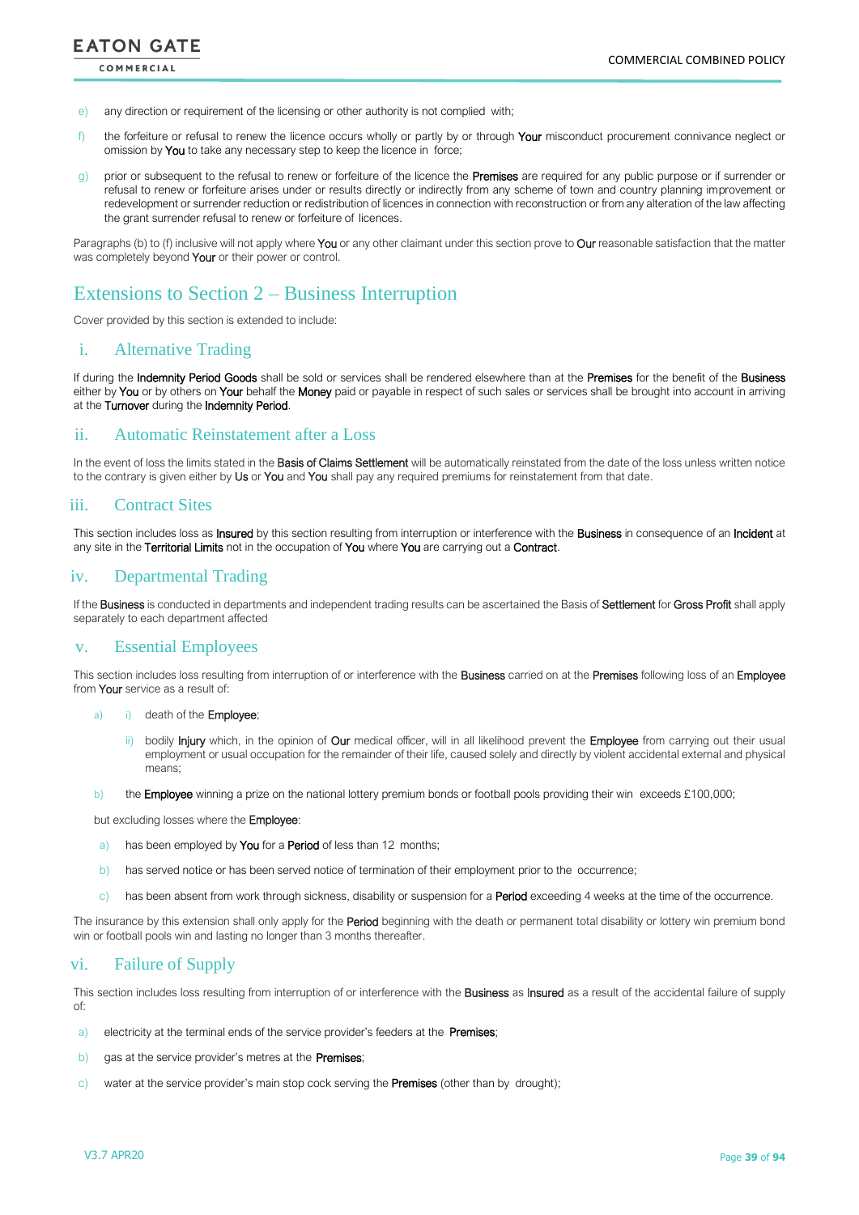e) any direction or requirement of the licensing or other authority is not complied with;

f) the forfeiture or refusal to renew the licence occurs wholly or partly by or through **Your** misconduct procurement connivance neglect or omission by **You** to take any necessary step to keep the licence in force;

g) prior or subsequent to the refusal to renew or forfeiture of the licence the **Premises** are required for any public purpose or if surrender or refusal to renew or forfeiture arises under or results directly or indirectly from any scheme of town and country planning improvement or redevelopment or surrender reduction or redistribution of licences in connection with reconstruction or from any alteration of the law affecting the grant surrender refusal to renew or forfeiture of licences.

Paragraphs (b) to (f) inclusive will not apply where **You** or any other claimant under this section prove to **Our** reasonable satisfaction that the matter was completely beyond **Your** or their power or control.

## Extensions to Section 2 – Business Interruption

Cover provided by this section is extended to include:

### i. Alternative Trading

If during the **Indemnity Period Goods** shall be sold or services shall be rendered elsewhere than at the **Premises** for the benefit of the **Business** either by **You** or by others on **Your** behalf the **Money** paid or payable in respect of such sales or services shall be brought into account in arriving at the **Turnover** during the **Indemnity Period**.

### ii. Automatic Reinstatement after a Loss

In the event of loss the limits stated in the **Basis of Claims Settlement** will be automatically reinstated from the date of the loss unless written notice to the contrary is given either by **Us** or **You** and **You** shall pay any required premiums for reinstatement from that date.

### iii. Contract Sites

This section includes loss as **Insured** by this section resulting from interruption or interference with the **Business** in consequence of an **Incident** at any site in the **Territorial Limits** not in the occupation of **You** where **You** are carrying out a **Contract**.

### iv. Departmental Trading

If the **Business** is conducted in departments and independent trading results can be ascertained the Basis of **Settlement** for **Gross Profit** shall apply separately to each department affected

### v. Essential Employees

This section includes loss resulting from interruption of or interference with the **Business** carried on at the **Premises** following loss of an **Employee** from **Your** service as a result of:

a) i) death of the **Employee**;

   ii) bodily **Injury** which, in the opinion of **Our** medical officer, will in all likelihood prevent the **Employee** from carrying out their usual employment or usual occupation for the remainder of their life, caused solely and directly by violent accidental external and physical means;

b) the **Employee** winning a prize on the national lottery premium bonds or football pools providing their win exceeds £100,000;

but excluding losses where the **Employee**:

a) has been employed by **You** for a **Period** of less than 12 months;

b) has served notice or has been served notice of termination of their employment prior to the occurrence;

c) has been absent from work through sickness, disability or suspension for a **Period** exceeding 4 weeks at the time of the occurrence.

The insurance by this extension shall only apply for the **Period** beginning with the death or permanent total disability or lottery win premium bond win or football pools win and lasting no longer than 3 months thereafter.

### vi. Failure of Supply

This section includes loss resulting from interruption of or interference with the **Business** as **Insured** as a result of the accidental failure of supply of:

a) electricity at the terminal ends of the service provider's feeders at the **Premises**;

b) gas at the service provider's metres at the **Premises**;

c) water at the service provider's main stop cock serving the **Premises** (other than by drought);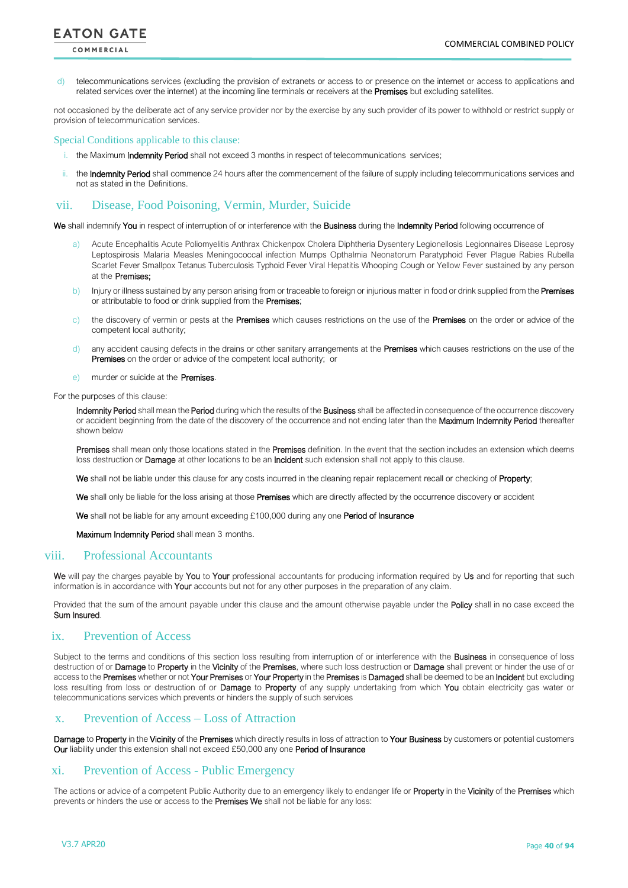d) telecommunications services (excluding the provision of extranets or access to or presence on the internet or access to applications and related services over the internet) at the incoming line terminals or receivers at the **Premises** but excluding satellites.

not occasioned by the deliberate act of any service provider nor by the exercise by any such provider of its power to withhold or restrict supply or provision of telecommunication services.

### Special Conditions applicable to this clause:

i. the Maximum **Indemnity Period** shall not exceed 3 months in respect of telecommunications services;

ii. the **Indemnity Period** shall commence 24 hours after the commencement of the failure of supply including telecommunications services and not as stated in the Definitions.

## vii. Disease, Food Poisoning, Vermin, Murder, Suicide

**We** shall indemnify **You** in respect of interruption of or interference with the **Business** during the **Indemnity Period** following occurrence of

a) Acute Encephalitis Acute Poliomyelitis Anthrax Chickenpox Cholera Diphtheria Dysentery Legionellosis Legionnaires Disease Leprosy Leptospirosis Malaria Measles Meningococcal infection Mumps Opthalmia Neonatorum Paratyphoid Fever Plague Rabies Rubella Scarlet Fever Smallpox Tetanus Tuberculosis Typhoid Fever Viral Hepatitis Whooping Cough or Yellow Fever sustained by any person at the **Premises;**

b) Injury or illness sustained by any person arising from or traceable to foreign or injurious matter in food or drink supplied from the **Premises** or attributable to food or drink supplied from the **Premises**;

c) the discovery of vermin or pests at the **Premises** which causes restrictions on the use of the **Premises** on the order or advice of the competent local authority;

d) any accident causing defects in the drains or other sanitary arrangements at the **Premises** which causes restrictions on the use of the **Premises** on the order or advice of the competent local authority; or

e) murder or suicide at the **Premises**.

For the purposes of this clause:

**Indemnity Period** shall mean the **Period** during which the results of the **Business** shall be affected in consequence of the occurrence discovery or accident beginning from the date of the discovery of the occurrence and not ending later than the **Maximum Indemnity Period** thereafter shown below

**Premises** shall mean only those locations stated in the **Premises** definition. In the event that the section includes an extension which deems loss destruction or **Damage** at other locations to be an **Incident** such extension shall not apply to this clause.

**We** shall not be liable under this clause for any costs incurred in the cleaning repair replacement recall or checking of **Property**;

**We** shall only be liable for the loss arising at those **Premises** which are directly affected by the occurrence discovery or accident

**We** shall not be liable for any amount exceeding £100,000 during any one **Period of Insurance**

**Maximum Indemnity Period** shall mean 3 months.

## viii. Professional Accountants

**We** will pay the charges payable by **You** to **Your** professional accountants for producing information required by **Us** and for reporting that such information is in accordance with **Your** accounts but not for any other purposes in the preparation of any claim.

Provided that the sum of the amount payable under this clause and the amount otherwise payable under the **Policy** shall in no case exceed the **Sum Insured**.

## ix. Prevention of Access

Subject to the terms and conditions of this section loss resulting from interruption of or interference with the **Business** in consequence of loss destruction of or **Damage** to **Property** in the **Vicinity** of the **Premises**, where such loss destruction or **Damage** shall prevent or hinder the use of or access to the **Premises** whether or not **Your Premises** or **Your Property** in the **Premises** is **Damaged** shall be deemed to be an **Incident** but excluding loss resulting from loss or destruction of or **Damage** to **Property** of any supply undertaking from which **You** obtain electricity gas water or telecommunications services which prevents or hinders the supply of such services

## x. Prevention of Access – Loss of Attraction

**Damage** to **Property** in the **Vicinity** of the **Premises** which directly results in loss of attraction to **Your Business** by customers or potential customers **Our** liability under this extension shall not exceed £50,000 any one **Period of Insurance**

## xi. Prevention of Access - Public Emergency

The actions or advice of a competent Public Authority due to an emergency likely to endanger life or **Property** in the **Vicinity** of the **Premises** which prevents or hinders the use or access to the **Premises We** shall not be liable for any loss: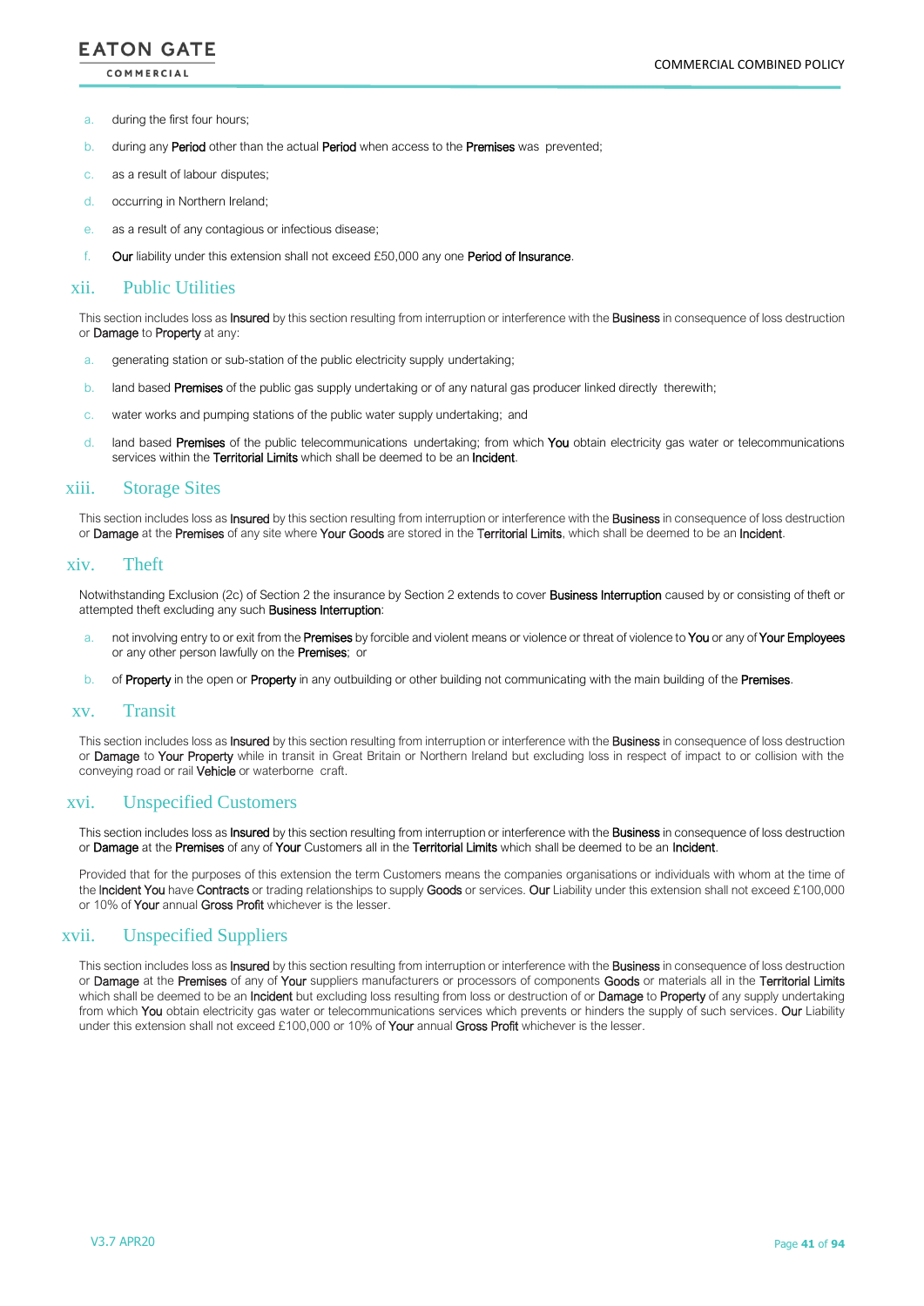a. during the first four hours;

b. during any Period other than the actual Period when access to the Premises was prevented;

c. as a result of labour disputes;

d. occurring in Northern Ireland;

e. as a result of any contagious or infectious disease;

f. Our liability under this extension shall not exceed £50,000 any one Period of Insurance.

## xii. Public Utilities

This section includes loss as Insured by this section resulting from interruption or interference with the Business in consequence of loss destruction or Damage to Property at any:

a. generating station or sub-station of the public electricity supply undertaking;

b. land based Premises of the public gas supply undertaking or of any natural gas producer linked directly therewith;

c. water works and pumping stations of the public water supply undertaking; and

d. land based Premises of the public telecommunications undertaking; from which You obtain electricity gas water or telecommunications services within the Territorial Limits which shall be deemed to be an Incident.

## xiii. Storage Sites

This section includes loss as Insured by this section resulting from interruption or interference with the Business in consequence of loss destruction or Damage at the Premises of any site where Your Goods are stored in the Territorial Limits, which shall be deemed to be an Incident.

## xiv. Theft

Notwithstanding Exclusion (2c) of Section 2 the insurance by Section 2 extends to cover Business Interruption caused by or consisting of theft or attempted theft excluding any such Business Interruption:

a. not involving entry to or exit from the Premises by forcible and violent means or violence or threat of violence to You or any of Your Employees or any other person lawfully on the Premises; or

b. of Property in the open or Property in any outbuilding or other building not communicating with the main building of the Premises.

## xv. Transit

This section includes loss as Insured by this section resulting from interruption or interference with the Business in consequence of loss destruction or Damage to Your Property while in transit in Great Britain or Northern Ireland but excluding loss in respect of impact to or collision with the conveying road or rail Vehicle or waterborne craft.

## xvi. Unspecified Customers

This section includes loss as Insured by this section resulting from interruption or interference with the Business in consequence of loss destruction or Damage at the Premises of any of Your Customers all in the Territorial Limits which shall be deemed to be an Incident.

Provided that for the purposes of this extension the term Customers means the companies organisations or individuals with whom at the time of the Incident You have Contracts or trading relationships to supply Goods or services. Our Liability under this extension shall not exceed £100,000 or 10% of Your annual Gross Profit whichever is the lesser.

## xvii. Unspecified Suppliers

This section includes loss as Insured by this section resulting from interruption or interference with the Business in consequence of loss destruction or Damage at the Premises of any of Your suppliers manufacturers or processors of components Goods or materials all in the Territorial Limits which shall be deemed to be an Incident but excluding loss resulting from loss or destruction of or Damage to Property of any supply undertaking from which You obtain electricity gas water or telecommunications services which prevents or hinders the supply of such services. Our Liability under this extension shall not exceed £100,000 or 10% of Your annual Gross Profit whichever is the lesser.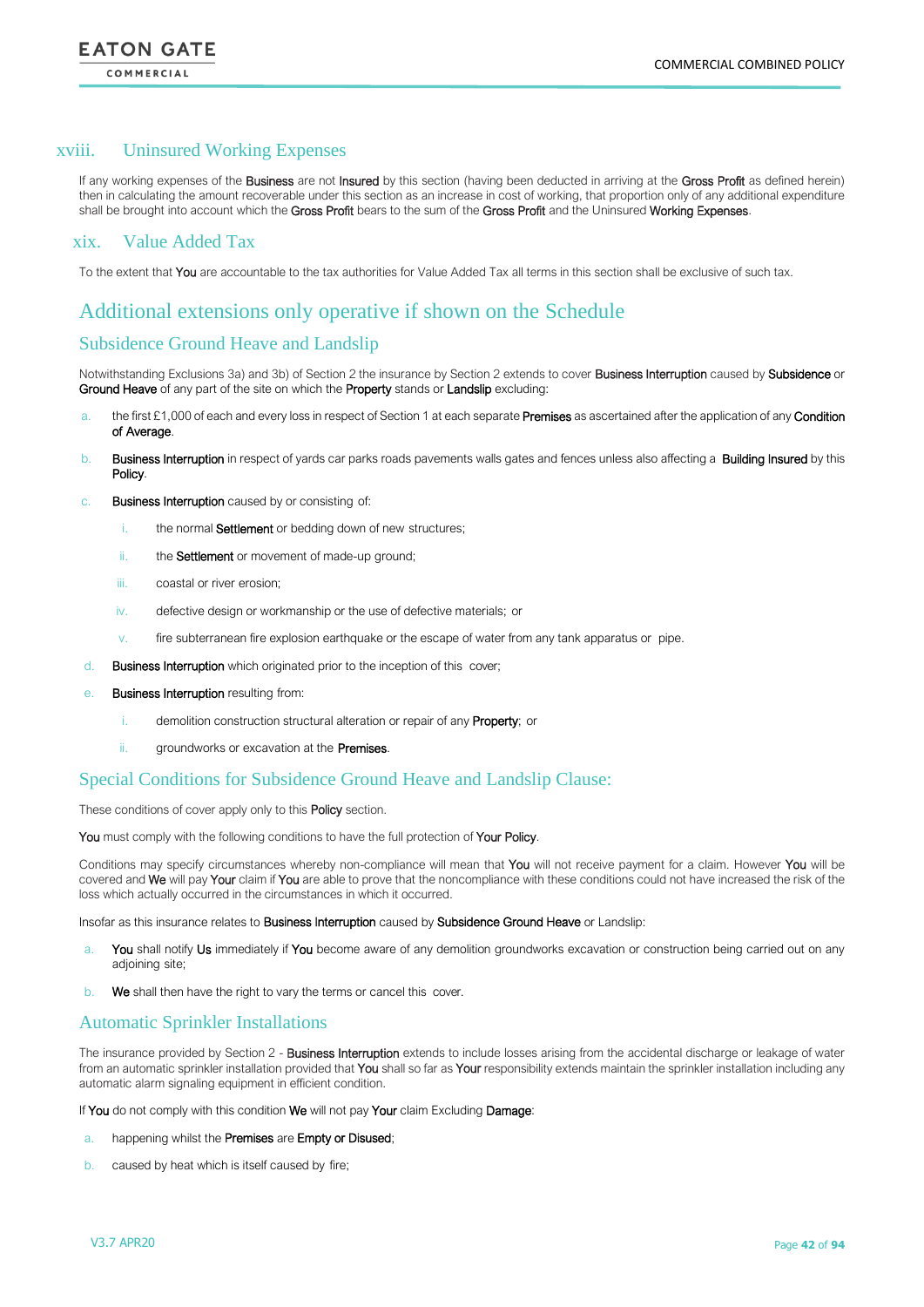## xviii. Uninsured Working Expenses

If any working expenses of the **Business** are not **Insured** by this section (having been deducted in arriving at the **Gross Profit** as defined herein) then in calculating the amount recoverable under this section as an increase in cost of working, that proportion only of any additional expenditure shall be brought into account which the **Gross Profit** bears to the sum of the **Gross Profit** and the Uninsured **Working Expenses**.

## xix. Value Added Tax

To the extent that **You** are accountable to the tax authorities for Value Added Tax all terms in this section shall be exclusive of such tax.

# Additional extensions only operative if shown on the Schedule

## Subsidence Ground Heave and Landslip

Notwithstanding Exclusions 3a) and 3b) of Section 2 the insurance by Section 2 extends to cover **Business Interruption** caused by **Subsidence** or **Ground Heave** of any part of the site on which the **Property** stands or **Landslip** excluding:

a. the first £1,000 of each and every loss in respect of Section 1 at each separate **Premises** as ascertained after the application of any **Condition of Average**.

b. **Business Interruption** in respect of yards car parks roads pavements walls gates and fences unless also affecting a **Building Insured** by this **Policy**.

c. **Business Interruption** caused by or consisting of:

   i. the normal **Settlement** or bedding down of new structures;

   ii. the **Settlement** or movement of made-up ground;

   iii. coastal or river erosion;

   iv. defective design or workmanship or the use of defective materials; or

   v. fire subterranean fire explosion earthquake or the escape of water from any tank apparatus or pipe.

d. **Business Interruption** which originated prior to the inception of this cover;

e. **Business Interruption** resulting from:

   i. demolition construction structural alteration or repair of any **Property**; or

   ii. groundworks or excavation at the **Premises**.

## Special Conditions for Subsidence Ground Heave and Landslip Clause:

These conditions of cover apply only to this **Policy** section.

**You** must comply with the following conditions to have the full protection of **Your Policy**.

Conditions may specify circumstances whereby non-compliance will mean that **You** will not receive payment for a claim. However **You** will be covered and **We** will pay **Your** claim if **You** are able to prove that the noncompliance with these conditions could not have increased the risk of the loss which actually occurred in the circumstances in which it occurred.

Insofar as this insurance relates to **Business Interruption** caused by **Subsidence Ground Heave** or Landslip:

a. **You** shall notify **Us** immediately if **You** become aware of any demolition groundworks excavation or construction being carried out on any adjoining site;

b. **We** shall then have the right to vary the terms or cancel this cover.

## Automatic Sprinkler Installations

The insurance provided by Section 2 - **Business Interruption** extends to include losses arising from the accidental discharge or leakage of water from an automatic sprinkler installation provided that **You** shall so far as **Your** responsibility extends maintain the sprinkler installation including any automatic alarm signaling equipment in efficient condition.

If **You** do not comply with this condition **We** will not pay **Your** claim Excluding **Damage**:

a. happening whilst the **Premises** are **Empty or Disused**;

b. caused by heat which is itself caused by fire;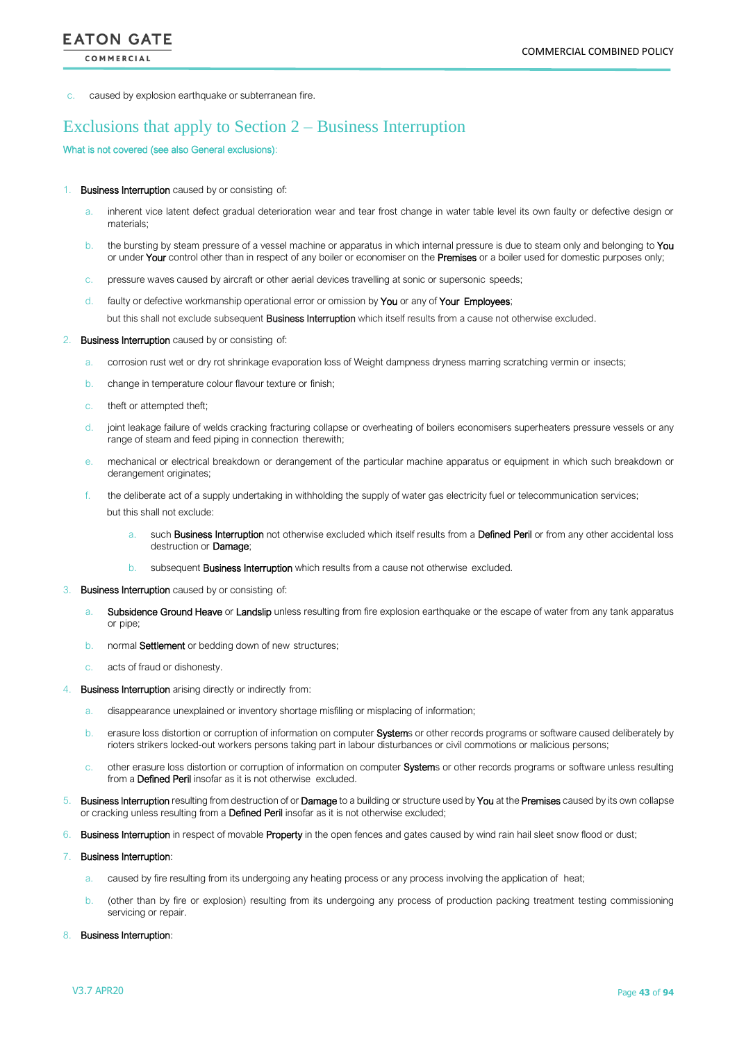c. caused by explosion earthquake or subterranean fire.

## Exclusions that apply to Section 2 – Business Interruption

What is not covered (see also General exclusions):

1. **Business Interruption** caused by or consisting of:
   a. inherent vice latent defect gradual deterioration wear and tear frost change in water table level its own faulty or defective design or materials;
   b. the bursting by steam pressure of a vessel machine or apparatus in which internal pressure is due to steam only and belonging to **You** or under **Your** control other than in respect of any boiler or economiser on the **Premises** or a boiler used for domestic purposes only;
   c. pressure waves caused by aircraft or other aerial devices travelling at sonic or supersonic speeds;
   d. faulty or defective workmanship operational error or omission by **You** or any of **Your Employees**;

   but this shall not exclude subsequent **Business Interruption** which itself results from a cause not otherwise excluded.
2. **Business Interruption** caused by or consisting of:
   a. corrosion rust wet or dry rot shrinkage evaporation loss of Weight dampness dryness marring scratching vermin or insects;
   b. change in temperature colour flavour texture or finish;
   c. theft or attempted theft;
   d. joint leakage failure of welds cracking fracturing collapse or overheating of boilers economisers superheaters pressure vessels or any range of steam and feed piping in connection therewith;
   e. mechanical or electrical breakdown or derangement of the particular machine apparatus or equipment in which such breakdown or derangement originates;
   f. the deliberate act of a supply undertaking in withholding the supply of water gas electricity fuel or telecommunication services;

   but this shall not exclude:
      a. such **Business Interruption** not otherwise excluded which itself results from a **Defined Peril** or from any other accidental loss destruction or **Damage**;
      b. subsequent **Business Interruption** which results from a cause not otherwise excluded.
3. **Business Interruption** caused by or consisting of:
   a. **Subsidence Ground Heave** or **Landslip** unless resulting from fire explosion earthquake or the escape of water from any tank apparatus or pipe;
   b. normal **Settlement** or bedding down of new structures;
   c. acts of fraud or dishonesty.
4. **Business Interruption** arising directly or indirectly from:
   a. disappearance unexplained or inventory shortage misfiling or misplacing of information;
   b. erasure loss distortion or corruption of information on computer **System**s or other records programs or software caused deliberately by rioters strikers locked-out workers persons taking part in labour disturbances or civil commotions or malicious persons;
   c. other erasure loss distortion or corruption of information on computer **System**s or other records programs or software unless resulting from a **Defined Peril** insofar as it is not otherwise excluded.
5. **Business Interruption** resulting from destruction of or **Damage** to a building or structure used by **You** at the **Premises** caused by its own collapse or cracking unless resulting from a **Defined Peril** insofar as it is not otherwise excluded;
6. **Business Interruption** in respect of movable **Property** in the open fences and gates caused by wind rain hail sleet snow flood or dust;
7. **Business Interruption**:
   a. caused by fire resulting from its undergoing any heating process or any process involving the application of heat;
   b. (other than by fire or explosion) resulting from its undergoing any process of production packing treatment testing commissioning servicing or repair.
8. **Business Interruption**: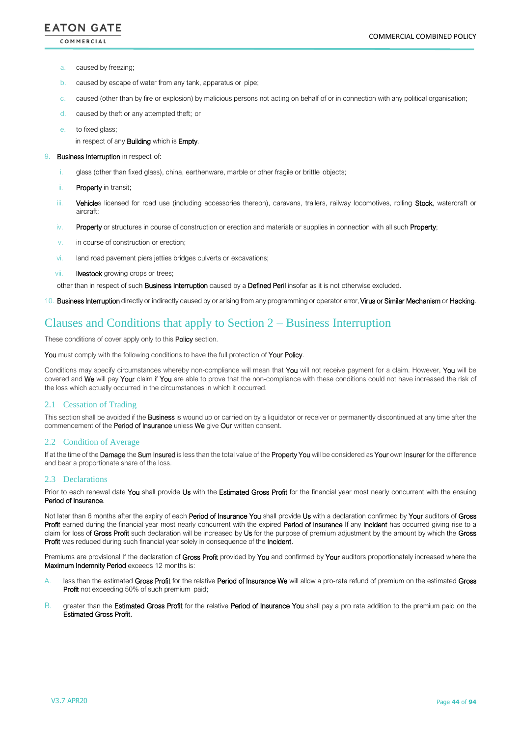a. caused by freezing;
b. caused by escape of water from any tank, apparatus or pipe;
c. caused (other than by fire or explosion) by malicious persons not acting on behalf of or in connection with any political organisation;
d. caused by theft or any attempted theft; or
e. to fixed glass;

in respect of any **Building** which is **Empty**.

9. **Business Interruption** in respect of:

   i. glass (other than fixed glass), china, earthenware, marble or other fragile or brittle objects;
   ii. **Property** in transit;
   iii. **Vehicle**s licensed for road use (including accessories thereon), caravans, trailers, railway locomotives, rolling **Stock**, watercraft or aircraft;
   iv. **Property** or structures in course of construction or erection and materials or supplies in connection with all such **Property**;
   v. in course of construction or erection;
   vi. land road pavement piers jetties bridges culverts or excavations;
   vii. **livestock** growing crops or trees;

   other than in respect of such **Business Interruption** caused by a **Defined Peril** insofar as it is not otherwise excluded.

10. **Business Interruption** directly or indirectly caused by or arising from any programming or operator error, **Virus or Similar Mechanism** or **Hacking**.

# Clauses and Conditions that apply to Section 2 – Business Interruption

These conditions of cover apply only to this **Policy** section.

**You** must comply with the following conditions to have the full protection of **Your Policy**.

Conditions may specify circumstances whereby non-compliance will mean that **You** will not receive payment for a claim. However, **You** will be covered and **We** will pay **Your** claim if **You** are able to prove that the non-compliance with these conditions could not have increased the risk of the loss which actually occurred in the circumstances in which it occurred.

## 2.1 Cessation of Trading

This section shall be avoided if the **Business** is wound up or carried on by a liquidator or receiver or permanently discontinued at any time after the commencement of the **Period of Insurance** unless **We** give **Our** written consent.

## 2.2 Condition of Average

If at the time of the **Damage** the **Sum Insured** is less than the total value of the **Property You** will be considered as **Your** own **Insurer** for the difference and bear a proportionate share of the loss.

## 2.3 Declarations

Prior to each renewal date **You** shall provide **Us** with the **Estimated Gross Profit** for the financial year most nearly concurrent with the ensuing **Period of Insurance**.

Not later than 6 months after the expiry of each **Period of Insurance You** shall provide **Us** with a declaration confirmed by **Your** auditors of **Gross Profit** earned during the financial year most nearly concurrent with the expired **Period of Insurance** If any **Incident** has occurred giving rise to a claim for loss of **Gross Profit** such declaration will be increased by **Us** for the purpose of premium adjustment by the amount by which the **Gross Profit** was reduced during such financial year solely in consequence of the **Incident**.

Premiums are provisional If the declaration of **Gross Profit** provided by **You** and confirmed by **Your** auditors proportionately increased where the **Maximum Indemnity Period** exceeds 12 months is:

A. less than the estimated **Gross Profit** for the relative **Period of Insurance We** will allow a pro-rata refund of premium on the estimated **Gross Profit** not exceeding 50% of such premium paid;

B. greater than the **Estimated Gross Profit** for the relative **Period of Insurance You** shall pay a pro rata addition to the premium paid on the **Estimated Gross Profit**.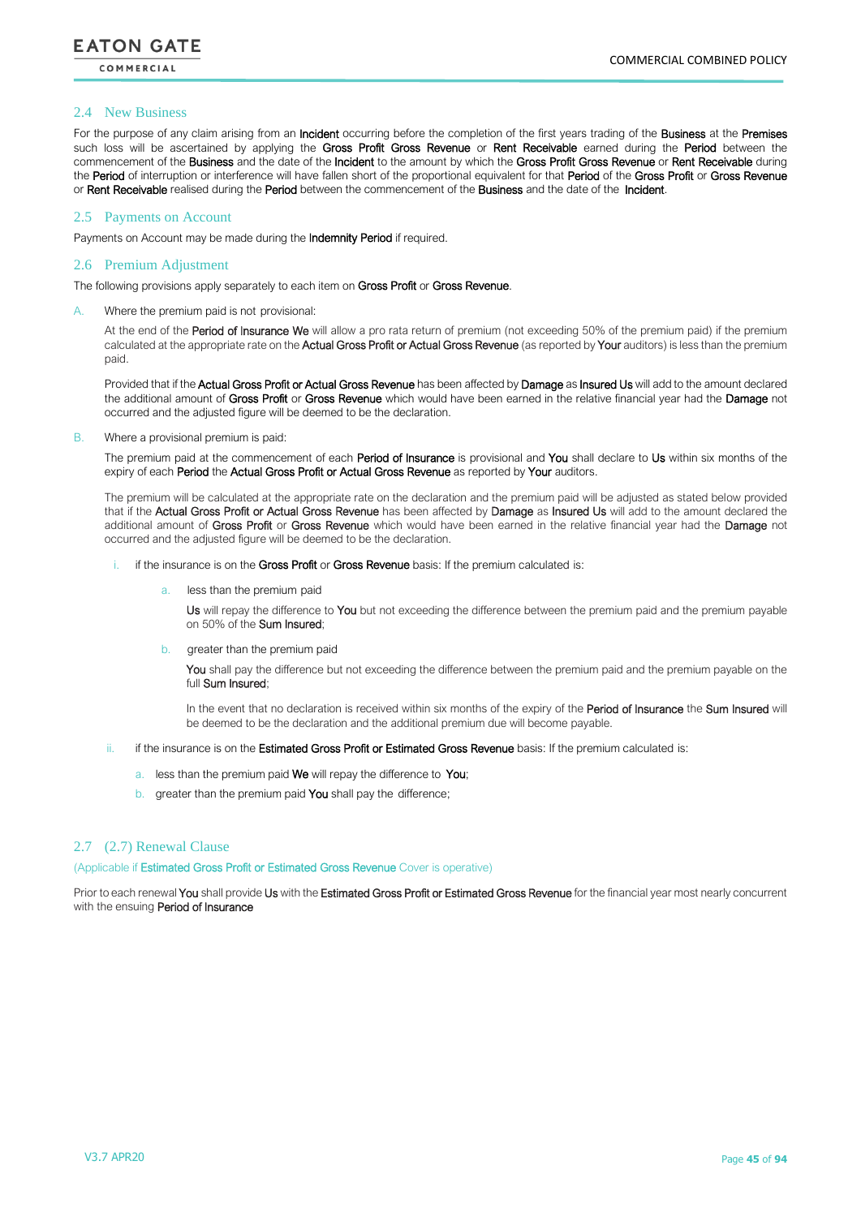## 2.4 New Business

For the purpose of any claim arising from an Incident occurring before the completion of the first years trading of the Business at the Premises such loss will be ascertained by applying the Gross Profit Gross Revenue or Rent Receivable earned during the Period between the commencement of the Business and the date of the Incident to the amount by which the Gross Profit Gross Revenue or Rent Receivable during the Period of interruption or interference will have fallen short of the proportional equivalent for that Period of the Gross Profit or Gross Revenue or Rent Receivable realised during the Period between the commencement of the Business and the date of the Incident.

## 2.5 Payments on Account

Payments on Account may be made during the Indemnity Period if required.

## 2.6 Premium Adjustment

The following provisions apply separately to each item on Gross Profit or Gross Revenue.

A. Where the premium paid is not provisional:

At the end of the Period of Insurance We will allow a pro rata return of premium (not exceeding 50% of the premium paid) if the premium calculated at the appropriate rate on the Actual Gross Profit or Actual Gross Revenue (as reported by Your auditors) is less than the premium paid.

Provided that if the Actual Gross Profit or Actual Gross Revenue has been affected by Damage as Insured Us will add to the amount declared the additional amount of Gross Profit or Gross Revenue which would have been earned in the relative financial year had the Damage not occurred and the adjusted figure will be deemed to be the declaration.

B. Where a provisional premium is paid:

The premium paid at the commencement of each Period of Insurance is provisional and You shall declare to Us within six months of the expiry of each Period the Actual Gross Profit or Actual Gross Revenue as reported by Your auditors.

The premium will be calculated at the appropriate rate on the declaration and the premium paid will be adjusted as stated below provided that if the Actual Gross Profit or Actual Gross Revenue has been affected by Damage as Insured Us will add to the amount declared the additional amount of Gross Profit or Gross Revenue which would have been earned in the relative financial year had the Damage not occurred and the adjusted figure will be deemed to be the declaration.

i. if the insurance is on the Gross Profit or Gross Revenue basis: If the premium calculated is:

a. less than the premium paid

Us will repay the difference to You but not exceeding the difference between the premium paid and the premium payable on 50% of the Sum Insured;

b. greater than the premium paid

You shall pay the difference but not exceeding the difference between the premium paid and the premium payable on the full Sum Insured;

In the event that no declaration is received within six months of the expiry of the Period of Insurance the Sum Insured will be deemed to be the declaration and the additional premium due will become payable.

ii. if the insurance is on the Estimated Gross Profit or Estimated Gross Revenue basis: If the premium calculated is:

a. less than the premium paid We will repay the difference to You;

b. greater than the premium paid You shall pay the difference;

## 2.7 (2.7) Renewal Clause

(Applicable if Estimated Gross Profit or Estimated Gross Revenue Cover is operative)

Prior to each renewal You shall provide Us with the Estimated Gross Profit or Estimated Gross Revenue for the financial year most nearly concurrent with the ensuing Period of Insurance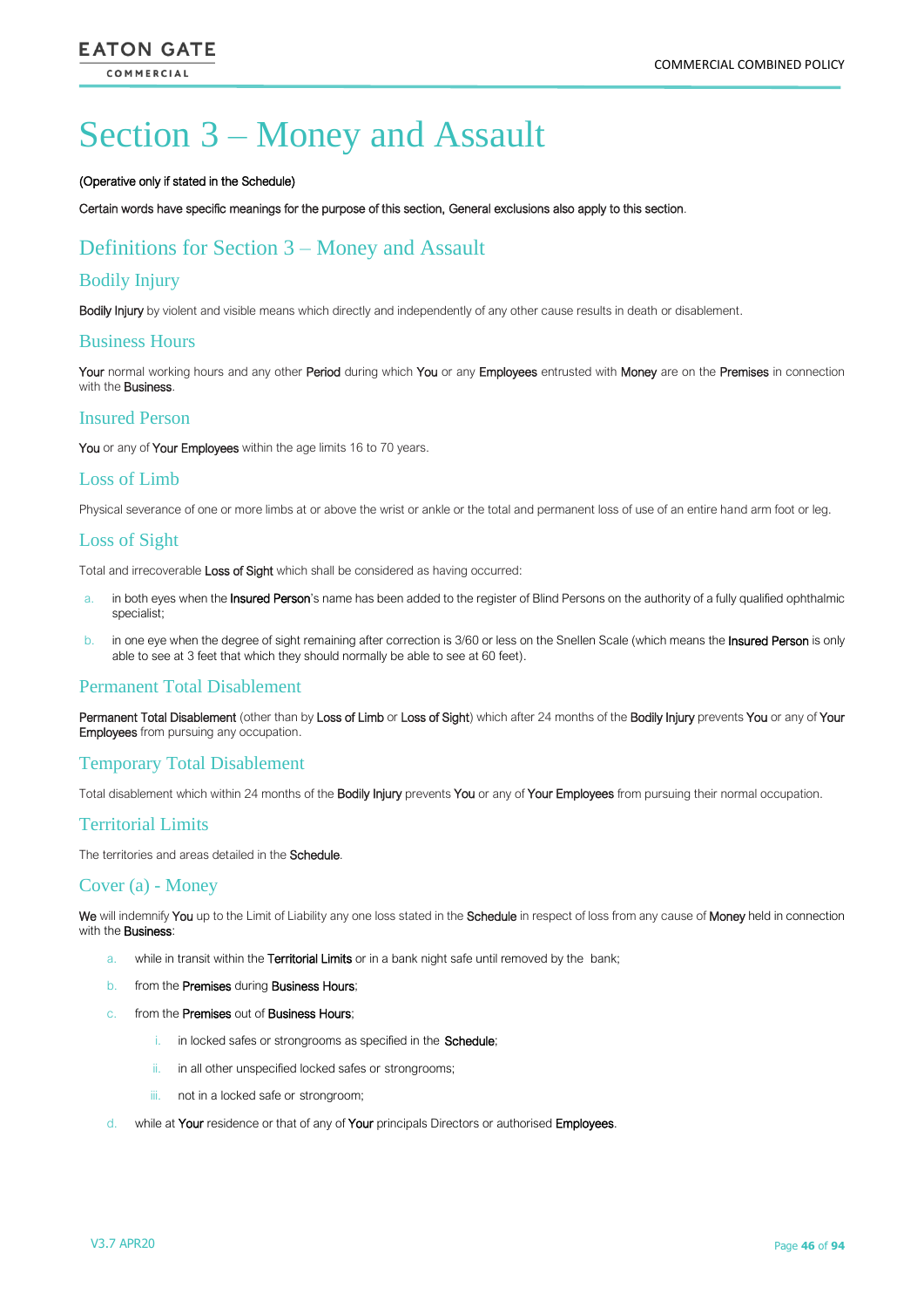# Section 3 – Money and Assault

(Operative only if stated in the Schedule)

Certain words have specific meanings for the purpose of this section, General exclusions also apply to this section.

## Definitions for Section 3 – Money and Assault

### Bodily Injury

**Bodily Injury** by violent and visible means which directly and independently of any other cause results in death or disablement.

### Business Hours

**Your** normal working hours and any other **Period** during which **You** or any **Employees** entrusted with **Money** are on the **Premises** in connection with the **Business**.

### Insured Person

**You** or any of **Your Employees** within the age limits 16 to 70 years.

### Loss of Limb

Physical severance of one or more limbs at or above the wrist or ankle or the total and permanent loss of use of an entire hand arm foot or leg.

### Loss of Sight

Total and irrecoverable **Loss of Sight** which shall be considered as having occurred:

a. in both eyes when the **Insured Person**'s name has been added to the register of Blind Persons on the authority of a fully qualified ophthalmic specialist;
b. in one eye when the degree of sight remaining after correction is 3/60 or less on the Snellen Scale (which means the **Insured Person** is only able to see at 3 feet that which they should normally be able to see at 60 feet).

### Permanent Total Disablement

**Permanent Total Disablement** (other than by **Loss of Limb** or **Loss of Sight**) which after 24 months of the **Bodily Injury** prevents **You** or any of **Your Employees** from pursuing any occupation.

### Temporary Total Disablement

Total disablement which within 24 months of the **Bodily Injury** prevents **You** or any of **Your Employees** from pursuing their normal occupation.

### Territorial Limits

The territories and areas detailed in the **Schedule**.

### Cover (a) - Money

**We** will indemnify **You** up to the Limit of Liability any one loss stated in the **Schedule** in respect of loss from any cause of **Money** held in connection with the **Business**:

a. while in transit within the **Territorial Limits** or in a bank night safe until removed by the bank;
b. from the **Premises** during **Business Hours**;
c. from the **Premises** out of **Business Hours**;
   i. in locked safes or strongrooms as specified in the **Schedule**;
   ii. in all other unspecified locked safes or strongrooms;
   iii. not in a locked safe or strongroom;
d. while at **Your** residence or that of any of **Your** principals Directors or authorised **Employees**.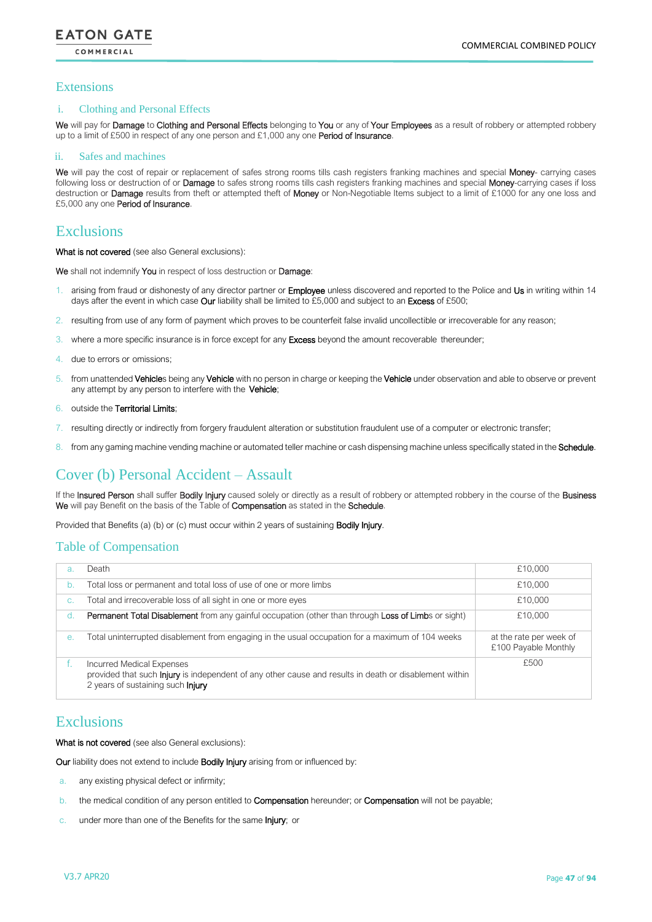## Extensions

### i. Clothing and Personal Effects

We will pay for Damage to Clothing and Personal Effects belonging to You or any of Your Employees as a result of robbery or attempted robbery up to a limit of £500 in respect of any one person and £1,000 any one Period of Insurance.

### ii. Safes and machines

We will pay the cost of repair or replacement of safes strong rooms tills cash registers franking machines and special Money- carrying cases following loss or destruction of or Damage to safes strong rooms tills cash registers franking machines and special Money-carrying cases if loss destruction or Damage results from theft or attempted theft of Money or Non-Negotiable Items subject to a limit of £1000 for any one loss and £5,000 any one Period of Insurance.

## Exclusions

What is not covered (see also General exclusions):

We shall not indemnify You in respect of loss destruction or Damage:

1. arising from fraud or dishonesty of any director partner or Employee unless discovered and reported to the Police and Us in writing within 14 days after the event in which case Our liability shall be limited to £5,000 and subject to an Excess of £500;
2. resulting from use of any form of payment which proves to be counterfeit false invalid uncollectible or irrecoverable for any reason;
3. where a more specific insurance is in force except for any Excess beyond the amount recoverable thereunder;
4. due to errors or omissions;
5. from unattended Vehicles being any Vehicle with no person in charge or keeping the Vehicle under observation and able to observe or prevent any attempt by any person to interfere with the Vehicle;
6. outside the Territorial Limits;
7. resulting directly or indirectly from forgery fraudulent alteration or substitution fraudulent use of a computer or electronic transfer;
8. from any gaming machine vending machine or automated teller machine or cash dispensing machine unless specifically stated in the Schedule.

## Cover (b) Personal Accident – Assault

If the Insured Person shall suffer Bodily Injury caused solely or directly as a result of robbery or attempted robbery in the course of the Business We will pay Benefit on the basis of the Table of Compensation as stated in the Schedule.

Provided that Benefits (a) (b) or (c) must occur within 2 years of sustaining Bodily Injury.

### Table of Compensation

| | | |
|---|---|---|
| a. | Death | £10,000 |
| b. | Total loss or permanent and total loss of use of one or more limbs | £10,000 |
| c. | Total and irrecoverable loss of all sight in one or more eyes | £10,000 |
| d. | Permanent Total Disablement from any gainful occupation (other than through Loss of Limbs or sight) | £10,000 |
| e. | Total uninterrupted disablement from engaging in the usual occupation for a maximum of 104 weeks | at the rate per week of £100 Payable Monthly |
| f. | Incurred Medical Expenses<br>provided that such Injury is independent of any other cause and results in death or disablement within 2 years of sustaining such Injury | £500 |

## Exclusions

What is not covered (see also General exclusions):

Our liability does not extend to include Bodily Injury arising from or influenced by:

a. any existing physical defect or infirmity;

b. the medical condition of any person entitled to Compensation hereunder; or Compensation will not be payable;

c. under more than one of the Benefits for the same Injury; or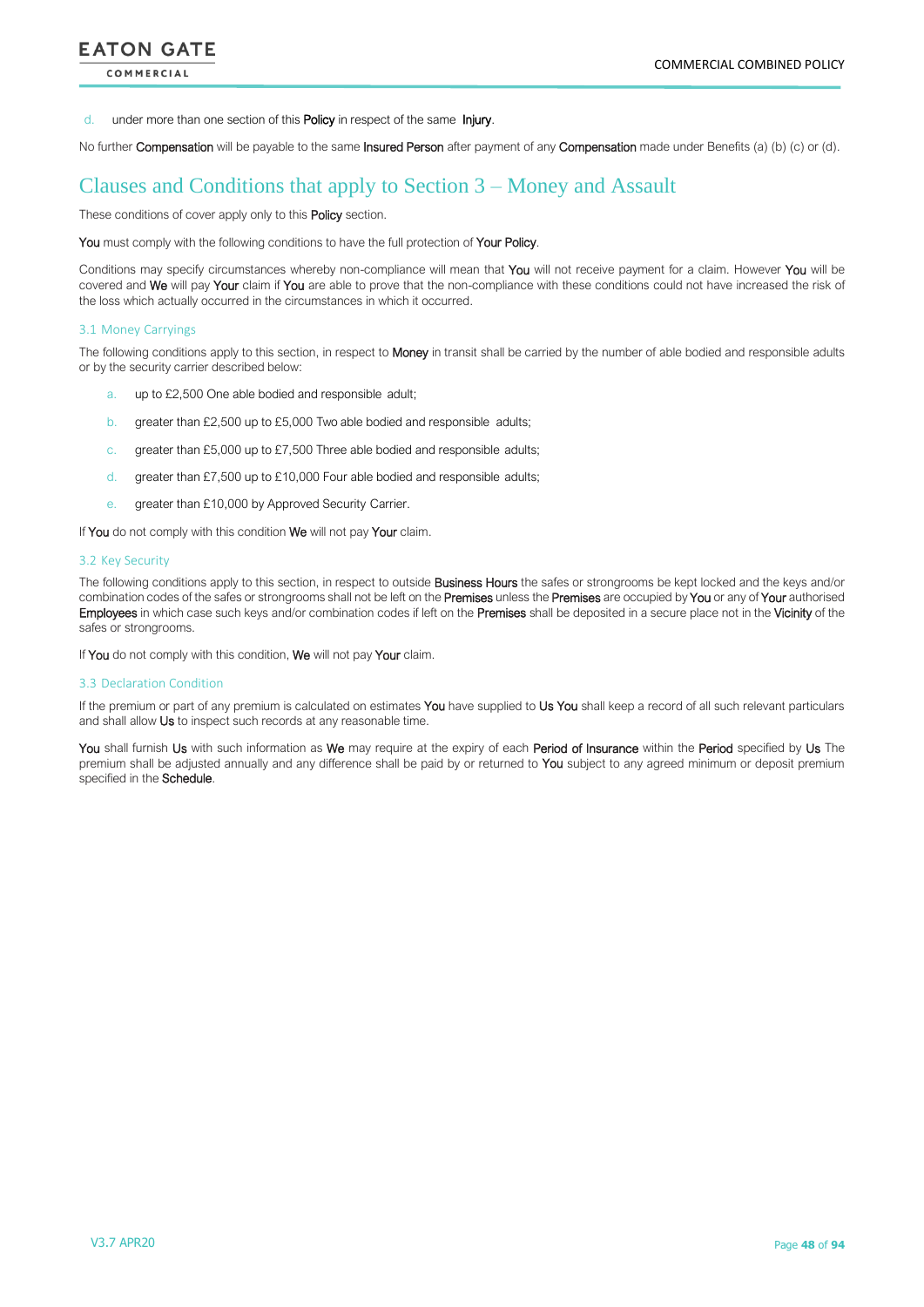d. under more than one section of this **Policy** in respect of the same **Injury**.

No further **Compensation** will be payable to the same **Insured Person** after payment of any **Compensation** made under Benefits (a) (b) (c) or (d).

## Clauses and Conditions that apply to Section 3 – Money and Assault

These conditions of cover apply only to this **Policy** section.

**You** must comply with the following conditions to have the full protection of **Your Policy**.

Conditions may specify circumstances whereby non-compliance will mean that **You** will not receive payment for a claim. However **You** will be covered and **We** will pay **Your** claim if **You** are able to prove that the non-compliance with these conditions could not have increased the risk of the loss which actually occurred in the circumstances in which it occurred.

### 3.1 Money Carryings

The following conditions apply to this section, in respect to **Money** in transit shall be carried by the number of able bodied and responsible adults or by the security carrier described below:

a. up to £2,500 One able bodied and responsible adult;

b. greater than £2,500 up to £5,000 Two able bodied and responsible adults;

c. greater than £5,000 up to £7,500 Three able bodied and responsible adults;

d. greater than £7,500 up to £10,000 Four able bodied and responsible adults;

e. greater than £10,000 by Approved Security Carrier.

If **You** do not comply with this condition **We** will not pay **Your** claim.

### 3.2 Key Security

The following conditions apply to this section, in respect to outside **Business Hours** the safes or strongrooms be kept locked and the keys and/or combination codes of the safes or strongrooms shall not be left on the **Premises** unless the **Premises** are occupied by **You** or any of **Your** authorised **Employees** in which case such keys and/or combination codes if left on the **Premises** shall be deposited in a secure place not in the **Vicinity** of the safes or strongrooms.

If **You** do not comply with this condition, **We** will not pay **Your** claim.

### 3.3 Declaration Condition

If the premium or part of any premium is calculated on estimates **You** have supplied to **Us You** shall keep a record of all such relevant particulars and shall allow **Us** to inspect such records at any reasonable time.

**You** shall furnish **Us** with such information as **We** may require at the expiry of each **Period of Insurance** within the **Period** specified by **Us** The premium shall be adjusted annually and any difference shall be paid by or returned to **You** subject to any agreed minimum or deposit premium specified in the **Schedule**.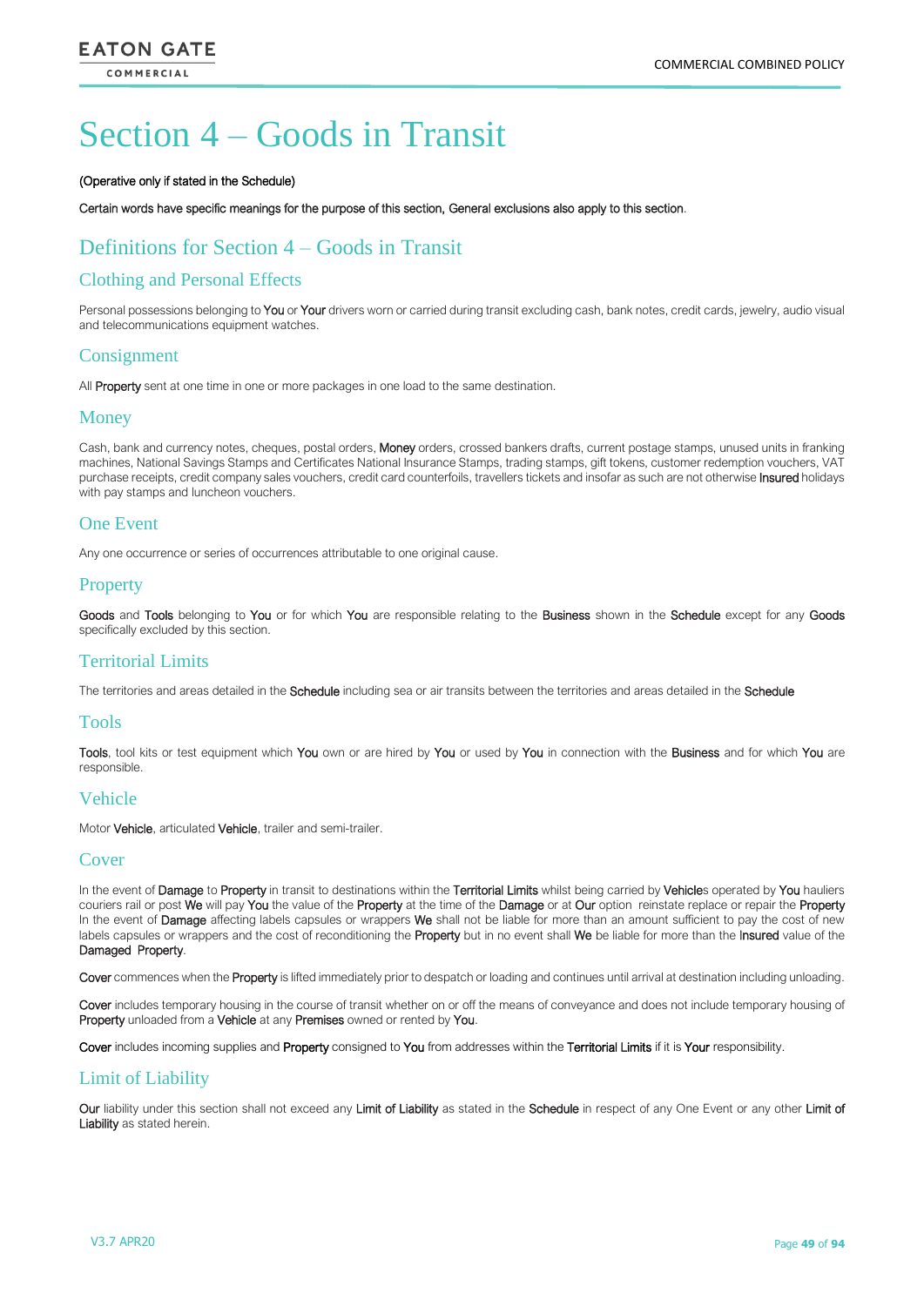# Section 4 – Goods in Transit

(Operative only if stated in the Schedule)

Certain words have specific meanings for the purpose of this section, General exclusions also apply to this section.

## Definitions for Section 4 – Goods in Transit

### Clothing and Personal Effects

Personal possessions belonging to You or Your drivers worn or carried during transit excluding cash, bank notes, credit cards, jewelry, audio visual and telecommunications equipment watches.

### Consignment

All Property sent at one time in one or more packages in one load to the same destination.

### Money

Cash, bank and currency notes, cheques, postal orders, Money orders, crossed bankers drafts, current postage stamps, unused units in franking machines, National Savings Stamps and Certificates National Insurance Stamps, trading stamps, gift tokens, customer redemption vouchers, VAT purchase receipts, credit company sales vouchers, credit card counterfoils, travellers tickets and insofar as such are not otherwise Insured holidays with pay stamps and luncheon vouchers.

### One Event

Any one occurrence or series of occurrences attributable to one original cause.

### Property

Goods and Tools belonging to You or for which You are responsible relating to the Business shown in the Schedule except for any Goods specifically excluded by this section.

### Territorial Limits

The territories and areas detailed in the Schedule including sea or air transits between the territories and areas detailed in the Schedule

### Tools

Tools, tool kits or test equipment which You own or are hired by You or used by You in connection with the Business and for which You are responsible.

### Vehicle

Motor Vehicle, articulated Vehicle, trailer and semi-trailer.

### Cover

In the event of Damage to Property in transit to destinations within the Territorial Limits whilst being carried by Vehicles operated by You hauliers couriers rail or post We will pay You the value of the Property at the time of the Damage or at Our option reinstate replace or repair the Property In the event of Damage affecting labels capsules or wrappers We shall not be liable for more than an amount sufficient to pay the cost of new labels capsules or wrappers and the cost of reconditioning the Property but in no event shall We be liable for more than the Insured value of the Damaged Property.

Cover commences when the Property is lifted immediately prior to despatch or loading and continues until arrival at destination including unloading.

Cover includes temporary housing in the course of transit whether on or off the means of conveyance and does not include temporary housing of Property unloaded from a Vehicle at any Premises owned or rented by You.

Cover includes incoming supplies and Property consigned to You from addresses within the Territorial Limits if it is Your responsibility.

### Limit of Liability

Our liability under this section shall not exceed any Limit of Liability as stated in the Schedule in respect of any One Event or any other Limit of Liability as stated herein.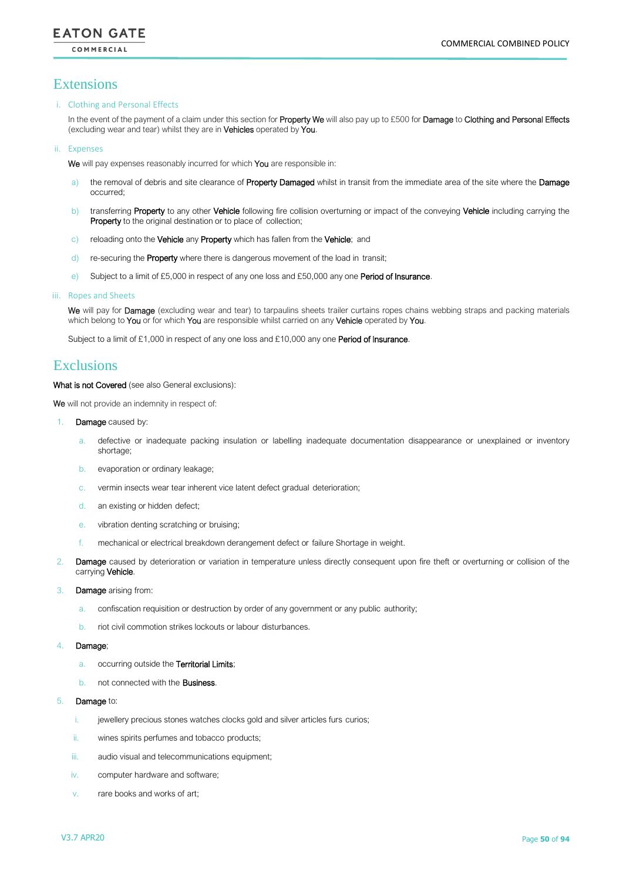## Extensions

### i. Clothing and Personal Effects

In the event of the payment of a claim under this section for **Property We** will also pay up to £500 for **Damage** to **Clothing and Personal Effects** (excluding wear and tear) whilst they are in **Vehicles** operated by **You**.

### ii. Expenses

**We** will pay expenses reasonably incurred for which **You** are responsible in:

a) the removal of debris and site clearance of **Property Damaged** whilst in transit from the immediate area of the site where the **Damage** occurred;

b) transferring **Property** to any other **Vehicle** following fire collision overturning or impact of the conveying **Vehicle** including carrying the **Property** to the original destination or to place of collection;

c) reloading onto the **Vehicle** any **Property** which has fallen from the **Vehicle**; and

d) re-securing the **Property** where there is dangerous movement of the load in transit;

e) Subject to a limit of £5,000 in respect of any one loss and £50,000 any one **Period of Insurance**.

### iii. Ropes and Sheets

**We** will pay for **Damage** (excluding wear and tear) to tarpaulins sheets trailer curtains ropes chains webbing straps and packing materials which belong to **You** or for which **You** are responsible whilst carried on any **Vehicle** operated by **You**.

Subject to a limit of £1,000 in respect of any one loss and £10,000 any one **Period of Insurance**.

## Exclusions

**What is not Covered** (see also General exclusions):

**We** will not provide an indemnity in respect of:

1. **Damage** caused by:
   a. defective or inadequate packing insulation or labelling inadequate documentation disappearance or unexplained or inventory shortage;
   b. evaporation or ordinary leakage;
   c. vermin insects wear tear inherent vice latent defect gradual deterioration;
   d. an existing or hidden defect;
   e. vibration denting scratching or bruising;
   f. mechanical or electrical breakdown derangement defect or failure Shortage in weight.
2. **Damage** caused by deterioration or variation in temperature unless directly consequent upon fire theft or overturning or collision of the carrying **Vehicle**.
3. **Damage** arising from:
   a. confiscation requisition or destruction by order of any government or any public authority;
   b. riot civil commotion strikes lockouts or labour disturbances.
4. **Damage**;
   a. occurring outside the **Territorial Limits**;
   b. not connected with the **Business**.
5. **Damage** to:
   i. jewellery precious stones watches clocks gold and silver articles furs curios;
   ii. wines spirits perfumes and tobacco products;
   iii. audio visual and telecommunications equipment;
   iv. computer hardware and software;
   v. rare books and works of art;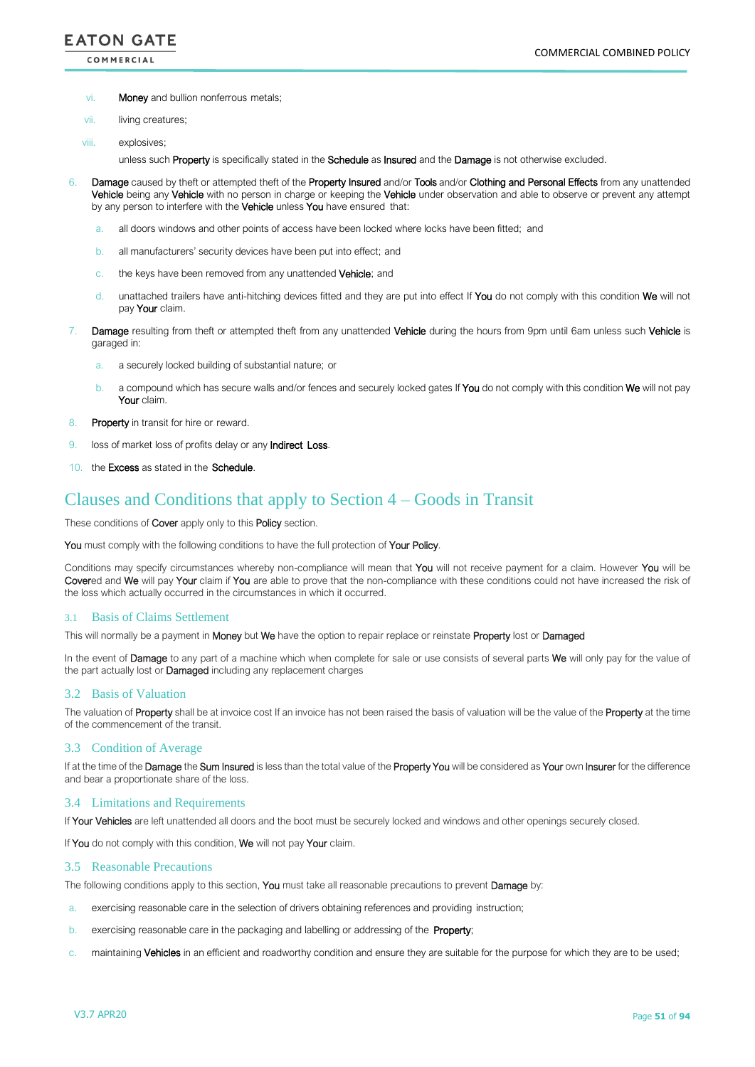vi. **Money** and bullion nonferrous metals;

vii. living creatures;

viii. explosives;

unless such **Property** is specifically stated in the **Schedule** as **Insured** and the **Damage** is not otherwise excluded.

6. **Damage** caused by theft or attempted theft of the **Property Insured** and/or **Tools** and/or **Clothing and Personal Effects** from any unattended **Vehicle** being any **Vehicle** with no person in charge or keeping the **Vehicle** under observation and able to observe or prevent any attempt by any person to interfere with the **Vehicle** unless **You** have ensured that:

   a. all doors windows and other points of access have been locked where locks have been fitted; and

   b. all manufacturers' security devices have been put into effect; and

   c. the keys have been removed from any unattended **Vehicle**; and

   d. unattached trailers have anti-hitching devices fitted and they are put into effect If **You** do not comply with this condition **We** will not pay **Your** claim.

7. **Damage** resulting from theft or attempted theft from any unattended **Vehicle** during the hours from 9pm until 6am unless such **Vehicle** is garaged in:

   a. a securely locked building of substantial nature; or

   b. a compound which has secure walls and/or fences and securely locked gates If **You** do not comply with this condition **We** will not pay **Your** claim.

8. **Property** in transit for hire or reward.

9. loss of market loss of profits delay or any **Indirect Loss**.

10. the **Excess** as stated in the **Schedule**.

# Clauses and Conditions that apply to Section 4 – Goods in Transit

These conditions of **Cover** apply only to this **Policy** section.

**You** must comply with the following conditions to have the full protection of **Your Policy**.

Conditions may specify circumstances whereby non-compliance will mean that **You** will not receive payment for a claim. However **You** will be **Cover**ed and **We** will pay **Your** claim if **You** are able to prove that the non-compliance with these conditions could not have increased the risk of the loss which actually occurred in the circumstances in which it occurred.

## 3.1 Basis of Claims Settlement

This will normally be a payment in **Money** but **We** have the option to repair replace or reinstate **Property** lost or **Damaged**

In the event of **Damage** to any part of a machine which when complete for sale or use consists of several parts **We** will only pay for the value of the part actually lost or **Damaged** including any replacement charges

## 3.2 Basis of Valuation

The valuation of **Property** shall be at invoice cost If an invoice has not been raised the basis of valuation will be the value of the **Property** at the time of the commencement of the transit.

## 3.3 Condition of Average

If at the time of the **Damage** the **Sum Insured** is less than the total value of the **Property You** will be considered as **Your** own **Insurer** for the difference and bear a proportionate share of the loss.

## 3.4 Limitations and Requirements

If **Your Vehicles** are left unattended all doors and the boot must be securely locked and windows and other openings securely closed.

If **You** do not comply with this condition, **We** will not pay **Your** claim.

## 3.5 Reasonable Precautions

The following conditions apply to this section, **You** must take all reasonable precautions to prevent **Damage** by:

a. exercising reasonable care in the selection of drivers obtaining references and providing instruction;

b. exercising reasonable care in the packaging and labelling or addressing of the **Property**;

c. maintaining **Vehicles** in an efficient and roadworthy condition and ensure they are suitable for the purpose for which they are to be used;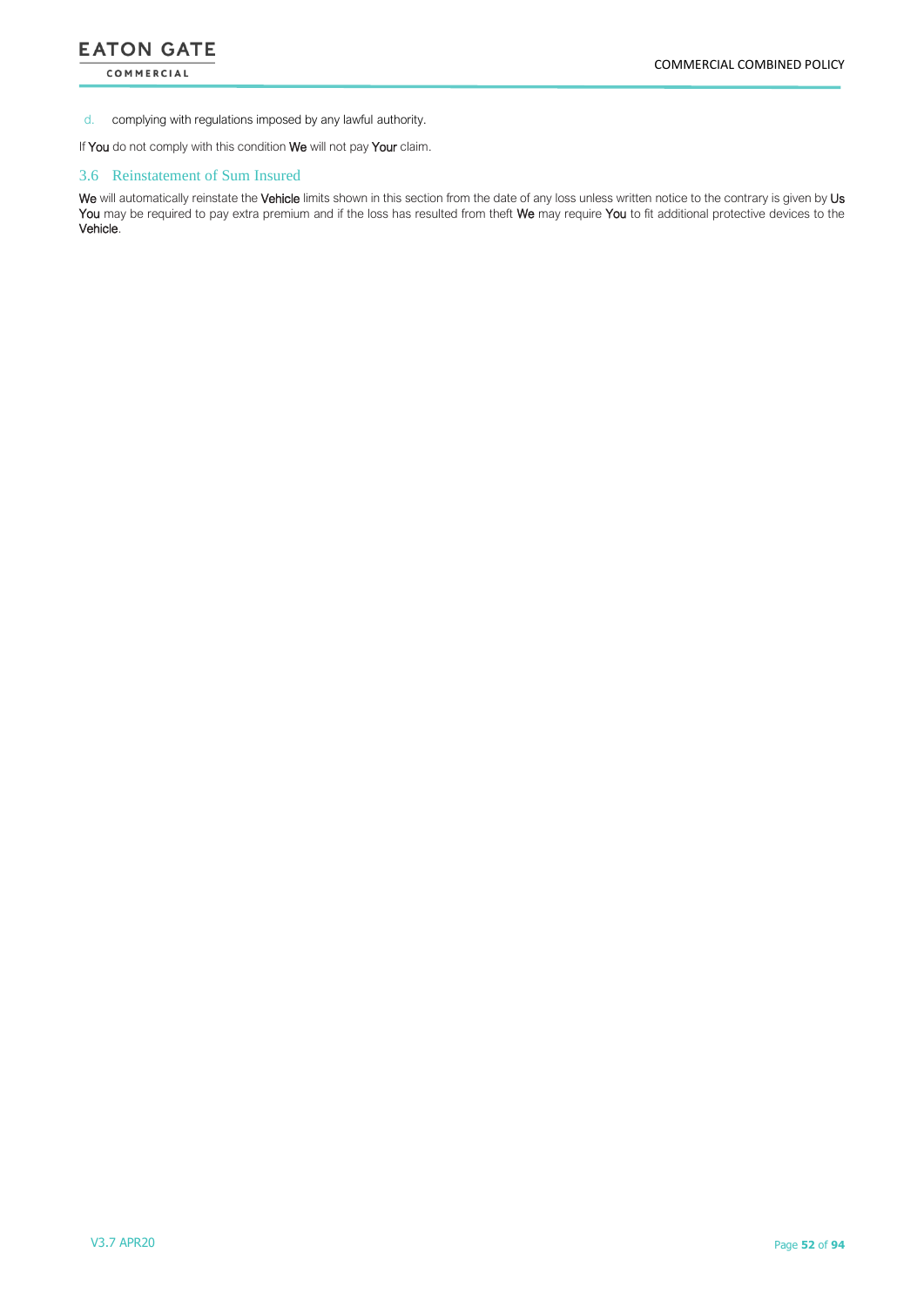d. complying with regulations imposed by any lawful authority.

If **You** do not comply with this condition **We** will not pay **Your** claim.

### 3.6 Reinstatement of Sum Insured

**We** will automatically reinstate the **Vehicle** limits shown in this section from the date of any loss unless written notice to the contrary is given by **Us** **You** may be required to pay extra premium and if the loss has resulted from theft **We** may require **You** to fit additional protective devices to the **Vehicle**.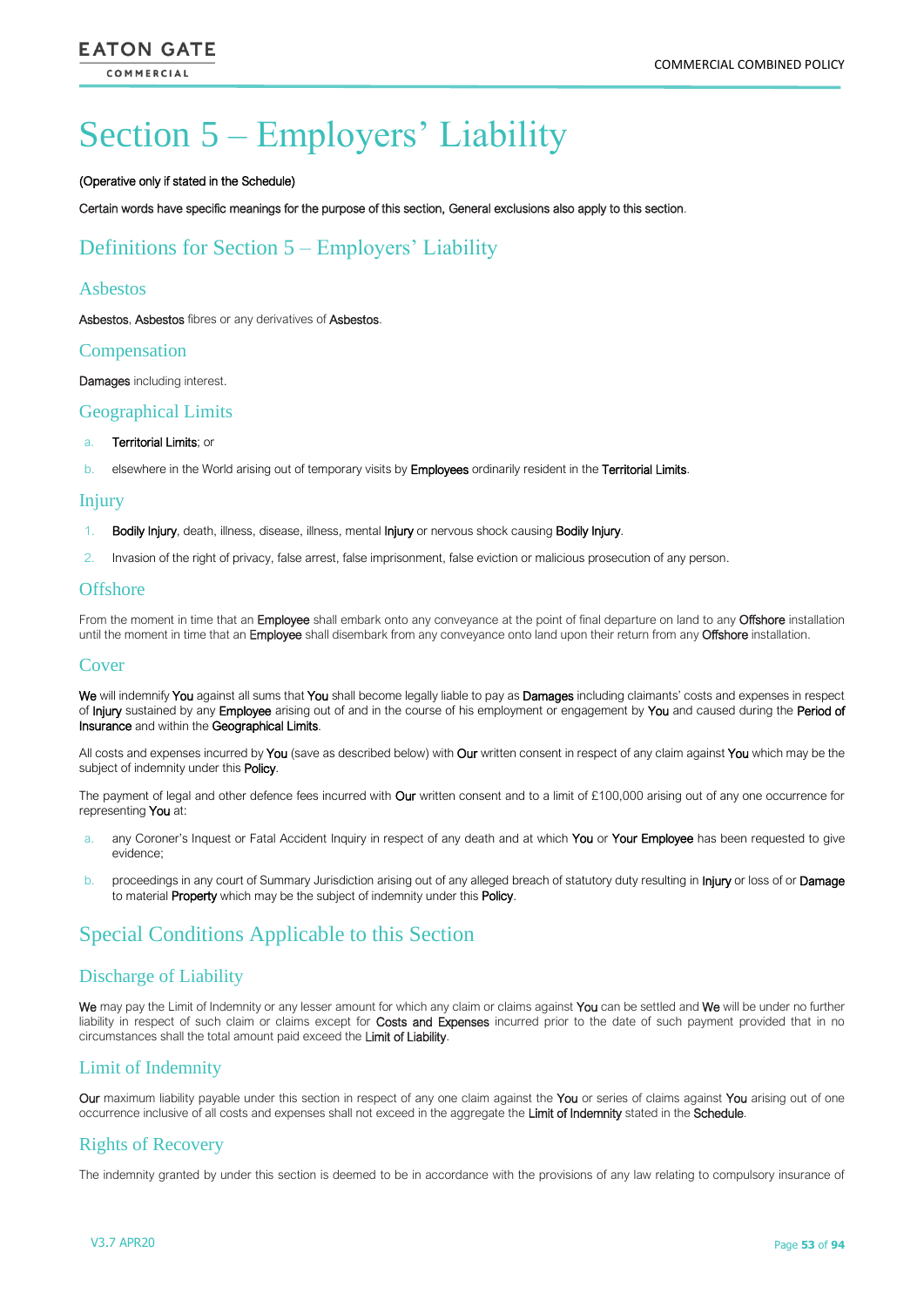# Section 5 – Employers' Liability

(Operative only if stated in the Schedule)

Certain words have specific meanings for the purpose of this section, General exclusions also apply to this section.

## Definitions for Section 5 – Employers' Liability

### Asbestos

Asbestos, Asbestos fibres or any derivatives of Asbestos.

### Compensation

Damages including interest.

### Geographical Limits

a. Territorial Limits; or

b. elsewhere in the World arising out of temporary visits by Employees ordinarily resident in the Territorial Limits.

### Injury

1. Bodily Injury, death, illness, disease, illness, mental Injury or nervous shock causing Bodily Injury.
2. Invasion of the right of privacy, false arrest, false imprisonment, false eviction or malicious prosecution of any person.

### Offshore

From the moment in time that an Employee shall embark onto any conveyance at the point of final departure on land to any Offshore installation until the moment in time that an Employee shall disembark from any conveyance onto land upon their return from any Offshore installation.

### Cover

We will indemnify You against all sums that You shall become legally liable to pay as Damages including claimants' costs and expenses in respect of Injury sustained by any Employee arising out of and in the course of his employment or engagement by You and caused during the Period of Insurance and within the Geographical Limits.

All costs and expenses incurred by You (save as described below) with Our written consent in respect of any claim against You which may be the subject of indemnity under this Policy.

The payment of legal and other defence fees incurred with Our written consent and to a limit of £100,000 arising out of any one occurrence for representing You at:

a. any Coroner's Inquest or Fatal Accident Inquiry in respect of any death and at which You or Your Employee has been requested to give evidence;

b. proceedings in any court of Summary Jurisdiction arising out of any alleged breach of statutory duty resulting in Injury or loss of or Damage to material Property which may be the subject of indemnity under this Policy.

## Special Conditions Applicable to this Section

### Discharge of Liability

We may pay the Limit of Indemnity or any lesser amount for which any claim or claims against You can be settled and We will be under no further liability in respect of such claim or claims except for Costs and Expenses incurred prior to the date of such payment provided that in no circumstances shall the total amount paid exceed the Limit of Liability.

### Limit of Indemnity

Our maximum liability payable under this section in respect of any one claim against the You or series of claims against You arising out of one occurrence inclusive of all costs and expenses shall not exceed in the aggregate the Limit of Indemnity stated in the Schedule.

### Rights of Recovery

The indemnity granted by under this section is deemed to be in accordance with the provisions of any law relating to compulsory insurance of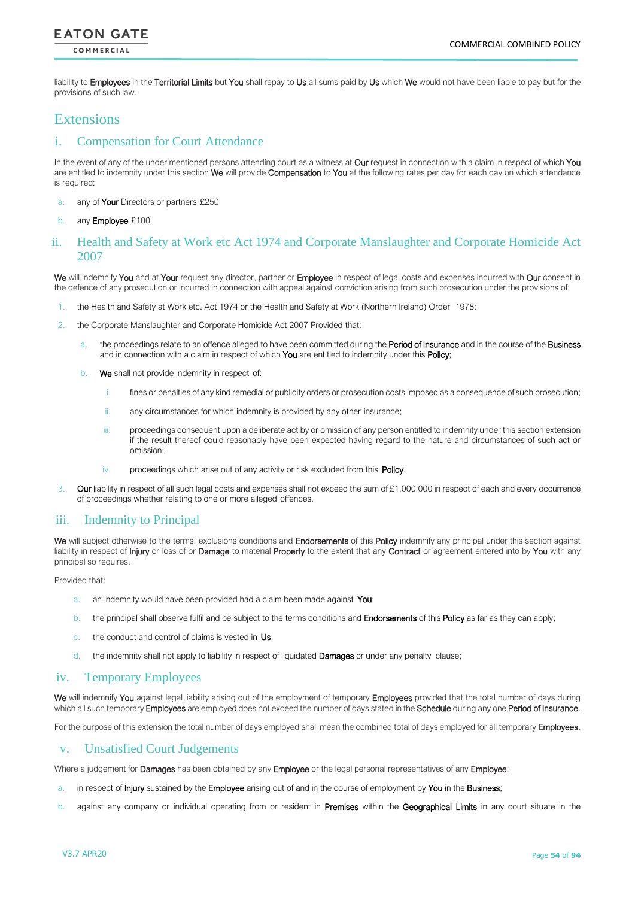liability to Employees in the Territorial Limits but You shall repay to Us all sums paid by Us which We would not have been liable to pay but for the provisions of such law.

# Extensions

## i. Compensation for Court Attendance

In the event of any of the under mentioned persons attending court as a witness at Our request in connection with a claim in respect of which You are entitled to indemnity under this section We will provide Compensation to You at the following rates per day for each day on which attendance is required:

a. any of Your Directors or partners £250

b. any Employee £100

## ii. Health and Safety at Work etc Act 1974 and Corporate Manslaughter and Corporate Homicide Act 2007

We will indemnify You and at Your request any director, partner or Employee in respect of legal costs and expenses incurred with Our consent in the defence of any prosecution or incurred in connection with appeal against conviction arising from such prosecution under the provisions of:

1. the Health and Safety at Work etc. Act 1974 or the Health and Safety at Work (Northern Ireland) Order 1978;
2. the Corporate Manslaughter and Corporate Homicide Act 2007 Provided that:
   a. the proceedings relate to an offence alleged to have been committed during the Period of Insurance and in the course of the Business and in connection with a claim in respect of which You are entitled to indemnity under this Policy;
   b. We shall not provide indemnity in respect of:
      i. fines or penalties of any kind remedial or publicity orders or prosecution costs imposed as a consequence of such prosecution;
      ii. any circumstances for which indemnity is provided by any other insurance;
      iii. proceedings consequent upon a deliberate act by or omission of any person entitled to indemnity under this section extension if the result thereof could reasonably have been expected having regard to the nature and circumstances of such act or omission;
      iv. proceedings which arise out of any activity or risk excluded from this Policy.
3. Our liability in respect of all such legal costs and expenses shall not exceed the sum of £1,000,000 in respect of each and every occurrence of proceedings whether relating to one or more alleged offences.

## iii. Indemnity to Principal

We will subject otherwise to the terms, exclusions conditions and Endorsements of this Policy indemnify any principal under this section against liability in respect of Injury or loss of or Damage to material Property to the extent that any Contract or agreement entered into by You with any principal so requires.

Provided that:

a. an indemnity would have been provided had a claim been made against You;

b. the principal shall observe fulfil and be subject to the terms conditions and Endorsements of this Policy as far as they can apply;

c. the conduct and control of claims is vested in Us;

d. the indemnity shall not apply to liability in respect of liquidated Damages or under any penalty clause;

## iv. Temporary Employees

We will indemnify You against legal liability arising out of the employment of temporary Employees provided that the total number of days during which all such temporary Employees are employed does not exceed the number of days stated in the Schedule during any one Period of Insurance.

For the purpose of this extension the total number of days employed shall mean the combined total of days employed for all temporary Employees.

## v. Unsatisfied Court Judgements

Where a judgement for Damages has been obtained by any Employee or the legal personal representatives of any Employee:

a. in respect of Injury sustained by the Employee arising out of and in the course of employment by You in the Business;

b. against any company or individual operating from or resident in Premises within the Geographical Limits in any court situate in the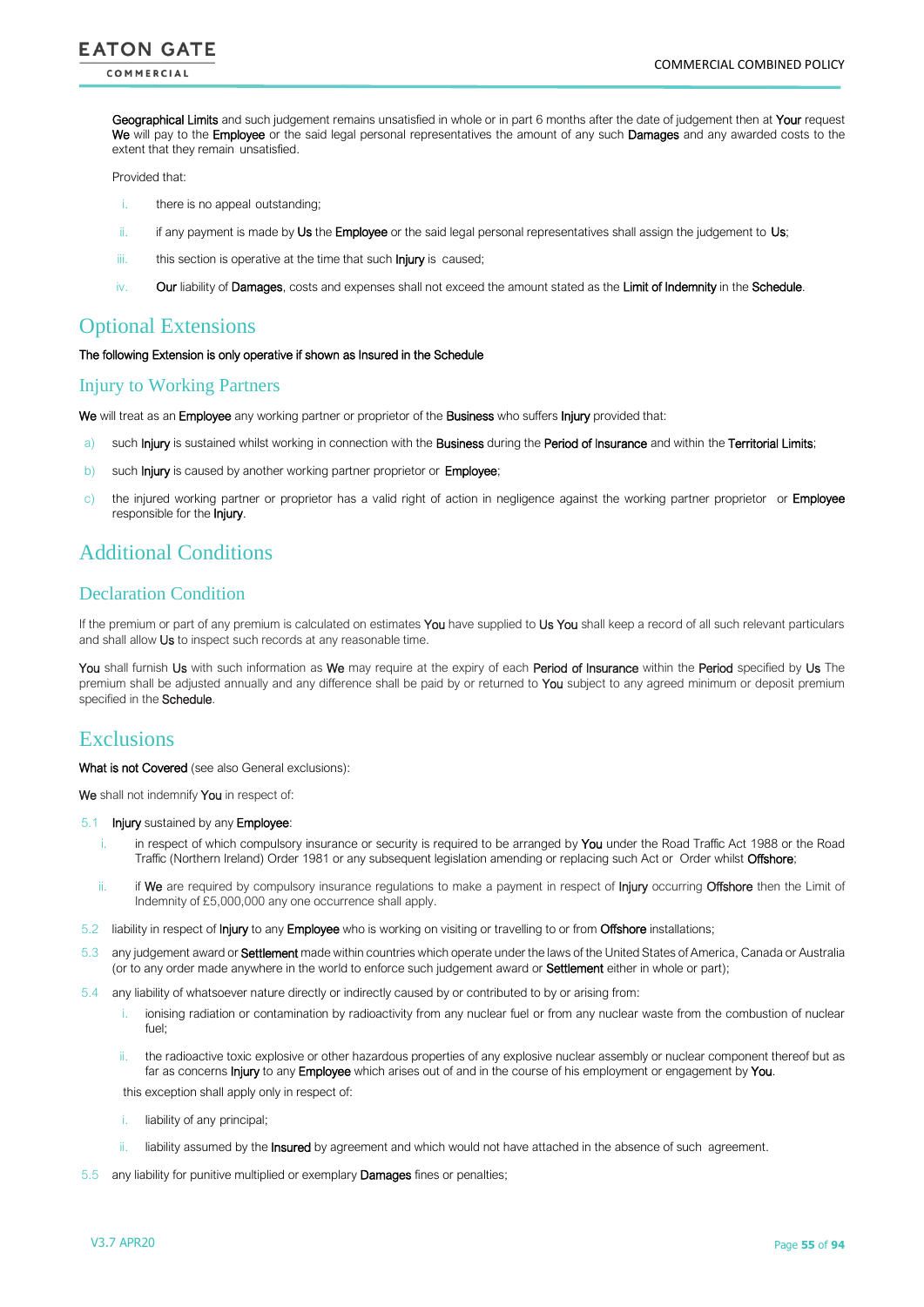Geographical Limits and such judgement remains unsatisfied in whole or in part 6 months after the date of judgement then at Your request We will pay to the Employee or the said legal personal representatives the amount of any such Damages and any awarded costs to the extent that they remain unsatisfied.

Provided that:

i. there is no appeal outstanding;

ii. if any payment is made by Us the Employee or the said legal personal representatives shall assign the judgement to Us;

iii. this section is operative at the time that such Injury is caused;

iv. Our liability of Damages, costs and expenses shall not exceed the amount stated as the Limit of Indemnity in the Schedule.

# Optional Extensions

The following Extension is only operative if shown as Insured in the Schedule

## Injury to Working Partners

We will treat as an Employee any working partner or proprietor of the Business who suffers Injury provided that:

a) such Injury is sustained whilst working in connection with the Business during the Period of Insurance and within the Territorial Limits;

b) such Injury is caused by another working partner proprietor or Employee;

c) the injured working partner or proprietor has a valid right of action in negligence against the working partner proprietor or Employee responsible for the Injury.

# Additional Conditions

## Declaration Condition

If the premium or part of any premium is calculated on estimates You have supplied to Us You shall keep a record of all such relevant particulars and shall allow Us to inspect such records at any reasonable time.

You shall furnish Us with such information as We may require at the expiry of each Period of Insurance within the Period specified by Us The premium shall be adjusted annually and any difference shall be paid by or returned to You subject to any agreed minimum or deposit premium specified in the Schedule.

# Exclusions

What is not Covered (see also General exclusions):

We shall not indemnify You in respect of:

5.1 Injury sustained by any Employee:

   i. in respect of which compulsory insurance or security is required to be arranged by You under the Road Traffic Act 1988 or the Road Traffic (Northern Ireland) Order 1981 or any subsequent legislation amending or replacing such Act or Order whilst Offshore;

   ii. if We are required by compulsory insurance regulations to make a payment in respect of Injury occurring Offshore then the Limit of Indemnity of £5,000,000 any one occurrence shall apply.

5.2 liability in respect of Injury to any Employee who is working on visiting or travelling to or from Offshore installations;

5.3 any judgement award or Settlement made within countries which operate under the laws of the United States of America, Canada or Australia (or to any order made anywhere in the world to enforce such judgement award or Settlement either in whole or part);

5.4 any liability of whatsoever nature directly or indirectly caused by or contributed to by or arising from:

   i. ionising radiation or contamination by radioactivity from any nuclear fuel or from any nuclear waste from the combustion of nuclear fuel;

   ii. the radioactive toxic explosive or other hazardous properties of any explosive nuclear assembly or nuclear component thereof but as far as concerns Injury to any Employee which arises out of and in the course of his employment or engagement by You.

   this exception shall apply only in respect of:

   i. liability of any principal;

   ii. liability assumed by the Insured by agreement and which would not have attached in the absence of such agreement.

5.5 any liability for punitive multiplied or exemplary Damages fines or penalties;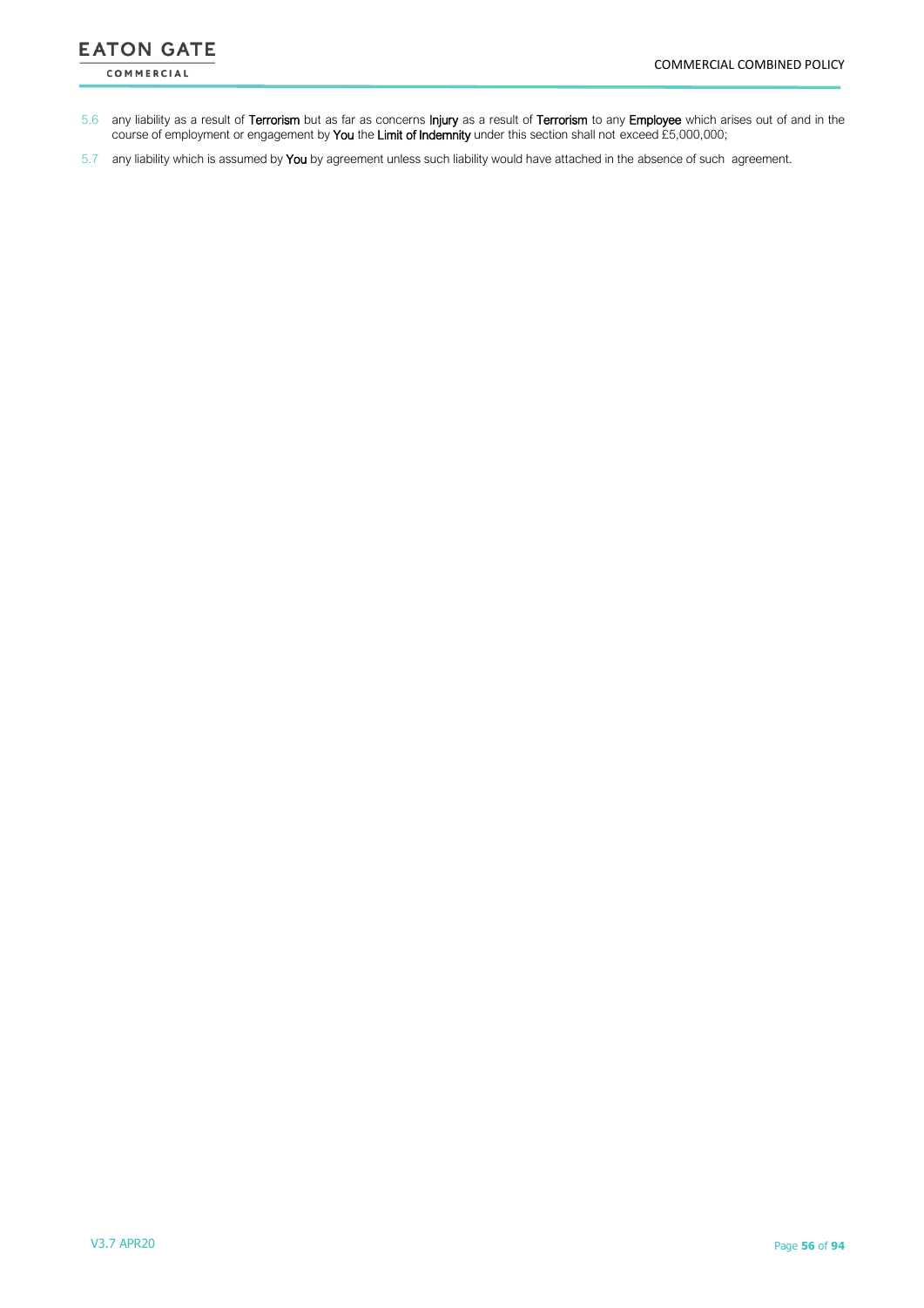5.6 any liability as a result of **Terrorism** but as far as concerns **Injury** as a result of **Terrorism** to any **Employee** which arises out of and in the course of employment or engagement by **You** the **Limit of Indemnity** under this section shall not exceed £5,000,000;

5.7 any liability which is assumed by **You** by agreement unless such liability would have attached in the absence of such agreement.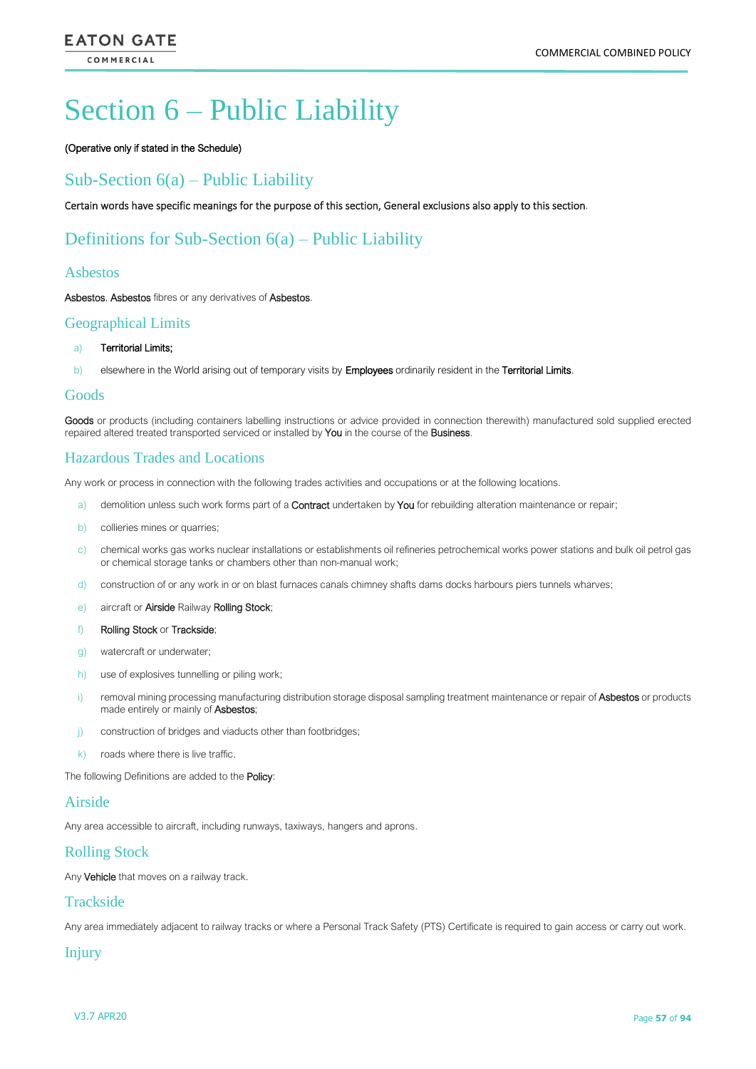# Section 6 – Public Liability

**(Operative only if stated in the Schedule)**

## Sub-Section 6(a) – Public Liability

**Certain words have specific meanings for the purpose of this section, General exclusions also apply to this section.**

## Definitions for Sub-Section 6(a) – Public Liability

### Asbestos

**Asbestos**, **Asbestos** fibres or any derivatives of **Asbestos**.

### Geographical Limits

a) **Territorial Limits;**

b) elsewhere in the World arising out of temporary visits by **Employees** ordinarily resident in the **Territorial Limits**.

### Goods

**Goods** or products (including containers labelling instructions or advice provided in connection therewith) manufactured sold supplied erected repaired altered treated transported serviced or installed by **You** in the course of the **Business**.

### Hazardous Trades and Locations

Any work or process in connection with the following trades activities and occupations or at the following locations.

a) demolition unless such work forms part of a **Contract** undertaken by **You** for rebuilding alteration maintenance or repair;

b) collieries mines or quarries;

c) chemical works gas works nuclear installations or establishments oil refineries petrochemical works power stations and bulk oil petrol gas or chemical storage tanks or chambers other than non-manual work;

d) construction of or any work in or on blast furnaces canals chimney shafts dams docks harbours piers tunnels wharves;

e) aircraft or **Airside** Railway **Rolling Stock**;

f) **Rolling Stock** or **Trackside**;

g) watercraft or underwater;

h) use of explosives tunnelling or piling work;

i) removal mining processing manufacturing distribution storage disposal sampling treatment maintenance or repair of **Asbestos** or products made entirely or mainly of **Asbestos**;

j) construction of bridges and viaducts other than footbridges;

k) roads where there is live traffic.

The following Definitions are added to the **Policy**:

### Airside

Any area accessible to aircraft, including runways, taxiways, hangers and aprons.

### Rolling Stock

Any **Vehicle** that moves on a railway track.

### Trackside

Any area immediately adjacent to railway tracks or where a Personal Track Safety (PTS) Certificate is required to gain access or carry out work.

### Injury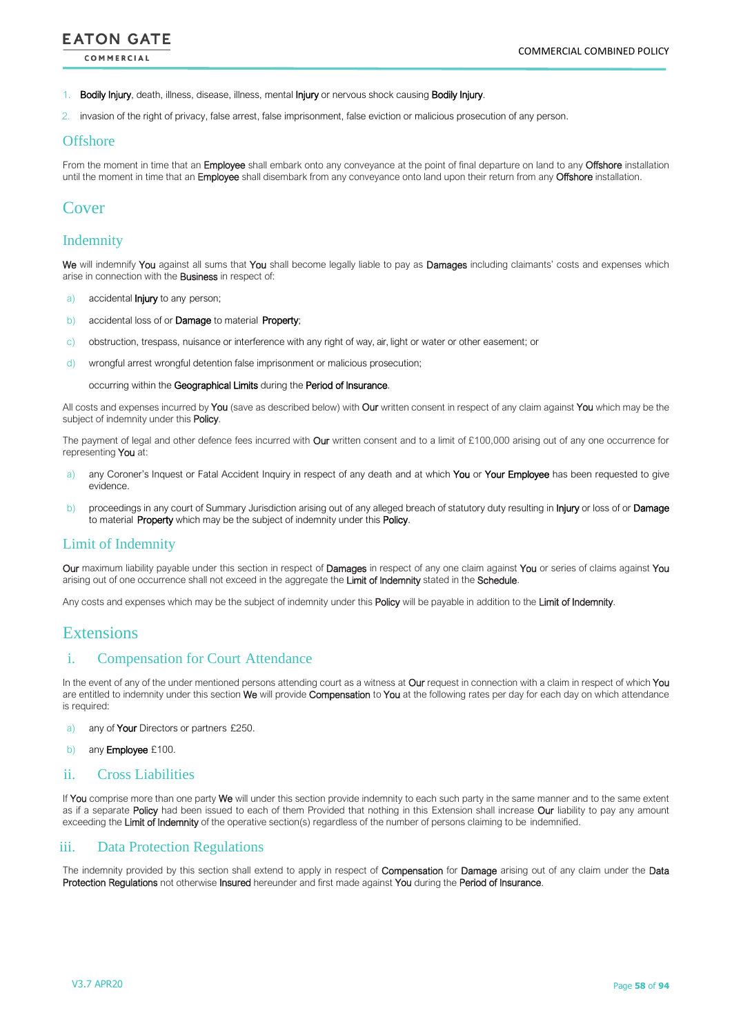1. **Bodily Injury**, death, illness, disease, illness, mental **Injury** or nervous shock causing **Bodily Injury**.
2. invasion of the right of privacy, false arrest, false imprisonment, false eviction or malicious prosecution of any person.

### Offshore

From the moment in time that an **Employee** shall embark onto any conveyance at the point of final departure on land to any **Offshore** installation until the moment in time that an **Employee** shall disembark from any conveyance onto land upon their return from any **Offshore** installation.

## Cover

### Indemnity

**We** will indemnify **You** against all sums that **You** shall become legally liable to pay as **Damages** including claimants' costs and expenses which arise in connection with the **Business** in respect of:

a) accidental **Injury** to any person;

b) accidental loss of or **Damage** to material **Property**;

c) obstruction, trespass, nuisance or interference with any right of way, air, light or water or other easement; or

d) wrongful arrest wrongful detention false imprisonment or malicious prosecution;

occurring within the **Geographical Limits** during the **Period of Insurance**.

All costs and expenses incurred by **You** (save as described below) with **Our** written consent in respect of any claim against **You** which may be the subject of indemnity under this **Policy**.

The payment of legal and other defence fees incurred with **Our** written consent and to a limit of £100,000 arising out of any one occurrence for representing **You** at:

a) any Coroner's Inquest or Fatal Accident Inquiry in respect of any death and at which **You** or **Your Employee** has been requested to give evidence.

b) proceedings in any court of Summary Jurisdiction arising out of any alleged breach of statutory duty resulting in **Injury** or loss of or **Damage** to material **Property** which may be the subject of indemnity under this **Policy**.

### Limit of Indemnity

**Our** maximum liability payable under this section in respect of **Damages** in respect of any one claim against **You** or series of claims against **You** arising out of one occurrence shall not exceed in the aggregate the **Limit of Indemnity** stated in the **Schedule**.

Any costs and expenses which may be the subject of indemnity under this **Policy** will be payable in addition to the **Limit of Indemnity**.

## Extensions

### i. Compensation for Court Attendance

In the event of any of the under mentioned persons attending court as a witness at **Our** request in connection with a claim in respect of which **You** are entitled to indemnity under this section **We** will provide **Compensation** to **You** at the following rates per day for each day on which attendance is required:

a) any of **Your** Directors or partners £250.

b) any **Employee** £100.

### ii. Cross Liabilities

If **You** comprise more than one party **We** will under this section provide indemnity to each such party in the same manner and to the same extent as if a separate **Policy** had been issued to each of them Provided that nothing in this Extension shall increase **Our** liability to pay any amount exceeding the **Limit of Indemnity** of the operative section(s) regardless of the number of persons claiming to be indemnified.

### iii. Data Protection Regulations

The indemnity provided by this section shall extend to apply in respect of **Compensation** for **Damage** arising out of any claim under the **Data Protection Regulations** not otherwise **Insured** hereunder and first made against **You** during the **Period of Insurance**.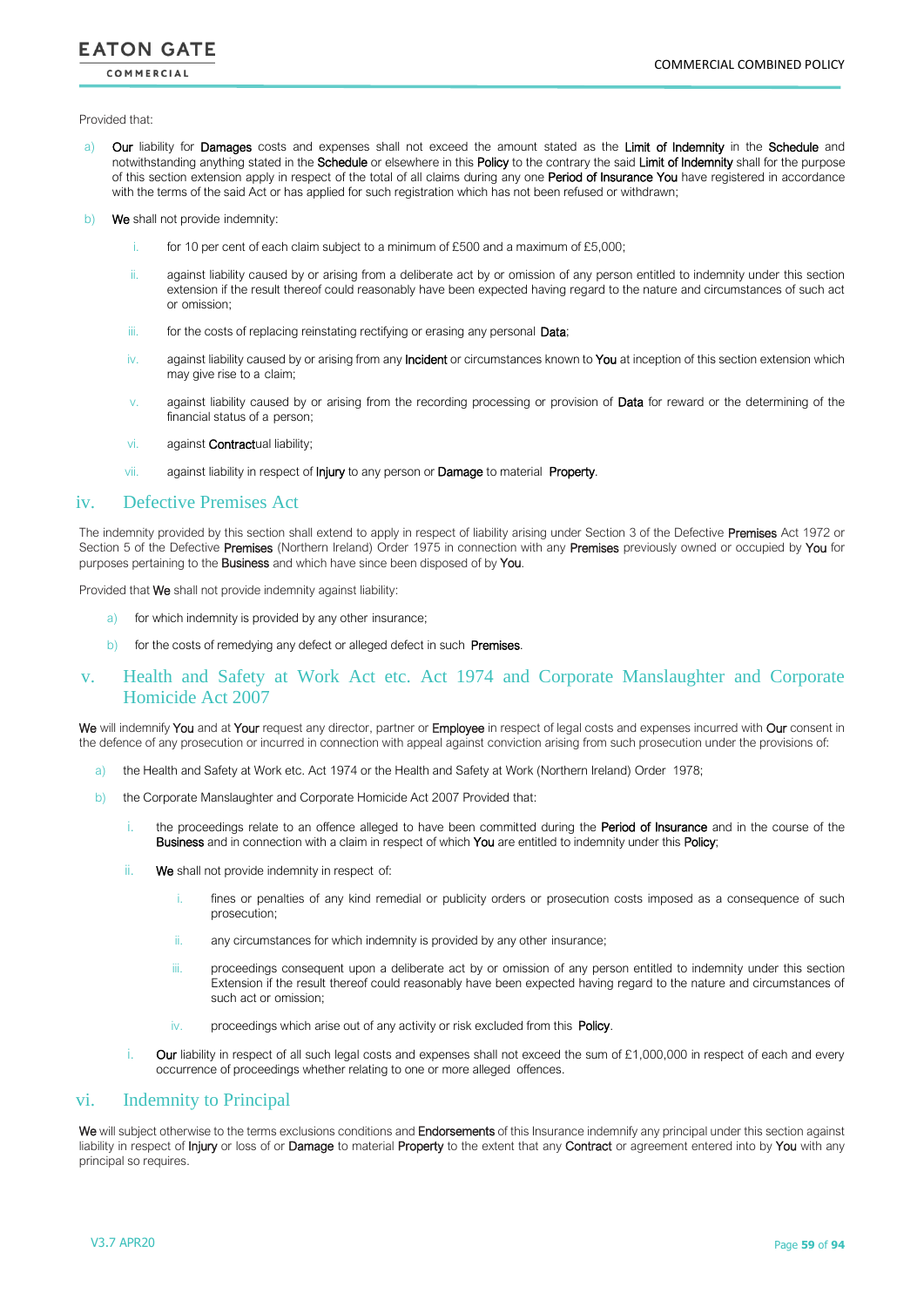Provided that:

a) **Our** liability for **Damages** costs and expenses shall not exceed the amount stated as the **Limit of Indemnity** in the **Schedule** and notwithstanding anything stated in the **Schedule** or elsewhere in this **Policy** to the contrary the said **Limit of Indemnity** shall for the purpose of this section extension apply in respect of the total of all claims during any one **Period of Insurance You** have registered in accordance with the terms of the said Act or has applied for such registration which has not been refused or withdrawn;

b) **We** shall not provide indemnity:

   i. for 10 per cent of each claim subject to a minimum of £500 and a maximum of £5,000;

   ii. against liability caused by or arising from a deliberate act by or omission of any person entitled to indemnity under this section extension if the result thereof could reasonably have been expected having regard to the nature and circumstances of such act or omission;

   iii. for the costs of replacing reinstating rectifying or erasing any personal **Data**;

   iv. against liability caused by or arising from any **Incident** or circumstances known to **You** at inception of this section extension which may give rise to a claim;

   v. against liability caused by or arising from the recording processing or provision of **Data** for reward or the determining of the financial status of a person;

   vi. against **Contract**ual liability;

   vii. against liability in respect of **Injury** to any person or **Damage** to material **Property**.

## iv. Defective Premises Act

The indemnity provided by this section shall extend to apply in respect of liability arising under Section 3 of the Defective **Premises** Act 1972 or Section 5 of the Defective **Premises** (Northern Ireland) Order 1975 in connection with any **Premises** previously owned or occupied by **You** for purposes pertaining to the **Business** and which have since been disposed of by **You**.

Provided that **We** shall not provide indemnity against liability:

a) for which indemnity is provided by any other insurance;

b) for the costs of remedying any defect or alleged defect in such **Premises**.

## v. Health and Safety at Work Act etc. Act 1974 and Corporate Manslaughter and Corporate Homicide Act 2007

**We** will indemnify **You** and at **Your** request any director, partner or **Employee** in respect of legal costs and expenses incurred with **Our** consent in the defence of any prosecution or incurred in connection with appeal against conviction arising from such prosecution under the provisions of:

a) the Health and Safety at Work etc. Act 1974 or the Health and Safety at Work (Northern Ireland) Order 1978;

b) the Corporate Manslaughter and Corporate Homicide Act 2007 Provided that:

   i. the proceedings relate to an offence alleged to have been committed during the **Period of Insurance** and in the course of the **Business** and in connection with a claim in respect of which **You** are entitled to indemnity under this **Policy**;

   ii. **We** shall not provide indemnity in respect of:

      i. fines or penalties of any kind remedial or publicity orders or prosecution costs imposed as a consequence of such prosecution;

      ii. any circumstances for which indemnity is provided by any other insurance;

      iii. proceedings consequent upon a deliberate act by or omission of any person entitled to indemnity under this section Extension if the result thereof could reasonably have been expected having regard to the nature and circumstances of such act or omission;

      iv. proceedings which arise out of any activity or risk excluded from this **Policy**.

   i. **Our** liability in respect of all such legal costs and expenses shall not exceed the sum of £1,000,000 in respect of each and every occurrence of proceedings whether relating to one or more alleged offences.

## vi. Indemnity to Principal

**We** will subject otherwise to the terms exclusions conditions and **Endorsements** of this Insurance indemnify any principal under this section against liability in respect of **Injury** or loss of or **Damage** to material **Property** to the extent that any **Contract** or agreement entered into by **You** with any principal so requires.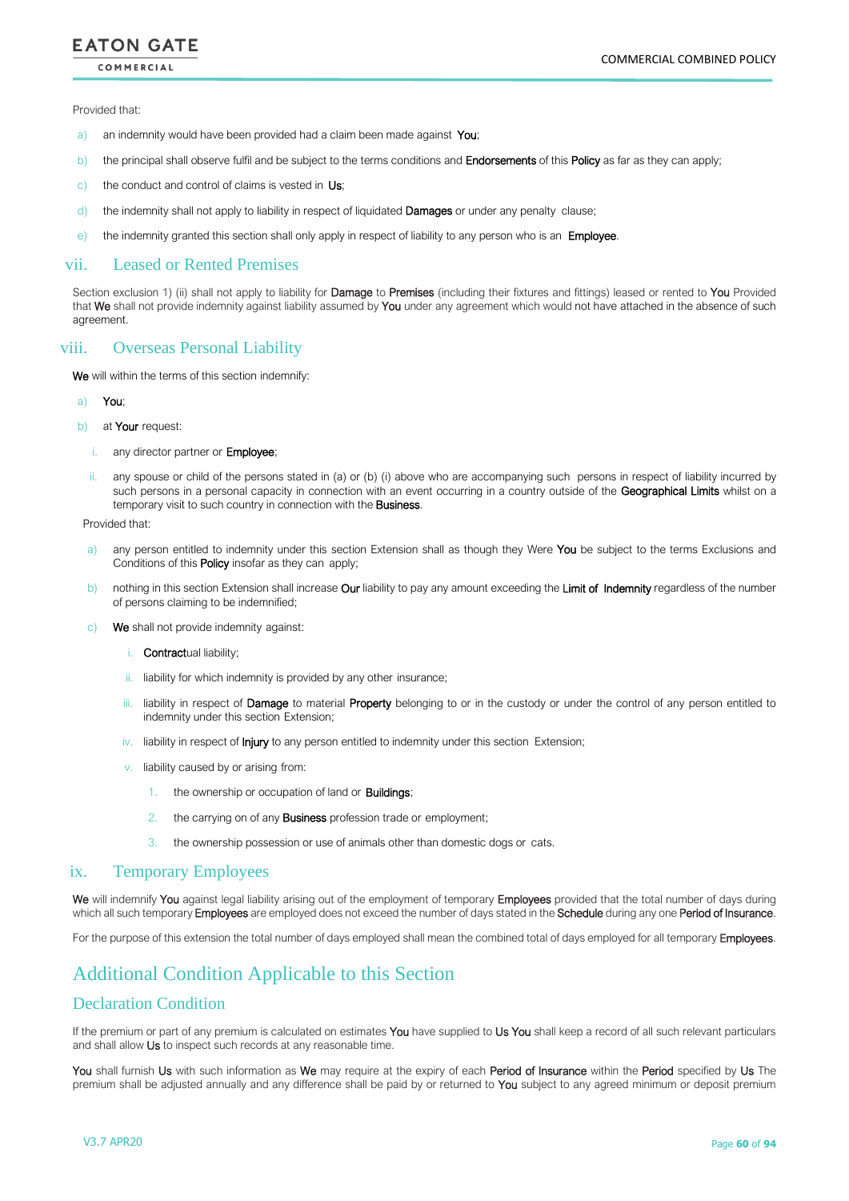Provided that:

a) an indemnity would have been provided had a claim been made against **You**;

b) the principal shall observe fulfil and be subject to the terms conditions and **Endorsements** of this **Policy** as far as they can apply;

c) the conduct and control of claims is vested in **Us**;

d) the indemnity shall not apply to liability in respect of liquidated **Damages** or under any penalty clause;

e) the indemnity granted this section shall only apply in respect of liability to any person who is an **Employee**.

## vii. Leased or Rented Premises

Section exclusion 1) (ii) shall not apply to liability for **Damage** to **Premises** (including their fixtures and fittings) leased or rented to **You** Provided that **We** shall not provide indemnity against liability assumed by **You** under any agreement which would not have attached in the absence of such agreement.

## viii. Overseas Personal Liability

**We** will within the terms of this section indemnify:

a) **You**;

b) at **Your** request:

   i. any director partner or **Employee**;

   ii. any spouse or child of the persons stated in (a) or (b) (i) above who are accompanying such persons in respect of liability incurred by such persons in a personal capacity in connection with an event occurring in a country outside of the **Geographical Limits** whilst on a temporary visit to such country in connection with the **Business**.

Provided that:

a) any person entitled to indemnity under this section Extension shall as though they Were **You** be subject to the terms Exclusions and Conditions of this **Policy** insofar as they can apply;

b) nothing in this section Extension shall increase **Our** liability to pay any amount exceeding the **Limit of Indemnity** regardless of the number of persons claiming to be indemnified;

c) **We** shall not provide indemnity against:

   i. **Contract**ual liability;

   ii. liability for which indemnity is provided by any other insurance;

   iii. liability in respect of **Damage** to material **Property** belonging to or in the custody or under the control of any person entitled to indemnity under this section Extension;

   iv. liability in respect of **Injury** to any person entitled to indemnity under this section Extension;

   v. liability caused by or arising from:

      1. the ownership or occupation of land or **Buildings**;

      2. the carrying on of any **Business** profession trade or employment;

      3. the ownership possession or use of animals other than domestic dogs or cats.

## ix. Temporary Employees

**We** will indemnify **You** against legal liability arising out of the employment of temporary **Employees** provided that the total number of days during which all such temporary **Employees** are employed does not exceed the number of days stated in the **Schedule** during any one **Period of Insurance**.

For the purpose of this extension the total number of days employed shall mean the combined total of days employed for all temporary **Employees**.

# Additional Condition Applicable to this Section

## Declaration Condition

If the premium or part of any premium is calculated on estimates **You** have supplied to **Us You** shall keep a record of all such relevant particulars and shall allow **Us** to inspect such records at any reasonable time.

**You** shall furnish **Us** with such information as **We** may require at the expiry of each **Period of Insurance** within the **Period** specified by **Us** The premium shall be adjusted annually and any difference shall be paid by or returned to **You** subject to any agreed minimum or deposit premium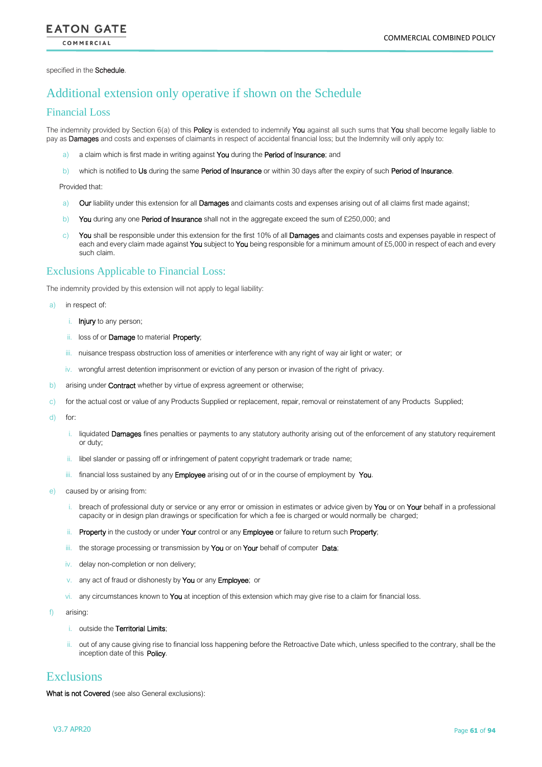specified in the **Schedule**.

## Additional extension only operative if shown on the Schedule

### Financial Loss

The indemnity provided by Section 6(a) of this **Policy** is extended to indemnify **You** against all such sums that **You** shall become legally liable to pay as **Damages** and costs and expenses of claimants in respect of accidental financial loss; but the Indemnity will only apply to:

a) a claim which is first made in writing against **You** during the **Period of Insurance**; and

b) which is notified to **Us** during the same **Period of Insurance** or within 30 days after the expiry of such **Period of Insurance**.

Provided that:

a) **Our** liability under this extension for all **Damages** and claimants costs and expenses arising out of all claims first made against;

b) **You** during any one **Period of Insurance** shall not in the aggregate exceed the sum of £250,000; and

c) **You** shall be responsible under this extension for the first 10% of all **Damages** and claimants costs and expenses payable in respect of each and every claim made against **You** subject to **You** being responsible for a minimum amount of £5,000 in respect of each and every such claim.

### Exclusions Applicable to Financial Loss:

The indemnity provided by this extension will not apply to legal liability:

a) in respect of:

   i. **Injury** to any person;

   ii. loss of or **Damage** to material **Property**;

   iii. nuisance trespass obstruction loss of amenities or interference with any right of way air light or water; or

   iv. wrongful arrest detention imprisonment or eviction of any person or invasion of the right of privacy.

b) arising under **Contract** whether by virtue of express agreement or otherwise;

c) for the actual cost or value of any Products Supplied or replacement, repair, removal or reinstatement of any Products Supplied;

d) for:

   i. liquidated **Damages** fines penalties or payments to any statutory authority arising out of the enforcement of any statutory requirement or duty;

   ii. libel slander or passing off or infringement of patent copyright trademark or trade name;

   iii. financial loss sustained by any **Employee** arising out of or in the course of employment by **You**.

e) caused by or arising from:

   i. breach of professional duty or service or any error or omission in estimates or advice given by **You** or on **Your** behalf in a professional capacity or in design plan drawings or specification for which a fee is charged or would normally be charged;

   ii. **Property** in the custody or under **Your** control or any **Employee** or failure to return such **Property**;

   iii. the storage processing or transmission by **You** or on **Your** behalf of computer **Data**;

   iv. delay non-completion or non delivery;

   v. any act of fraud or dishonesty by **You** or any **Employee**; or

   vi. any circumstances known to **You** at inception of this extension which may give rise to a claim for financial loss.

f) arising:

   i. outside the **Territorial Limits**;

   ii. out of any cause giving rise to financial loss happening before the Retroactive Date which, unless specified to the contrary, shall be the inception date of this **Policy**.

## Exclusions

**What is not Covered** (see also General exclusions):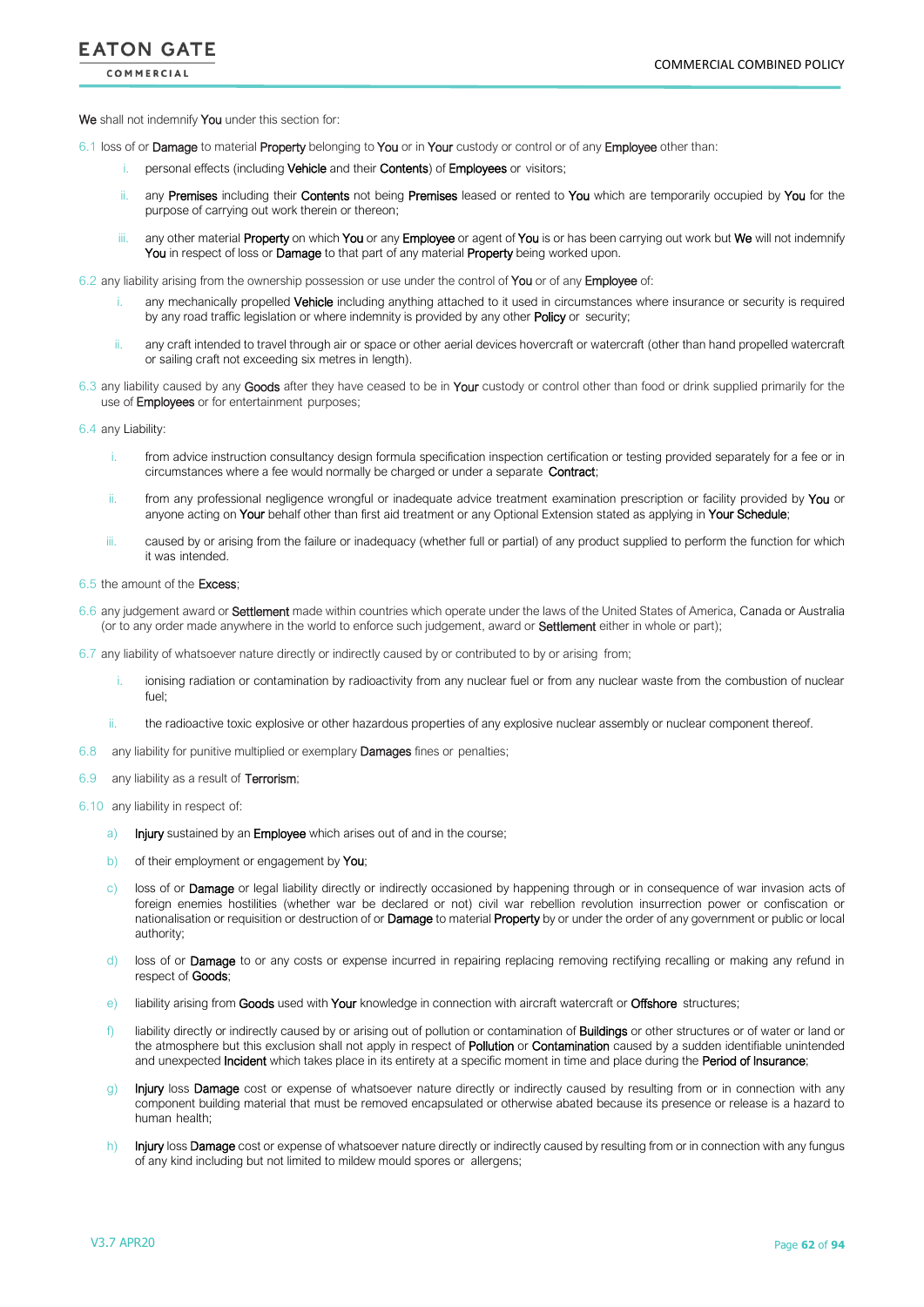**We** shall not indemnify **You** under this section for:

6.1 loss of or **Damage** to material **Property** belonging to **You** or in **Your** custody or control or of any **Employee** other than:

- i. personal effects (including **Vehicle** and their **Contents**) of **Employees** or visitors;
- ii. any **Premises** including their **Contents** not being **Premises** leased or rented to **You** which are temporarily occupied by **You** for the purpose of carrying out work therein or thereon;
- iii. any other material **Property** on which **You** or any **Employee** or agent of **You** is or has been carrying out work but **We** will not indemnify **You** in respect of loss or **Damage** to that part of any material **Property** being worked upon.

6.2 any liability arising from the ownership possession or use under the control of **You** or of any **Employee** of:

- i. any mechanically propelled **Vehicle** including anything attached to it used in circumstances where insurance or security is required by any road traffic legislation or where indemnity is provided by any other **Policy** or security;
- ii. any craft intended to travel through air or space or other aerial devices hovercraft or watercraft (other than hand propelled watercraft or sailing craft not exceeding six metres in length).

6.3 any liability caused by any **Goods** after they have ceased to be in **Your** custody or control other than food or drink supplied primarily for the use of **Employees** or for entertainment purposes;

6.4 any Liability:

- i. from advice instruction consultancy design formula specification inspection certification or testing provided separately for a fee or in circumstances where a fee would normally be charged or under a separate **Contract**;
- ii. from any professional negligence wrongful or inadequate advice treatment examination prescription or facility provided by **You** or anyone acting on **Your** behalf other than first aid treatment or any Optional Extension stated as applying in **Your Schedule**;
- iii. caused by or arising from the failure or inadequacy (whether full or partial) of any product supplied to perform the function for which it was intended.

6.5 the amount of the **Excess**;

6.6 any judgement award or **Settlement** made within countries which operate under the laws of the United States of America, Canada or Australia (or to any order made anywhere in the world to enforce such judgement, award or **Settlement** either in whole or part);

6.7 any liability of whatsoever nature directly or indirectly caused by or contributed to by or arising from;

- i. ionising radiation or contamination by radioactivity from any nuclear fuel or from any nuclear waste from the combustion of nuclear fuel;
- ii. the radioactive toxic explosive or other hazardous properties of any explosive nuclear assembly or nuclear component thereof.

6.8 any liability for punitive multiplied or exemplary **Damages** fines or penalties;

6.9 any liability as a result of **Terrorism**;

6.10 any liability in respect of:

- a) **Injury** sustained by an **Employee** which arises out of and in the course;
- b) of their employment or engagement by **You**;
- c) loss of or **Damage** or legal liability directly or indirectly occasioned by happening through or in consequence of war invasion acts of foreign enemies hostilities (whether war be declared or not) civil war rebellion revolution insurrection power or confiscation or nationalisation or requisition or destruction of or **Damage** to material **Property** by or under the order of any government or public or local authority;
- d) loss of or **Damage** to or any costs or expense incurred in repairing replacing removing rectifying recalling or making any refund in respect of **Goods**;
- e) liability arising from **Goods** used with **Your** knowledge in connection with aircraft watercraft or **Offshore** structures;
- f) liability directly or indirectly caused by or arising out of pollution or contamination of **Buildings** or other structures or of water or land or the atmosphere but this exclusion shall not apply in respect of **Pollution** or **Contamination** caused by a sudden identifiable unintended and unexpected **Incident** which takes place in its entirety at a specific moment in time and place during the **Period of Insurance**;
- g) **Injury** loss **Damage** cost or expense of whatsoever nature directly or indirectly caused by resulting from or in connection with any component building material that must be removed encapsulated or otherwise abated because its presence or release is a hazard to human health;
- h) **Injury** loss **Damage** cost or expense of whatsoever nature directly or indirectly caused by resulting from or in connection with any fungus of any kind including but not limited to mildew mould spores or allergens;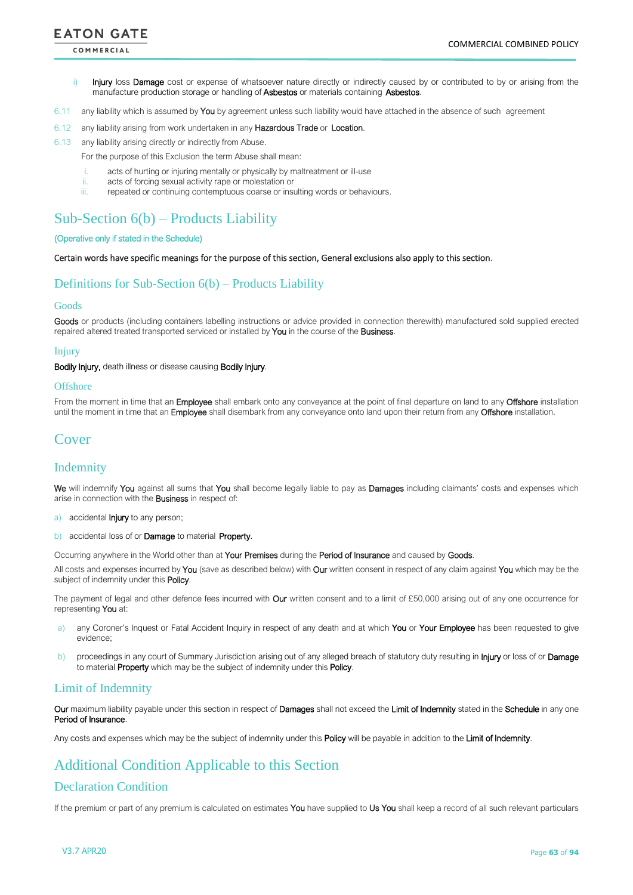i) **Injury** loss **Damage** cost or expense of whatsoever nature directly or indirectly caused by or contributed to by or arising from the manufacture production storage or handling of **Asbestos** or materials containing **Asbestos**.

6.11 any liability which is assumed by **You** by agreement unless such liability would have attached in the absence of such agreement

6.12 any liability arising from work undertaken in any **Hazardous Trade** or **Location**.

6.13 any liability arising directly or indirectly from Abuse.

For the purpose of this Exclusion the term Abuse shall mean:

i. acts of hurting or injuring mentally or physically by maltreatment or ill-use
ii. acts of forcing sexual activity rape or molestation or
iii. repeated or continuing contemptuous coarse or insulting words or behaviours.

# Sub-Section 6(b) – Products Liability

(Operative only if stated in the Schedule)

Certain words have specific meanings for the purpose of this section, General exclusions also apply to this section.

## Definitions for Sub-Section 6(b) – Products Liability

### Goods

**Goods** or products (including containers labelling instructions or advice provided in connection therewith) manufactured sold supplied erected repaired altered treated transported serviced or installed by **You** in the course of the **Business**.

### Injury

**Bodily Injury,** death illness or disease causing **Bodily Injury**.

### Offshore

From the moment in time that an **Employee** shall embark onto any conveyance at the point of final departure on land to any **Offshore** installation until the moment in time that an **Employee** shall disembark from any conveyance onto land upon their return from any **Offshore** installation.

# Cover

## Indemnity

**We** will indemnify **You** against all sums that **You** shall become legally liable to pay as **Damages** including claimants' costs and expenses which arise in connection with the **Business** in respect of:

a) accidental **Injury** to any person;

b) accidental loss of or **Damage** to material **Property**.

Occurring anywhere in the World other than at **Your Premises** during the **Period of Insurance** and caused by **Goods**.

All costs and expenses incurred by **You** (save as described below) with **Our** written consent in respect of any claim against **You** which may be the subject of indemnity under this **Policy**.

The payment of legal and other defence fees incurred with **Our** written consent and to a limit of £50,000 arising out of any one occurrence for representing **You** at:

a) any Coroner's Inquest or Fatal Accident Inquiry in respect of any death and at which **You** or **Your Employee** has been requested to give evidence;

b) proceedings in any court of Summary Jurisdiction arising out of any alleged breach of statutory duty resulting in **Injury** or loss of or **Damage** to material **Property** which may be the subject of indemnity under this **Policy**.

## Limit of Indemnity

**Our** maximum liability payable under this section in respect of **Damages** shall not exceed the **Limit of Indemnity** stated in the **Schedule** in any one **Period of Insurance**.

Any costs and expenses which may be the subject of indemnity under this **Policy** will be payable in addition to the **Limit of Indemnity**.

# Additional Condition Applicable to this Section

## Declaration Condition

If the premium or part of any premium is calculated on estimates **You** have supplied to **Us You** shall keep a record of all such relevant particulars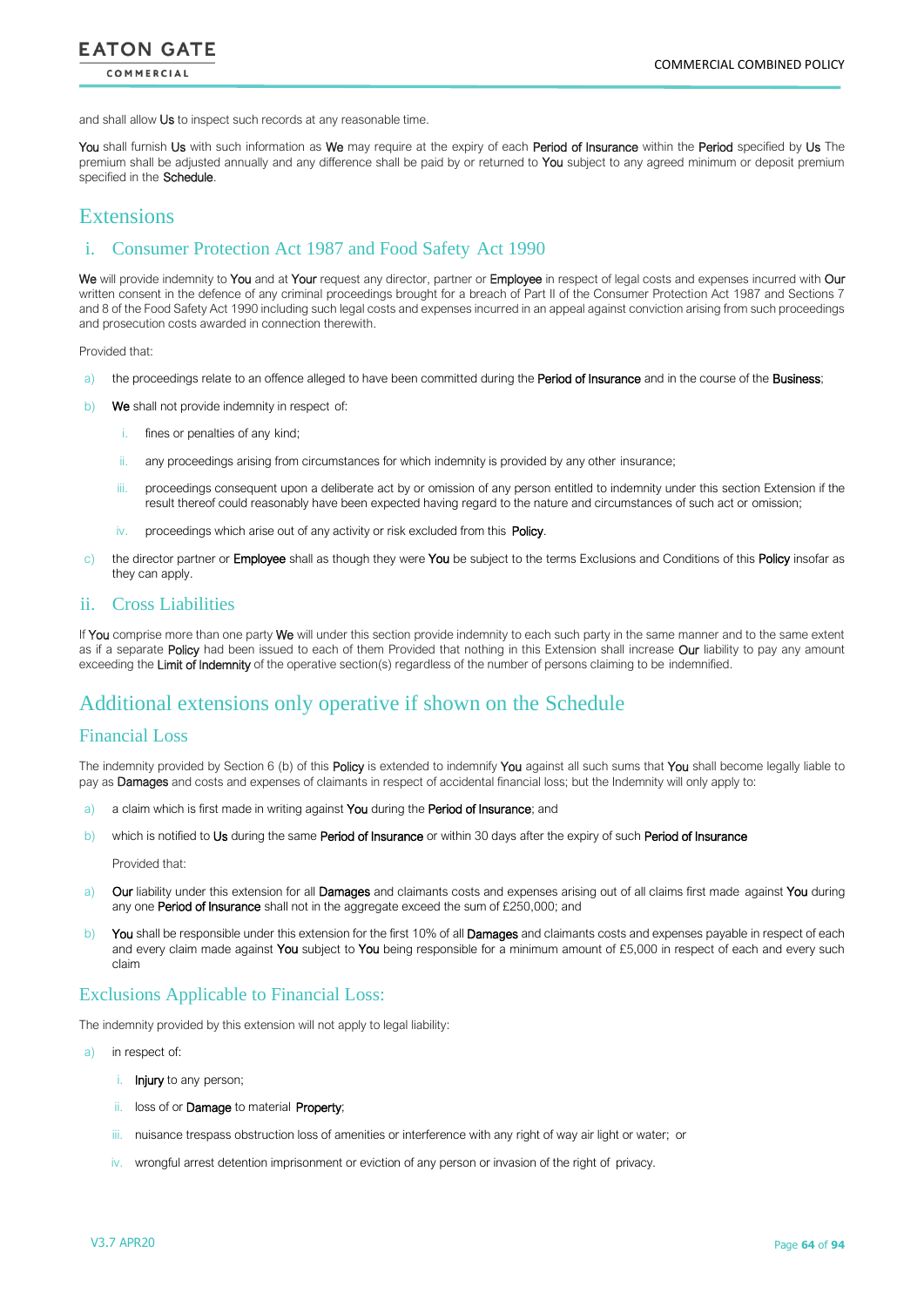and shall allow **Us** to inspect such records at any reasonable time.

**You** shall furnish **Us** with such information as **We** may require at the expiry of each **Period of Insurance** within the **Period** specified by **Us** The premium shall be adjusted annually and any difference shall be paid by or returned to **You** subject to any agreed minimum or deposit premium specified in the **Schedule**.

## Extensions

### i. Consumer Protection Act 1987 and Food Safety Act 1990

**We** will provide indemnity to **You** and at **Your** request any director, partner or **Employee** in respect of legal costs and expenses incurred with **Our** written consent in the defence of any criminal proceedings brought for a breach of Part II of the Consumer Protection Act 1987 and Sections 7 and 8 of the Food Safety Act 1990 including such legal costs and expenses incurred in an appeal against conviction arising from such proceedings and prosecution costs awarded in connection therewith.

Provided that:

a) the proceedings relate to an offence alleged to have been committed during the **Period of Insurance** and in the course of the **Business**;

b) **We** shall not provide indemnity in respect of:

   i. fines or penalties of any kind;

   ii. any proceedings arising from circumstances for which indemnity is provided by any other insurance;

   iii. proceedings consequent upon a deliberate act by or omission of any person entitled to indemnity under this section Extension if the result thereof could reasonably have been expected having regard to the nature and circumstances of such act or omission;

   iv. proceedings which arise out of any activity or risk excluded from this **Policy**.

c) the director partner or **Employee** shall as though they were **You** be subject to the terms Exclusions and Conditions of this **Policy** insofar as they can apply.

### ii. Cross Liabilities

If **You** comprise more than one party **We** will under this section provide indemnity to each such party in the same manner and to the same extent as if a separate **Policy** had been issued to each of them Provided that nothing in this Extension shall increase **Our** liability to pay any amount exceeding the **Limit of Indemnity** of the operative section(s) regardless of the number of persons claiming to be indemnified.

## Additional extensions only operative if shown on the Schedule

### Financial Loss

The indemnity provided by Section 6 (b) of this **Policy** is extended to indemnify **You** against all such sums that **You** shall become legally liable to pay as **Damages** and costs and expenses of claimants in respect of accidental financial loss; but the Indemnity will only apply to:

a) a claim which is first made in writing against **You** during the **Period of Insurance**; and

b) which is notified to **Us** during the same **Period of Insurance** or within 30 days after the expiry of such **Period of Insurance**

   Provided that:

a) **Our** liability under this extension for all **Damages** and claimants costs and expenses arising out of all claims first made against **You** during any one **Period of Insurance** shall not in the aggregate exceed the sum of £250,000; and

b) **You** shall be responsible under this extension for the first 10% of all **Damages** and claimants costs and expenses payable in respect of each and every claim made against **You** subject to **You** being responsible for a minimum amount of £5,000 in respect of each and every such claim

### Exclusions Applicable to Financial Loss:

The indemnity provided by this extension will not apply to legal liability:

a) in respect of:

   i. **Injury** to any person;

   ii. loss of or **Damage** to material **Property**;

   iii. nuisance trespass obstruction loss of amenities or interference with any right of way air light or water; or

   iv. wrongful arrest detention imprisonment or eviction of any person or invasion of the right of privacy.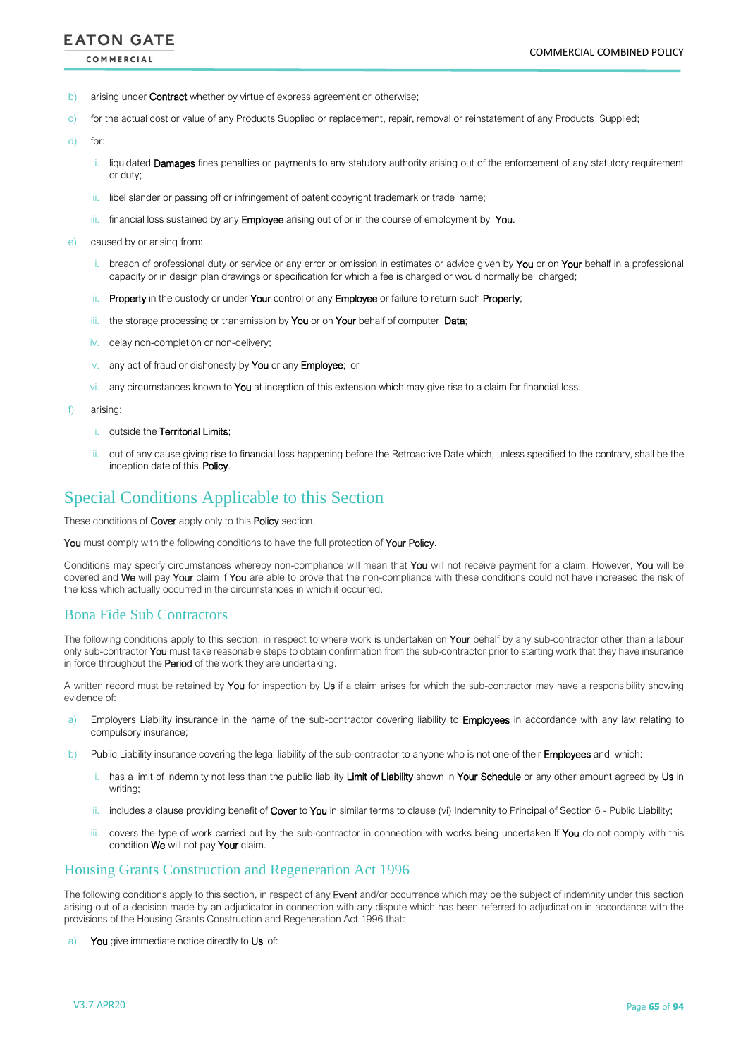b) arising under **Contract** whether by virtue of express agreement or otherwise;

c) for the actual cost or value of any Products Supplied or replacement, repair, removal or reinstatement of any Products Supplied;

d) for:

   i. liquidated **Damages** fines penalties or payments to any statutory authority arising out of the enforcement of any statutory requirement or duty;

   ii. libel slander or passing off or infringement of patent copyright trademark or trade name;

   iii. financial loss sustained by any **Employee** arising out of or in the course of employment by **You**.

e) caused by or arising from:

   i. breach of professional duty or service or any error or omission in estimates or advice given by **You** or on **Your** behalf in a professional capacity or in design plan drawings or specification for which a fee is charged or would normally be charged;

   ii. **Property** in the custody or under **Your** control or any **Employee** or failure to return such **Property**;

   iii. the storage processing or transmission by **You** or on **Your** behalf of computer **Data**;

   iv. delay non-completion or non-delivery;

   v. any act of fraud or dishonesty by **You** or any **Employee**; or

   vi. any circumstances known to **You** at inception of this extension which may give rise to a claim for financial loss.

f) arising:

   i. outside the **Territorial Limits**;

   ii. out of any cause giving rise to financial loss happening before the Retroactive Date which, unless specified to the contrary, shall be the inception date of this **Policy**.

## Special Conditions Applicable to this Section

These conditions of **Cover** apply only to this **Policy** section.

**You** must comply with the following conditions to have the full protection of **Your Policy**.

Conditions may specify circumstances whereby non-compliance will mean that **You** will not receive payment for a claim. However, **You** will be covered and **We** will pay **Your** claim if **You** are able to prove that the non-compliance with these conditions could not have increased the risk of the loss which actually occurred in the circumstances in which it occurred.

### Bona Fide Sub Contractors

The following conditions apply to this section, in respect to where work is undertaken on **Your** behalf by any sub-contractor other than a labour only sub-contractor **You** must take reasonable steps to obtain confirmation from the sub-contractor prior to starting work that they have insurance in force throughout the **Period** of the work they are undertaking.

A written record must be retained by **You** for inspection by **Us** if a claim arises for which the sub-contractor may have a responsibility showing evidence of:

a) Employers Liability insurance in the name of the sub-contractor covering liability to **Employees** in accordance with any law relating to compulsory insurance;

b) Public Liability insurance covering the legal liability of the sub-contractor to anyone who is not one of their **Employees** and which:

   i. has a limit of indemnity not less than the public liability **Limit of Liability** shown in **Your Schedule** or any other amount agreed by **Us** in writing;

   ii. includes a clause providing benefit of **Cover** to **You** in similar terms to clause (vi) Indemnity to Principal of Section 6 - Public Liability;

   iii. covers the type of work carried out by the sub-contractor in connection with works being undertaken If **You** do not comply with this condition **We** will not pay **Your** claim.

### Housing Grants Construction and Regeneration Act 1996

The following conditions apply to this section, in respect of any **Event** and/or occurrence which may be the subject of indemnity under this section arising out of a decision made by an adjudicator in connection with any dispute which has been referred to adjudication in accordance with the provisions of the Housing Grants Construction and Regeneration Act 1996 that:

a) **You** give immediate notice directly to **Us** of: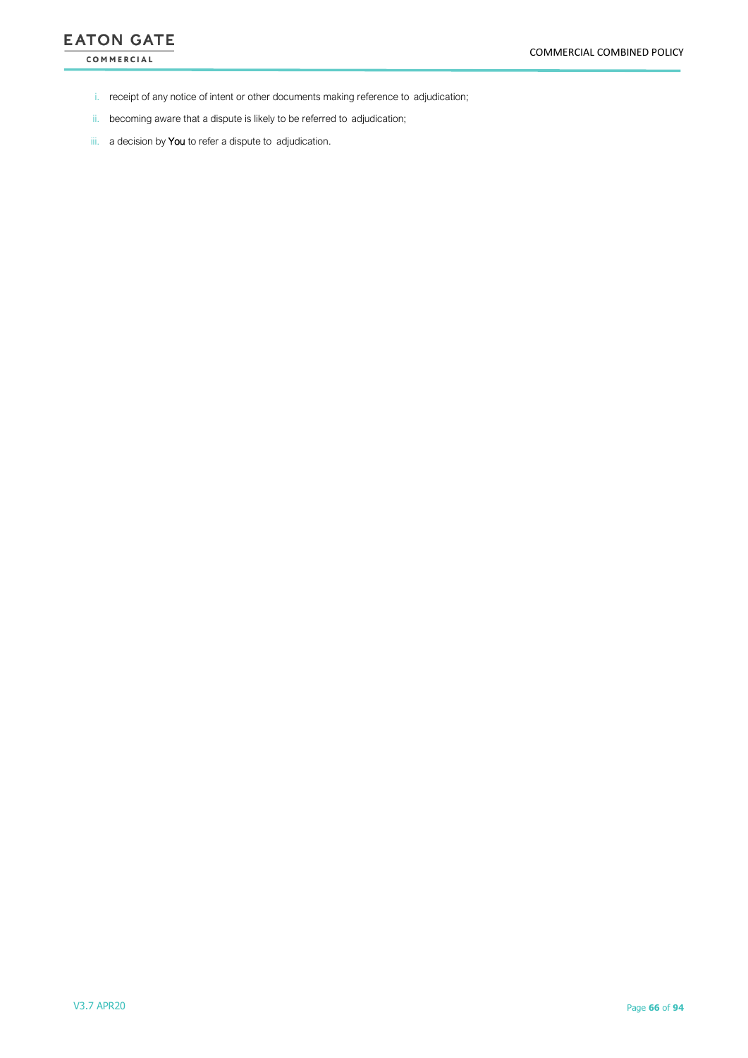i. receipt of any notice of intent or other documents making reference to adjudication;

ii. becoming aware that a dispute is likely to be referred to adjudication;

iii. a decision by **You** to refer a dispute to adjudication.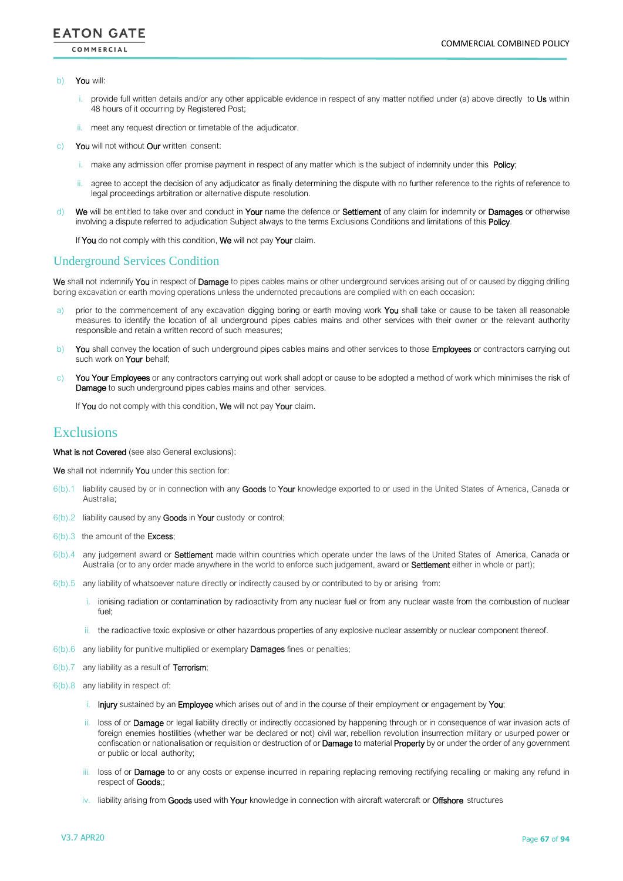b) **You** will:

   i. provide full written details and/or any other applicable evidence in respect of any matter notified under (a) above directly to **Us** within 48 hours of it occurring by Registered Post;

   ii. meet any request direction or timetable of the adjudicator.

c) **You** will not without **Our** written consent:

   i. make any admission offer promise payment in respect of any matter which is the subject of indemnity under this **Policy**;

   ii. agree to accept the decision of any adjudicator as finally determining the dispute with no further reference to the rights of reference to legal proceedings arbitration or alternative dispute resolution.

d) **We** will be entitled to take over and conduct in **Your** name the defence or **Settlement** of any claim for indemnity or **Damages** or otherwise involving a dispute referred to adjudication Subject always to the terms Exclusions Conditions and limitations of this **Policy**.

   If **You** do not comply with this condition, **We** will not pay **Your** claim.

## Underground Services Condition

**We** shall not indemnify **You** in respect of **Damage** to pipes cables mains or other underground services arising out of or caused by digging drilling boring excavation or earth moving operations unless the undernoted precautions are complied with on each occasion:

a) prior to the commencement of any excavation digging boring or earth moving work **You** shall take or cause to be taken all reasonable measures to identify the location of all underground pipes cables mains and other services with their owner or the relevant authority responsible and retain a written record of such measures;

b) **You** shall convey the location of such underground pipes cables mains and other services to those **Employees** or contractors carrying out such work on **Your** behalf;

c) **You Your Employees** or any contractors carrying out work shall adopt or cause to be adopted a method of work which minimises the risk of **Damage** to such underground pipes cables mains and other services.

   If **You** do not comply with this condition, **We** will not pay **Your** claim.

# Exclusions

**What is not Covered** (see also General exclusions):

**We** shall not indemnify **You** under this section for:

6(b).1 liability caused by or in connection with any **Goods** to **Your** knowledge exported to or used in the United States of America, Canada or Australia;

6(b).2 liability caused by any **Goods** in **Your** custody or control;

6(b).3 the amount of the **Excess**;

6(b).4 any judgement award or **Settlement** made within countries which operate under the laws of the United States of America, Canada or Australia (or to any order made anywhere in the world to enforce such judgement, award or **Settlement** either in whole or part);

6(b).5 any liability of whatsoever nature directly or indirectly caused by or contributed to by or arising from:

   i. ionising radiation or contamination by radioactivity from any nuclear fuel or from any nuclear waste from the combustion of nuclear fuel;

   ii. the radioactive toxic explosive or other hazardous properties of any explosive nuclear assembly or nuclear component thereof.

6(b).6 any liability for punitive multiplied or exemplary **Damages** fines or penalties;

6(b).7 any liability as a result of **Terrorism**;

6(b).8 any liability in respect of:

   i. **Injury** sustained by an **Employee** which arises out of and in the course of their employment or engagement by **You**;

   ii. loss of or **Damage** or legal liability directly or indirectly occasioned by happening through or in consequence of war invasion acts of foreign enemies hostilities (whether war be declared or not) civil war, rebellion revolution insurrection military or usurped power or confiscation or nationalisation or requisition or destruction of or **Damage** to material **Property** by or under the order of any government or public or local authority;

   iii. loss of or **Damage** to or any costs or expense incurred in repairing replacing removing rectifying recalling or making any refund in respect of **Goods**;;

   iv. liability arising from **Goods** used with **Your** knowledge in connection with aircraft watercraft or **Offshore** structures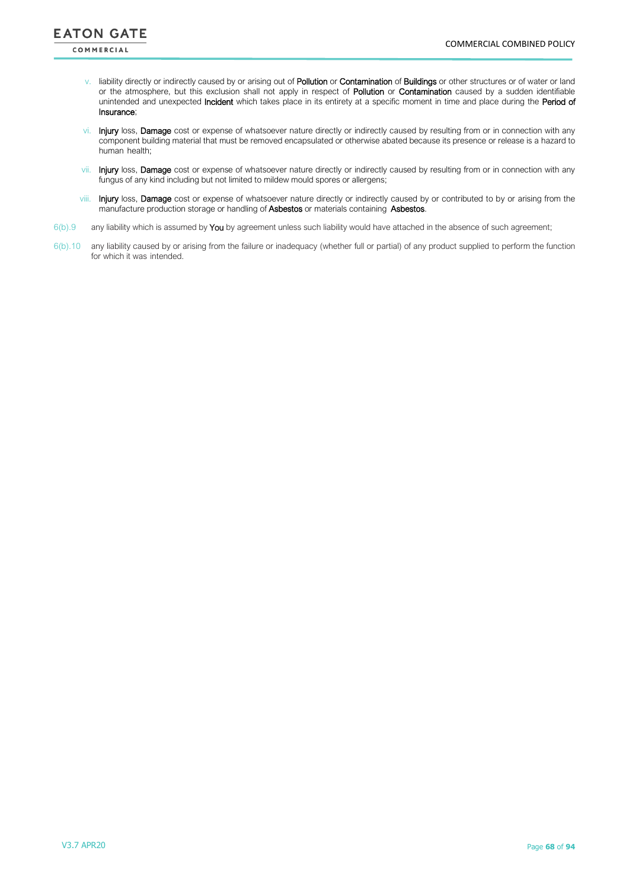v. liability directly or indirectly caused by or arising out of **Pollution** or **Contamination** of **Buildings** or other structures or of water or land or the atmosphere, but this exclusion shall not apply in respect of **Pollution** or **Contamination** caused by a sudden identifiable unintended and unexpected **Incident** which takes place in its entirety at a specific moment in time and place during the **Period of Insurance**;

vi. **Injury** loss, **Damage** cost or expense of whatsoever nature directly or indirectly caused by resulting from or in connection with any component building material that must be removed encapsulated or otherwise abated because its presence or release is a hazard to human health;

vii. **Injury** loss, **Damage** cost or expense of whatsoever nature directly or indirectly caused by resulting from or in connection with any fungus of any kind including but not limited to mildew mould spores or allergens;

viii. **Injury** loss, **Damage** cost or expense of whatsoever nature directly or indirectly caused by or contributed to by or arising from the manufacture production storage or handling of **Asbestos** or materials containing **Asbestos**.

6(b).9 any liability which is assumed by **You** by agreement unless such liability would have attached in the absence of such agreement;

6(b).10 any liability caused by or arising from the failure or inadequacy (whether full or partial) of any product supplied to perform the function for which it was intended.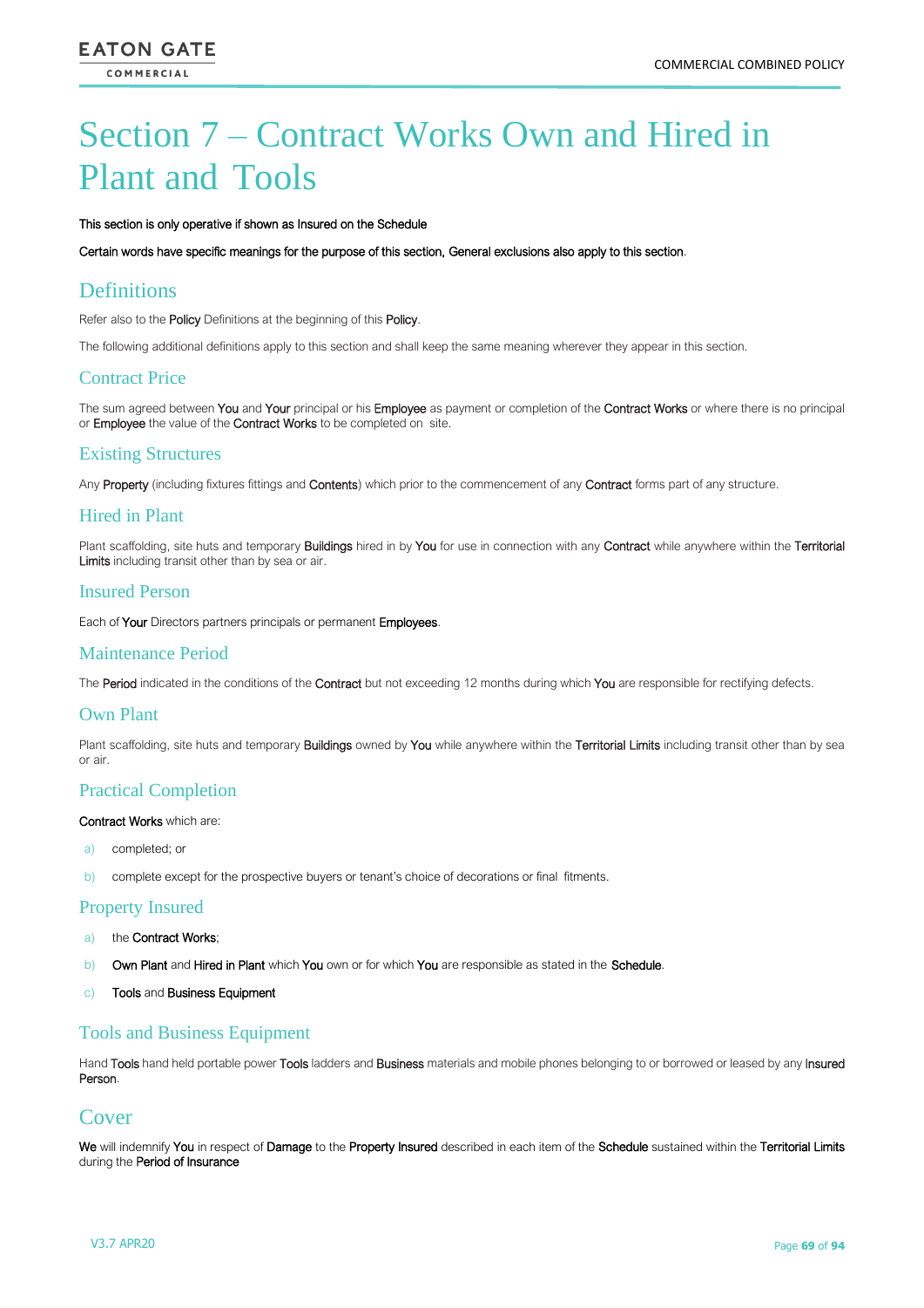# Section 7 – Contract Works Own and Hired in Plant and Tools

**This section is only operative if shown as Insured on the Schedule**

**Certain words have specific meanings for the purpose of this section, General exclusions also apply to this section.**

## Definitions

Refer also to the **Policy** Definitions at the beginning of this **Policy**.

The following additional definitions apply to this section and shall keep the same meaning wherever they appear in this section.

### Contract Price

The sum agreed between **You** and **Your** principal or his **Employee** as payment or completion of the **Contract Works** or where there is no principal or **Employee** the value of the **Contract Works** to be completed on site.

### Existing Structures

Any **Property** (including fixtures fittings and **Contents**) which prior to the commencement of any **Contract** forms part of any structure.

### Hired in Plant

Plant scaffolding, site huts and temporary **Buildings** hired in by **You** for use in connection with any **Contract** while anywhere within the **Territorial Limits** including transit other than by sea or air.

### Insured Person

Each of **Your** Directors partners principals or permanent **Employees**.

### Maintenance Period

The **Period** indicated in the conditions of the **Contract** but not exceeding 12 months during which **You** are responsible for rectifying defects.

### Own Plant

Plant scaffolding, site huts and temporary **Buildings** owned by **You** while anywhere within the **Territorial Limits** including transit other than by sea or air.

### Practical Completion

**Contract Works** which are:

a) completed; or

b) complete except for the prospective buyers or tenant's choice of decorations or final fitments.

### Property Insured

a) the **Contract Works**;

b) **Own Plant** and **Hired in Plant** which **You** own or for which **You** are responsible as stated in the **Schedule**.

c) **Tools** and **Business Equipment**

### Tools and Business Equipment

Hand **Tools** hand held portable power **Tools** ladders and **Business** materials and mobile phones belonging to or borrowed or leased by any **Insured Person**.

## Cover

**We** will indemnify **You** in respect of **Damage** to the **Property Insured** described in each item of the **Schedule** sustained within the **Territorial Limits** during the **Period of Insurance**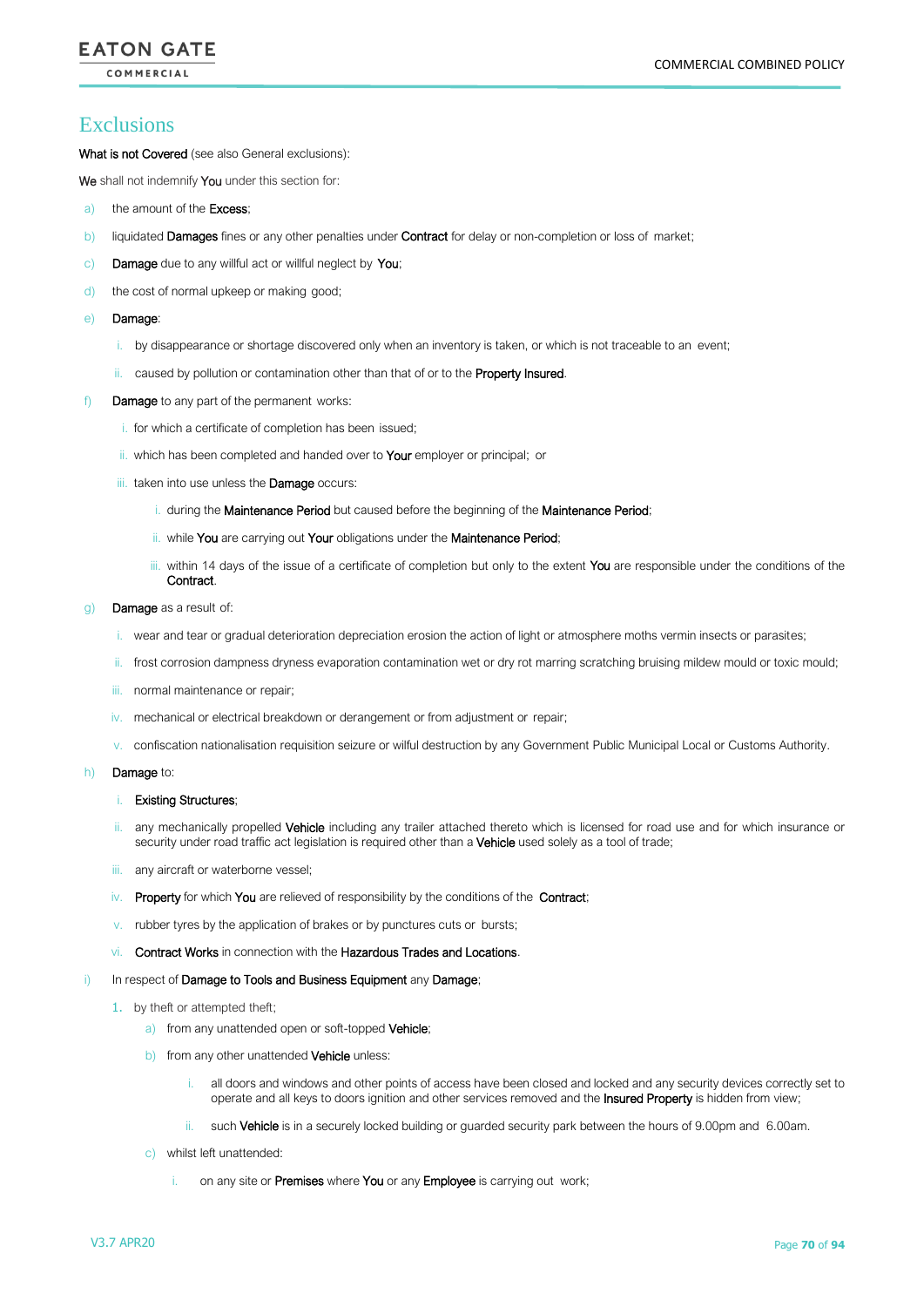# Exclusions

**What is not Covered** (see also General exclusions):

**We** shall not indemnify **You** under this section for:

a) the amount of the **Excess**;

b) liquidated **Damages** fines or any other penalties under **Contract** for delay or non-completion or loss of market;

c) **Damage** due to any willful act or willful neglect by **You**;

d) the cost of normal upkeep or making good;

e) **Damage**:

   i. by disappearance or shortage discovered only when an inventory is taken, or which is not traceable to an event;

   ii. caused by pollution or contamination other than that of or to the **Property Insured**.

f) **Damage** to any part of the permanent works:

   i. for which a certificate of completion has been issued;

   ii. which has been completed and handed over to **Your** employer or principal; or

   iii. taken into use unless the **Damage** occurs:

      i. during the **Maintenance Period** but caused before the beginning of the **Maintenance Period**;

      ii. while **You** are carrying out **Your** obligations under the **Maintenance Period**;

      iii. within 14 days of the issue of a certificate of completion but only to the extent **You** are responsible under the conditions of the **Contract**.

g) **Damage** as a result of:

   i. wear and tear or gradual deterioration depreciation erosion the action of light or atmosphere moths vermin insects or parasites;

   ii. frost corrosion dampness dryness evaporation contamination wet or dry rot marring scratching bruising mildew mould or toxic mould;

   iii. normal maintenance or repair;

   iv. mechanical or electrical breakdown or derangement or from adjustment or repair;

   v. confiscation nationalisation requisition seizure or wilful destruction by any Government Public Municipal Local or Customs Authority.

h) **Damage** to:

   i. **Existing Structures**;

   ii. any mechanically propelled **Vehicle** including any trailer attached thereto which is licensed for road use and for which insurance or security under road traffic act legislation is required other than a **Vehicle** used solely as a tool of trade;

   iii. any aircraft or waterborne vessel;

   iv. **Property** for which **You** are relieved of responsibility by the conditions of the **Contract**;

   v. rubber tyres by the application of brakes or by punctures cuts or bursts;

   vi. **Contract Works** in connection with the **Hazardous Trades and Locations**.

i) In respect of **Damage to Tools and Business Equipment** any **Damage**;

   1. by theft or attempted theft;

      a) from any unattended open or soft-topped **Vehicle**;

      b) from any other unattended **Vehicle** unless:

         i. all doors and windows and other points of access have been closed and locked and any security devices correctly set to operate and all keys to doors ignition and other services removed and the **Insured Property** is hidden from view;

         ii. such **Vehicle** is in a securely locked building or guarded security park between the hours of 9.00pm and 6.00am.

      c) whilst left unattended:

         i. on any site or **Premises** where **You** or any **Employee** is carrying out work;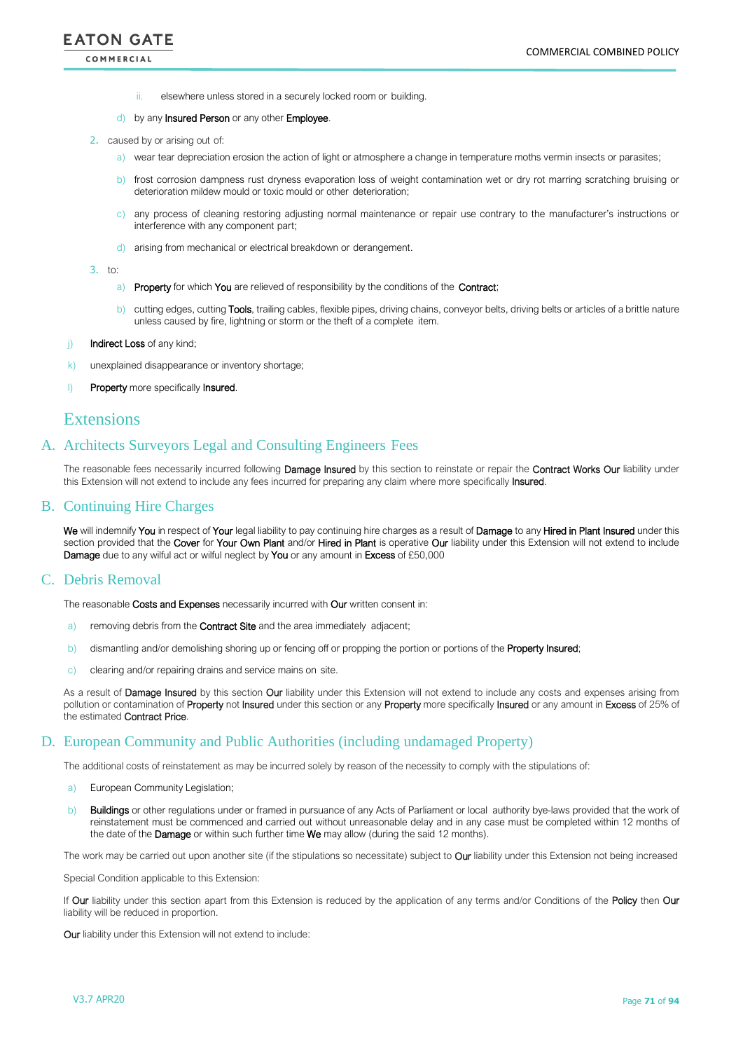ii. elsewhere unless stored in a securely locked room or building.

d) by any **Insured Person** or any other **Employee**.

2. caused by or arising out of:

   a) wear tear depreciation erosion the action of light or atmosphere a change in temperature moths vermin insects or parasites;

   b) frost corrosion dampness rust dryness evaporation loss of weight contamination wet or dry rot marring scratching bruising or deterioration mildew mould or toxic mould or other deterioration;

   c) any process of cleaning restoring adjusting normal maintenance or repair use contrary to the manufacturer's instructions or interference with any component part;

   d) arising from mechanical or electrical breakdown or derangement.

3. to:

   a) **Property** for which **You** are relieved of responsibility by the conditions of the **Contract**;

   b) cutting edges, cutting **Tools**, trailing cables, flexible pipes, driving chains, conveyor belts, driving belts or articles of a brittle nature unless caused by fire, lightning or storm or the theft of a complete item.

j) **Indirect Loss** of any kind;

k) unexplained disappearance or inventory shortage;

l) **Property** more specifically **Insured**.

# Extensions

## A. Architects Surveyors Legal and Consulting Engineers Fees

The reasonable fees necessarily incurred following **Damage Insured** by this section to reinstate or repair the **Contract Works Our** liability under this Extension will not extend to include any fees incurred for preparing any claim where more specifically **Insured**.

## B. Continuing Hire Charges

**We** will indemnify **You** in respect of **Your** legal liability to pay continuing hire charges as a result of **Damage** to any **Hired in Plant Insured** under this section provided that the **Cover** for **Your Own Plant** and/or **Hired in Plant** is operative **Our** liability under this Extension will not extend to include **Damage** due to any wilful act or wilful neglect by **You** or any amount in **Excess** of £50,000

## C. Debris Removal

The reasonable **Costs and Expenses** necessarily incurred with **Our** written consent in:

a) removing debris from the **Contract Site** and the area immediately adjacent;

b) dismantling and/or demolishing shoring up or fencing off or propping the portion or portions of the **Property Insured**;

c) clearing and/or repairing drains and service mains on site.

As a result of **Damage Insured** by this section **Our** liability under this Extension will not extend to include any costs and expenses arising from pollution or contamination of **Property** not **Insured** under this section or any **Property** more specifically **Insured** or any amount in **Excess** of 25% of the estimated **Contract Price**.

## D. European Community and Public Authorities (including undamaged Property)

The additional costs of reinstatement as may be incurred solely by reason of the necessity to comply with the stipulations of:

a) European Community Legislation;

b) **Buildings** or other regulations under or framed in pursuance of any Acts of Parliament or local authority bye-laws provided that the work of reinstatement must be commenced and carried out without unreasonable delay and in any case must be completed within 12 months of the date of the **Damage** or within such further time **We** may allow (during the said 12 months).

The work may be carried out upon another site (if the stipulations so necessitate) subject to **Our** liability under this Extension not being increased

Special Condition applicable to this Extension:

If **Our** liability under this section apart from this Extension is reduced by the application of any terms and/or Conditions of the **Policy** then **Our** liability will be reduced in proportion.

**Our** liability under this Extension will not extend to include: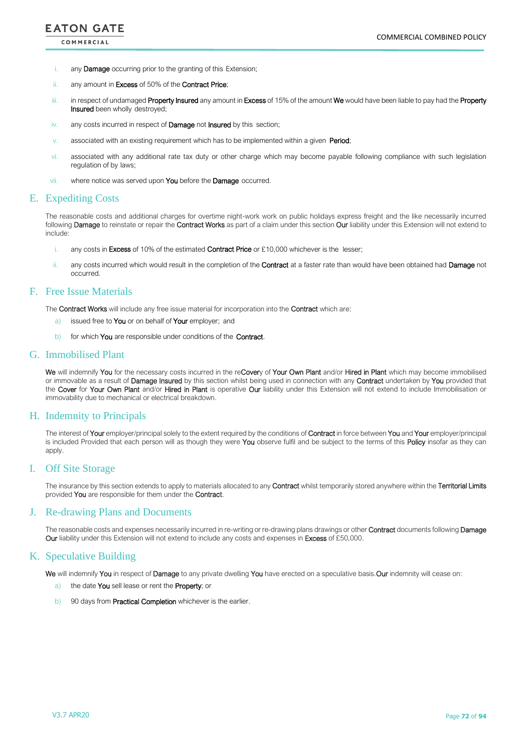i. any **Damage** occurring prior to the granting of this Extension;

ii. any amount in **Excess** of 50% of the **Contract Price**;

iii. in respect of undamaged **Property Insured** any amount in **Excess** of 15% of the amount **We** would have been liable to pay had the **Property Insured** been wholly destroyed;

iv. any costs incurred in respect of **Damage** not **Insured** by this section;

v. associated with an existing requirement which has to be implemented within a given **Period**;

vi. associated with any additional rate tax duty or other charge which may become payable following compliance with such legislation regulation of by laws;

vii. where notice was served upon **You** before the **Damage** occurred.

## E. Expediting Costs

The reasonable costs and additional charges for overtime night-work work on public holidays express freight and the like necessarily incurred following **Damage** to reinstate or repair the **Contract Works** as part of a claim under this section **Our** liability under this Extension will not extend to include:

i. any costs in **Excess** of 10% of the estimated **Contract Price** or £10,000 whichever is the lesser;

ii. any costs incurred which would result in the completion of the **Contract** at a faster rate than would have been obtained had **Damage** not occurred.

## F. Free Issue Materials

The **Contract Works** will include any free issue material for incorporation into the **Contract** which are:

a) issued free to **You** or on behalf of **Your** employer; and

b) for which **You** are responsible under conditions of the **Contract**.

## G. Immobilised Plant

**We** will indemnify **You** for the necessary costs incurred in the re**Cover**y of **Your Own Plant** and/or **Hired in Plant** which may become immobilised or immovable as a result of **Damage Insured** by this section whilst being used in connection with any **Contract** undertaken by **You** provided that the **Cover** for **Your Own Plant** and/or **Hired in Plant** is operative **Our** liability under this Extension will not extend to include Immobilisation or immovability due to mechanical or electrical breakdown.

## H. Indemnity to Principals

The interest of **Your** employer/principal solely to the extent required by the conditions of **Contract** in force between **You** and **Your** employer/principal is included Provided that each person will as though they were **You** observe fulfil and be subject to the terms of this **Policy** insofar as they can apply.

## I. Off Site Storage

The insurance by this section extends to apply to materials allocated to any **Contract** whilst temporarily stored anywhere within the **Territorial Limits** provided **You** are responsible for them under the **Contract**.

## J. Re-drawing Plans and Documents

The reasonable costs and expenses necessarily incurred in re-writing or re-drawing plans drawings or other **Contract** documents following **Damage** **Our** liability under this Extension will not extend to include any costs and expenses in **Excess** of £50,000.

## K. Speculative Building

**We** will indemnify **You** in respect of **Damage** to any private dwelling **You** have erected on a speculative basis.**Our** indemnity will cease on:

a) the date **You** sell lease or rent the **Property**; or

b) 90 days from **Practical Completion** whichever is the earlier.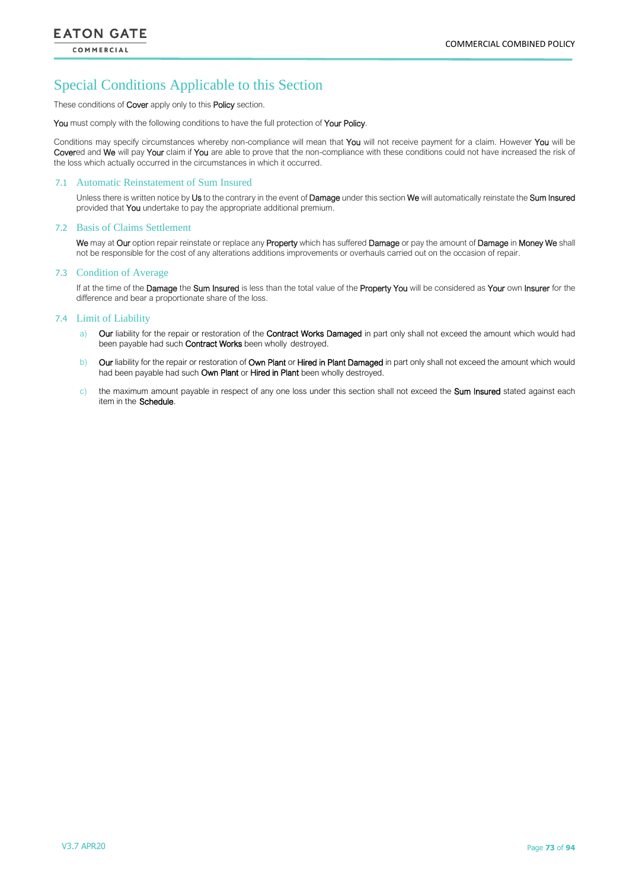# Special Conditions Applicable to this Section

These conditions of **Cover** apply only to this **Policy** section.

**You** must comply with the following conditions to have the full protection of **Your Policy**.

Conditions may specify circumstances whereby non-compliance will mean that **You** will not receive payment for a claim. However **You** will be **Cover**ed and **We** will pay **Your** claim if **You** are able to prove that the non-compliance with these conditions could not have increased the risk of the loss which actually occurred in the circumstances in which it occurred.

## 7.1 Automatic Reinstatement of Sum Insured

Unless there is written notice by **Us** to the contrary in the event of **Damage** under this section **We** will automatically reinstate the **Sum Insured** provided that **You** undertake to pay the appropriate additional premium.

## 7.2 Basis of Claims Settlement

**We** may at **Our** option repair reinstate or replace any **Property** which has suffered **Damage** or pay the amount of **Damage** in **Money We** shall not be responsible for the cost of any alterations additions improvements or overhauls carried out on the occasion of repair.

## 7.3 Condition of Average

If at the time of the **Damage** the **Sum Insured** is less than the total value of the **Property You** will be considered as **Your** own **Insurer** for the difference and bear a proportionate share of the loss.

## 7.4 Limit of Liability

a) **Our** liability for the repair or restoration of the **Contract Works Damaged** in part only shall not exceed the amount which would had been payable had such **Contract Works** been wholly destroyed.

b) **Our** liability for the repair or restoration of **Own Plant** or **Hired in Plant Damaged** in part only shall not exceed the amount which would had been payable had such **Own Plant** or **Hired in Plant** been wholly destroyed.

c) the maximum amount payable in respect of any one loss under this section shall not exceed the **Sum Insured** stated against each item in the **Schedule**.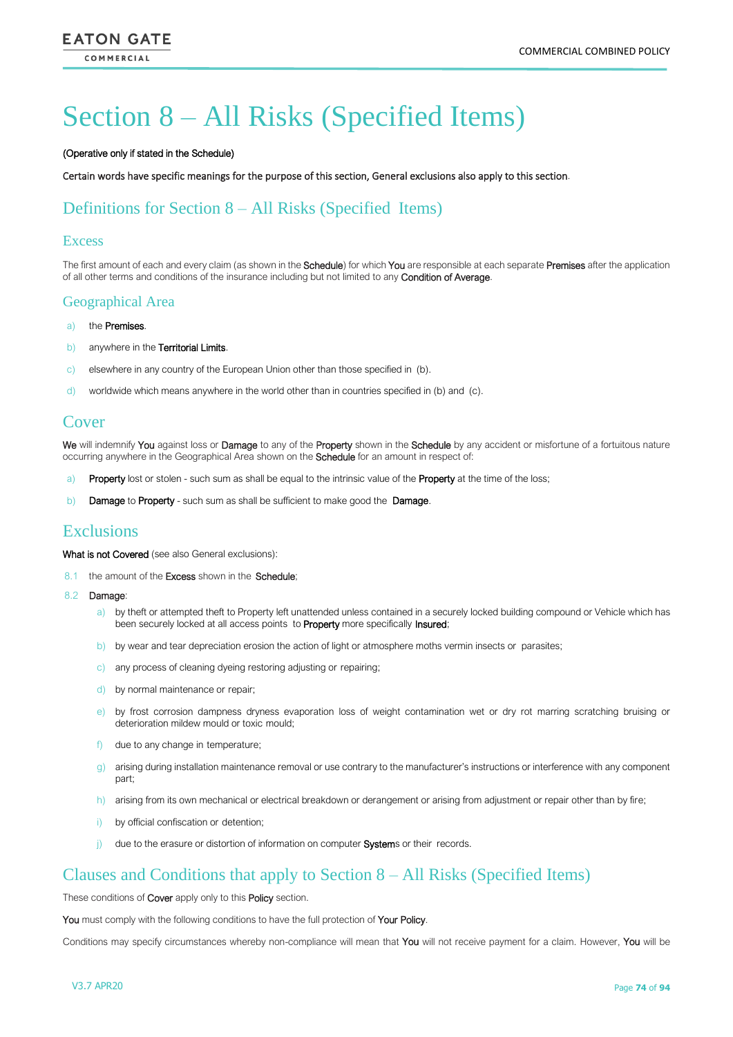# Section 8 – All Risks (Specified Items)

(Operative only if stated in the Schedule)

Certain words have specific meanings for the purpose of this section, General exclusions also apply to this section.

## Definitions for Section 8 – All Risks (Specified Items)

### Excess

The first amount of each and every claim (as shown in the Schedule) for which You are responsible at each separate Premises after the application of all other terms and conditions of the insurance including but not limited to any Condition of Average.

### Geographical Area

a) the Premises.

b) anywhere in the Territorial Limits.

c) elsewhere in any country of the European Union other than those specified in (b).

d) worldwide which means anywhere in the world other than in countries specified in (b) and (c).

## Cover

We will indemnify You against loss or Damage to any of the Property shown in the Schedule by any accident or misfortune of a fortuitous nature occurring anywhere in the Geographical Area shown on the Schedule for an amount in respect of:

a) Property lost or stolen - such sum as shall be equal to the intrinsic value of the Property at the time of the loss;

b) Damage to Property - such sum as shall be sufficient to make good the Damage.

## Exclusions

What is not Covered (see also General exclusions):

8.1 the amount of the Excess shown in the Schedule;

8.2 Damage:

a) by theft or attempted theft to Property left unattended unless contained in a securely locked building compound or Vehicle which has been securely locked at all access points to Property more specifically Insured;

b) by wear and tear depreciation erosion the action of light or atmosphere moths vermin insects or parasites;

c) any process of cleaning dyeing restoring adjusting or repairing;

d) by normal maintenance or repair;

e) by frost corrosion dampness dryness evaporation loss of weight contamination wet or dry rot marring scratching bruising or deterioration mildew mould or toxic mould;

f) due to any change in temperature;

g) arising during installation maintenance removal or use contrary to the manufacturer's instructions or interference with any component part;

h) arising from its own mechanical or electrical breakdown or derangement or arising from adjustment or repair other than by fire;

i) by official confiscation or detention;

j) due to the erasure or distortion of information on computer Systems or their records.

## Clauses and Conditions that apply to Section 8 – All Risks (Specified Items)

These conditions of Cover apply only to this Policy section.

You must comply with the following conditions to have the full protection of Your Policy.

Conditions may specify circumstances whereby non-compliance will mean that You will not receive payment for a claim. However, You will be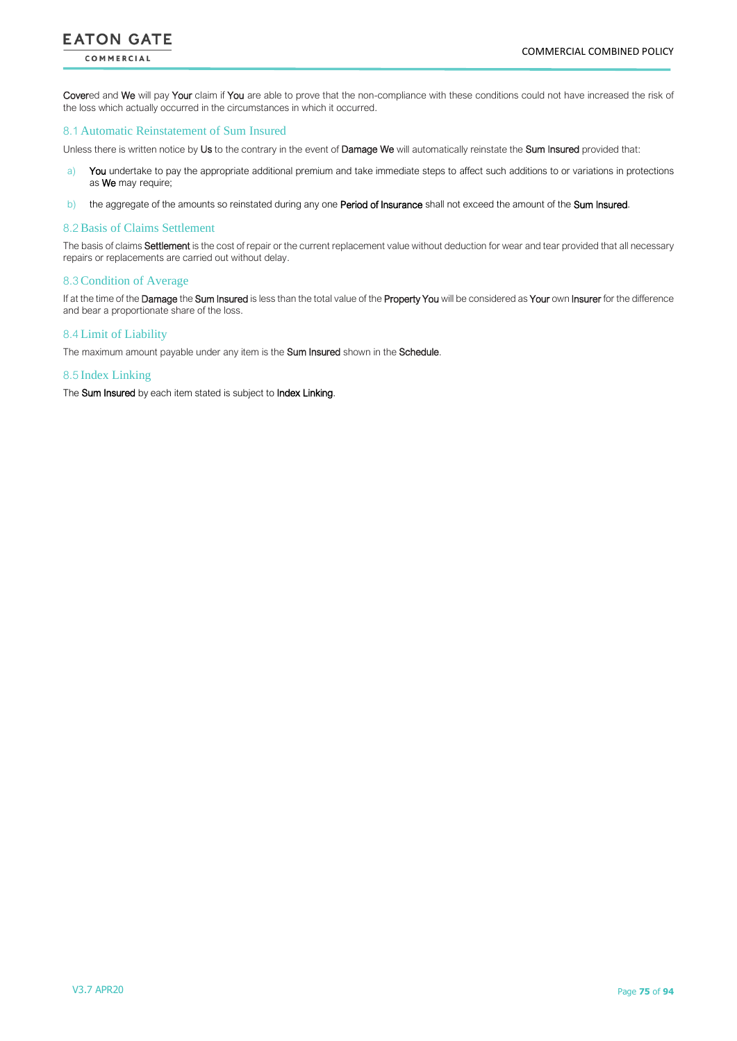Covered and We will pay Your claim if You are able to prove that the non-compliance with these conditions could not have increased the risk of the loss which actually occurred in the circumstances in which it occurred.

### 8.1 Automatic Reinstatement of Sum Insured

Unless there is written notice by Us to the contrary in the event of Damage We will automatically reinstate the Sum Insured provided that:

a) You undertake to pay the appropriate additional premium and take immediate steps to affect such additions to or variations in protections as We may require;

b) the aggregate of the amounts so reinstated during any one Period of Insurance shall not exceed the amount of the Sum Insured.

### 8.2 Basis of Claims Settlement

The basis of claims Settlement is the cost of repair or the current replacement value without deduction for wear and tear provided that all necessary repairs or replacements are carried out without delay.

### 8.3 Condition of Average

If at the time of the Damage the Sum Insured is less than the total value of the Property You will be considered as Your own Insurer for the difference and bear a proportionate share of the loss.

### 8.4 Limit of Liability

The maximum amount payable under any item is the Sum Insured shown in the Schedule.

### 8.5 Index Linking

The Sum Insured by each item stated is subject to Index Linking.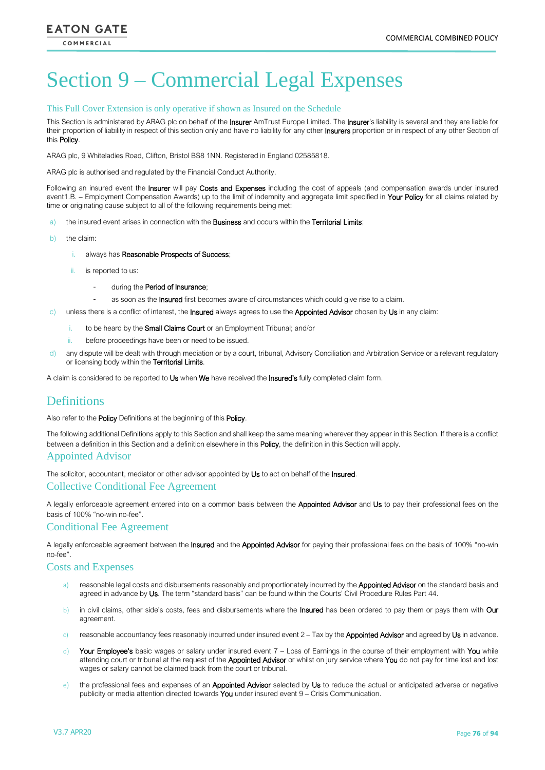# Section 9 – Commercial Legal Expenses

### This Full Cover Extension is only operative if shown as Insured on the Schedule

This Section is administered by ARAG plc on behalf of the **Insurer** AmTrust Europe Limited. The **Insurer**'s liability is several and they are liable for their proportion of liability in respect of this section only and have no liability for any other **Insurers** proportion or in respect of any other Section of this **Policy**.

ARAG plc, 9 Whiteladies Road, Clifton, Bristol BS8 1NN. Registered in England 02585818.

ARAG plc is authorised and regulated by the Financial Conduct Authority.

Following an insured event the **Insurer** will pay **Costs and Expenses** including the cost of appeals (and compensation awards under insured event1.B. – Employment Compensation Awards) up to the limit of indemnity and aggregate limit specified in **Your Policy** for all claims related by time or originating cause subject to all of the following requirements being met:

a) the insured event arises in connection with the **Business** and occurs within the **Territorial Limits**;

b) the claim:

   i. always has **Reasonable Prospects of Success**;

   ii. is reported to us:

      - during the **Period of Insurance**;
      - as soon as the **Insured** first becomes aware of circumstances which could give rise to a claim.

c) unless there is a conflict of interest, the **Insured** always agrees to use the **Appointed Advisor** chosen by **Us** in any claim:

   i. to be heard by the **Small Claims Court** or an Employment Tribunal; and/or

   ii. before proceedings have been or need to be issued.

d) any dispute will be dealt with through mediation or by a court, tribunal, Advisory Conciliation and Arbitration Service or a relevant regulatory or licensing body within the **Territorial Limits**.

A claim is considered to be reported to **Us** when **We** have received the **Insured's** fully completed claim form.

## Definitions

Also refer to the **Policy** Definitions at the beginning of this **Policy**.

The following additional Definitions apply to this Section and shall keep the same meaning wherever they appear in this Section. If there is a conflict between a definition in this Section and a definition elsewhere in this **Policy**, the definition in this Section will apply.

### Appointed Advisor

The solicitor, accountant, mediator or other advisor appointed by **Us** to act on behalf of the **Insured**.

### Collective Conditional Fee Agreement

A legally enforceable agreement entered into on a common basis between the **Appointed Advisor** and **Us** to pay their professional fees on the basis of 100% "no-win no-fee".

### Conditional Fee Agreement

A legally enforceable agreement between the **Insured** and the **Appointed Advisor** for paying their professional fees on the basis of 100% "no-win no-fee".

### Costs and Expenses

a) reasonable legal costs and disbursements reasonably and proportionately incurred by the **Appointed Advisor** on the standard basis and agreed in advance by **Us**. The term "standard basis" can be found within the Courts' Civil Procedure Rules Part 44.

b) in civil claims, other side's costs, fees and disbursements where the **Insured** has been ordered to pay them or pays them with **Our** agreement.

c) reasonable accountancy fees reasonably incurred under insured event 2 – Tax by the **Appointed Advisor** and agreed by **Us** in advance.

d) **Your Employee's** basic wages or salary under insured event 7 – Loss of Earnings in the course of their employment with **You** while attending court or tribunal at the request of the **Appointed Advisor** or whilst on jury service where **You** do not pay for time lost and lost wages or salary cannot be claimed back from the court or tribunal.

e) the professional fees and expenses of an **Appointed Advisor** selected by **Us** to reduce the actual or anticipated adverse or negative publicity or media attention directed towards **You** under insured event 9 – Crisis Communication.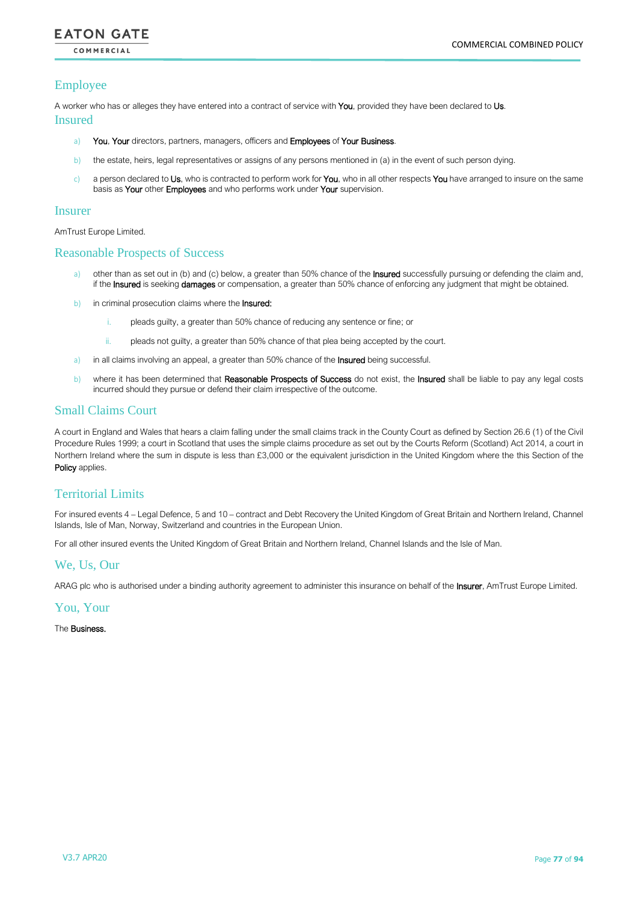## Employee

A worker who has or alleges they have entered into a contract of service with **You**, provided they have been declared to **Us**.

## Insured

a) **You**, **Your** directors, partners, managers, officers and **Employees** of **Your Business**.

b) the estate, heirs, legal representatives or assigns of any persons mentioned in (a) in the event of such person dying.

c) a person declared to **Us**, who is contracted to perform work for **You**, who in all other respects **You** have arranged to insure on the same basis as **Your** other **Employees** and who performs work under **Your** supervision.

## Insurer

AmTrust Europe Limited.

## Reasonable Prospects of Success

a) other than as set out in (b) and (c) below, a greater than 50% chance of the **Insured** successfully pursuing or defending the claim and, if the **Insured** is seeking **damages** or compensation, a greater than 50% chance of enforcing any judgment that might be obtained.

b) in criminal prosecution claims where the **Insured:**

   i. pleads guilty, a greater than 50% chance of reducing any sentence or fine; or

   ii. pleads not guilty, a greater than 50% chance of that plea being accepted by the court.

a) in all claims involving an appeal, a greater than 50% chance of the **Insured** being successful.

b) where it has been determined that **Reasonable Prospects of Success** do not exist, the **Insured** shall be liable to pay any legal costs incurred should they pursue or defend their claim irrespective of the outcome.

## Small Claims Court

A court in England and Wales that hears a claim falling under the small claims track in the County Court as defined by Section 26.6 (1) of the Civil Procedure Rules 1999; a court in Scotland that uses the simple claims procedure as set out by the Courts Reform (Scotland) Act 2014, a court in Northern Ireland where the sum in dispute is less than £3,000 or the equivalent jurisdiction in the United Kingdom where the this Section of the **Policy** applies.

## Territorial Limits

For insured events 4 – Legal Defence, 5 and 10 – contract and Debt Recovery the United Kingdom of Great Britain and Northern Ireland, Channel Islands, Isle of Man, Norway, Switzerland and countries in the European Union.

For all other insured events the United Kingdom of Great Britain and Northern Ireland, Channel Islands and the Isle of Man.

## We, Us, Our

ARAG plc who is authorised under a binding authority agreement to administer this insurance on behalf of the **Insurer**, AmTrust Europe Limited.

## You, Your

The **Business.**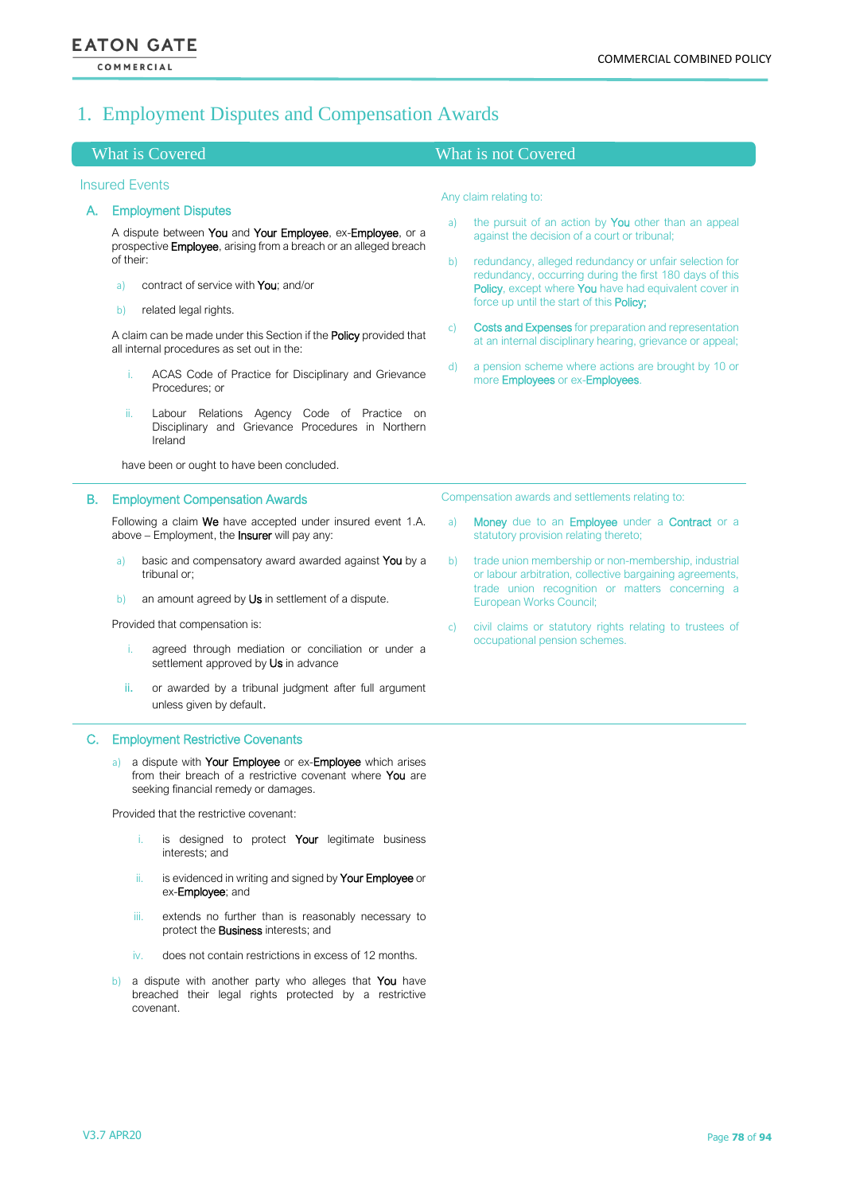# 1. Employment Disputes and Compensation Awards

## What is Covered

### Insured Events

**A. Employment Disputes**

A dispute between **You** and **Your Employee**, ex-**Employee**, or a prospective **Employee**, arising from a breach or an alleged breach of their:

a) contract of service with **You**; and/or

b) related legal rights.

A claim can be made under this Section if the **Policy** provided that all internal procedures as set out in the:

i. ACAS Code of Practice for Disciplinary and Grievance Procedures; or

ii. Labour Relations Agency Code of Practice on Disciplinary and Grievance Procedures in Northern Ireland

have been or ought to have been concluded.

## What is not Covered

Any claim relating to:

a) the pursuit of an action by **You** other than an appeal against the decision of a court or tribunal;

b) redundancy, alleged redundancy or unfair selection for redundancy, occurring during the first 180 days of this **Policy**, except where **You** have had equivalent cover in force up until the start of this **Policy;**

c) **Costs and Expenses** for preparation and representation at an internal disciplinary hearing, grievance or appeal;

d) a pension scheme where actions are brought by 10 or more **Employees** or ex-**Employees**.

---

## What is Covered

**B. Employment Compensation Awards**

Following a claim **We** have accepted under insured event 1.A. above – Employment, the **Insurer** will pay any:

a) basic and compensatory award awarded against **You** by a tribunal or;

b) an amount agreed by **Us** in settlement of a dispute.

Provided that compensation is:

i. agreed through mediation or conciliation or under a settlement approved by **Us** in advance

ii. or awarded by a tribunal judgment after full argument unless given by default.

## What is not Covered

Compensation awards and settlements relating to:

a) **Money** due to an **Employee** under a **Contract** or a statutory provision relating thereto;

b) trade union membership or non-membership, industrial or labour arbitration, collective bargaining agreements, trade union recognition or matters concerning a European Works Council;

c) civil claims or statutory rights relating to trustees of occupational pension schemes.

---

**C. Employment Restrictive Covenants**

a) a dispute with **Your Employee** or ex-**Employee** which arises from their breach of a restrictive covenant where **You** are seeking financial remedy or damages.

Provided that the restrictive covenant:

i. is designed to protect **Your** legitimate business interests; and

ii. is evidenced in writing and signed by **Your Employee** or ex-**Employee**; and

iii. extends no further than is reasonably necessary to protect the **Business** interests; and

iv. does not contain restrictions in excess of 12 months.

b) a dispute with another party who alleges that **You** have breached their legal rights protected by a restrictive covenant.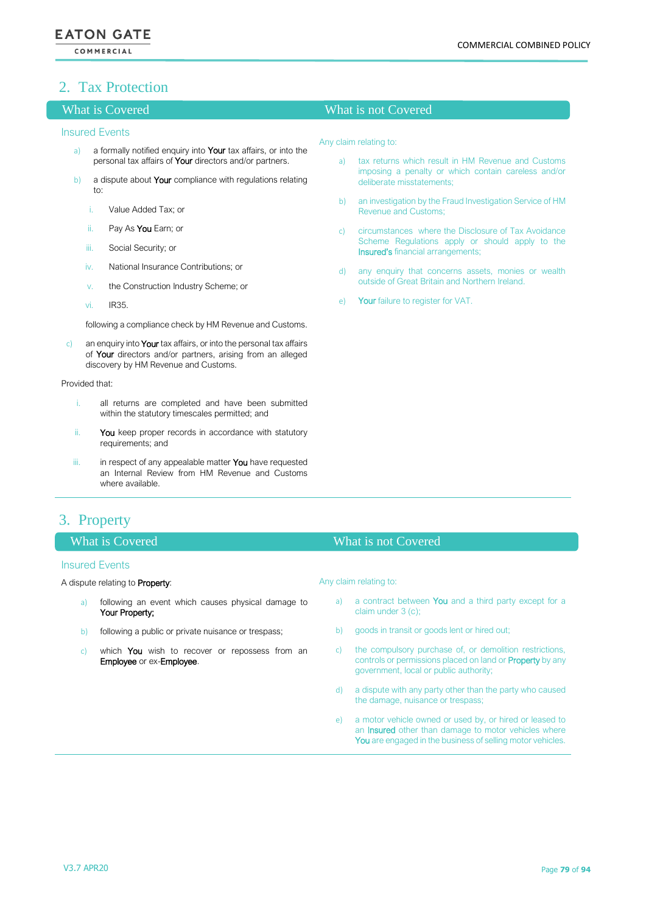## 2. Tax Protection

### What is Covered

#### Insured Events

a) a formally notified enquiry into **Your** tax affairs, or into the personal tax affairs of **Your** directors and/or partners.

b) a dispute about **Your** compliance with regulations relating to:

   i. Value Added Tax; or

   ii. Pay As **You** Earn; or

   iii. Social Security; or

   iv. National Insurance Contributions; or

   v. the Construction Industry Scheme; or

   vi. IR35.

   following a compliance check by HM Revenue and Customs.

c) an enquiry into **Your** tax affairs, or into the personal tax affairs of **Your** directors and/or partners, arising from an alleged discovery by HM Revenue and Customs.

Provided that:

i. all returns are completed and have been submitted within the statutory timescales permitted; and

ii. **You** keep proper records in accordance with statutory requirements; and

iii. in respect of any appealable matter **You** have requested an Internal Review from HM Revenue and Customs where available.

### What is not Covered

Any claim relating to:

a) tax returns which result in HM Revenue and Customs imposing a penalty or which contain careless and/or deliberate misstatements;

b) an investigation by the Fraud Investigation Service of HM Revenue and Customs;

c) circumstances where the Disclosure of Tax Avoidance Scheme Regulations apply or should apply to the **Insured's** financial arrangements;

d) any enquiry that concerns assets, monies or wealth outside of Great Britain and Northern Ireland.

e) **Your** failure to register for VAT.

## 3. Property

### What is Covered

#### Insured Events

A dispute relating to **Property**:

a) following an event which causes physical damage to **Your Property;**

b) following a public or private nuisance or trespass;

c) which **You** wish to recover or repossess from an **Employee** or ex-**Employee**.

### What is not Covered

Any claim relating to:

a) a contract between **You** and a third party except for a claim under 3 (c);

b) goods in transit or goods lent or hired out;

c) the compulsory purchase of, or demolition restrictions, controls or permissions placed on land or **Property** by any government, local or public authority;

d) a dispute with any party other than the party who caused the damage, nuisance or trespass;

e) a motor vehicle owned or used by, or hired or leased to an **Insured** other than damage to motor vehicles where **You** are engaged in the business of selling motor vehicles.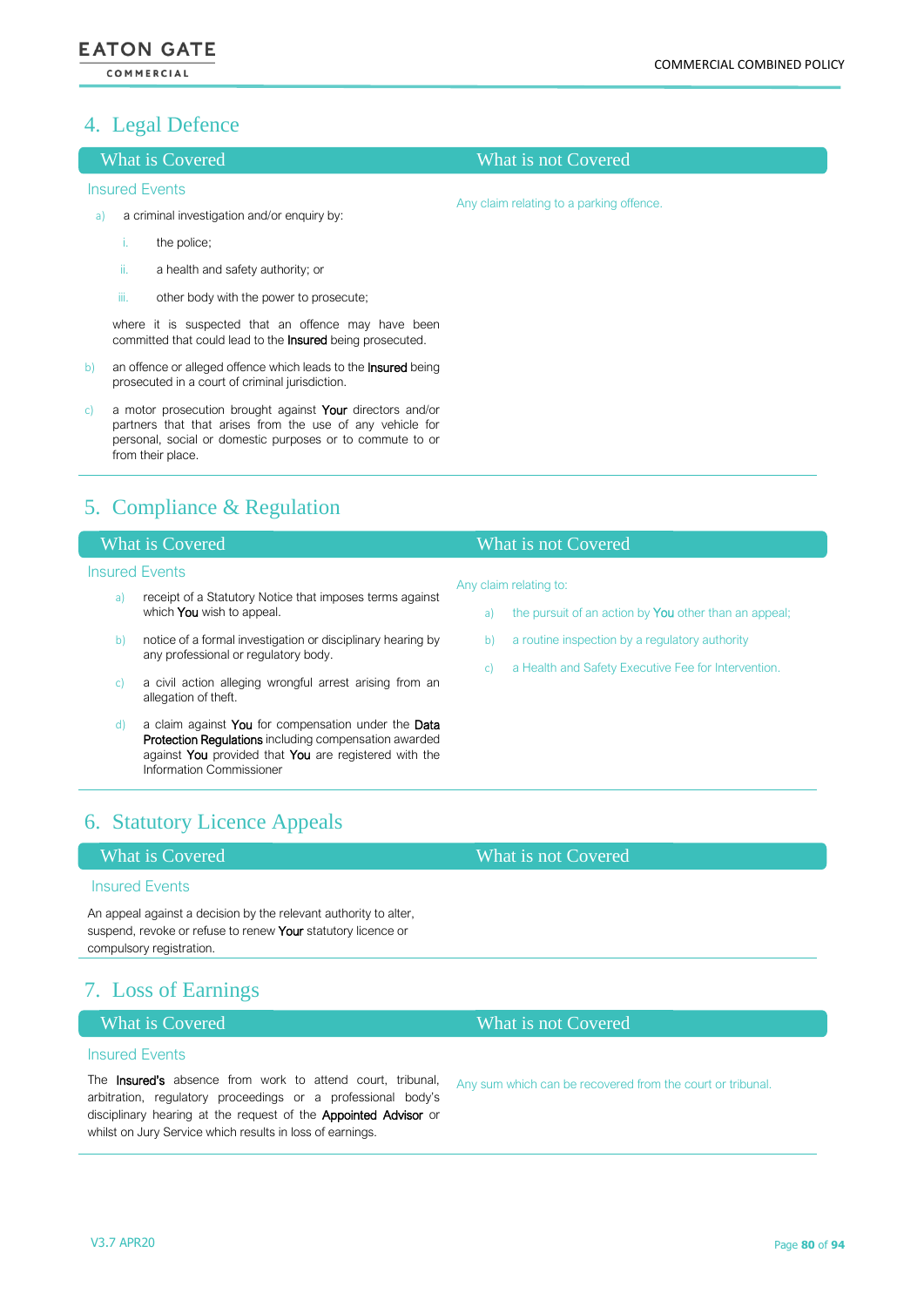## 4. Legal Defence

### What is Covered

**Insured Events**

a) a criminal investigation and/or enquiry by:

   i. the police;

   ii. a health and safety authority; or

   iii. other body with the power to prosecute;

   where it is suspected that an offence may have been committed that could lead to the **Insured** being prosecuted.

b) an offence or alleged offence which leads to the **Insured** being prosecuted in a court of criminal jurisdiction.

c) a motor prosecution brought against **Your** directors and/or partners that that arises from the use of any vehicle for personal, social or domestic purposes or to commute to or from their place.

### What is not Covered

Any claim relating to a parking offence.

## 5. Compliance & Regulation

### What is Covered

**Insured Events**

a) receipt of a Statutory Notice that imposes terms against which **You** wish to appeal.

b) notice of a formal investigation or disciplinary hearing by any professional or regulatory body.

c) a civil action alleging wrongful arrest arising from an allegation of theft.

d) a claim against **You** for compensation under the **Data Protection Regulations** including compensation awarded against **You** provided that **You** are registered with the Information Commissioner

### What is not Covered

Any claim relating to:

a) the pursuit of an action by **You** other than an appeal;

b) a routine inspection by a regulatory authority

c) a Health and Safety Executive Fee for Intervention.

## 6. Statutory Licence Appeals

### What is Covered

**Insured Events**

An appeal against a decision by the relevant authority to alter, suspend, revoke or refuse to renew **Your** statutory licence or compulsory registration.

### What is not Covered

## 7. Loss of Earnings

### What is Covered

**Insured Events**

The **Insured's** absence from work to attend court, tribunal, arbitration, regulatory proceedings or a professional body's disciplinary hearing at the request of the **Appointed Advisor** or whilst on Jury Service which results in loss of earnings.

### What is not Covered

Any sum which can be recovered from the court or tribunal.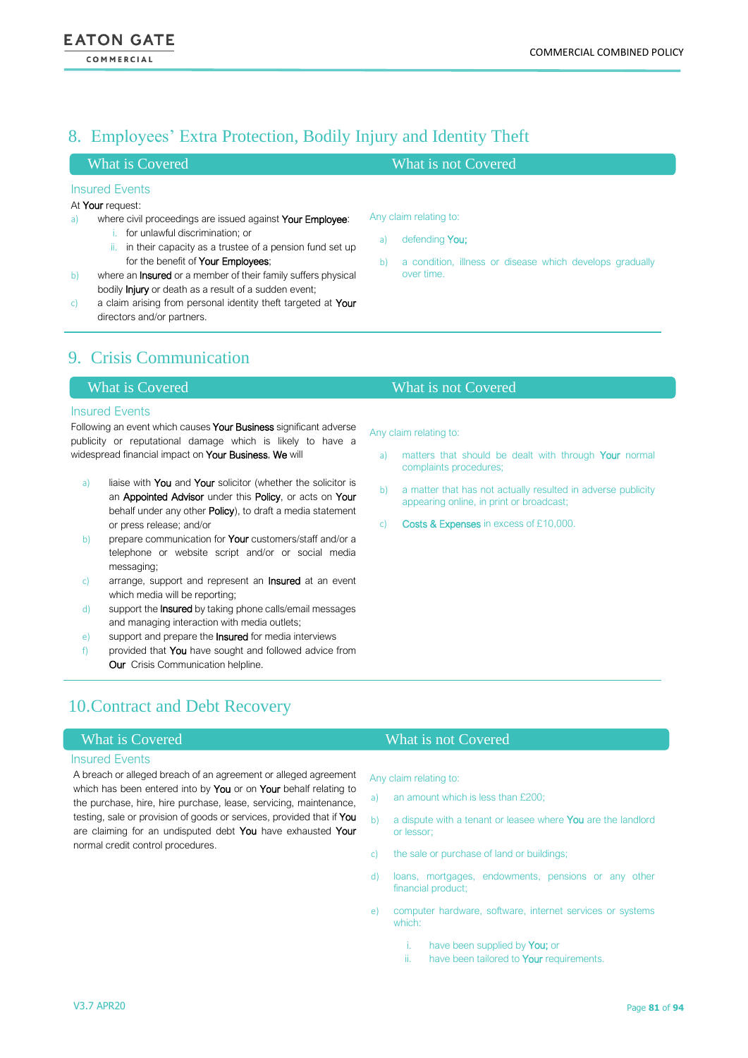## 8. Employees' Extra Protection, Bodily Injury and Identity Theft

### What is Covered

**Insured Events**

At Your request:

a) where civil proceedings are issued against Your Employee:
   i. for unlawful discrimination; or
   ii. in their capacity as a trustee of a pension fund set up for the benefit of Your Employees;
b) where an Insured or a member of their family suffers physical bodily Injury or death as a result of a sudden event;
c) a claim arising from personal identity theft targeted at Your directors and/or partners.

### What is not Covered

Any claim relating to:

a) defending You;
b) a condition, illness or disease which develops gradually over time.

## 9. Crisis Communication

### What is Covered

**Insured Events**

Following an event which causes Your Business significant adverse publicity or reputational damage which is likely to have a widespread financial impact on Your Business, We will

a) liaise with You and Your solicitor (whether the solicitor is an Appointed Advisor under this Policy, or acts on Your behalf under any other Policy), to draft a media statement or press release; and/or
b) prepare communication for Your customers/staff and/or a telephone or website script and/or or social media messaging;
c) arrange, support and represent an Insured at an event which media will be reporting;
d) support the Insured by taking phone calls/email messages and managing interaction with media outlets;
e) support and prepare the Insured for media interviews
f) provided that You have sought and followed advice from Our Crisis Communication helpline.

### What is not Covered

Any claim relating to:

a) matters that should be dealt with through Your normal complaints procedures;
b) a matter that has not actually resulted in adverse publicity appearing online, in print or broadcast;
c) Costs & Expenses in excess of £10,000.

## 10. Contract and Debt Recovery

### What is Covered

**Insured Events**

A breach or alleged breach of an agreement or alleged agreement which has been entered into by You or on Your behalf relating to the purchase, hire, hire purchase, lease, servicing, maintenance, testing, sale or provision of goods or services, provided that if You are claiming for an undisputed debt You have exhausted Your normal credit control procedures.

### What is not Covered

Any claim relating to:

a) an amount which is less than £200;
b) a dispute with a tenant or leasee where You are the landlord or lessor;
c) the sale or purchase of land or buildings;
d) loans, mortgages, endowments, pensions or any other financial product;
e) computer hardware, software, internet services or systems which:
   i. have been supplied by You; or
   ii. have been tailored to Your requirements.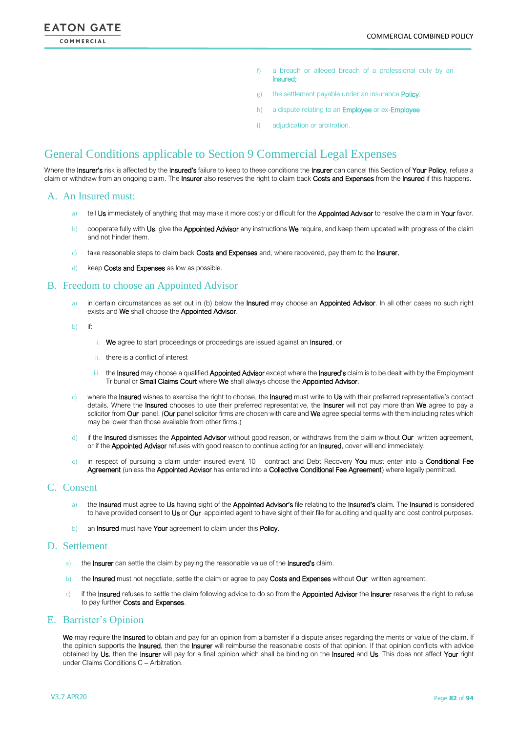f) a breach or alleged breach of a professional duty by an Insured;

g) the settlement payable under an insurance Policy;

h) a dispute relating to an Employee or ex-Employee

i) adjudication or arbitration.

# General Conditions applicable to Section 9 Commercial Legal Expenses

Where the Insurer's risk is affected by the Insured's failure to keep to these conditions the Insurer can cancel this Section of Your Policy, refuse a claim or withdraw from an ongoing claim. The Insurer also reserves the right to claim back Costs and Expenses from the Insured if this happens.

## A. An Insured must:

a) tell Us immediately of anything that may make it more costly or difficult for the Appointed Advisor to resolve the claim in Your favor.

b) cooperate fully with Us, give the Appointed Advisor any instructions We require, and keep them updated with progress of the claim and not hinder them.

c) take reasonable steps to claim back Costs and Expenses and, where recovered, pay them to the Insurer.

d) keep Costs and Expenses as low as possible.

## B. Freedom to choose an Appointed Advisor

a) in certain circumstances as set out in (b) below the Insured may choose an Appointed Advisor. In all other cases no such right exists and We shall choose the Appointed Advisor.

b) if:

   i. We agree to start proceedings or proceedings are issued against an Insured, or

   ii. there is a conflict of interest

   iii. the Insured may choose a qualified Appointed Advisor except where the Insured's claim is to be dealt with by the Employment Tribunal or Small Claims Court where We shall always choose the Appointed Advisor.

c) where the Insured wishes to exercise the right to choose, the Insured must write to Us with their preferred representative's contact details. Where the Insured chooses to use their preferred representative, the Insurer will not pay more than We agree to pay a solicitor from Our panel. (Our panel solicitor firms are chosen with care and We agree special terms with them including rates which may be lower than those available from other firms.)

d) if the Insured dismisses the Appointed Advisor without good reason, or withdraws from the claim without Our written agreement, or if the Appointed Advisor refuses with good reason to continue acting for an Insured, cover will end immediately.

e) in respect of pursuing a claim under insured event 10 – contract and Debt Recovery You must enter into a Conditional Fee Agreement (unless the Appointed Advisor has entered into a Collective Conditional Fee Agreement) where legally permitted.

## C. Consent

a) the Insured must agree to Us having sight of the Appointed Advisor's file relating to the Insured's claim. The Insured is considered to have provided consent to Us or Our appointed agent to have sight of their file for auditing and quality and cost control purposes.

b) an Insured must have Your agreement to claim under this Policy.

## D. Settlement

a) the Insurer can settle the claim by paying the reasonable value of the Insured's claim.

b) the Insured must not negotiate, settle the claim or agree to pay Costs and Expenses without Our written agreement.

c) if the Insured refuses to settle the claim following advice to do so from the Appointed Advisor the Insurer reserves the right to refuse to pay further Costs and Expenses.

## E. Barrister's Opinion

We may require the Insured to obtain and pay for an opinion from a barrister if a dispute arises regarding the merits or value of the claim. If the opinion supports the Insured, then the Insurer will reimburse the reasonable costs of that opinion. If that opinion conflicts with advice obtained by Us, then the Insurer will pay for a final opinion which shall be binding on the Insured and Us. This does not affect Your right under Claims Conditions C – Arbitration.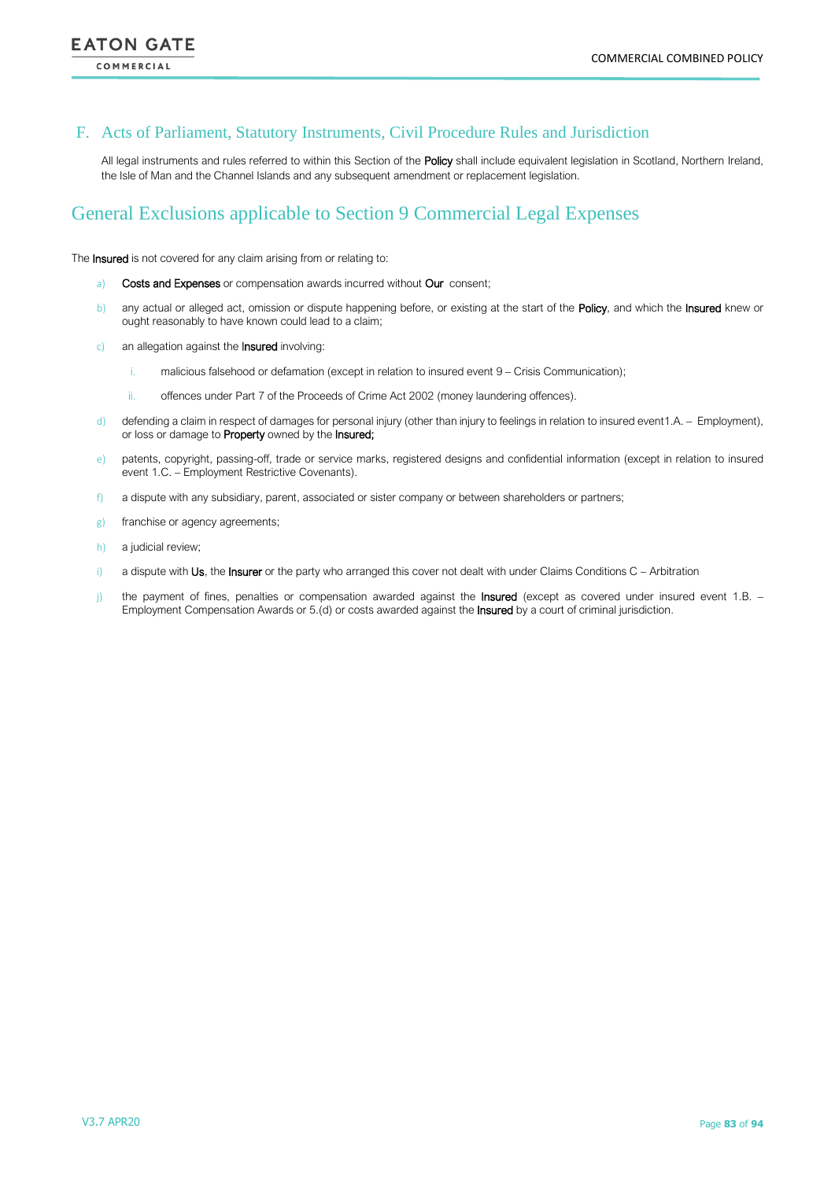## F. Acts of Parliament, Statutory Instruments, Civil Procedure Rules and Jurisdiction

All legal instruments and rules referred to within this Section of the **Policy** shall include equivalent legislation in Scotland, Northern Ireland, the Isle of Man and the Channel Islands and any subsequent amendment or replacement legislation.

# General Exclusions applicable to Section 9 Commercial Legal Expenses

The **Insured** is not covered for any claim arising from or relating to:

a) **Costs and Expenses** or compensation awards incurred without **Our** consent;

b) any actual or alleged act, omission or dispute happening before, or existing at the start of the **Policy**, and which the **Insured** knew or ought reasonably to have known could lead to a claim;

c) an allegation against the **Insured** involving:

   i. malicious falsehood or defamation (except in relation to insured event 9 – Crisis Communication);

   ii. offences under Part 7 of the Proceeds of Crime Act 2002 (money laundering offences).

d) defending a claim in respect of damages for personal injury (other than injury to feelings in relation to insured event1.A. – Employment), or loss or damage to **Property** owned by the **Insured;**

e) patents, copyright, passing-off, trade or service marks, registered designs and confidential information (except in relation to insured event 1.C. – Employment Restrictive Covenants).

f) a dispute with any subsidiary, parent, associated or sister company or between shareholders or partners;

g) franchise or agency agreements;

h) a judicial review;

i) a dispute with **Us**, the **Insurer** or the party who arranged this cover not dealt with under Claims Conditions C – Arbitration

j) the payment of fines, penalties or compensation awarded against the **Insured** (except as covered under insured event 1.B. – Employment Compensation Awards or 5.(d) or costs awarded against the **Insured** by a court of criminal jurisdiction.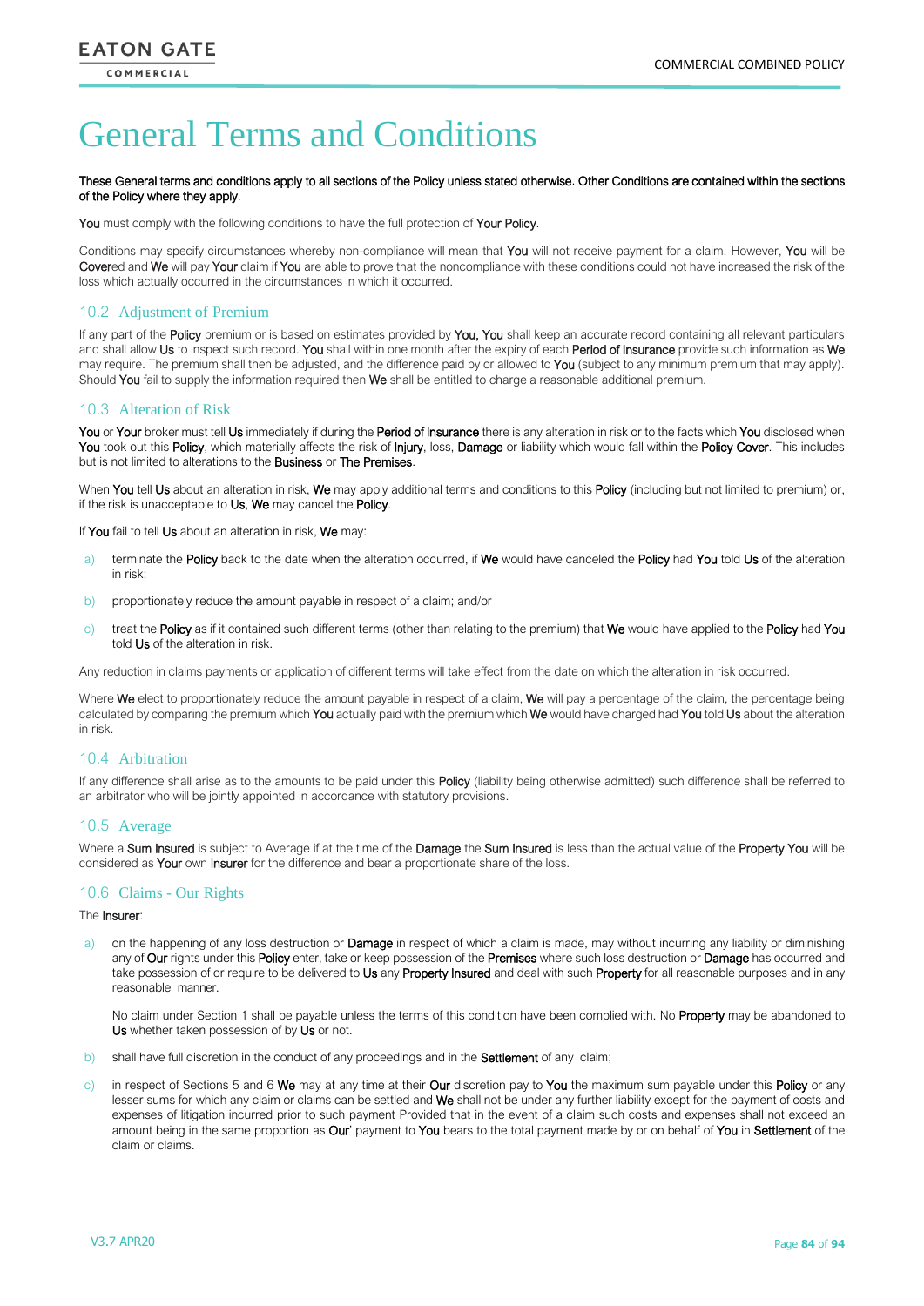# General Terms and Conditions

**These General terms and conditions apply to all sections of the Policy unless stated otherwise. Other Conditions are contained within the sections of the Policy where they apply.**

You must comply with the following conditions to have the full protection of Your Policy.

Conditions may specify circumstances whereby non-compliance will mean that You will not receive payment for a claim. However, You will be Covered and We will pay Your claim if You are able to prove that the noncompliance with these conditions could not have increased the risk of the loss which actually occurred in the circumstances in which it occurred.

## 10.2 Adjustment of Premium

If any part of the Policy premium or is based on estimates provided by You, You shall keep an accurate record containing all relevant particulars and shall allow Us to inspect such record. You shall within one month after the expiry of each Period of Insurance provide such information as We may require. The premium shall then be adjusted, and the difference paid by or allowed to You (subject to any minimum premium that may apply). Should You fail to supply the information required then We shall be entitled to charge a reasonable additional premium.

## 10.3 Alteration of Risk

You or Your broker must tell Us immediately if during the Period of Insurance there is any alteration in risk or to the facts which You disclosed when You took out this Policy, which materially affects the risk of Injury, loss, Damage or liability which would fall within the Policy Cover. This includes but is not limited to alterations to the Business or The Premises.

When You tell Us about an alteration in risk, We may apply additional terms and conditions to this Policy (including but not limited to premium) or, if the risk is unacceptable to Us, We may cancel the Policy.

If You fail to tell Us about an alteration in risk, We may:

a) terminate the Policy back to the date when the alteration occurred, if We would have canceled the Policy had You told Us of the alteration in risk;

b) proportionately reduce the amount payable in respect of a claim; and/or

c) treat the Policy as if it contained such different terms (other than relating to the premium) that We would have applied to the Policy had You told Us of the alteration in risk.

Any reduction in claims payments or application of different terms will take effect from the date on which the alteration in risk occurred.

Where We elect to proportionately reduce the amount payable in respect of a claim, We will pay a percentage of the claim, the percentage being calculated by comparing the premium which You actually paid with the premium which We would have charged had You told Us about the alteration in risk.

## 10.4 Arbitration

If any difference shall arise as to the amounts to be paid under this Policy (liability being otherwise admitted) such difference shall be referred to an arbitrator who will be jointly appointed in accordance with statutory provisions.

## 10.5 Average

Where a Sum Insured is subject to Average if at the time of the Damage the Sum Insured is less than the actual value of the Property You will be considered as Your own Insurer for the difference and bear a proportionate share of the loss.

## 10.6 Claims - Our Rights

The Insurer:

a) on the happening of any loss destruction or Damage in respect of which a claim is made, may without incurring any liability or diminishing any of Our rights under this Policy enter, take or keep possession of the Premises where such loss destruction or Damage has occurred and take possession of or require to be delivered to Us any Property Insured and deal with such Property for all reasonable purposes and in any reasonable manner.

   No claim under Section 1 shall be payable unless the terms of this condition have been complied with. No Property may be abandoned to Us whether taken possession of by Us or not.

b) shall have full discretion in the conduct of any proceedings and in the Settlement of any claim;

c) in respect of Sections 5 and 6 We may at any time at their Our discretion pay to You the maximum sum payable under this Policy or any lesser sums for which any claim or claims can be settled and We shall not be under any further liability except for the payment of costs and expenses of litigation incurred prior to such payment Provided that in the event of a claim such costs and expenses shall not exceed an amount being in the same proportion as Our' payment to You bears to the total payment made by or on behalf of You in Settlement of the claim or claims.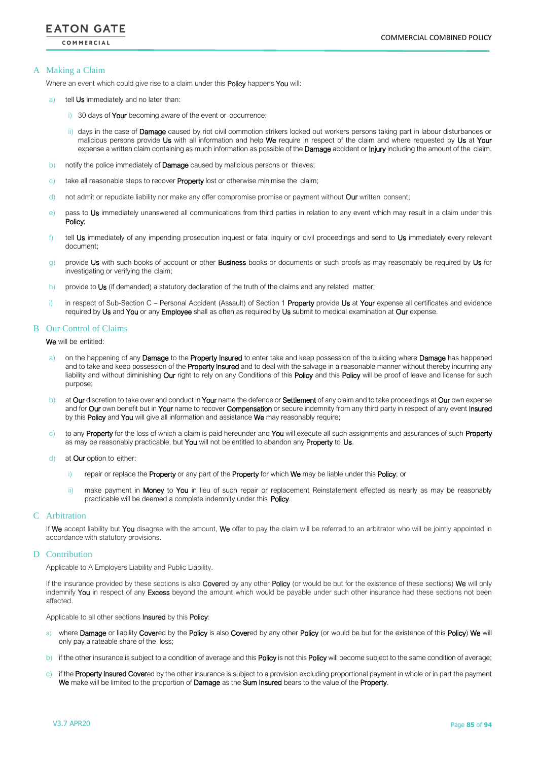## A Making a Claim

Where an event which could give rise to a claim under this **Policy** happens **You** will:

a) tell **Us** immediately and no later than:

   i) 30 days of **Your** becoming aware of the event or occurrence;

   ii) days in the case of **Damage** caused by riot civil commotion strikers locked out workers persons taking part in labour disturbances or malicious persons provide **Us** with all information and help **We** require in respect of the claim and where requested by **Us** at **Your** expense a written claim containing as much information as possible of the **Damage** accident or **Injury** including the amount of the claim.

b) notify the police immediately of **Damage** caused by malicious persons or thieves;

c) take all reasonable steps to recover **Property** lost or otherwise minimise the claim;

d) not admit or repudiate liability nor make any offer compromise promise or payment without **Our** written consent;

e) pass to **Us** immediately unanswered all communications from third parties in relation to any event which may result in a claim under this **Policy**;

f) tell **Us** immediately of any impending prosecution inquest or fatal inquiry or civil proceedings and send to **Us** immediately every relevant document;

g) provide **Us** with such books of account or other **Business** books or documents or such proofs as may reasonably be required by **Us** for investigating or verifying the claim;

h) provide to **Us** (if demanded) a statutory declaration of the truth of the claims and any related matter;

i) in respect of Sub-Section C – Personal Accident (Assault) of Section 1 **Property** provide **Us** at **Your** expense all certificates and evidence required by **Us** and **You** or any **Employee** shall as often as required by **Us** submit to medical examination at **Our** expense.

## B Our Control of Claims

**We** will be entitled:

a) on the happening of any **Damage** to the **Property Insured** to enter take and keep possession of the building where **Damage** has happened and to take and keep possession of the **Property Insured** and to deal with the salvage in a reasonable manner without thereby incurring any liability and without diminishing **Our** right to rely on any Conditions of this **Policy** and this **Policy** will be proof of leave and license for such purpose;

b) at **Our** discretion to take over and conduct in **Your** name the defence or **Settlement** of any claim and to take proceedings at **Our** own expense and for **Our** own benefit but in **Your** name to recover **Compensation** or secure indemnity from any third party in respect of any event **Insured** by this **Policy** and **You** will give all information and assistance **We** may reasonably require;

c) to any **Property** for the loss of which a claim is paid hereunder and **You** will execute all such assignments and assurances of such **Property** as may be reasonably practicable, but **You** will not be entitled to abandon any **Property** to **Us**.

d) at **Our** option to either:

   i) repair or replace the **Property** or any part of the **Property** for which **We** may be liable under this **Policy**; or

   ii) make payment in **Money** to **You** in lieu of such repair or replacement Reinstatement effected as nearly as may be reasonably practicable will be deemed a complete indemnity under this **Policy**.

## C Arbitration

If **We** accept liability but **You** disagree with the amount, **We** offer to pay the claim will be referred to an arbitrator who will be jointly appointed in accordance with statutory provisions.

## D Contribution

Applicable to A Employers Liability and Public Liability.

If the insurance provided by these sections is also **Cover**ed by any other **Policy** (or would be but for the existence of these sections) **We** will only indemnify **You** in respect of any **Excess** beyond the amount which would be payable under such other insurance had these sections not been affected.

Applicable to all other sections **Insured** by this **Policy**:

a) where **Damage** or liability **Cover**ed by the **Policy** is also **Cover**ed by any other **Policy** (or would be but for the existence of this **Policy**) **We** will only pay a rateable share of the loss;

b) if the other insurance is subject to a condition of average and this **Policy** is not this **Policy** will become subject to the same condition of average;

c) if the **Property Insured Cover**ed by the other insurance is subject to a provision excluding proportional payment in whole or in part the payment **We** make will be limited to the proportion of **Damage** as the **Sum Insured** bears to the value of the **Property**.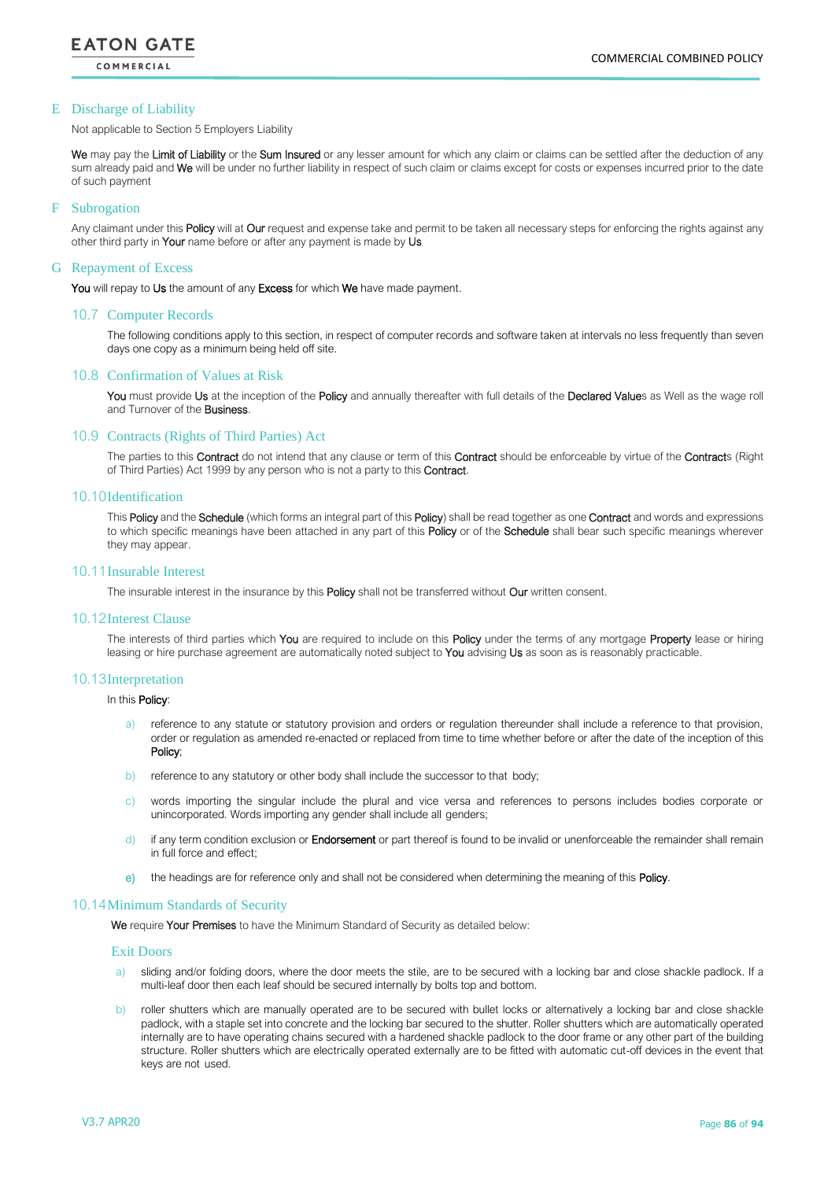## E Discharge of Liability

Not applicable to Section 5 Employers Liability

We may pay the Limit of Liability or the Sum Insured or any lesser amount for which any claim or claims can be settled after the deduction of any sum already paid and We will be under no further liability in respect of such claim or claims except for costs or expenses incurred prior to the date of such payment

## F Subrogation

Any claimant under this Policy will at Our request and expense take and permit to be taken all necessary steps for enforcing the rights against any other third party in Your name before or after any payment is made by Us

## G Repayment of Excess

You will repay to Us the amount of any Excess for which We have made payment.

### 10.7 Computer Records

The following conditions apply to this section, in respect of computer records and software taken at intervals no less frequently than seven days one copy as a minimum being held off site.

### 10.8 Confirmation of Values at Risk

You must provide Us at the inception of the Policy and annually thereafter with full details of the Declared Values as Well as the wage roll and Turnover of the Business.

### 10.9 Contracts (Rights of Third Parties) Act

The parties to this Contract do not intend that any clause or term of this Contract should be enforceable by virtue of the Contracts (Right of Third Parties) Act 1999 by any person who is not a party to this Contract.

### 10.10 Identification

This Policy and the Schedule (which forms an integral part of this Policy) shall be read together as one Contract and words and expressions to which specific meanings have been attached in any part of this Policy or of the Schedule shall bear such specific meanings wherever they may appear.

### 10.11 Insurable Interest

The insurable interest in the insurance by this Policy shall not be transferred without Our written consent.

### 10.12 Interest Clause

The interests of third parties which You are required to include on this Policy under the terms of any mortgage Property lease or hiring leasing or hire purchase agreement are automatically noted subject to You advising Us as soon as is reasonably practicable.

### 10.13 Interpretation

In this Policy:

a) reference to any statute or statutory provision and orders or regulation thereunder shall include a reference to that provision, order or regulation as amended re-enacted or replaced from time to time whether before or after the date of the inception of this Policy;

b) reference to any statutory or other body shall include the successor to that body;

c) words importing the singular include the plural and vice versa and references to persons includes bodies corporate or unincorporated. Words importing any gender shall include all genders;

d) if any term condition exclusion or Endorsement or part thereof is found to be invalid or unenforceable the remainder shall remain in full force and effect;

e) the headings are for reference only and shall not be considered when determining the meaning of this Policy.

### 10.14 Minimum Standards of Security

We require Your Premises to have the Minimum Standard of Security as detailed below:

#### Exit Doors

a) sliding and/or folding doors, where the door meets the stile, are to be secured with a locking bar and close shackle padlock. If a multi-leaf door then each leaf should be secured internally by bolts top and bottom.

b) roller shutters which are manually operated are to be secured with bullet locks or alternatively a locking bar and close shackle padlock, with a staple set into concrete and the locking bar secured to the shutter. Roller shutters which are automatically operated internally are to have operating chains secured with a hardened shackle padlock to the door frame or any other part of the building structure. Roller shutters which are electrically operated externally are to be fitted with automatic cut-off devices in the event that keys are not used.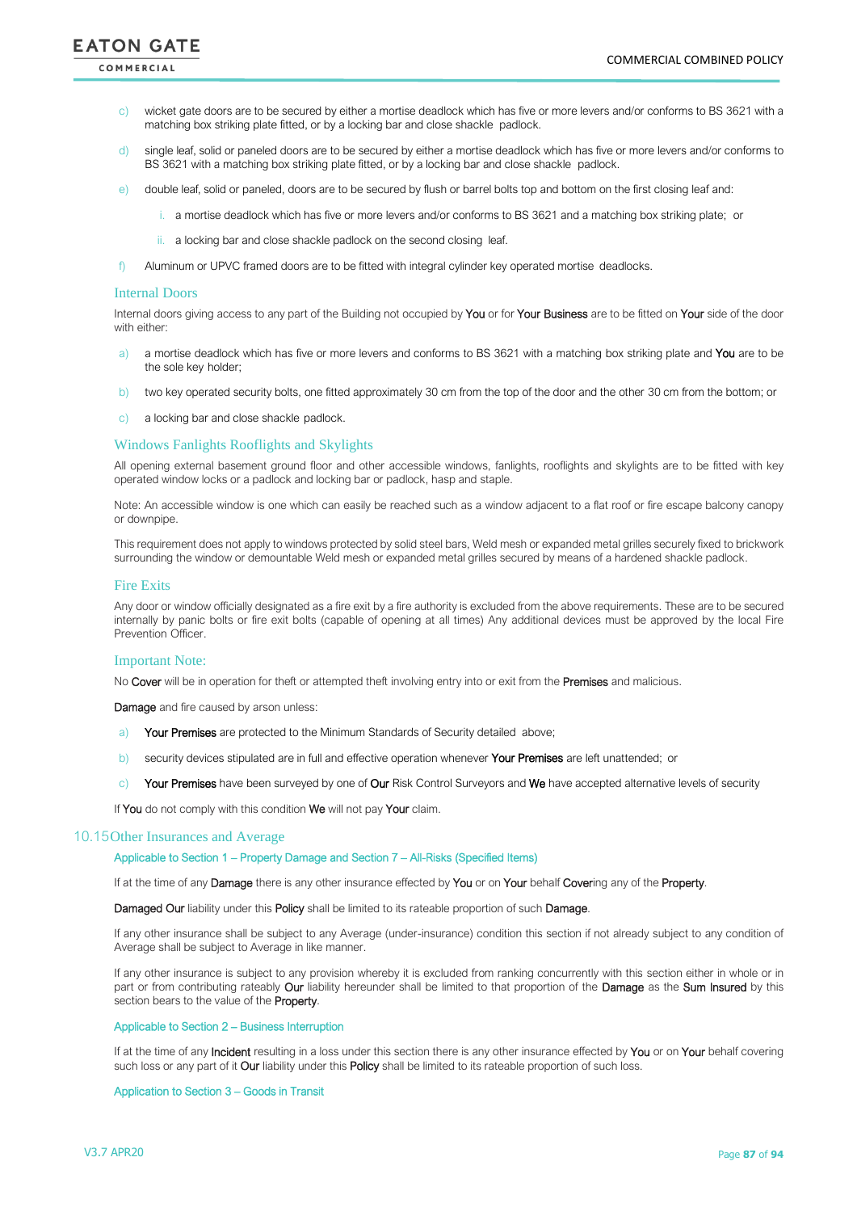c) wicket gate doors are to be secured by either a mortise deadlock which has five or more levers and/or conforms to BS 3621 with a matching box striking plate fitted, or by a locking bar and close shackle padlock.

d) single leaf, solid or paneled doors are to be secured by either a mortise deadlock which has five or more levers and/or conforms to BS 3621 with a matching box striking plate fitted, or by a locking bar and close shackle padlock.

e) double leaf, solid or paneled, doors are to be secured by flush or barrel bolts top and bottom on the first closing leaf and:

   i. a mortise deadlock which has five or more levers and/or conforms to BS 3621 and a matching box striking plate; or

   ii. a locking bar and close shackle padlock on the second closing leaf.

f) Aluminum or UPVC framed doors are to be fitted with integral cylinder key operated mortise deadlocks.

### Internal Doors

Internal doors giving access to any part of the Building not occupied by **You** or for **Your Business** are to be fitted on **Your** side of the door with either:

a) a mortise deadlock which has five or more levers and conforms to BS 3621 with a matching box striking plate and **You** are to be the sole key holder;

b) two key operated security bolts, one fitted approximately 30 cm from the top of the door and the other 30 cm from the bottom; or

c) a locking bar and close shackle padlock.

### Windows Fanlights Rooflights and Skylights

All opening external basement ground floor and other accessible windows, fanlights, rooflights and skylights are to be fitted with key operated window locks or a padlock and locking bar or padlock, hasp and staple.

Note: An accessible window is one which can easily be reached such as a window adjacent to a flat roof or fire escape balcony canopy or downpipe.

This requirement does not apply to windows protected by solid steel bars, Weld mesh or expanded metal grilles securely fixed to brickwork surrounding the window or demountable Weld mesh or expanded metal grilles secured by means of a hardened shackle padlock.

### Fire Exits

Any door or window officially designated as a fire exit by a fire authority is excluded from the above requirements. These are to be secured internally by panic bolts or fire exit bolts (capable of opening at all times) Any additional devices must be approved by the local Fire Prevention Officer.

### Important Note:

No **Cover** will be in operation for theft or attempted theft involving entry into or exit from the **Premises** and malicious.

**Damage** and fire caused by arson unless:

a) **Your Premises** are protected to the Minimum Standards of Security detailed above;

b) security devices stipulated are in full and effective operation whenever **Your Premises** are left unattended; or

c) **Your Premises** have been surveyed by one of **Our** Risk Control Surveyors and **We** have accepted alternative levels of security

If **You** do not comply with this condition **We** will not pay **Your** claim.

## 10.15 Other Insurances and Average

#### Applicable to Section 1 – Property Damage and Section 7 – All-Risks (Specified Items)

If at the time of any **Damage** there is any other insurance effected by **You** or on **Your** behalf **Cover**ing any of the **Property**.

**Damaged Our** liability under this **Policy** shall be limited to its rateable proportion of such **Damage**.

If any other insurance shall be subject to any Average (under-insurance) condition this section if not already subject to any condition of Average shall be subject to Average in like manner.

If any other insurance is subject to any provision whereby it is excluded from ranking concurrently with this section either in whole or in part or from contributing rateably **Our** liability hereunder shall be limited to that proportion of the **Damage** as the **Sum Insured** by this section bears to the value of the **Property**.

#### Applicable to Section 2 – Business Interruption

If at the time of any **Incident** resulting in a loss under this section there is any other insurance effected by **You** or on **Your** behalf covering such loss or any part of it **Our** liability under this **Policy** shall be limited to its rateable proportion of such loss.

#### Application to Section 3 – Goods in Transit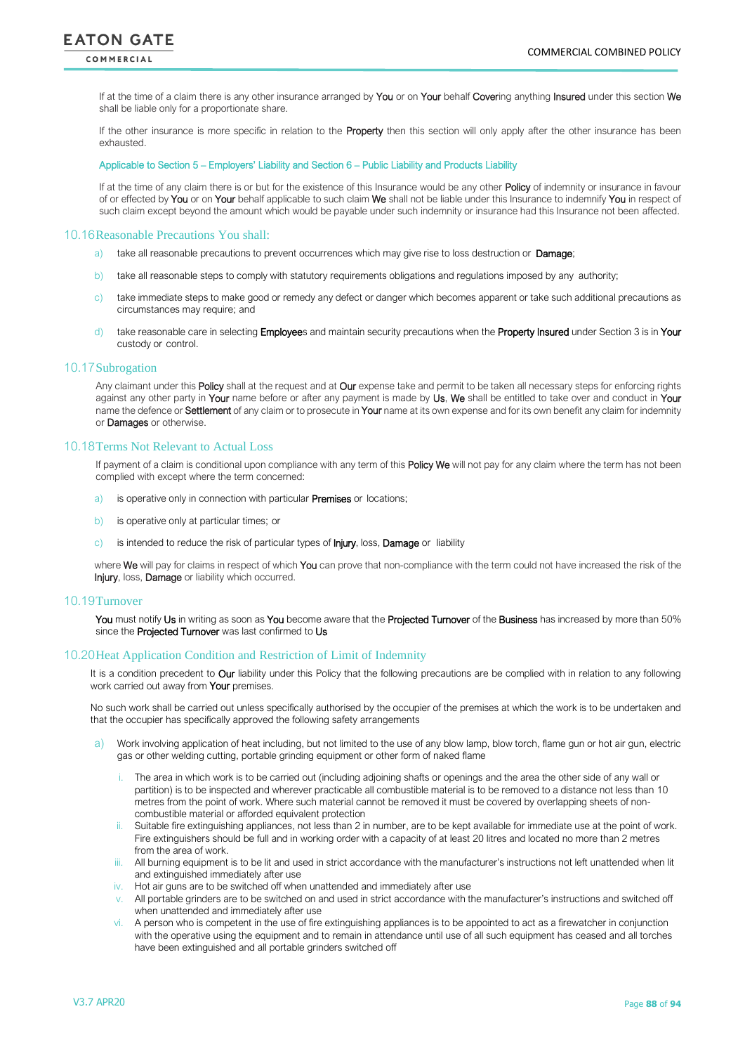If at the time of a claim there is any other insurance arranged by **You** or on **Your** behalf **Cover**ing anything **Insured** under this section **We** shall be liable only for a proportionate share.

If the other insurance is more specific in relation to the **Property** then this section will only apply after the other insurance has been exhausted.

Applicable to Section 5 – Employers' Liability and Section 6 – Public Liability and Products Liability

If at the time of any claim there is or but for the existence of this Insurance would be any other **Policy** of indemnity or insurance in favour of or effected by **You** or on **Your** behalf applicable to such claim **We** shall not be liable under this Insurance to indemnify **You** in respect of such claim except beyond the amount which would be payable under such indemnity or insurance had this Insurance not been affected.

## 10.16 Reasonable Precautions You shall:

a) take all reasonable precautions to prevent occurrences which may give rise to loss destruction or **Damage**;

b) take all reasonable steps to comply with statutory requirements obligations and regulations imposed by any authority;

c) take immediate steps to make good or remedy any defect or danger which becomes apparent or take such additional precautions as circumstances may require; and

d) take reasonable care in selecting **Employee**s and maintain security precautions when the **Property Insured** under Section 3 is in **Your** custody or control.

## 10.17 Subrogation

Any claimant under this **Policy** shall at the request and at **Our** expense take and permit to be taken all necessary steps for enforcing rights against any other party in **Your** name before or after any payment is made by **Us**, **We** shall be entitled to take over and conduct in **Your** name the defence or **Settlement** of any claim or to prosecute in **Your** name at its own expense and for its own benefit any claim for indemnity or **Damages** or otherwise.

## 10.18 Terms Not Relevant to Actual Loss

If payment of a claim is conditional upon compliance with any term of this **Policy We** will not pay for any claim where the term has not been complied with except where the term concerned:

a) is operative only in connection with particular **Premises** or locations;

b) is operative only at particular times; or

c) is intended to reduce the risk of particular types of **Injury**, loss, **Damage** or liability

where **We** will pay for claims in respect of which **You** can prove that non-compliance with the term could not have increased the risk of the **Injury**, loss, **Damage** or liability which occurred.

## 10.19 Turnover

**You** must notify **Us** in writing as soon as **You** become aware that the **Projected Turnover** of the **Business** has increased by more than 50% since the **Projected Turnover** was last confirmed to **Us**

## 10.20 Heat Application Condition and Restriction of Limit of Indemnity

It is a condition precedent to **Our** liability under this Policy that the following precautions are be complied with in relation to any following work carried out away from **Your** premises.

No such work shall be carried out unless specifically authorised by the occupier of the premises at which the work is to be undertaken and that the occupier has specifically approved the following safety arrangements

a) Work involving application of heat including, but not limited to the use of any blow lamp, blow torch, flame gun or hot air gun, electric gas or other welding cutting, portable grinding equipment or other form of naked flame

   i. The area in which work is to be carried out (including adjoining shafts or openings and the area the other side of any wall or partition) is to be inspected and wherever practicable all combustible material is to be removed to a distance not less than 10 metres from the point of work. Where such material cannot be removed it must be covered by overlapping sheets of non-combustible material or afforded equivalent protection
   ii. Suitable fire extinguishing appliances, not less than 2 in number, are to be kept available for immediate use at the point of work. Fire extinguishers should be full and in working order with a capacity of at least 20 litres and located no more than 2 metres from the area of work.
   iii. All burning equipment is to be lit and used in strict accordance with the manufacturer's instructions not left unattended when lit and extinguished immediately after use
   iv. Hot air guns are to be switched off when unattended and immediately after use
   v. All portable grinders are to be switched on and used in strict accordance with the manufacturer's instructions and switched off when unattended and immediately after use
   vi. A person who is competent in the use of fire extinguishing appliances is to be appointed to act as a firewatcher in conjunction with the operative using the equipment and to remain in attendance until use of all such equipment has ceased and all torches have been extinguished and all portable grinders switched off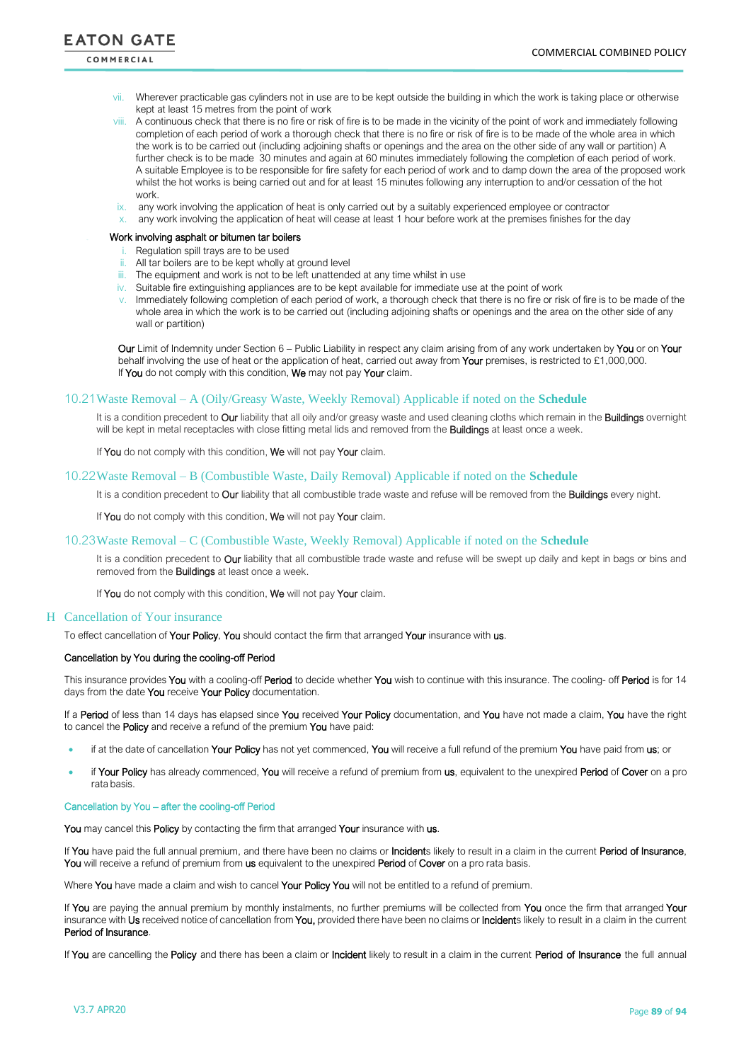vii. Wherever practicable gas cylinders not in use are to be kept outside the building in which the work is taking place or otherwise kept at least 15 metres from the point of work
viii. A continuous check that there is no fire or risk of fire is to be made in the vicinity of the point of work and immediately following completion of each period of work a thorough check that there is no fire or risk of fire is to be made of the whole area in which the work is to be carried out (including adjoining shafts or openings and the area on the other side of any wall or partition) A further check is to be made 30 minutes and again at 60 minutes immediately following the completion of each period of work. A suitable Employee is to be responsible for fire safety for each period of work and to damp down the area of the proposed work whilst the hot works is being carried out and for at least 15 minutes following any interruption to and/or cessation of the hot work.
ix. any work involving the application of heat is only carried out by a suitably experienced employee or contractor
x. any work involving the application of heat will cease at least 1 hour before work at the premises finishes for the day

Work involving asphalt or bitumen tar boilers

i. Regulation spill trays are to be used
ii. All tar boilers are to be kept wholly at ground level
iii. The equipment and work is not to be left unattended at any time whilst in use
iv. Suitable fire extinguishing appliances are to be kept available for immediate use at the point of work
v. Immediately following completion of each period of work, a thorough check that there is no fire or risk of fire is to be made of the whole area in which the work is to be carried out (including adjoining shafts or openings and the area on the other side of any wall or partition)

**Our** Limit of Indemnity under Section 6 – Public Liability in respect any claim arising from of any work undertaken by **You** or on **Your** behalf involving the use of heat or the application of heat, carried out away from **Your** premises, is restricted to £1,000,000.
If **You** do not comply with this condition, **We** may not pay **Your** claim.

### 10.21 Waste Removal – A (Oily/Greasy Waste, Weekly Removal) Applicable if noted on the **Schedule**

It is a condition precedent to **Our** liability that all oily and/or greasy waste and used cleaning cloths which remain in the **Buildings** overnight will be kept in metal receptacles with close fitting metal lids and removed from the **Buildings** at least once a week.

If **You** do not comply with this condition, **We** will not pay **Your** claim.

### 10.22 Waste Removal – B (Combustible Waste, Daily Removal) Applicable if noted on the **Schedule**

It is a condition precedent to **Our** liability that all combustible trade waste and refuse will be removed from the **Buildings** every night.

If **You** do not comply with this condition, **We** will not pay **Your** claim.

### 10.23 Waste Removal – C (Combustible Waste, Weekly Removal) Applicable if noted on the **Schedule**

It is a condition precedent to **Our** liability that all combustible trade waste and refuse will be swept up daily and kept in bags or bins and removed from the **Buildings** at least once a week.

If **You** do not comply with this condition, **We** will not pay **Your** claim.

## H Cancellation of Your insurance

To effect cancellation of **Your Policy**, **You** should contact the firm that arranged **Your** insurance with **us**.

Cancellation by You during the cooling-off Period

This insurance provides **You** with a cooling-off **Period** to decide whether **You** wish to continue with this insurance. The cooling- off **Period** is for 14 days from the date **You** receive **Your Policy** documentation.

If a **Period** of less than 14 days has elapsed since **You** received **Your Policy** documentation, and **You** have not made a claim, **You** have the right to cancel the **Policy** and receive a refund of the premium **You** have paid:

- if at the date of cancellation **Your Policy** has not yet commenced, **You** will receive a full refund of the premium **You** have paid from **us**; or
- if **Your Policy** has already commenced, **You** will receive a refund of premium from **us**, equivalent to the unexpired **Period** of **Cover** on a pro rata basis.

Cancellation by You – after the cooling-off Period

**You** may cancel this **Policy** by contacting the firm that arranged **Your** insurance with **us**.

If **You** have paid the full annual premium, and there have been no claims or **Incident**s likely to result in a claim in the current **Period of Insurance**, **You** will receive a refund of premium from **us** equivalent to the unexpired **Period** of **Cover** on a pro rata basis.

Where **You** have made a claim and wish to cancel **Your Policy You** will not be entitled to a refund of premium.

If **You** are paying the annual premium by monthly instalments, no further premiums will be collected from **You** once the firm that arranged **Your** insurance with **Us** received notice of cancellation from **You**, provided there have been no claims or **Incident**s likely to result in a claim in the current **Period of Insurance**.

If **You** are cancelling the **Policy** and there has been a claim or **Incident** likely to result in a claim in the current **Period of Insurance** the full annual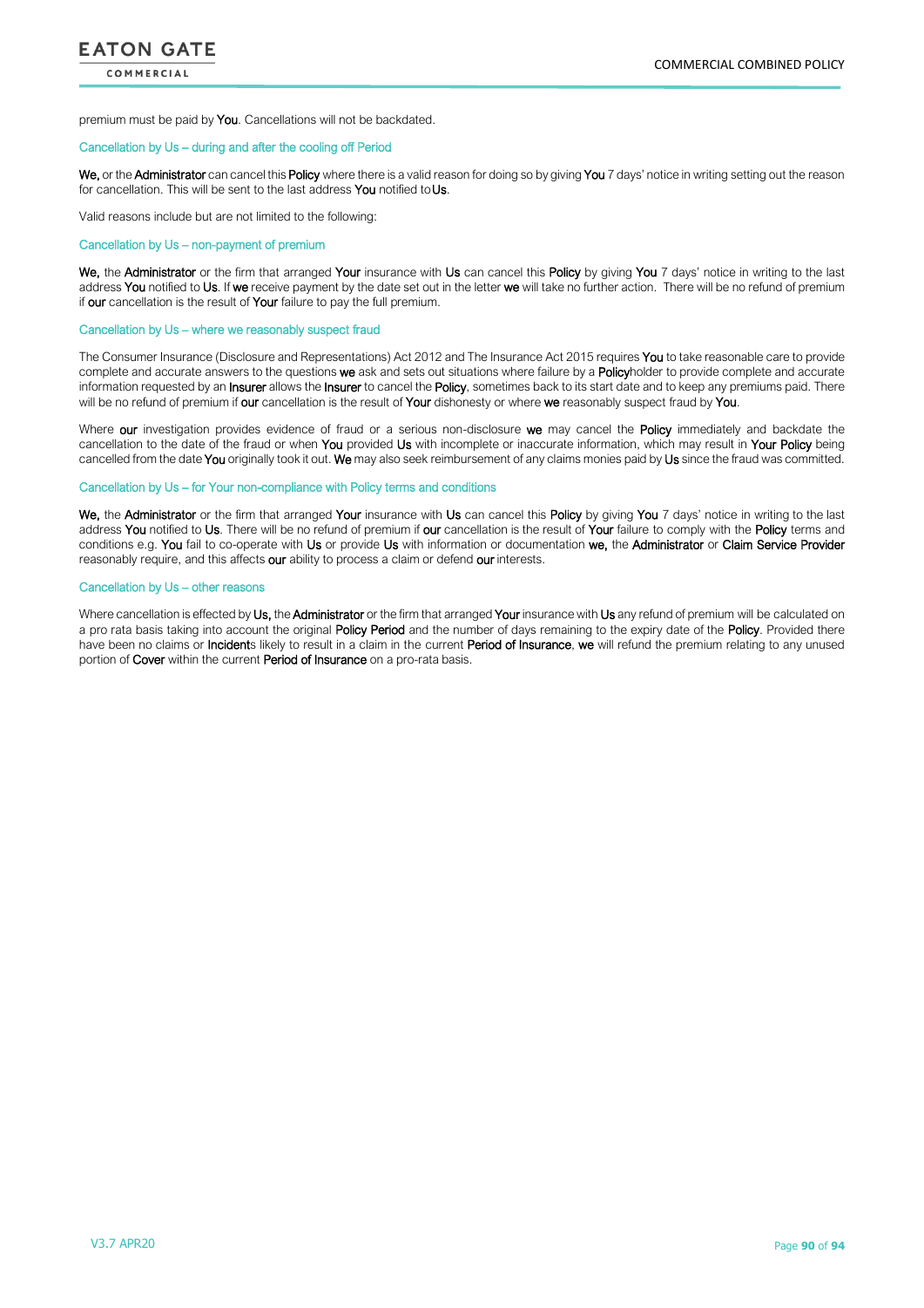premium must be paid by You. Cancellations will not be backdated.

### Cancellation by Us – during and after the cooling off Period

We, or the Administrator can cancel this Policy where there is a valid reason for doing so by giving You 7 days' notice in writing setting out the reason for cancellation. This will be sent to the last address You notified to Us.

Valid reasons include but are not limited to the following:

### Cancellation by Us – non-payment of premium

We, the Administrator or the firm that arranged Your insurance with Us can cancel this Policy by giving You 7 days' notice in writing to the last address You notified to Us. If we receive payment by the date set out in the letter we will take no further action. There will be no refund of premium if our cancellation is the result of Your failure to pay the full premium.

### Cancellation by Us – where we reasonably suspect fraud

The Consumer Insurance (Disclosure and Representations) Act 2012 and The Insurance Act 2015 requires You to take reasonable care to provide complete and accurate answers to the questions we ask and sets out situations where failure by a Policyholder to provide complete and accurate information requested by an Insurer allows the Insurer to cancel the Policy, sometimes back to its start date and to keep any premiums paid. There will be no refund of premium if our cancellation is the result of Your dishonesty or where we reasonably suspect fraud by You.

Where our investigation provides evidence of fraud or a serious non-disclosure we may cancel the Policy immediately and backdate the cancellation to the date of the fraud or when You provided Us with incomplete or inaccurate information, which may result in Your Policy being cancelled from the date You originally took it out. We may also seek reimbursement of any claims monies paid by Us since the fraud was committed.

### Cancellation by Us – for Your non-compliance with Policy terms and conditions

We, the Administrator or the firm that arranged Your insurance with Us can cancel this Policy by giving You 7 days' notice in writing to the last address You notified to Us. There will be no refund of premium if our cancellation is the result of Your failure to comply with the Policy terms and conditions e.g. You fail to co-operate with Us or provide Us with information or documentation we, the Administrator or Claim Service Provider reasonably require, and this affects our ability to process a claim or defend our interests.

### Cancellation by Us – other reasons

Where cancellation is effected by Us, the Administrator or the firm that arranged Your insurance with Us any refund of premium will be calculated on a pro rata basis taking into account the original Policy Period and the number of days remaining to the expiry date of the Policy. Provided there have been no claims or Incidents likely to result in a claim in the current Period of Insurance, we will refund the premium relating to any unused portion of Cover within the current Period of Insurance on a pro-rata basis.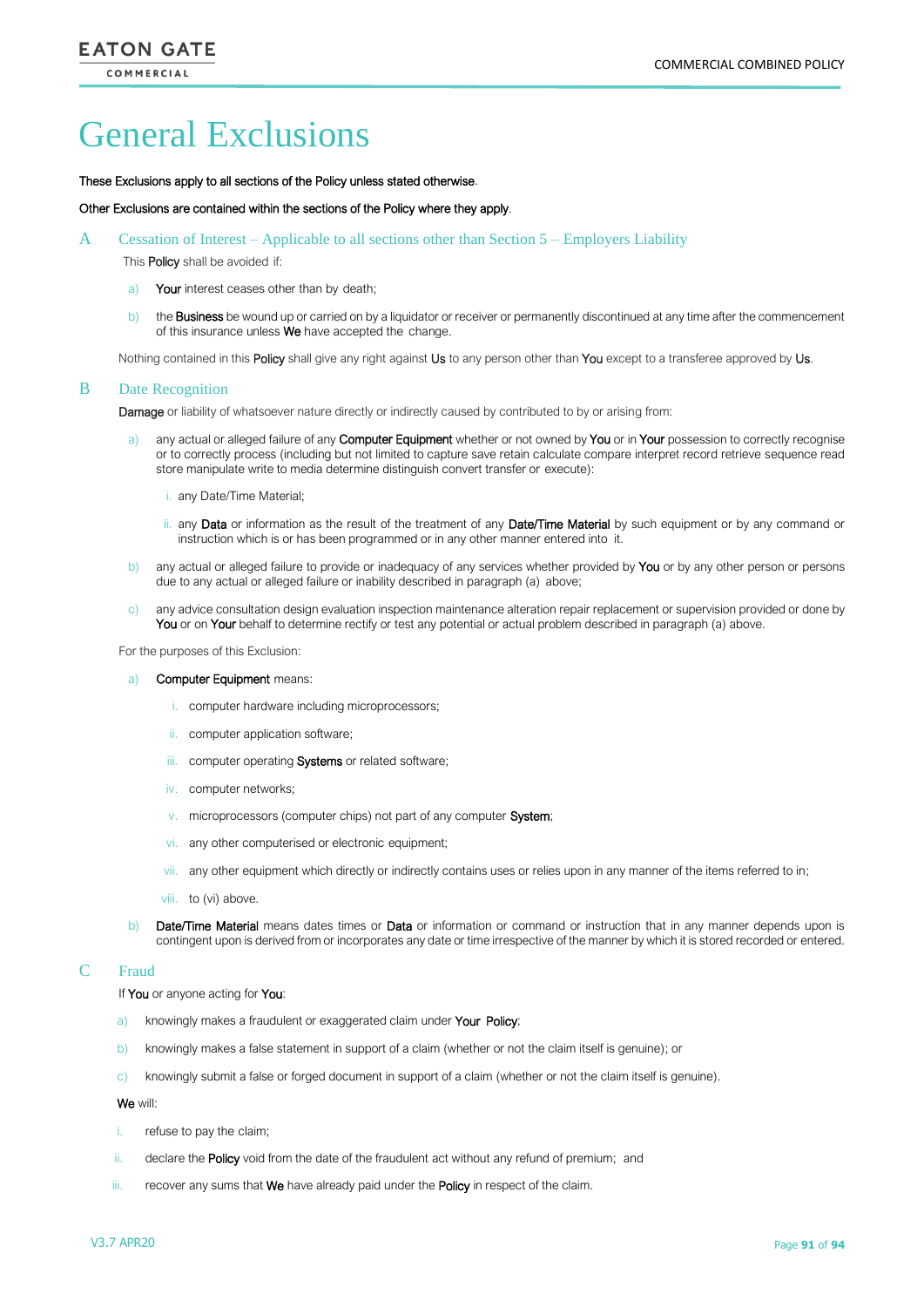# General Exclusions

**These Exclusions apply to all sections of the Policy unless stated otherwise.**

**Other Exclusions are contained within the sections of the Policy where they apply.**

## A Cessation of Interest – Applicable to all sections other than Section 5 – Employers Liability

This **Policy** shall be avoided if:

a) **Your** interest ceases other than by death;

b) the **Business** be wound up or carried on by a liquidator or receiver or permanently discontinued at any time after the commencement of this insurance unless **We** have accepted the change.

Nothing contained in this **Policy** shall give any right against **Us** to any person other than **You** except to a transferee approved by **Us**.

## B Date Recognition

**Damage** or liability of whatsoever nature directly or indirectly caused by contributed to by or arising from:

a) any actual or alleged failure of any **Computer Equipment** whether or not owned by **You** or in **Your** possession to correctly recognise or to correctly process (including but not limited to capture save retain calculate compare interpret record retrieve sequence read store manipulate write to media determine distinguish convert transfer or execute):

   i. any Date/Time Material;

   ii. any **Data** or information as the result of the treatment of any **Date/Time Material** by such equipment or by any command or instruction which is or has been programmed or in any other manner entered into it.

b) any actual or alleged failure to provide or inadequacy of any services whether provided by **You** or by any other person or persons due to any actual or alleged failure or inability described in paragraph (a) above;

c) any advice consultation design evaluation inspection maintenance alteration repair replacement or supervision provided or done by **You** or on **Your** behalf to determine rectify or test any potential or actual problem described in paragraph (a) above.

For the purposes of this Exclusion:

a) **Computer Equipment** means:

   i. computer hardware including microprocessors;

   ii. computer application software;

   iii. computer operating **Systems** or related software;

   iv. computer networks;

   v. microprocessors (computer chips) not part of any computer **System**;

   vi. any other computerised or electronic equipment;

   vii. any other equipment which directly or indirectly contains uses or relies upon in any manner of the items referred to in;

   viii. to (vi) above.

b) **Date/Time Material** means dates times or **Data** or information or command or instruction that in any manner depends upon is contingent upon is derived from or incorporates any date or time irrespective of the manner by which it is stored recorded or entered.

## C Fraud

If **You** or anyone acting for **You**:

a) knowingly makes a fraudulent or exaggerated claim under **Your Policy**;

b) knowingly makes a false statement in support of a claim (whether or not the claim itself is genuine); or

c) knowingly submit a false or forged document in support of a claim (whether or not the claim itself is genuine).

**We** will:

i. refuse to pay the claim;

ii. declare the **Policy** void from the date of the fraudulent act without any refund of premium; and

iii. recover any sums that **We** have already paid under the **Policy** in respect of the claim.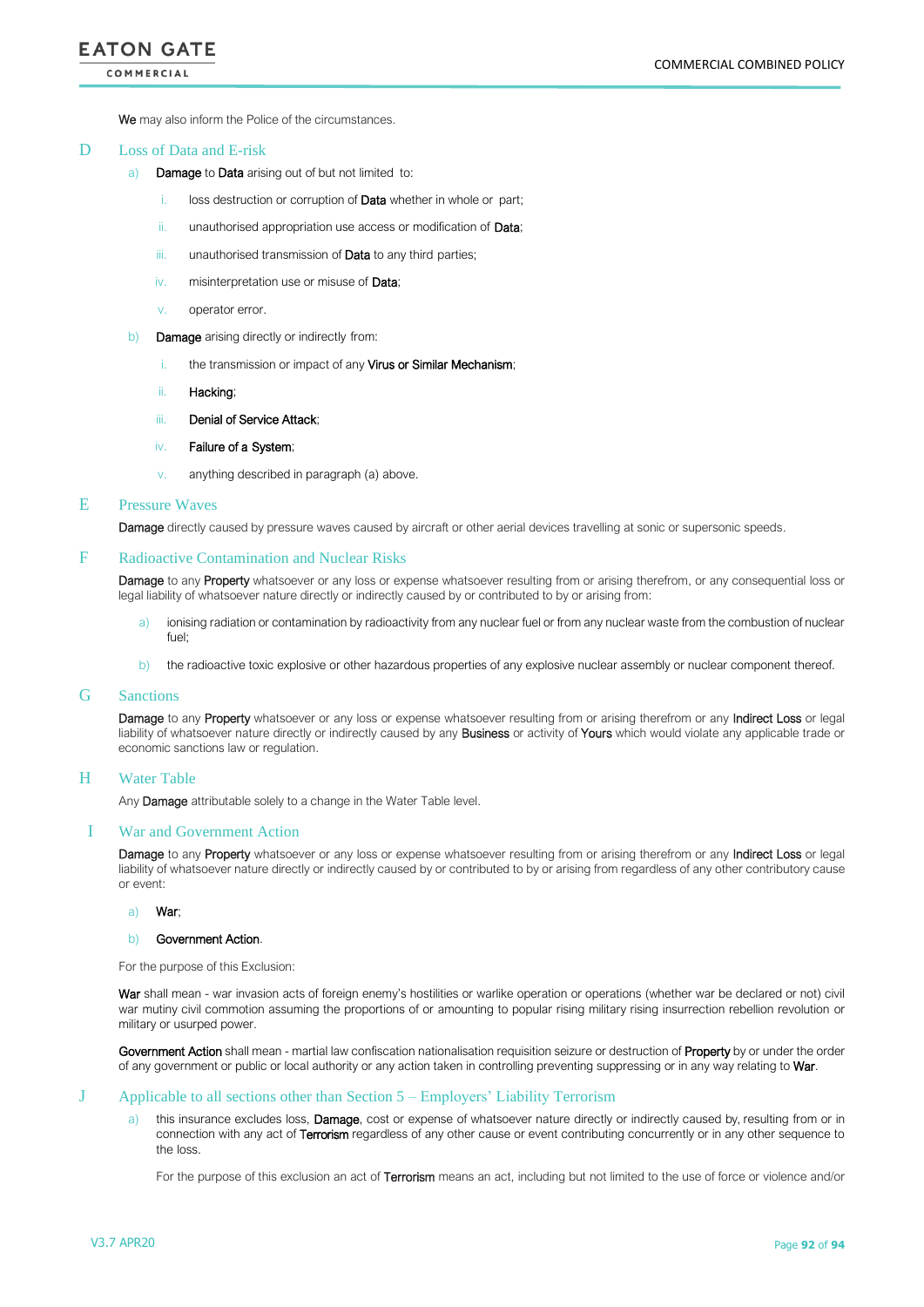**We** may also inform the Police of the circumstances.

## D Loss of Data and E-risk

a) **Damage** to **Data** arising out of but not limited to:

   i. loss destruction or corruption of **Data** whether in whole or part;

   ii. unauthorised appropriation use access or modification of **Data**;

   iii. unauthorised transmission of **Data** to any third parties;

   iv. misinterpretation use or misuse of **Data**;

   v. operator error.

b) **Damage** arising directly or indirectly from:

   i. the transmission or impact of any **Virus or Similar Mechanism**;

   ii. **Hacking**;

   iii. **Denial of Service Attack**;

   iv. **Failure of a System**;

   v. anything described in paragraph (a) above.

## E Pressure Waves

**Damage** directly caused by pressure waves caused by aircraft or other aerial devices travelling at sonic or supersonic speeds.

## F Radioactive Contamination and Nuclear Risks

**Damage** to any **Property** whatsoever or any loss or expense whatsoever resulting from or arising therefrom, or any consequential loss or legal liability of whatsoever nature directly or indirectly caused by or contributed to by or arising from:

a) ionising radiation or contamination by radioactivity from any nuclear fuel or from any nuclear waste from the combustion of nuclear fuel;

b) the radioactive toxic explosive or other hazardous properties of any explosive nuclear assembly or nuclear component thereof.

## G Sanctions

**Damage** to any **Property** whatsoever or any loss or expense whatsoever resulting from or arising therefrom or any **Indirect Loss** or legal liability of whatsoever nature directly or indirectly caused by any **Business** or activity of **Yours** which would violate any applicable trade or economic sanctions law or regulation.

## H Water Table

Any **Damage** attributable solely to a change in the Water Table level.

## I War and Government Action

**Damage** to any **Property** whatsoever or any loss or expense whatsoever resulting from or arising therefrom or any **Indirect Loss** or legal liability of whatsoever nature directly or indirectly caused by or contributed to by or arising from regardless of any other contributory cause or event:

a) **War**;

b) **Government Action**.

For the purpose of this Exclusion:

**War** shall mean - war invasion acts of foreign enemy's hostilities or warlike operation or operations (whether war be declared or not) civil war mutiny civil commotion assuming the proportions of or amounting to popular rising military rising insurrection rebellion revolution or military or usurped power.

**Government Action** shall mean - martial law confiscation nationalisation requisition seizure or destruction of **Property** by or under the order of any government or public or local authority or any action taken in controlling preventing suppressing or in any way relating to **War**.

## J Applicable to all sections other than Section 5 – Employers' Liability Terrorism

a) this insurance excludes loss, **Damage**, cost or expense of whatsoever nature directly or indirectly caused by, resulting from or in connection with any act of **Terrorism** regardless of any other cause or event contributing concurrently or in any other sequence to the loss.

   For the purpose of this exclusion an act of **Terrorism** means an act, including but not limited to the use of force or violence and/or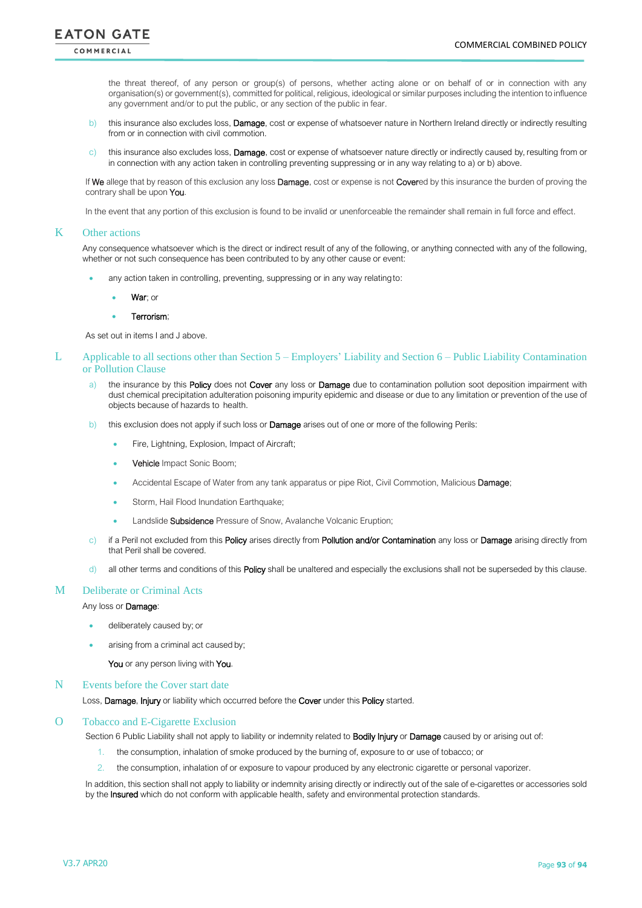the threat thereof, of any person or group(s) of persons, whether acting alone or on behalf of or in connection with any organisation(s) or government(s), committed for political, religious, ideological or similar purposes including the intention to influence any government and/or to put the public, or any section of the public in fear.

b) this insurance also excludes loss, **Damage**, cost or expense of whatsoever nature in Northern Ireland directly or indirectly resulting from or in connection with civil commotion.

c) this insurance also excludes loss, **Damage**, cost or expense of whatsoever nature directly or indirectly caused by, resulting from or in connection with any action taken in controlling preventing suppressing or in any way relating to a) or b) above.

If **We** allege that by reason of this exclusion any loss **Damage**, cost or expense is not **Cover**ed by this insurance the burden of proving the contrary shall be upon **You**.

In the event that any portion of this exclusion is found to be invalid or unenforceable the remainder shall remain in full force and effect.

## K Other actions

Any consequence whatsoever which is the direct or indirect result of any of the following, or anything connected with any of the following, whether or not such consequence has been contributed to by any other cause or event:

- any action taken in controlling, preventing, suppressing or in any way relating to:
  - **War**; or
  - **Terrorism**;

As set out in items I and J above.

## L Applicable to all sections other than Section 5 – Employers' Liability and Section 6 – Public Liability Contamination or Pollution Clause

a) the insurance by this **Policy** does not **Cover** any loss or **Damage** due to contamination pollution soot deposition impairment with dust chemical precipitation adulteration poisoning impurity epidemic and disease or due to any limitation or prevention of the use of objects because of hazards to health.

b) this exclusion does not apply if such loss or **Damage** arises out of one or more of the following Perils:

- Fire, Lightning, Explosion, Impact of Aircraft;
- **Vehicle** Impact Sonic Boom;
- Accidental Escape of Water from any tank apparatus or pipe Riot, Civil Commotion, Malicious **Damage**;
- Storm, Hail Flood Inundation Earthquake;
- Landslide **Subsidence** Pressure of Snow, Avalanche Volcanic Eruption;

c) if a Peril not excluded from this **Policy** arises directly from **Pollution and/or Contamination** any loss or **Damage** arising directly from that Peril shall be covered.

d) all other terms and conditions of this **Policy** shall be unaltered and especially the exclusions shall not be superseded by this clause.

## M Deliberate or Criminal Acts

Any loss or **Damage**:

- deliberately caused by; or
- arising from a criminal act caused by;

**You** or any person living with **You**.

## N Events before the Cover start date

Loss, **Damage**, **Injury** or liability which occurred before the **Cover** under this **Policy** started.

## O Tobacco and E-Cigarette Exclusion

Section 6 Public Liability shall not apply to liability or indemnity related to **Bodily Injury** or **Damage** caused by or arising out of:

1. the consumption, inhalation of smoke produced by the burning of, exposure to or use of tobacco; or
2. the consumption, inhalation of or exposure to vapour produced by any electronic cigarette or personal vaporizer.

In addition, this section shall not apply to liability or indemnity arising directly or indirectly out of the sale of e-cigarettes or accessories sold by the **Insured** which do not conform with applicable health, safety and environmental protection standards.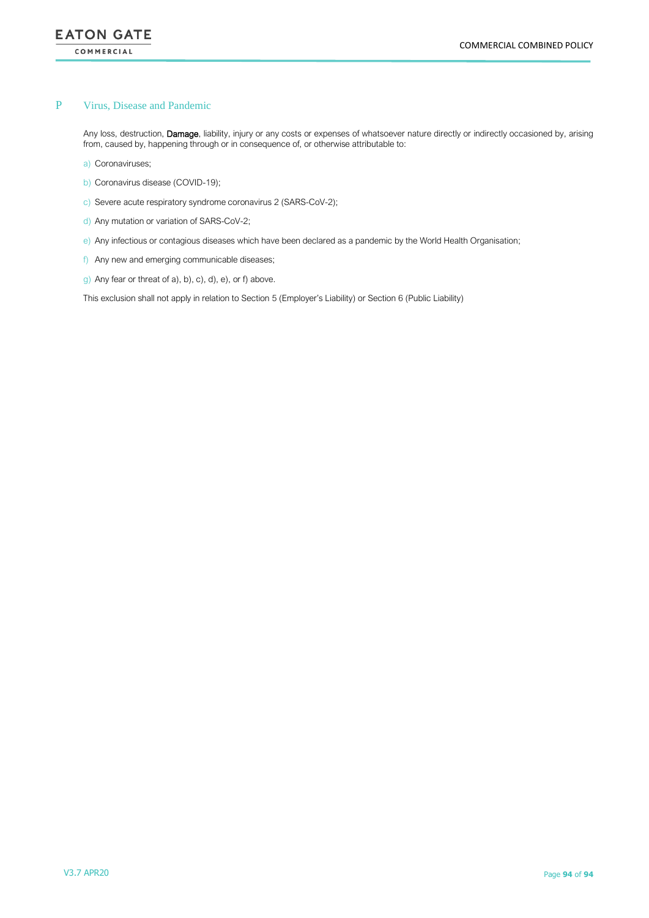## P Virus, Disease and Pandemic

Any loss, destruction, **Damage**, liability, injury or any costs or expenses of whatsoever nature directly or indirectly occasioned by, arising from, caused by, happening through or in consequence of, or otherwise attributable to:

a) Coronaviruses;

b) Coronavirus disease (COVID-19);

c) Severe acute respiratory syndrome coronavirus 2 (SARS-CoV-2);

d) Any mutation or variation of SARS-CoV-2;

e) Any infectious or contagious diseases which have been declared as a pandemic by the World Health Organisation;

f) Any new and emerging communicable diseases;

g) Any fear or threat of a), b), c), d), e), or f) above.

This exclusion shall not apply in relation to Section 5 (Employer's Liability) or Section 6 (Public Liability)